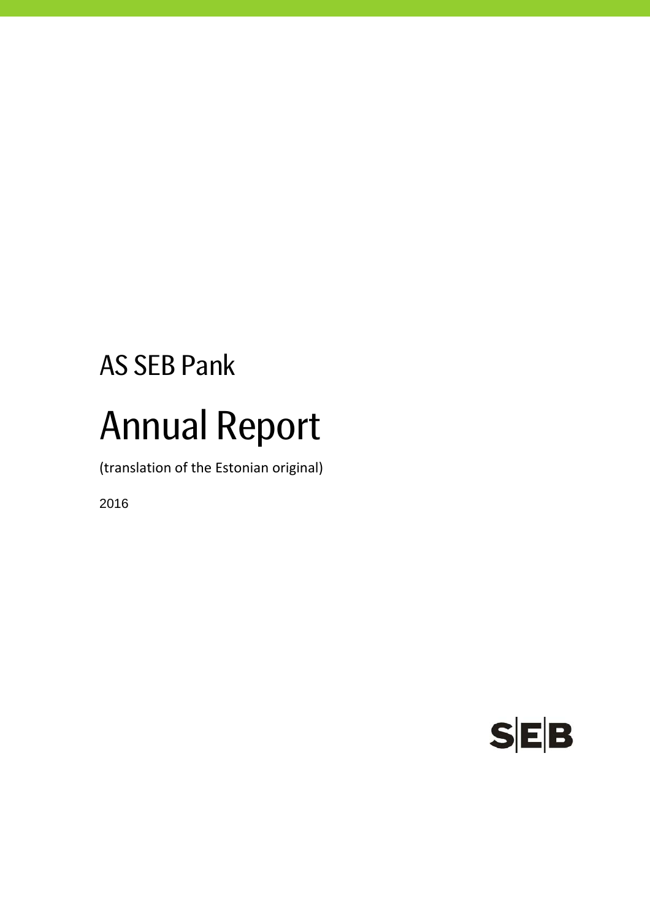AS SEB Pank

# Annual Report

(translation of the Estonian original)

2016

SEB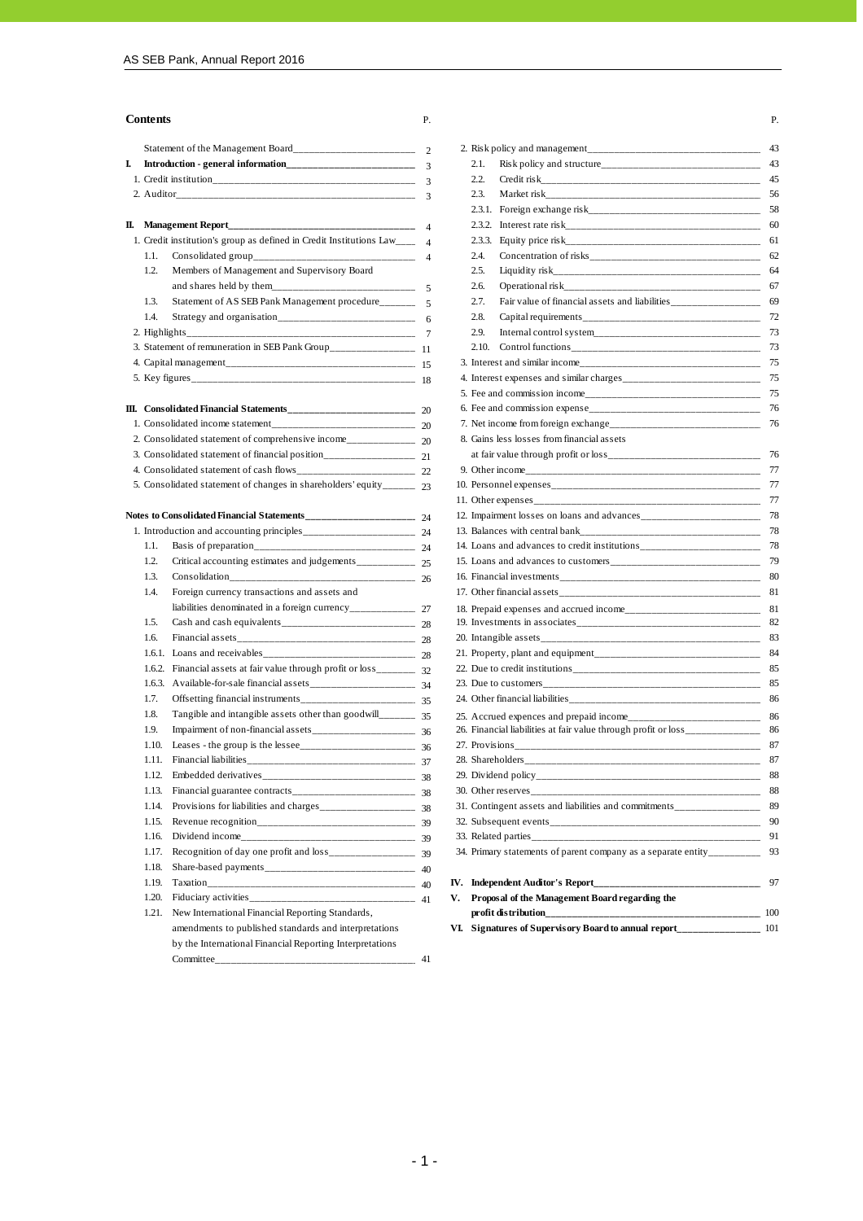# Contents

| | | P. |
|---|---|---|
| | Statement of the Management Board | 2 |
| **I.** | **Introduction - general information** | 3 |
| | 1. Credit institution | 3 |
| | 2. Auditor | 3 |
| **II.** | **Management Report** | 4 |
| | 1. Credit institution's group as defined in Credit Institutions Law | 4 |
| | 1.1. Consolidated group | 4 |
| | 1.2. Members of Management and Supervisory Board and shares held by them | 5 |
| | 1.3. Statement of AS SEB Pank Management procedure | 5 |
| | 1.4. Strategy and organisation | 6 |
| | 2. Highlights | 7 |
| | 3. Statement of remuneration in SEB Pank Group | 11 |
| | 4. Capital management | 15 |
| | 5. Key figures | 18 |
| **III.** | **Consolidated Financial Statements** | 20 |
| | 1. Consolidated income statement | 20 |
| | 2. Consolidated statement of comprehensive income | 20 |
| | 3. Consolidated statement of financial position | 21 |
| | 4. Consolidated statement of cash flows | 22 |
| | 5. Consolidated statement of changes in shareholders' equity | 23 |
| | **Notes to Consolidated Financial Statements** | 24 |
| | 1. Introduction and accounting principles | 24 |
| | 1.1. Basis of preparation | 24 |
| | 1.2. Critical accounting estimates and judgements | 25 |
| | 1.3. Consolidation | 26 |
| | 1.4. Foreign currency transactions and assets and liabilities denominated in a foreign currency | 27 |
| | 1.5. Cash and cash equivalents | 28 |
| | 1.6. Financial assets | 28 |
| | 1.6.1. Loans and receivables | 28 |
| | 1.6.2. Financial assets at fair value through profit or loss | 32 |
| | 1.6.3. Available-for-sale financial assets | 34 |
| | 1.7. Offsetting financial instruments | 35 |
| | 1.8. Tangible and intangible assets other than goodwill | 35 |
| | 1.9. Impairment of non-financial assets | 36 |
| | 1.10. Leases - the group is the lessee | 36 |
| | 1.11. Financial liabilities | 37 |
| | 1.12. Embedded derivatives | 38 |
| | 1.13. Financial guarantee contracts | 38 |
| | 1.14. Provisions for liabilities and charges | 38 |
| | 1.15. Revenue recognition | 39 |
| | 1.16. Dividend income | 39 |
| | 1.17. Recognition of day one profit and loss | 39 |
| | 1.18. Share-based payments | 40 |
| | 1.19. Taxation | 40 |
| | 1.20. Fiduciary activities | 41 |
| | 1.21. New International Financial Reporting Standards, amendments to published standards and interpretations by the International Financial Reporting Interpretations Committee | 41 |
| | 2. Risk policy and management | 43 |
| | 2.1. Risk policy and structure | 43 |
| | 2.2. Credit risk | 45 |
| | 2.3. Market risk | 56 |
| | 2.3.1. Foreign exchange risk | 58 |
| | 2.3.2. Interest rate risk | 60 |
| | 2.3.3. Equity price risk | 61 |
| | 2.4. Concentration of risks | 62 |
| | 2.5. Liquidity risk | 64 |
| | 2.6. Operational risk | 67 |
| | 2.7. Fair value of financial assets and liabilities | 69 |
| | 2.8. Capital requirements | 72 |
| | 2.9. Internal control system | 73 |
| | 2.10. Control functions | 73 |
| | 3. Interest and similar income | 75 |
| | 4. Interest expenses and similar charges | 75 |
| | 5. Fee and commission income | 75 |
| | 6. Fee and commission expense | 76 |
| | 7. Net income from foreign exchange | 76 |
| | 8. Gains less losses from financial assets at fair value through profit or loss | 76 |
| | 9. Other income | 77 |
| | 10. Personnel expenses | 77 |
| | 11. Other expenses | 77 |
| | 12. Impairment losses on loans and advances | 78 |
| | 13. Balances with central bank | 78 |
| | 14. Loans and advances to credit institutions | 78 |
| | 15. Loans and advances to customers | 79 |
| | 16. Financial investments | 80 |
| | 17. Other financial assets | 81 |
| | 18. Prepaid expenses and accrued income | 81 |
| | 19. Investments in associates | 82 |
| | 20. Intangible assets | 83 |
| | 21. Property, plant and equipment | 84 |
| | 22. Due to credit institutions | 85 |
| | 23. Due to customers | 85 |
| | 24. Other financial liabilities | 86 |
| | 25. Accrued expences and prepaid income | 86 |
| | 26. Financial liabilities at fair value through profit or loss | 86 |
| | 27. Provisions | 87 |
| | 28. Shareholders | 87 |
| | 29. Dividend policy | 88 |
| | 30. Other reserves | 88 |
| | 31. Contingent assets and liabilities and commitments | 89 |
| | 32. Subsequent events | 90 |
| | 33. Related parties | 91 |
| | 34. Primary statements of parent company as a separate entity | 93 |
| **IV.** | **Independent Auditor's Report** | 97 |
| **V.** | **Proposal of the Management Board regarding the profit distribution** | 100 |
| **VI.** | **Signatures of Supervisory Board to annual report** | 101 |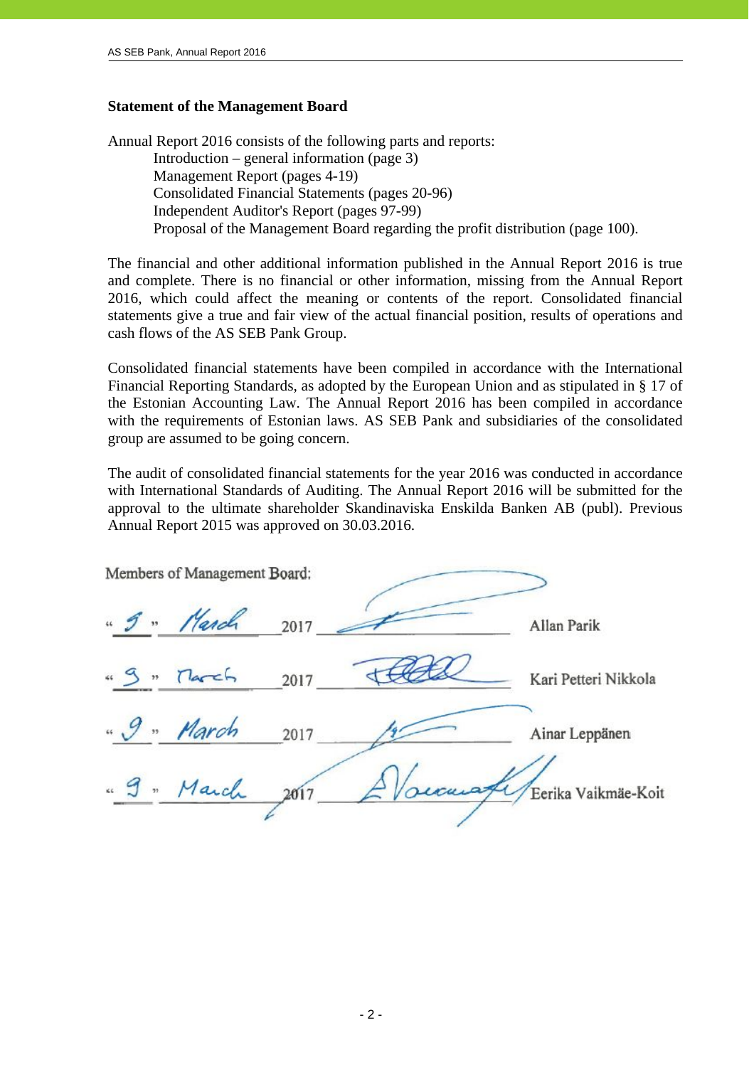## Statement of the Management Board

Annual Report 2016 consists of the following parts and reports:

- Introduction – general information (page 3)
- Management Report (pages 4-19)
- Consolidated Financial Statements (pages 20-96)
- Independent Auditor's Report (pages 97-99)
- Proposal of the Management Board regarding the profit distribution (page 100).

The financial and other additional information published in the Annual Report 2016 is true and complete. There is no financial or other information, missing from the Annual Report 2016, which could affect the meaning or contents of the report. Consolidated financial statements give a true and fair view of the actual financial position, results of operations and cash flows of the AS SEB Pank Group.

Consolidated financial statements have been compiled in accordance with the International Financial Reporting Standards, as adopted by the European Union and as stipulated in § 17 of the Estonian Accounting Law. The Annual Report 2016 has been compiled in accordance with the requirements of Estonian laws. AS SEB Pank and subsidiaries of the consolidated group are assumed to be going concern.

The audit of consolidated financial statements for the year 2016 was conducted in accordance with International Standards of Auditing. The Annual Report 2016 will be submitted for the approval to the ultimate shareholder Skandinaviska Enskilda Banken AB (publ). Previous Annual Report 2015 was approved on 30.03.2016.

Members of Management Board:

"9" March 2017 ________________ Allan Parik

"9" March 2017 ________________ Kari Petteri Nikkola

"9" March 2017 ________________ Ainar Leppänen

"9" March 2017 ________________ Eerika Vaikmäe-Koit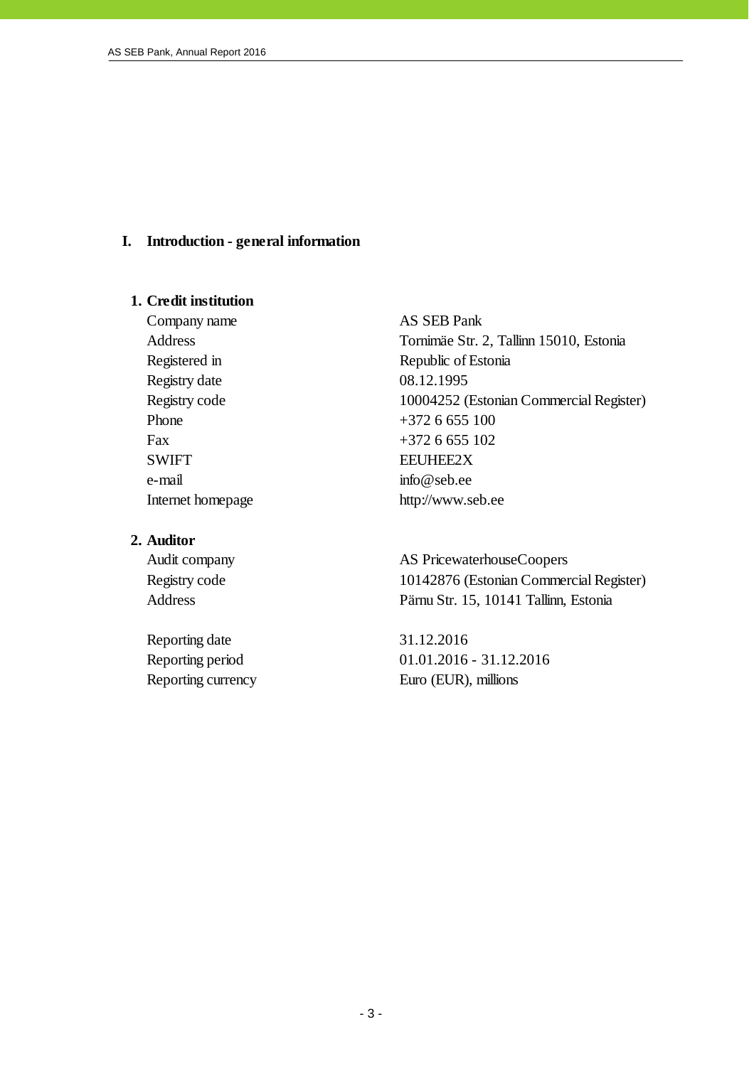# I. Introduction - general information

## 1. Credit institution

| | |
|---|---|
| Company name | AS SEB Pank |
| Address | Tornimäe Str. 2, Tallinn 15010, Estonia |
| Registered in | Republic of Estonia |
| Registry date | 08.12.1995 |
| Registry code | 10004252 (Estonian Commercial Register) |
| Phone | +372 6 655 100 |
| Fax | +372 6 655 102 |
| SWIFT | EEUHEE2X |
| e-mail | info@seb.ee |
| Internet homepage | http://www.seb.ee |

## 2. Auditor

| | |
|---|---|
| Audit company | AS PricewaterhouseCoopers |
| Registry code | 10142876 (Estonian Commercial Register) |
| Address | Pärnu Str. 15, 10141 Tallinn, Estonia |

| | |
|---|---|
| Reporting date | 31.12.2016 |
| Reporting period | 01.01.2016 - 31.12.2016 |
| Reporting currency | Euro (EUR), millions |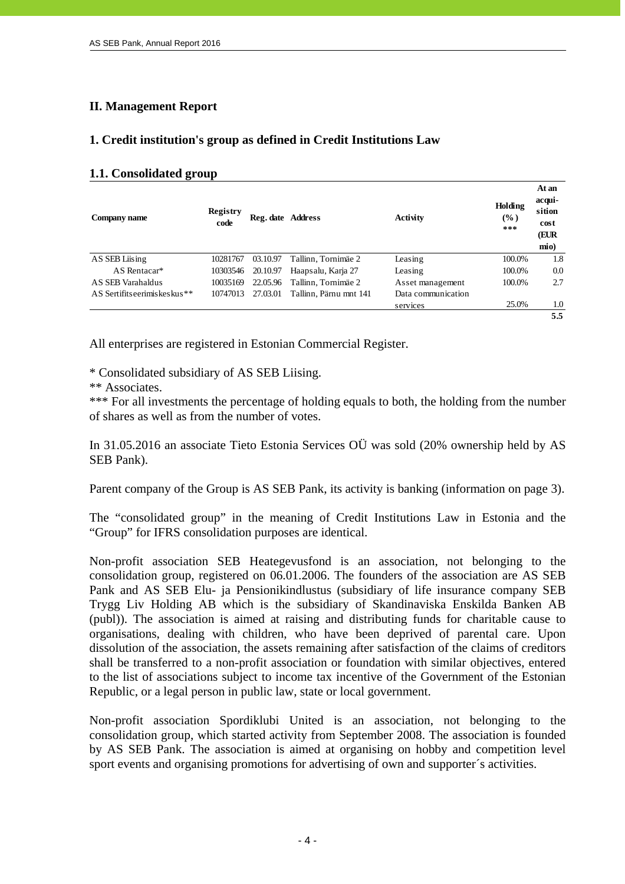## II. Management Report

### 1. Credit institution's group as defined in Credit Institutions Law

#### 1.1. Consolidated group

| Company name | Registry code | Reg. date | Address | Activity | Holding (%) *** | At an acqui-sition cost (EUR mio) |
|---|---|---|---|---|---|---|
| AS SEB Liising | 10281767 | 03.10.97 | Tallinn, Tornimäe 2 | Leasing | 100.0% | 1.8 |
| AS Rentacar* | 10303546 | 20.10.97 | Haapsalu, Karja 27 | Leasing | 100.0% | 0.0 |
| AS SEB Varahaldus | 10035169 | 22.05.96 | Tallinn, Tornimäe 2 | Asset management | 100.0% | 2.7 |
| AS Sertifitseerimiskeskus** | 10747013 | 27.03.01 | Tallinn, Pärnu mnt 141 | Data communication services | 25.0% | 1.0 |
| | | | | | | **5.5** |

All enterprises are registered in Estonian Commercial Register.

\* Consolidated subsidiary of AS SEB Liising.
\** Associates.
\*** For all investments the percentage of holding equals to both, the holding from the number of shares as well as from the number of votes.

In 31.05.2016 an associate Tieto Estonia Services OÜ was sold (20% ownership held by AS SEB Pank).

Parent company of the Group is AS SEB Pank, its activity is banking (information on page 3).

The "consolidated group" in the meaning of Credit Institutions Law in Estonia and the "Group" for IFRS consolidation purposes are identical.

Non-profit association SEB Heategevusfond is an association, not belonging to the consolidation group, registered on 06.01.2006. The founders of the association are AS SEB Pank and AS SEB Elu- ja Pensionikindlustus (subsidiary of life insurance company SEB Trygg Liv Holding AB which is the subsidiary of Skandinaviska Enskilda Banken AB (publ)). The association is aimed at raising and distributing funds for charitable cause to organisations, dealing with children, who have been deprived of parental care. Upon dissolution of the association, the assets remaining after satisfaction of the claims of creditors shall be transferred to a non-profit association or foundation with similar objectives, entered to the list of associations subject to income tax incentive of the Government of the Estonian Republic, or a legal person in public law, state or local government.

Non-profit association Spordiklubi United is an association, not belonging to the consolidation group, which started activity from September 2008. The association is founded by AS SEB Pank. The association is aimed at organising on hobby and competition level sport events and organising promotions for advertising of own and supporter´s activities.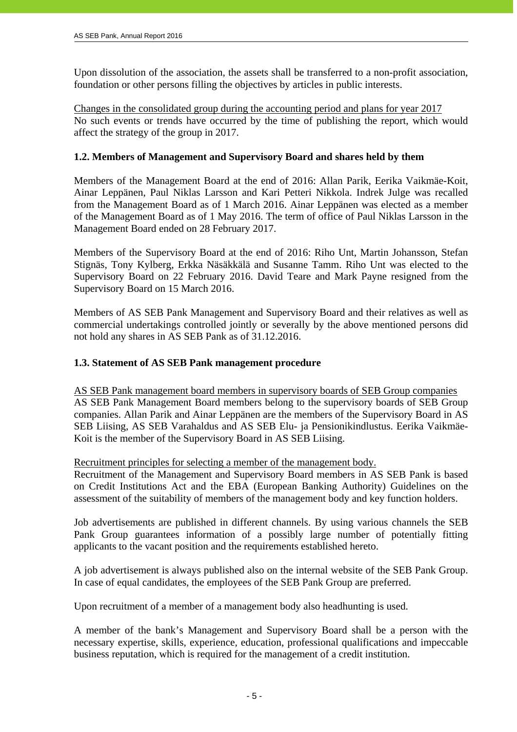Upon dissolution of the association, the assets shall be transferred to a non-profit association, foundation or other persons filling the objectives by articles in public interests.

Changes in the consolidated group during the accounting period and plans for year 2017

No such events or trends have occurred by the time of publishing the report, which would affect the strategy of the group in 2017.

### 1.2. Members of Management and Supervisory Board and shares held by them

Members of the Management Board at the end of 2016: Allan Parik, Eerika Vaikmäe-Koit, Ainar Leppänen, Paul Niklas Larsson and Kari Petteri Nikkola. Indrek Julge was recalled from the Management Board as of 1 March 2016. Ainar Leppänen was elected as a member of the Management Board as of 1 May 2016. The term of office of Paul Niklas Larsson in the Management Board ended on 28 February 2017.

Members of the Supervisory Board at the end of 2016: Riho Unt, Martin Johansson, Stefan Stignäs, Tony Kylberg, Erkka Näsäkkälä and Susanne Tamm. Riho Unt was elected to the Supervisory Board on 22 February 2016. David Teare and Mark Payne resigned from the Supervisory Board on 15 March 2016.

Members of AS SEB Pank Management and Supervisory Board and their relatives as well as commercial undertakings controlled jointly or severally by the above mentioned persons did not hold any shares in AS SEB Pank as of 31.12.2016.

### 1.3. Statement of AS SEB Pank management procedure

AS SEB Pank management board members in supervisory boards of SEB Group companies

AS SEB Pank Management Board members belong to the supervisory boards of SEB Group companies. Allan Parik and Ainar Leppänen are the members of the Supervisory Board in AS SEB Liising, AS SEB Varahaldus and AS SEB Elu- ja Pensionikindlustus. Eerika Vaikmäe-Koit is the member of the Supervisory Board in AS SEB Liising.

Recruitment principles for selecting a member of the management body.

Recruitment of the Management and Supervisory Board members in AS SEB Pank is based on Credit Institutions Act and the EBA (European Banking Authority) Guidelines on the assessment of the suitability of members of the management body and key function holders.

Job advertisements are published in different channels. By using various channels the SEB Pank Group guarantees information of a possibly large number of potentially fitting applicants to the vacant position and the requirements established hereto.

A job advertisement is always published also on the internal website of the SEB Pank Group. In case of equal candidates, the employees of the SEB Pank Group are preferred.

Upon recruitment of a member of a management body also headhunting is used.

A member of the bank's Management and Supervisory Board shall be a person with the necessary expertise, skills, experience, education, professional qualifications and impeccable business reputation, which is required for the management of a credit institution.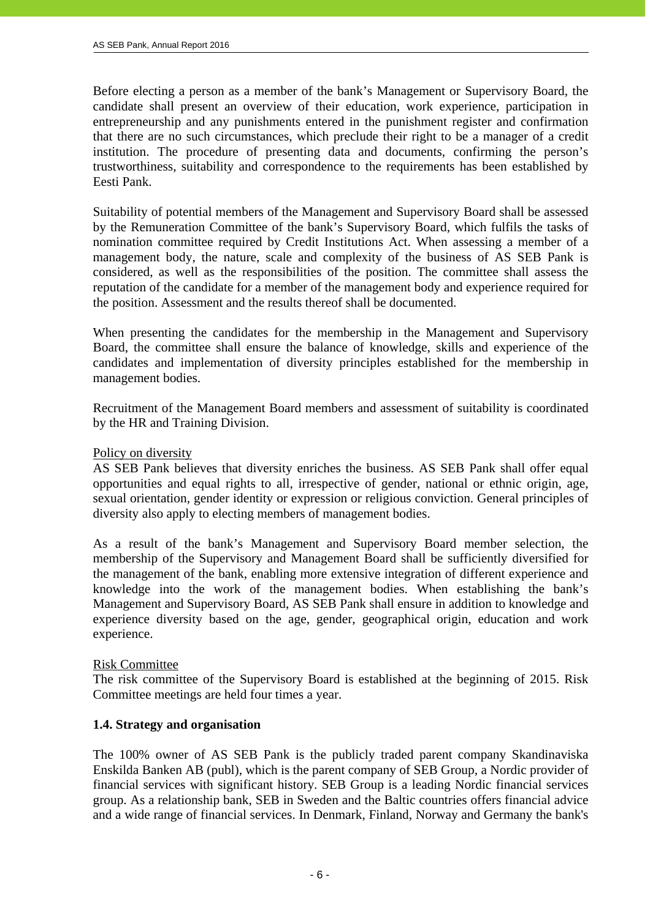Before electing a person as a member of the bank's Management or Supervisory Board, the candidate shall present an overview of their education, work experience, participation in entrepreneurship and any punishments entered in the punishment register and confirmation that there are no such circumstances, which preclude their right to be a manager of a credit institution. The procedure of presenting data and documents, confirming the person's trustworthiness, suitability and correspondence to the requirements has been established by Eesti Pank.

Suitability of potential members of the Management and Supervisory Board shall be assessed by the Remuneration Committee of the bank's Supervisory Board, which fulfils the tasks of nomination committee required by Credit Institutions Act. When assessing a member of a management body, the nature, scale and complexity of the business of AS SEB Pank is considered, as well as the responsibilities of the position. The committee shall assess the reputation of the candidate for a member of the management body and experience required for the position. Assessment and the results thereof shall be documented.

When presenting the candidates for the membership in the Management and Supervisory Board, the committee shall ensure the balance of knowledge, skills and experience of the candidates and implementation of diversity principles established for the membership in management bodies.

Recruitment of the Management Board members and assessment of suitability is coordinated by the HR and Training Division.

Policy on diversity

AS SEB Pank believes that diversity enriches the business. AS SEB Pank shall offer equal opportunities and equal rights to all, irrespective of gender, national or ethnic origin, age, sexual orientation, gender identity or expression or religious conviction. General principles of diversity also apply to electing members of management bodies.

As a result of the bank's Management and Supervisory Board member selection, the membership of the Supervisory and Management Board shall be sufficiently diversified for the management of the bank, enabling more extensive integration of different experience and knowledge into the work of the management bodies. When establishing the bank's Management and Supervisory Board, AS SEB Pank shall ensure in addition to knowledge and experience diversity based on the age, gender, geographical origin, education and work experience.

Risk Committee

The risk committee of the Supervisory Board is established at the beginning of 2015. Risk Committee meetings are held four times a year.

### 1.4. Strategy and organisation

The 100% owner of AS SEB Pank is the publicly traded parent company Skandinaviska Enskilda Banken AB (publ), which is the parent company of SEB Group, a Nordic provider of financial services with significant history. SEB Group is a leading Nordic financial services group. As a relationship bank, SEB in Sweden and the Baltic countries offers financial advice and a wide range of financial services. In Denmark, Finland, Norway and Germany the bank's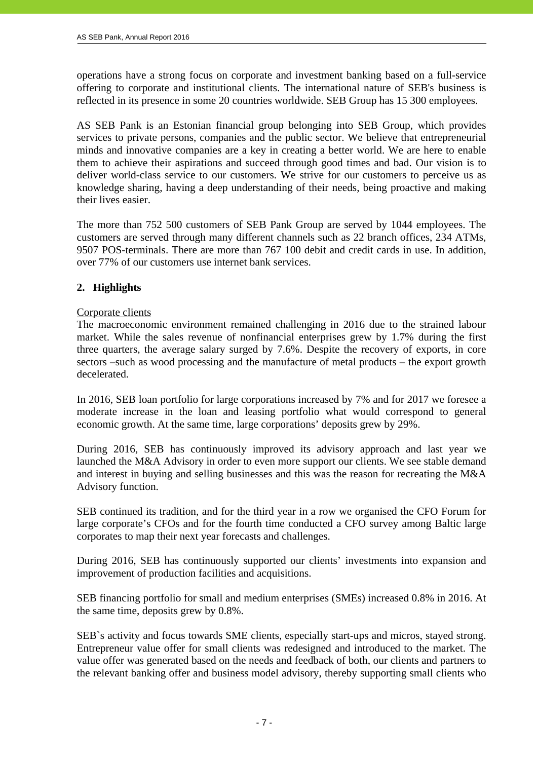operations have a strong focus on corporate and investment banking based on a full-service offering to corporate and institutional clients. The international nature of SEB's business is reflected in its presence in some 20 countries worldwide. SEB Group has 15 300 employees.

AS SEB Pank is an Estonian financial group belonging into SEB Group, which provides services to private persons, companies and the public sector. We believe that entrepreneurial minds and innovative companies are a key in creating a better world. We are here to enable them to achieve their aspirations and succeed through good times and bad. Our vision is to deliver world-class service to our customers. We strive for our customers to perceive us as knowledge sharing, having a deep understanding of their needs, being proactive and making their lives easier.

The more than 752 500 customers of SEB Pank Group are served by 1044 employees. The customers are served through many different channels such as 22 branch offices, 234 ATMs, 9507 POS-terminals. There are more than 767 100 debit and credit cards in use. In addition, over 77% of our customers use internet bank services.

## 2. Highlights

Corporate clients

The macroeconomic environment remained challenging in 2016 due to the strained labour market. While the sales revenue of nonfinancial enterprises grew by 1.7% during the first three quarters, the average salary surged by 7.6%. Despite the recovery of exports, in core sectors –such as wood processing and the manufacture of metal products – the export growth decelerated.

In 2016, SEB loan portfolio for large corporations increased by 7% and for 2017 we foresee a moderate increase in the loan and leasing portfolio what would correspond to general economic growth. At the same time, large corporations' deposits grew by 29%.

During 2016, SEB has continuously improved its advisory approach and last year we launched the M&A Advisory in order to even more support our clients. We see stable demand and interest in buying and selling businesses and this was the reason for recreating the M&A Advisory function.

SEB continued its tradition, and for the third year in a row we organised the CFO Forum for large corporate's CFOs and for the fourth time conducted a CFO survey among Baltic large corporates to map their next year forecasts and challenges.

During 2016, SEB has continuously supported our clients' investments into expansion and improvement of production facilities and acquisitions.

SEB financing portfolio for small and medium enterprises (SMEs) increased 0.8% in 2016. At the same time, deposits grew by 0.8%.

SEB`s activity and focus towards SME clients, especially start-ups and micros, stayed strong. Entrepreneur value offer for small clients was redesigned and introduced to the market. The value offer was generated based on the needs and feedback of both, our clients and partners to the relevant banking offer and business model advisory, thereby supporting small clients who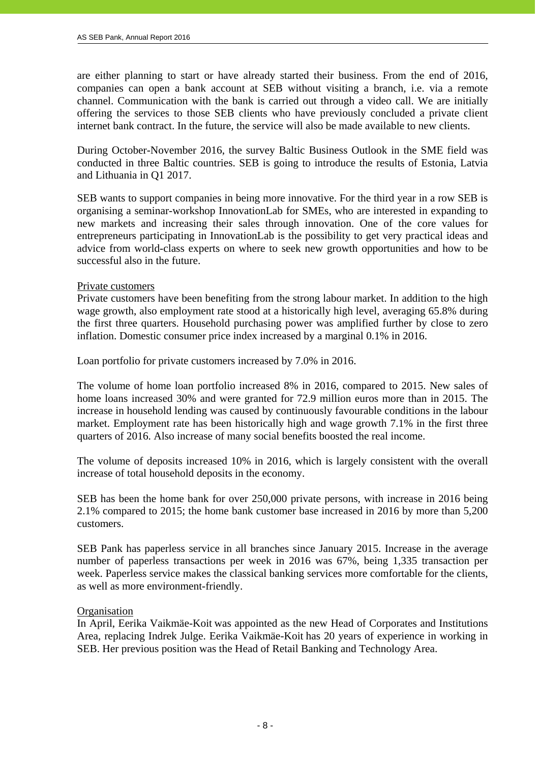are either planning to start or have already started their business. From the end of 2016, companies can open a bank account at SEB without visiting a branch, i.e. via a remote channel. Communication with the bank is carried out through a video call. We are initially offering the services to those SEB clients who have previously concluded a private client internet bank contract. In the future, the service will also be made available to new clients.

During October-November 2016, the survey Baltic Business Outlook in the SME field was conducted in three Baltic countries. SEB is going to introduce the results of Estonia, Latvia and Lithuania in Q1 2017.

SEB wants to support companies in being more innovative. For the third year in a row SEB is organising a seminar-workshop InnovationLab for SMEs, who are interested in expanding to new markets and increasing their sales through innovation. One of the core values for entrepreneurs participating in InnovationLab is the possibility to get very practical ideas and advice from world-class experts on where to seek new growth opportunities and how to be successful also in the future.

Private customers

Private customers have been benefiting from the strong labour market. In addition to the high wage growth, also employment rate stood at a historically high level, averaging 65.8% during the first three quarters. Household purchasing power was amplified further by close to zero inflation. Domestic consumer price index increased by a marginal 0.1% in 2016.

Loan portfolio for private customers increased by 7.0% in 2016.

The volume of home loan portfolio increased 8% in 2016, compared to 2015. New sales of home loans increased 30% and were granted for 72.9 million euros more than in 2015. The increase in household lending was caused by continuously favourable conditions in the labour market. Employment rate has been historically high and wage growth 7.1% in the first three quarters of 2016. Also increase of many social benefits boosted the real income.

The volume of deposits increased 10% in 2016, which is largely consistent with the overall increase of total household deposits in the economy.

SEB has been the home bank for over 250,000 private persons, with increase in 2016 being 2.1% compared to 2015; the home bank customer base increased in 2016 by more than 5,200 customers.

SEB Pank has paperless service in all branches since January 2015. Increase in the average number of paperless transactions per week in 2016 was 67%, being 1,335 transaction per week. Paperless service makes the classical banking services more comfortable for the clients, as well as more environment-friendly.

Organisation

In April, Eerika Vaikmäe-Koit was appointed as the new Head of Corporates and Institutions Area, replacing Indrek Julge. Eerika Vaikmäe-Koit has 20 years of experience in working in SEB. Her previous position was the Head of Retail Banking and Technology Area.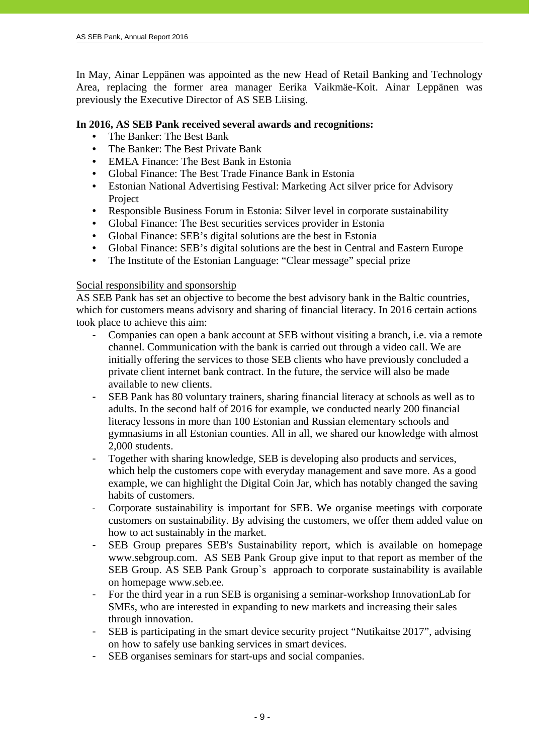In May, Ainar Leppänen was appointed as the new Head of Retail Banking and Technology Area, replacing the former area manager Eerika Vaikmäe-Koit. Ainar Leppänen was previously the Executive Director of AS SEB Liising.

**In 2016, AS SEB Pank received several awards and recognitions:**

- The Banker: The Best Bank
- The Banker: The Best Private Bank
- EMEA Finance: The Best Bank in Estonia
- Global Finance: The Best Trade Finance Bank in Estonia
- Estonian National Advertising Festival: Marketing Act silver price for Advisory Project
- Responsible Business Forum in Estonia: Silver level in corporate sustainability
- Global Finance: The Best securities services provider in Estonia
- Global Finance: SEB's digital solutions are the best in Estonia
- Global Finance: SEB's digital solutions are the best in Central and Eastern Europe
- The Institute of the Estonian Language: "Clear message" special prize

<u>Social responsibility and sponsorship</u>

AS SEB Pank has set an objective to become the best advisory bank in the Baltic countries, which for customers means advisory and sharing of financial literacy. In 2016 certain actions took place to achieve this aim:

- Companies can open a bank account at SEB without visiting a branch, i.e. via a remote channel. Communication with the bank is carried out through a video call. We are initially offering the services to those SEB clients who have previously concluded a private client internet bank contract. In the future, the service will also be made available to new clients.
- SEB Pank has 80 voluntary trainers, sharing financial literacy at schools as well as to adults. In the second half of 2016 for example, we conducted nearly 200 financial literacy lessons in more than 100 Estonian and Russian elementary schools and gymnasiums in all Estonian counties. All in all, we shared our knowledge with almost 2,000 students.
- Together with sharing knowledge, SEB is developing also products and services, which help the customers cope with everyday management and save more. As a good example, we can highlight the Digital Coin Jar, which has notably changed the saving habits of customers.
- Corporate sustainability is important for SEB. We organise meetings with corporate customers on sustainability. By advising the customers, we offer them added value on how to act sustainably in the market.
- SEB Group prepares SEB's Sustainability report, which is available on homepage www.sebgroup.com. AS SEB Pank Group give input to that report as member of the SEB Group. AS SEB Pank Group`s approach to corporate sustainability is available on homepage www.seb.ee.
- For the third year in a run SEB is organising a seminar-workshop InnovationLab for SMEs, who are interested in expanding to new markets and increasing their sales through innovation.
- SEB is participating in the smart device security project "Nutikaitse 2017", advising on how to safely use banking services in smart devices.
- SEB organises seminars for start-ups and social companies.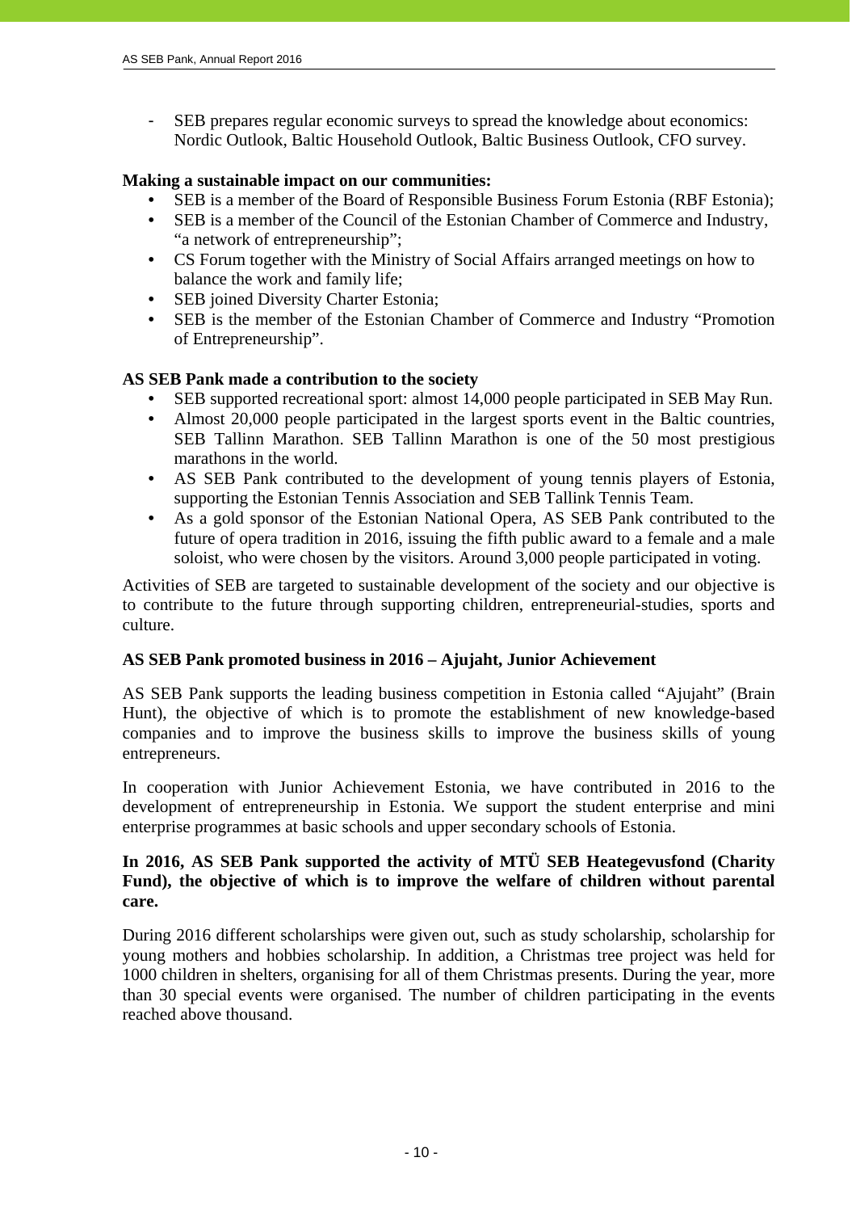- SEB prepares regular economic surveys to spread the knowledge about economics: Nordic Outlook, Baltic Household Outlook, Baltic Business Outlook, CFO survey.

**Making a sustainable impact on our communities:**

- SEB is a member of the Board of Responsible Business Forum Estonia (RBF Estonia);
- SEB is a member of the Council of the Estonian Chamber of Commerce and Industry, "a network of entrepreneurship";
- CS Forum together with the Ministry of Social Affairs arranged meetings on how to balance the work and family life;
- SEB joined Diversity Charter Estonia;
- SEB is the member of the Estonian Chamber of Commerce and Industry "Promotion of Entrepreneurship".

**AS SEB Pank made a contribution to the society**

- SEB supported recreational sport: almost 14,000 people participated in SEB May Run.
- Almost 20,000 people participated in the largest sports event in the Baltic countries, SEB Tallinn Marathon. SEB Tallinn Marathon is one of the 50 most prestigious marathons in the world.
- AS SEB Pank contributed to the development of young tennis players of Estonia, supporting the Estonian Tennis Association and SEB Tallink Tennis Team.
- As a gold sponsor of the Estonian National Opera, AS SEB Pank contributed to the future of opera tradition in 2016, issuing the fifth public award to a female and a male soloist, who were chosen by the visitors. Around 3,000 people participated in voting.

Activities of SEB are targeted to sustainable development of the society and our objective is to contribute to the future through supporting children, entrepreneurial-studies, sports and culture.

**AS SEB Pank promoted business in 2016 – Ajujaht, Junior Achievement**

AS SEB Pank supports the leading business competition in Estonia called "Ajujaht" (Brain Hunt), the objective of which is to promote the establishment of new knowledge-based companies and to improve the business skills to improve the business skills of young entrepreneurs.

In cooperation with Junior Achievement Estonia, we have contributed in 2016 to the development of entrepreneurship in Estonia. We support the student enterprise and mini enterprise programmes at basic schools and upper secondary schools of Estonia.

**In 2016, AS SEB Pank supported the activity of MTÜ SEB Heategevusfond (Charity Fund), the objective of which is to improve the welfare of children without parental care.**

During 2016 different scholarships were given out, such as study scholarship, scholarship for young mothers and hobbies scholarship. In addition, a Christmas tree project was held for 1000 children in shelters, organising for all of them Christmas presents. During the year, more than 30 special events were organised. The number of children participating in the events reached above thousand.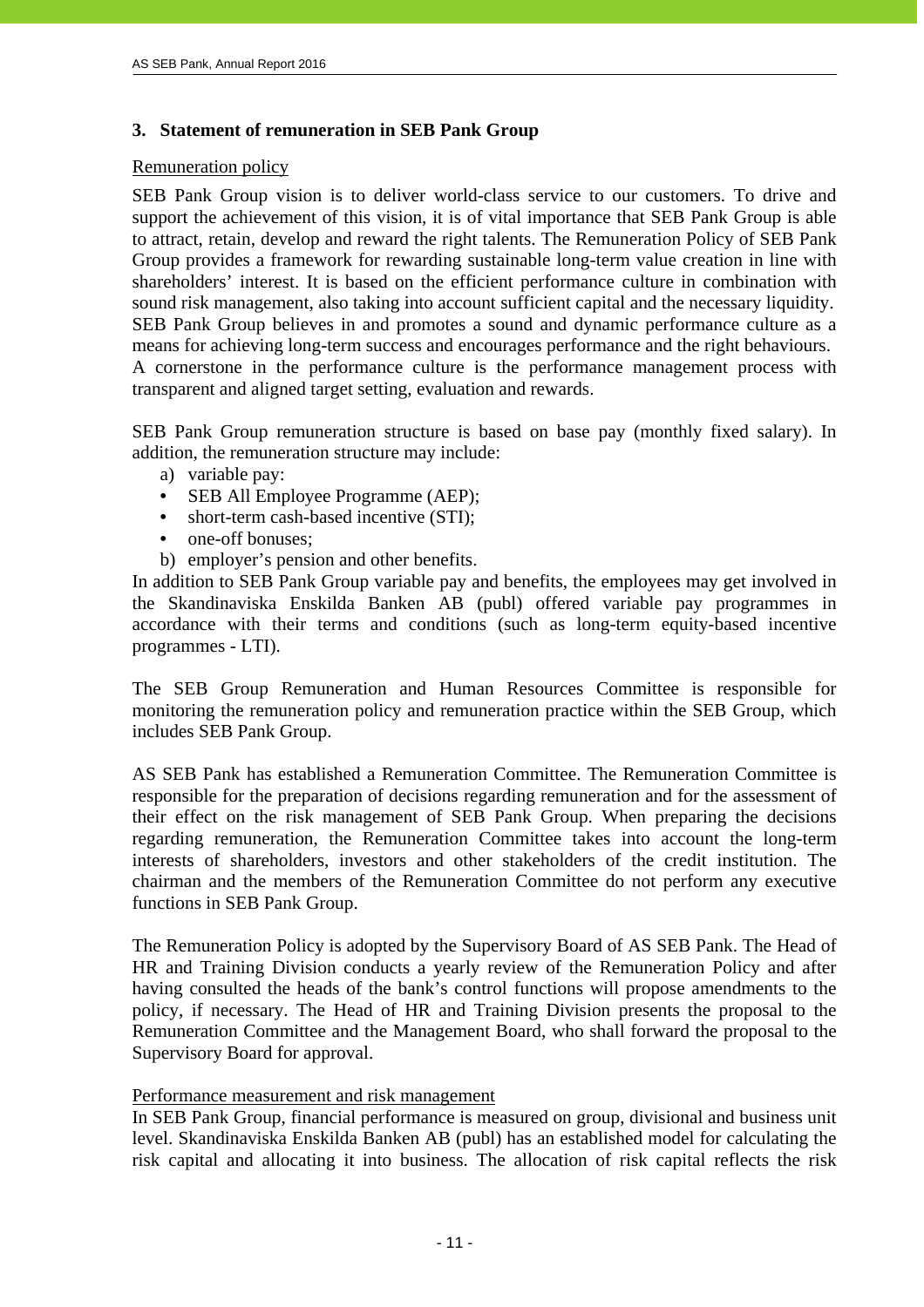## 3. Statement of remuneration in SEB Pank Group

Remuneration policy

SEB Pank Group vision is to deliver world-class service to our customers. To drive and support the achievement of this vision, it is of vital importance that SEB Pank Group is able to attract, retain, develop and reward the right talents. The Remuneration Policy of SEB Pank Group provides a framework for rewarding sustainable long-term value creation in line with shareholders' interest. It is based on the efficient performance culture in combination with sound risk management, also taking into account sufficient capital and the necessary liquidity. SEB Pank Group believes in and promotes a sound and dynamic performance culture as a means for achieving long-term success and encourages performance and the right behaviours. A cornerstone in the performance culture is the performance management process with transparent and aligned target setting, evaluation and rewards.

SEB Pank Group remuneration structure is based on base pay (monthly fixed salary). In addition, the remuneration structure may include:

a) variable pay:
   - SEB All Employee Programme (AEP);
   - short-term cash-based incentive (STI);
   - one-off bonuses;

b) employer's pension and other benefits.

In addition to SEB Pank Group variable pay and benefits, the employees may get involved in the Skandinaviska Enskilda Banken AB (publ) offered variable pay programmes in accordance with their terms and conditions (such as long-term equity-based incentive programmes - LTI).

The SEB Group Remuneration and Human Resources Committee is responsible for monitoring the remuneration policy and remuneration practice within the SEB Group, which includes SEB Pank Group.

AS SEB Pank has established a Remuneration Committee. The Remuneration Committee is responsible for the preparation of decisions regarding remuneration and for the assessment of their effect on the risk management of SEB Pank Group. When preparing the decisions regarding remuneration, the Remuneration Committee takes into account the long-term interests of shareholders, investors and other stakeholders of the credit institution. The chairman and the members of the Remuneration Committee do not perform any executive functions in SEB Pank Group.

The Remuneration Policy is adopted by the Supervisory Board of AS SEB Pank. The Head of HR and Training Division conducts a yearly review of the Remuneration Policy and after having consulted the heads of the bank's control functions will propose amendments to the policy, if necessary. The Head of HR and Training Division presents the proposal to the Remuneration Committee and the Management Board, who shall forward the proposal to the Supervisory Board for approval.

Performance measurement and risk management

In SEB Pank Group, financial performance is measured on group, divisional and business unit level. Skandinaviska Enskilda Banken AB (publ) has an established model for calculating the risk capital and allocating it into business. The allocation of risk capital reflects the risk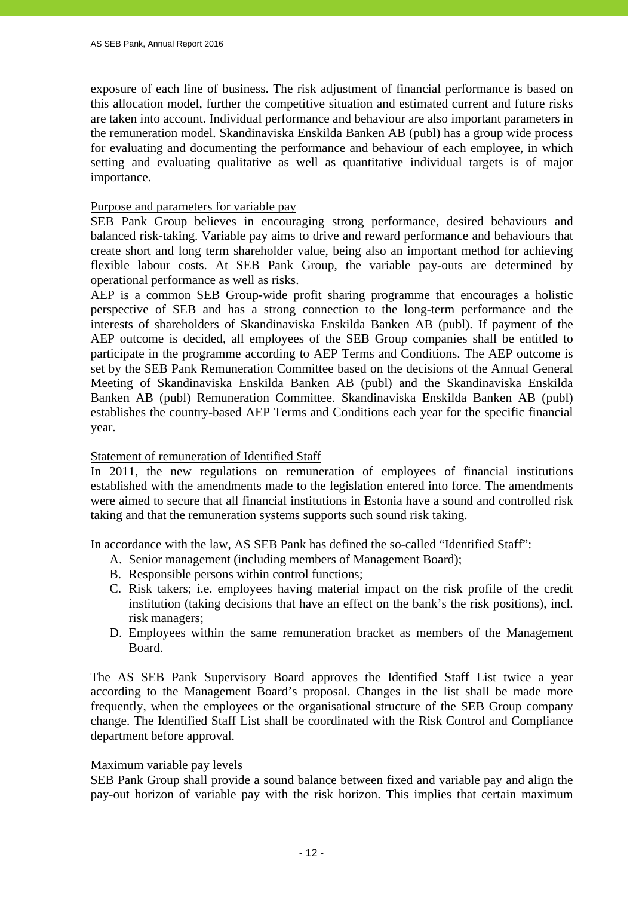exposure of each line of business. The risk adjustment of financial performance is based on this allocation model, further the competitive situation and estimated current and future risks are taken into account. Individual performance and behaviour are also important parameters in the remuneration model. Skandinaviska Enskilda Banken AB (publ) has a group wide process for evaluating and documenting the performance and behaviour of each employee, in which setting and evaluating qualitative as well as quantitative individual targets is of major importance.

Purpose and parameters for variable pay

SEB Pank Group believes in encouraging strong performance, desired behaviours and balanced risk-taking. Variable pay aims to drive and reward performance and behaviours that create short and long term shareholder value, being also an important method for achieving flexible labour costs. At SEB Pank Group, the variable pay-outs are determined by operational performance as well as risks.

AEP is a common SEB Group-wide profit sharing programme that encourages a holistic perspective of SEB and has a strong connection to the long-term performance and the interests of shareholders of Skandinaviska Enskilda Banken AB (publ). If payment of the AEP outcome is decided, all employees of the SEB Group companies shall be entitled to participate in the programme according to AEP Terms and Conditions. The AEP outcome is set by the SEB Pank Remuneration Committee based on the decisions of the Annual General Meeting of Skandinaviska Enskilda Banken AB (publ) and the Skandinaviska Enskilda Banken AB (publ) Remuneration Committee. Skandinaviska Enskilda Banken AB (publ) establishes the country-based AEP Terms and Conditions each year for the specific financial year.

Statement of remuneration of Identified Staff

In 2011, the new regulations on remuneration of employees of financial institutions established with the amendments made to the legislation entered into force. The amendments were aimed to secure that all financial institutions in Estonia have a sound and controlled risk taking and that the remuneration systems supports such sound risk taking.

In accordance with the law, AS SEB Pank has defined the so-called "Identified Staff":

A. Senior management (including members of Management Board);
B. Responsible persons within control functions;
C. Risk takers; i.e. employees having material impact on the risk profile of the credit institution (taking decisions that have an effect on the bank's the risk positions), incl. risk managers;
D. Employees within the same remuneration bracket as members of the Management Board.

The AS SEB Pank Supervisory Board approves the Identified Staff List twice a year according to the Management Board's proposal. Changes in the list shall be made more frequently, when the employees or the organisational structure of the SEB Group company change. The Identified Staff List shall be coordinated with the Risk Control and Compliance department before approval.

Maximum variable pay levels

SEB Pank Group shall provide a sound balance between fixed and variable pay and align the pay-out horizon of variable pay with the risk horizon. This implies that certain maximum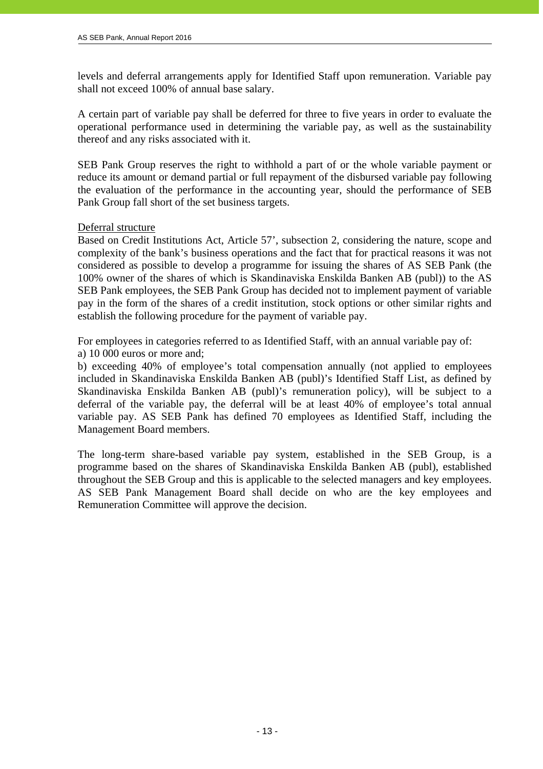levels and deferral arrangements apply for Identified Staff upon remuneration. Variable pay shall not exceed 100% of annual base salary.

A certain part of variable pay shall be deferred for three to five years in order to evaluate the operational performance used in determining the variable pay, as well as the sustainability thereof and any risks associated with it.

SEB Pank Group reserves the right to withhold a part of or the whole variable payment or reduce its amount or demand partial or full repayment of the disbursed variable pay following the evaluation of the performance in the accounting year, should the performance of SEB Pank Group fall short of the set business targets.

Deferral structure

Based on Credit Institutions Act, Article 57', subsection 2, considering the nature, scope and complexity of the bank's business operations and the fact that for practical reasons it was not considered as possible to develop a programme for issuing the shares of AS SEB Pank (the 100% owner of the shares of which is Skandinaviska Enskilda Banken AB (publ)) to the AS SEB Pank employees, the SEB Pank Group has decided not to implement payment of variable pay in the form of the shares of a credit institution, stock options or other similar rights and establish the following procedure for the payment of variable pay.

For employees in categories referred to as Identified Staff, with an annual variable pay of:

a) 10 000 euros or more and;

b) exceeding 40% of employee's total compensation annually (not applied to employees included in Skandinaviska Enskilda Banken AB (publ)'s Identified Staff List, as defined by Skandinaviska Enskilda Banken AB (publ)'s remuneration policy), will be subject to a deferral of the variable pay, the deferral will be at least 40% of employee's total annual variable pay. AS SEB Pank has defined 70 employees as Identified Staff, including the Management Board members.

The long-term share-based variable pay system, established in the SEB Group, is a programme based on the shares of Skandinaviska Enskilda Banken AB (publ), established throughout the SEB Group and this is applicable to the selected managers and key employees. AS SEB Pank Management Board shall decide on who are the key employees and Remuneration Committee will approve the decision.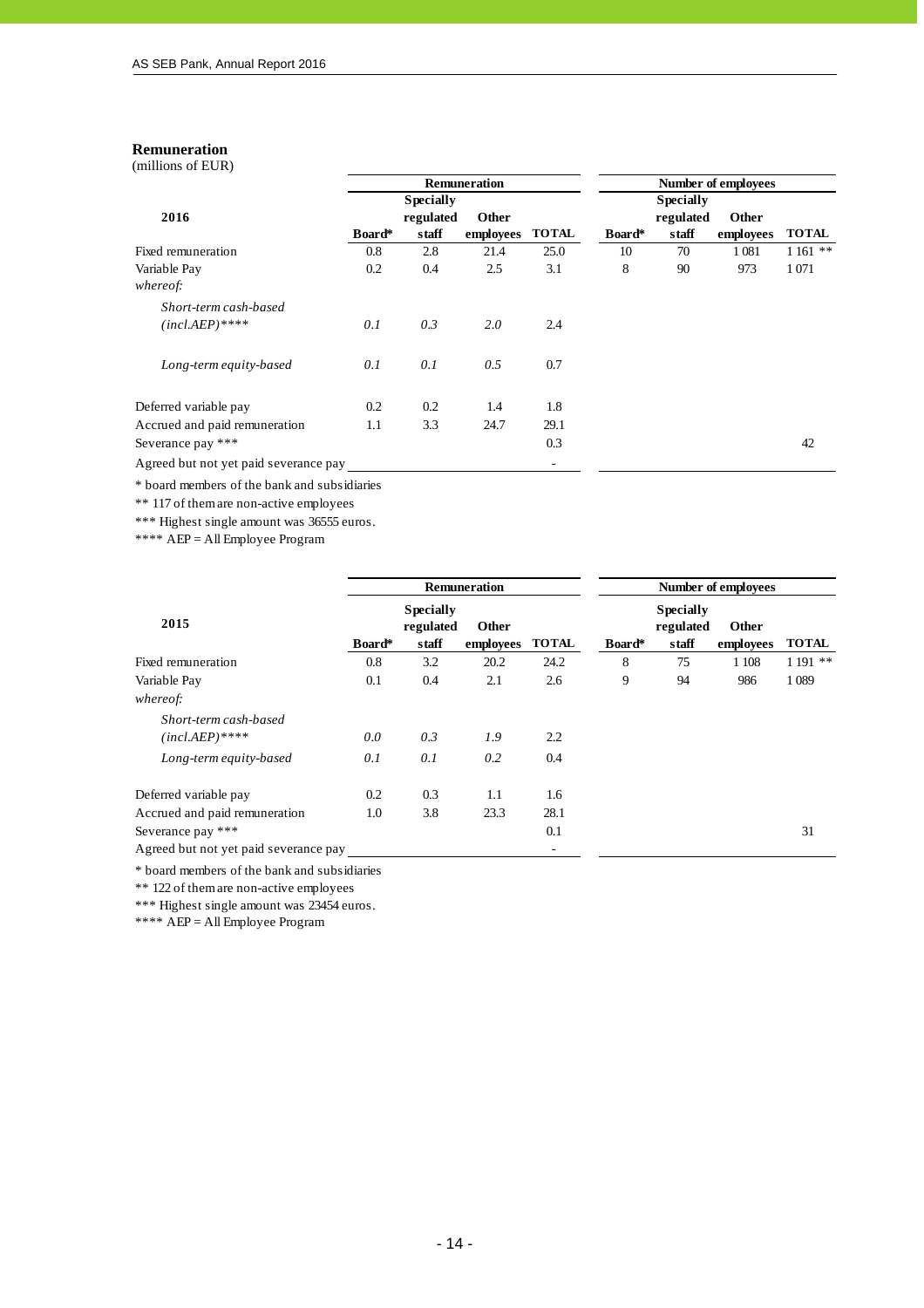## Remuneration

(millions of EUR)

| 2016 | Remuneration | | | | Number of employees | | | |
|---|---|---|---|---|---|---|---|---|
| | Board* | Specially regulated staff | Other employees | TOTAL | Board* | Specially regulated staff | Other employees | TOTAL |
| Fixed remuneration | 0.8 | 2.8 | 21.4 | 25.0 | 10 | 70 | 1 081 | 1 161 ** |
| Variable Pay | 0.2 | 0.4 | 2.5 | 3.1 | 8 | 90 | 973 | 1 071 |
| *whereof:* | | | | | | | | |
| *Short-term cash-based (incl.AEP)*** ** | *0.1* | *0.3* | *2.0* | 2.4 | | | | |
| *Long-term equity-based* | *0.1* | *0.1* | *0.5* | 0.7 | | | | |
| Deferred variable pay | 0.2 | 0.2 | 1.4 | 1.8 | | | | |
| Accrued and paid remuneration | 1.1 | 3.3 | 24.7 | 29.1 | | | | |
| Severance pay *** | | | | 0.3 | | | | 42 |
| Agreed but not yet paid severance pay | | | | - | | | | |

\* board members of the bank and subsidiaries

** 117 of them are non-active employees

*** Highest single amount was 36555 euros.

**** AEP = All Employee Program

| 2015 | Remuneration | | | | Number of employees | | | |
|---|---|---|---|---|---|---|---|---|
| | Board* | Specially regulated staff | Other employees | TOTAL | Board* | Specially regulated staff | Other employees | TOTAL |
| Fixed remuneration | 0.8 | 3.2 | 20.2 | 24.2 | 8 | 75 | 1 108 | 1 191 ** |
| Variable Pay | 0.1 | 0.4 | 2.1 | 2.6 | 9 | 94 | 986 | 1 089 |
| *whereof:* | | | | | | | | |
| *Short-term cash-based (incl.AEP)*** ** | *0.0* | *0.3* | *1.9* | 2.2 | | | | |
| *Long-term equity-based* | *0.1* | *0.1* | *0.2* | 0.4 | | | | |
| Deferred variable pay | 0.2 | 0.3 | 1.1 | 1.6 | | | | |
| Accrued and paid remuneration | 1.0 | 3.8 | 23.3 | 28.1 | | | | |
| Severance pay *** | | | | 0.1 | | | | 31 |
| Agreed but not yet paid severance pay | | | | - | | | | |

\* board members of the bank and subsidiaries

** 122 of them are non-active employees

*** Highest single amount was 23454 euros.

**** AEP = All Employee Program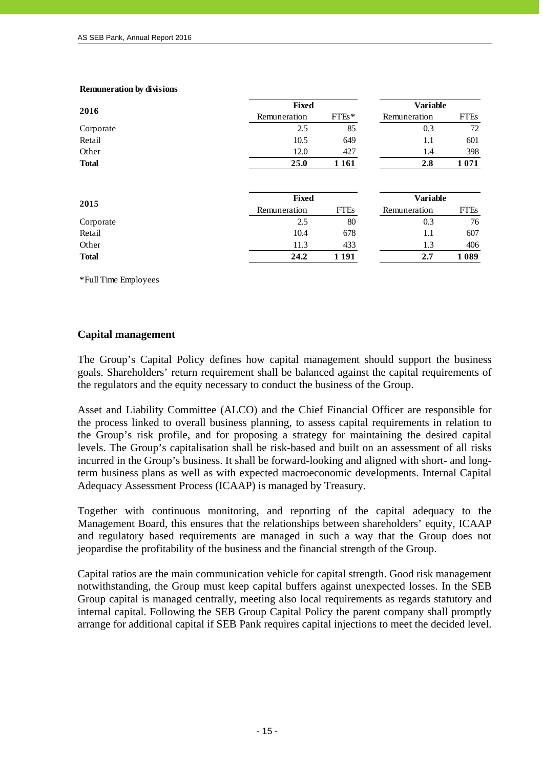**Remuneration by divisions**

| 2016 | Fixed | | Variable | |
|---|---|---|---|---|
| | Remuneration | FTEs* | Remuneration | FTEs |
| Corporate | 2.5 | 85 | 0.3 | 72 |
| Retail | 10.5 | 649 | 1.1 | 601 |
| Other | 12.0 | 427 | 1.4 | 398 |
| **Total** | **25.0** | **1 161** | **2.8** | **1 071** |

| 2015 | Fixed | | Variable | |
|---|---|---|---|---|
| | Remuneration | FTEs | Remuneration | FTEs |
| Corporate | 2.5 | 80 | 0.3 | 76 |
| Retail | 10.4 | 678 | 1.1 | 607 |
| Other | 11.3 | 433 | 1.3 | 406 |
| **Total** | **24.2** | **1 191** | **2.7** | **1 089** |

*Full Time Employees

## Capital management

The Group's Capital Policy defines how capital management should support the business goals. Shareholders' return requirement shall be balanced against the capital requirements of the regulators and the equity necessary to conduct the business of the Group.

Asset and Liability Committee (ALCO) and the Chief Financial Officer are responsible for the process linked to overall business planning, to assess capital requirements in relation to the Group's risk profile, and for proposing a strategy for maintaining the desired capital levels. The Group's capitalisation shall be risk-based and built on an assessment of all risks incurred in the Group's business. It shall be forward-looking and aligned with short- and long-term business plans as well as with expected macroeconomic developments. Internal Capital Adequacy Assessment Process (ICAAP) is managed by Treasury.

Together with continuous monitoring, and reporting of the capital adequacy to the Management Board, this ensures that the relationships between shareholders' equity, ICAAP and regulatory based requirements are managed in such a way that the Group does not jeopardise the profitability of the business and the financial strength of the Group.

Capital ratios are the main communication vehicle for capital strength. Good risk management notwithstanding, the Group must keep capital buffers against unexpected losses. In the SEB Group capital is managed centrally, meeting also local requirements as regards statutory and internal capital. Following the SEB Group Capital Policy the parent company shall promptly arrange for additional capital if SEB Pank requires capital injections to meet the decided level.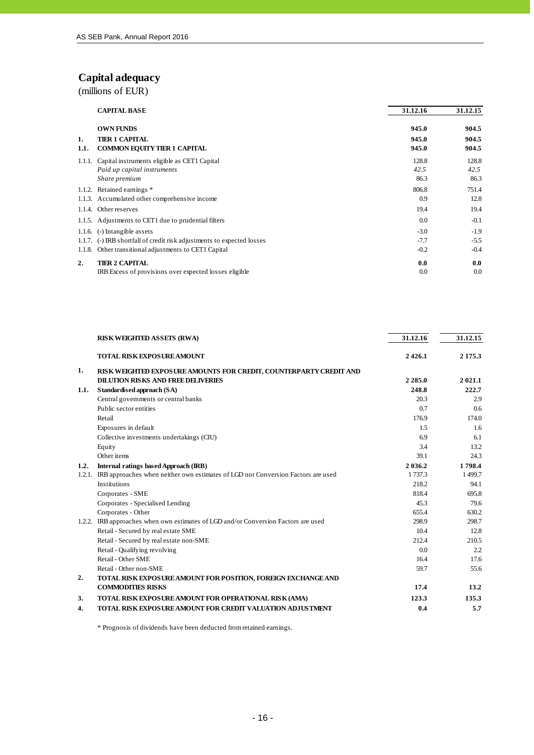## Capital adequacy

(millions of EUR)

| | CAPITAL BASE | 31.12.16 | 31.12.15 |
|---|---|---|---|
| | **OWN FUNDS** | **945.0** | **904.5** |
| **1.** | **TIER 1 CAPITAL** | **945.0** | **904.5** |
| **1.1.** | **COMMON EQUITY TIER 1 CAPITAL** | **945.0** | **904.5** |
| 1.1.1. | Capital instruments eligible as CET1 Capital | 128.8 | 128.8 |
| | *Paid up capital instruments* | *42.5* | *42.5* |
| | *Share premium* | 86.3 | 86.3 |
| 1.1.2. | Retained earnings * | 806.8 | 751.4 |
| 1.1.3. | Accumulated other comprehensive income | 0.9 | 12.8 |
| 1.1.4. | Other reserves | 19.4 | 19.4 |
| 1.1.5. | Adjustments to CET1 due to prudential filters | 0.0 | -0.1 |
| 1.1.6. | (-) Intangible assets | -3.0 | -1.9 |
| 1.1.7. | (-) IRB shortfall of credit risk adjustments to expected losses | -7.7 | -5.5 |
| 1.1.8. | Other transitional adjustments to CET1 Capital | -0.2 | -0.4 |
| **2.** | **TIER 2 CAPITAL** | **0.0** | **0.0** |
| | IRB Excess of provisions over expected losses eligible | 0.0 | 0.0 |

| | RISK WEIGHTED ASSETS (RWA) | 31.12.16 | 31.12.15 |
|---|---|---|---|
| | **TOTAL RISK EXPOSURE AMOUNT** | **2 426.1** | **2 175.3** |
| **1.** | **RISK WEIGHTED EXPOSURE AMOUNTS FOR CREDIT, COUNTERPARTY CREDIT AND DILUTION RISKS AND FREE DELIVERIES** | **2 285.0** | **2 021.1** |
| **1.1.** | **Standardised approach (SA)** | **248.8** | **222.7** |
| | Central governments or central banks | 20.3 | 2.9 |
| | Public sector entities | 0.7 | 0.6 |
| | Retail | 176.9 | 174.0 |
| | Exposures in default | 1.5 | 1.6 |
| | Collective investments undertakings (CIU) | 6.9 | 6.1 |
| | Equity | 3.4 | 13.2 |
| | Other items | 39.1 | 24.3 |
| **1.2.** | **Internal ratings based Approach (IRB)** | **2 036.2** | **1 798.4** |
| 1.2.1. | IRB approaches when neither own estimates of LGD nor Conversion Factors are used | 1 737.3 | 1 499.7 |
| | Institutions | 218.2 | 94.1 |
| | Corporates - SME | 818.4 | 695.8 |
| | Corporates - Specialised Lending | 45.3 | 79.6 |
| | Corporates - Other | 655.4 | 630.2 |
| 1.2.2. | IRB approaches when own estimates of LGD and/or Conversion Factors are used | 298.9 | 298.7 |
| | Retail - Secured by real estate SME | 10.4 | 12.8 |
| | Retail - Secured by real estate non-SME | 212.4 | 210.5 |
| | Retail - Qualifying revolving | 0.0 | 2.2 |
| | Retail - Other SME | 16.4 | 17.6 |
| | Retail - Other non-SME | 59.7 | 55.6 |
| **2.** | **TOTAL RISK EXPOSURE AMOUNT FOR POSITION, FOREIGN EXCHANGE AND COMMODITIES RISKS** | **17.4** | **13.2** |
| **3.** | **TOTAL RISK EXPOSURE AMOUNT FOR OPERATIONAL RISK (AMA)** | **123.3** | **135.3** |
| **4.** | **TOTAL RISK EXPOSURE AMOUNT FOR CREDIT VALUATION ADJUSTMENT** | **0.4** | **5.7** |

* Prognosis of dividends have been deducted from retained earnings.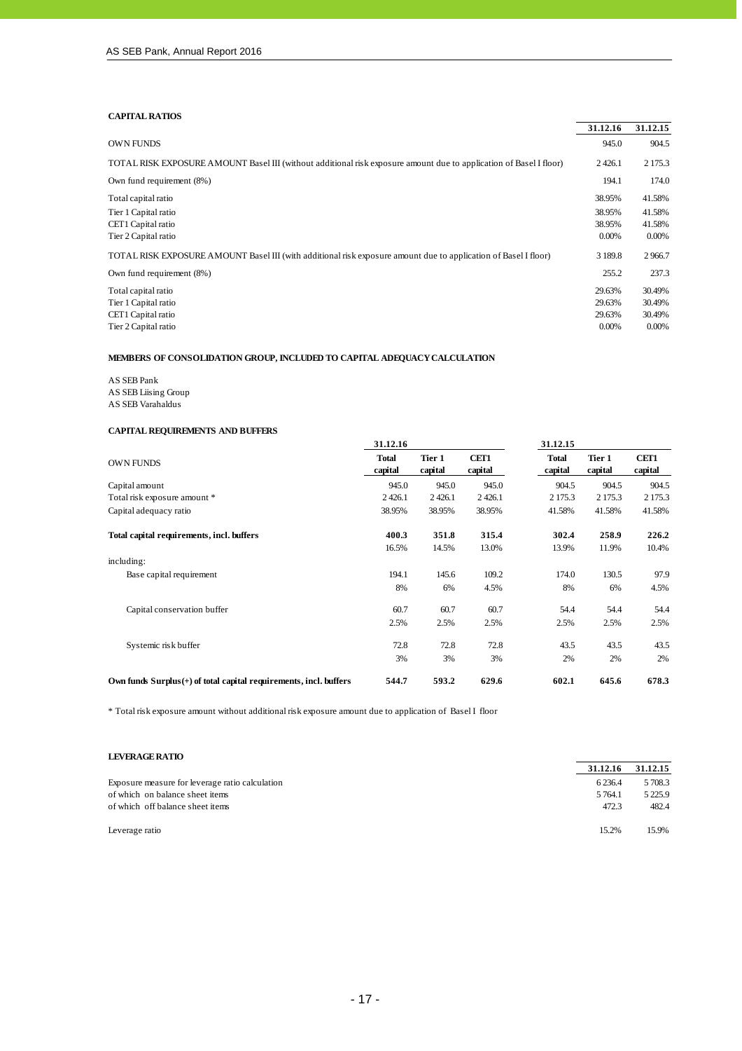## CAPITAL RATIOS

| | 31.12.16 | 31.12.15 |
|---|---|---|
| OWN FUNDS | 945.0 | 904.5 |
| TOTAL RISK EXPOSURE AMOUNT Basel III (without additional risk exposure amount due to application of Basel I floor) | 2 426.1 | 2 175.3 |
| Own fund requirement (8%) | 194.1 | 174.0 |
| Total capital ratio | 38.95% | 41.58% |
| Tier 1 Capital ratio | 38.95% | 41.58% |
| CET1 Capital ratio | 38.95% | 41.58% |
| Tier 2 Capital ratio | 0.00% | 0.00% |
| TOTAL RISK EXPOSURE AMOUNT Basel III (with additional risk exposure amount due to application of Basel I floor) | 3 189.8 | 2 966.7 |
| Own fund requirement (8%) | 255.2 | 237.3 |
| Total capital ratio | 29.63% | 30.49% |
| Tier 1 Capital ratio | 29.63% | 30.49% |
| CET1 Capital ratio | 29.63% | 30.49% |
| Tier 2 Capital ratio | 0.00% | 0.00% |

## MEMBERS OF CONSOLIDATION GROUP, INCLUDED TO CAPITAL ADEQUACY CALCULATION

AS SEB Pank
AS SEB Liising Group
AS SEB Varahaldus

## CAPITAL REQUIREMENTS AND BUFFERS

| | 31.12.16 | | | 31.12.15 | | |
|---|---|---|---|---|---|---|
| OWN FUNDS | Total capital | Tier 1 capital | CET1 capital | Total capital | Tier 1 capital | CET1 capital |
| Capital amount | 945.0 | 945.0 | 945.0 | 904.5 | 904.5 | 904.5 |
| Total risk exposure amount * | 2 426.1 | 2 426.1 | 2 426.1 | 2 175.3 | 2 175.3 | 2 175.3 |
| Capital adequacy ratio | 38.95% | 38.95% | 38.95% | 41.58% | 41.58% | 41.58% |
| **Total capital requirements, incl. buffers** | **400.3** | **351.8** | **315.4** | **302.4** | **258.9** | **226.2** |
| | 16.5% | 14.5% | 13.0% | 13.9% | 11.9% | 10.4% |
| including: | | | | | | |
| Base capital requirement | 194.1 | 145.6 | 109.2 | 174.0 | 130.5 | 97.9 |
| | 8% | 6% | 4.5% | 8% | 6% | 4.5% |
| Capital conservation buffer | 60.7 | 60.7 | 60.7 | 54.4 | 54.4 | 54.4 |
| | 2.5% | 2.5% | 2.5% | 2.5% | 2.5% | 2.5% |
| Systemic risk buffer | 72.8 | 72.8 | 72.8 | 43.5 | 43.5 | 43.5 |
| | 3% | 3% | 3% | 2% | 2% | 2% |
| **Own funds Surplus(+) of total capital requirements, incl. buffers** | **544.7** | **593.2** | **629.6** | **602.1** | **645.6** | **678.3** |

* Total risk exposure amount without additional risk exposure amount due to application of Basel I floor

## LEVERAGE RATIO

| | 31.12.16 | 31.12.15 |
|---|---|---|
| Exposure measure for leverage ratio calculation | 6 236.4 | 5 708.3 |
| of which on balance sheet items | 5 764.1 | 5 225.9 |
| of which off balance sheet items | 472.3 | 482.4 |
| Leverage ratio | 15.2% | 15.9% |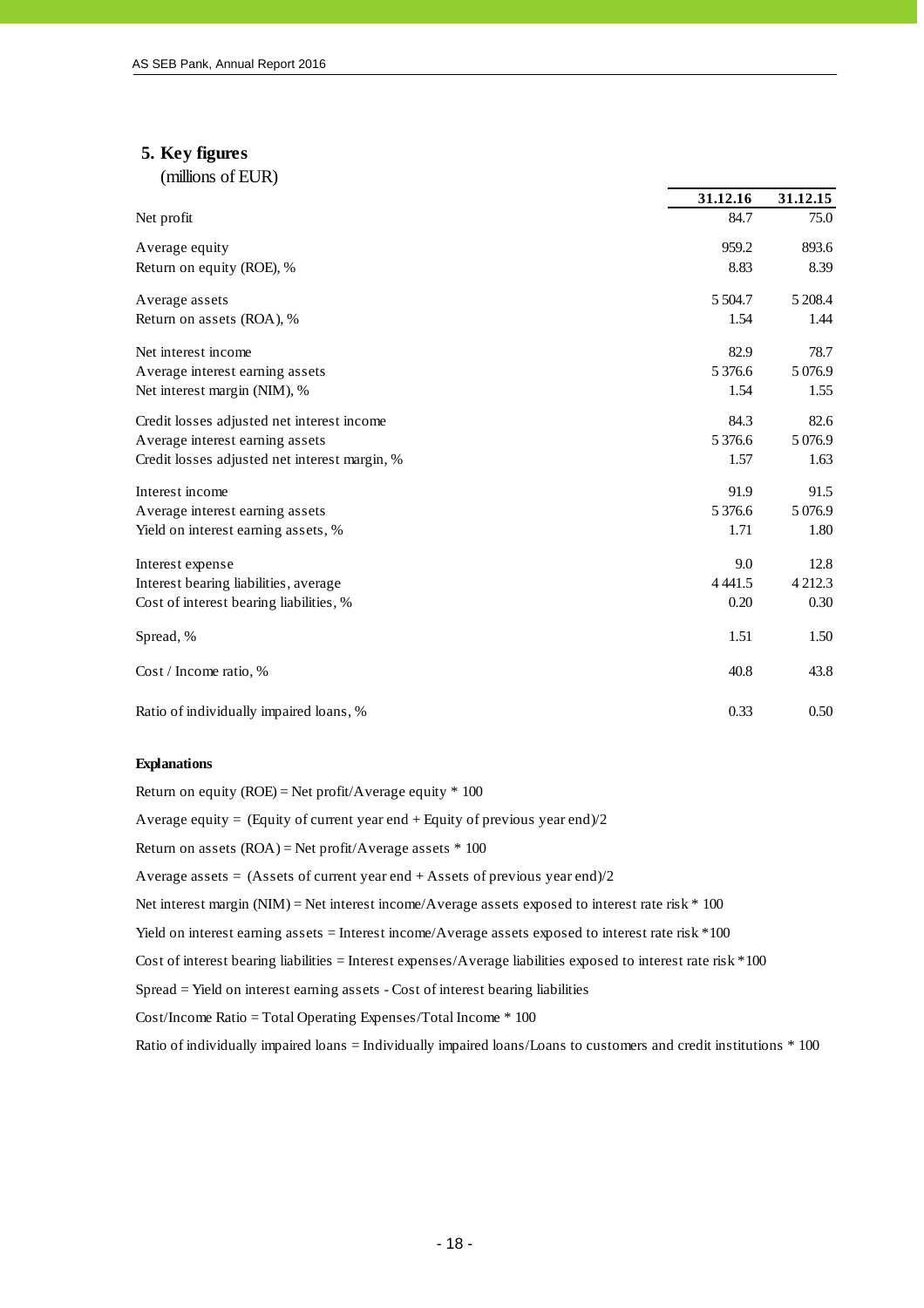## 5. Key figures

(millions of EUR)

| | 31.12.16 | 31.12.15 |
|---|---|---|
| Net profit | 84.7 | 75.0 |
| Average equity | 959.2 | 893.6 |
| Return on equity (ROE), % | 8.83 | 8.39 |
| Average assets | 5 504.7 | 5 208.4 |
| Return on assets (ROA), % | 1.54 | 1.44 |
| Net interest income | 82.9 | 78.7 |
| Average interest earning assets | 5 376.6 | 5 076.9 |
| Net interest margin (NIM), % | 1.54 | 1.55 |
| Credit losses adjusted net interest income | 84.3 | 82.6 |
| Average interest earning assets | 5 376.6 | 5 076.9 |
| Credit losses adjusted net interest margin, % | 1.57 | 1.63 |
| Interest income | 91.9 | 91.5 |
| Average interest earning assets | 5 376.6 | 5 076.9 |
| Yield on interest earning assets, % | 1.71 | 1.80 |
| Interest expense | 9.0 | 12.8 |
| Interest bearing liabilities, average | 4 441.5 | 4 212.3 |
| Cost of interest bearing liabilities, % | 0.20 | 0.30 |
| Spread, % | 1.51 | 1.50 |
| Cost / Income ratio, % | 40.8 | 43.8 |
| Ratio of individually impaired loans, % | 0.33 | 0.50 |

**Explanations**

Return on equity (ROE) = Net profit/Average equity * 100

Average equity = (Equity of current year end + Equity of previous year end)/2

Return on assets (ROA) = Net profit/Average assets * 100

Average assets = (Assets of current year end + Assets of previous year end)/2

Net interest margin (NIM) = Net interest income/Average assets exposed to interest rate risk * 100

Yield on interest earning assets = Interest income/Average assets exposed to interest rate risk *100

Cost of interest bearing liabilities = Interest expenses/Average liabilities exposed to interest rate risk *100

Spread = Yield on interest earning assets - Cost of interest bearing liabilities

Cost/Income Ratio = Total Operating Expenses/Total Income * 100

Ratio of individually impaired loans = Individually impaired loans/Loans to customers and credit institutions * 100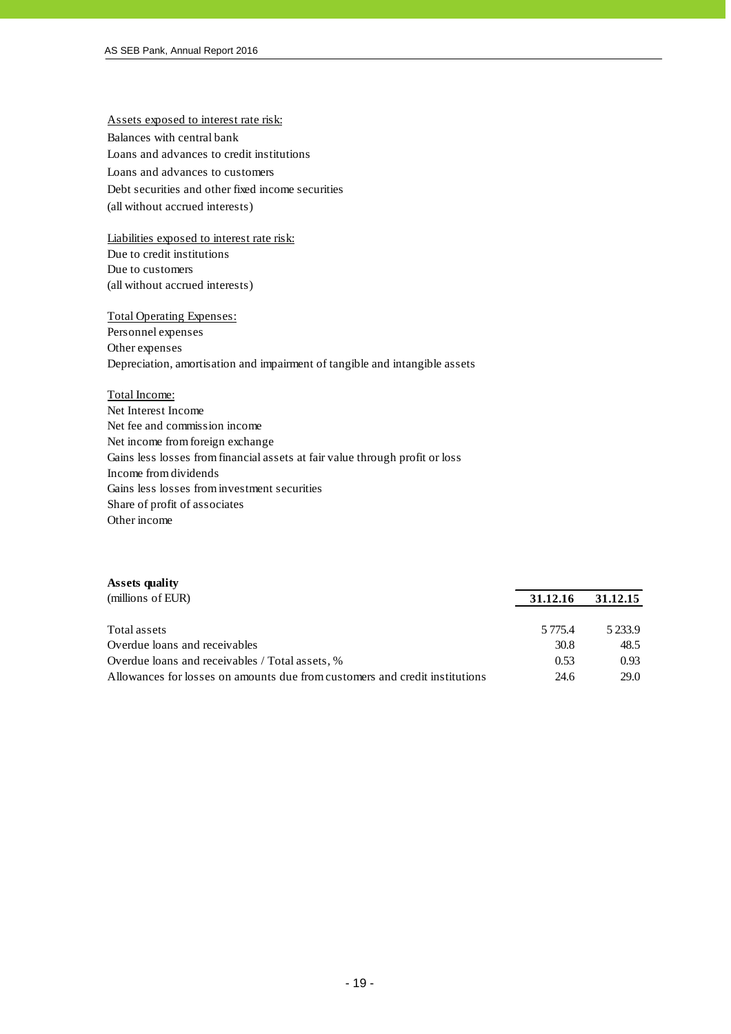Assets exposed to interest rate risk:
Balances with central bank
Loans and advances to credit institutions
Loans and advances to customers
Debt securities and other fixed income securities
(all without accrued interests)

Liabilities exposed to interest rate risk:
Due to credit institutions
Due to customers
(all without accrued interests)

Total Operating Expenses:
Personnel expenses
Other expenses
Depreciation, amortisation and impairment of tangible and intangible assets

Total Income:
Net Interest Income
Net fee and commission income
Net income from foreign exchange
Gains less losses from financial assets at fair value through profit or loss
Income from dividends
Gains less losses from investment securities
Share of profit of associates
Other income

**Assets quality**

| (millions of EUR) | 31.12.16 | 31.12.15 |
|---|---|---|
| Total assets | 5 775.4 | 5 233.9 |
| Overdue loans and receivables | 30.8 | 48.5 |
| Overdue loans and receivables / Total assets, % | 0.53 | 0.93 |
| Allowances for losses on amounts due from customers and credit institutions | 24.6 | 29.0 |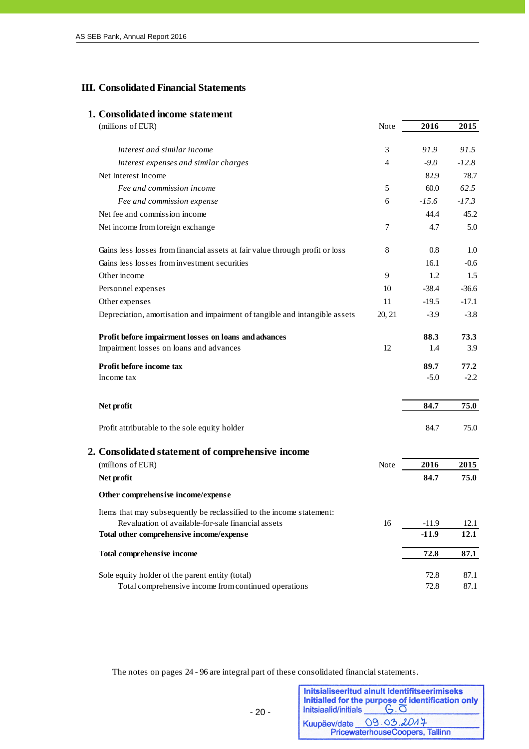# III. Consolidated Financial Statements

## 1. Consolidated income statement

| (millions of EUR) | Note | 2016 | 2015 |
|---|---|---|---|
| *Interest and similar income* | 3 | *91.9* | *91.5* |
| *Interest expenses and similar charges* | 4 | *-9.0* | *-12.8* |
| Net Interest Income | | 82.9 | 78.7 |
| *Fee and commission income* | 5 | 60.0 | *62.5* |
| *Fee and commission expense* | 6 | *-15.6* | *-17.3* |
| Net fee and commission income | | 44.4 | 45.2 |
| Net income from foreign exchange | 7 | 4.7 | 5.0 |
| Gains less losses from financial assets at fair value through profit or loss | 8 | 0.8 | 1.0 |
| Gains less losses from investment securities | | 16.1 | -0.6 |
| Other income | 9 | 1.2 | 1.5 |
| Personnel expenses | 10 | -38.4 | -36.6 |
| Other expenses | 11 | -19.5 | -17.1 |
| Depreciation, amortisation and impairment of tangible and intangible assets | 20, 21 | -3.9 | -3.8 |
| **Profit before impairment losses on loans and advances** | | **88.3** | **73.3** |
| Impairment losses on loans and advances | 12 | 1.4 | 3.9 |
| **Profit before income tax** | | **89.7** | **77.2** |
| Income tax | | -5.0 | -2.2 |
| **Net profit** | | **84.7** | **75.0** |
| Profit attributable to the sole equity holder | | 84.7 | 75.0 |

## 2. Consolidated statement of comprehensive income

| (millions of EUR) | Note | 2016 | 2015 |
|---|---|---|---|
| **Net profit** | | **84.7** | **75.0** |
| **Other comprehensive income/expense** | | | |
| Items that may subsequently be reclassified to the income statement: | | | |
| Revaluation of available-for-sale financial assets | 16 | -11.9 | 12.1 |
| **Total other comprehensive income/expense** | | **-11.9** | **12.1** |
| **Total comprehensive income** | | **72.8** | **87.1** |
| Sole equity holder of the parent entity (total) | | 72.8 | 87.1 |
| Total comprehensive income from continued operations | | 72.8 | 87.1 |

The notes on pages 24 - 96 are integral part of these consolidated financial statements.

Initsialiseeritud ainult identifitseerimiseks
Initialled for the purpose of identification only
Initsiaalid/initials G.O
Kuupäev/date 09.03.2017
PricewaterhouseCoopers, Tallinn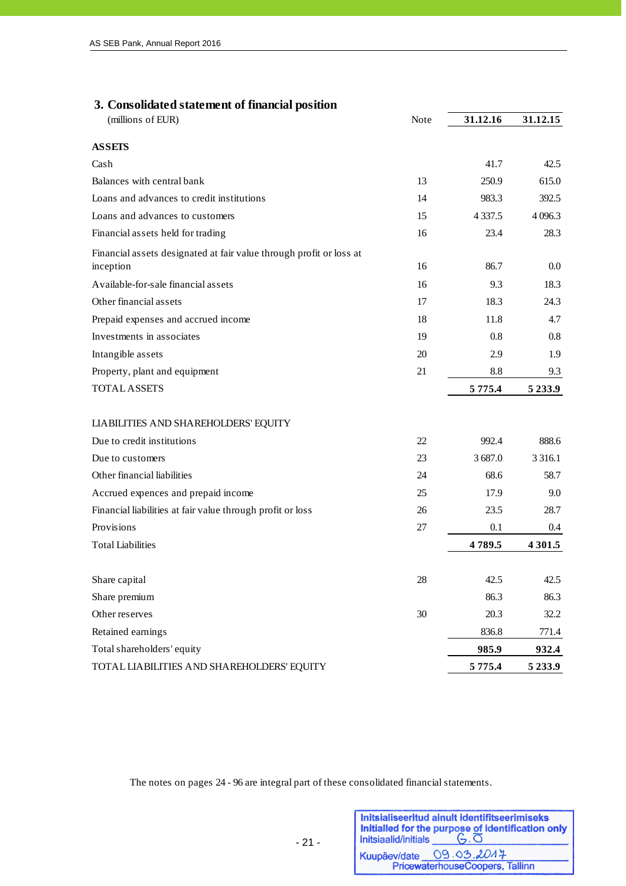## 3. Consolidated statement of financial position

| (millions of EUR) | Note | 31.12.16 | 31.12.15 |
|---|---|---|---|
| **ASSETS** | | | |
| Cash | | 41.7 | 42.5 |
| Balances with central bank | 13 | 250.9 | 615.0 |
| Loans and advances to credit institutions | 14 | 983.3 | 392.5 |
| Loans and advances to customers | 15 | 4 337.5 | 4 096.3 |
| Financial assets held for trading | 16 | 23.4 | 28.3 |
| Financial assets designated at fair value through profit or loss at inception | 16 | 86.7 | 0.0 |
| Available-for-sale financial assets | 16 | 9.3 | 18.3 |
| Other financial assets | 17 | 18.3 | 24.3 |
| Prepaid expenses and accrued income | 18 | 11.8 | 4.7 |
| Investments in associates | 19 | 0.8 | 0.8 |
| Intangible assets | 20 | 2.9 | 1.9 |
| Property, plant and equipment | 21 | 8.8 | 9.3 |
| TOTAL ASSETS | | **5 775.4** | **5 233.9** |
| | | | |
| LIABILITIES AND SHAREHOLDERS' EQUITY | | | |
| Due to credit institutions | 22 | 992.4 | 888.6 |
| Due to customers | 23 | 3 687.0 | 3 316.1 |
| Other financial liabilities | 24 | 68.6 | 58.7 |
| Accrued expences and prepaid income | 25 | 17.9 | 9.0 |
| Financial liabilities at fair value through profit or loss | 26 | 23.5 | 28.7 |
| Provisions | 27 | 0.1 | 0.4 |
| Total Liabilities | | **4 789.5** | **4 301.5** |
| | | | |
| Share capital | 28 | 42.5 | 42.5 |
| Share premium | | 86.3 | 86.3 |
| Other reserves | 30 | 20.3 | 32.2 |
| Retained earnings | | 836.8 | 771.4 |
| Total shareholders' equity | | **985.9** | **932.4** |
| TOTAL LIABILITIES AND SHAREHOLDERS' EQUITY | | **5 775.4** | **5 233.9** |

The notes on pages 24 - 96 are integral part of these consolidated financial statements.

Initsialiseeritud ainult identifitseerimiseks
Initialled for the purpose of identification only
Initsiaalid/initials G.O
Kuupäev/date 09.03.2017
PricewaterhouseCoopers, Tallinn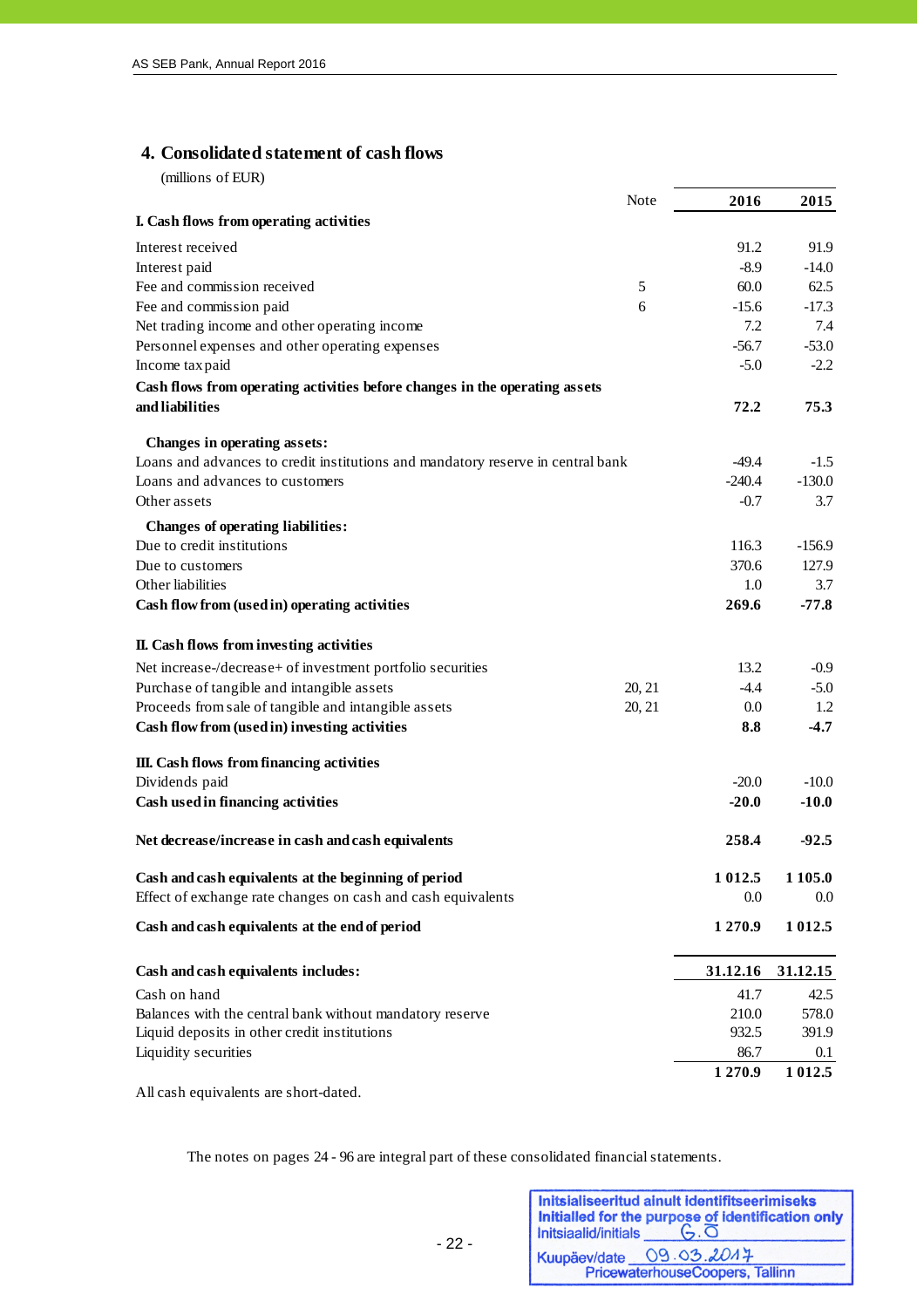## 4. Consolidated statement of cash flows

(millions of EUR)

| | Note | 2016 | 2015 |
|---|---|---|---|
| **I. Cash flows from operating activities** | | | |
| Interest received | | 91.2 | 91.9 |
| Interest paid | | -8.9 | -14.0 |
| Fee and commission received | 5 | 60.0 | 62.5 |
| Fee and commission paid | 6 | -15.6 | -17.3 |
| Net trading income and other operating income | | 7.2 | 7.4 |
| Personnel expenses and other operating expenses | | -56.7 | -53.0 |
| Income tax paid | | -5.0 | -2.2 |
| **Cash flows from operating activities before changes in the operating assets and liabilities** | | **72.2** | **75.3** |
| **Changes in operating assets:** | | | |
| Loans and advances to credit institutions and mandatory reserve in central bank | | -49.4 | -1.5 |
| Loans and advances to customers | | -240.4 | -130.0 |
| Other assets | | -0.7 | 3.7 |
| **Changes of operating liabilities:** | | | |
| Due to credit institutions | | 116.3 | -156.9 |
| Due to customers | | 370.6 | 127.9 |
| Other liabilities | | 1.0 | 3.7 |
| **Cash flow from (used in) operating activities** | | **269.6** | **-77.8** |
| **II. Cash flows from investing activities** | | | |
| Net increase-/decrease+ of investment portfolio securities | | 13.2 | -0.9 |
| Purchase of tangible and intangible assets | 20, 21 | -4.4 | -5.0 |
| Proceeds from sale of tangible and intangible assets | 20, 21 | 0.0 | 1.2 |
| **Cash flow from (used in) investing activities** | | **8.8** | **-4.7** |
| **III. Cash flows from financing activities** | | | |
| Dividends paid | | -20.0 | -10.0 |
| **Cash used in financing activities** | | **-20.0** | **-10.0** |
| **Net decrease/increase in cash and cash equivalents** | | **258.4** | **-92.5** |
| **Cash and cash equivalents at the beginning of period** | | **1 012.5** | **1 105.0** |
| Effect of exchange rate changes on cash and cash equivalents | | 0.0 | 0.0 |
| **Cash and cash equivalents at the end of period** | | **1 270.9** | **1 012.5** |

| **Cash and cash equivalents includes:** | **31.12.16** | **31.12.15** |
|---|---|---|
| Cash on hand | 41.7 | 42.5 |
| Balances with the central bank without mandatory reserve | 210.0 | 578.0 |
| Liquid deposits in other credit institutions | 932.5 | 391.9 |
| Liquidity securities | 86.7 | 0.1 |
| | **1 270.9** | **1 012.5** |

All cash equivalents are short-dated.

The notes on pages 24 - 96 are integral part of these consolidated financial statements.

Initsialiseeritud ainult identifitseerimiseks
Initialled for the purpose of identification only
Initsiaalid/initials G.O
Kuupäev/date 09.03.2017
PricewaterhouseCoopers, Tallinn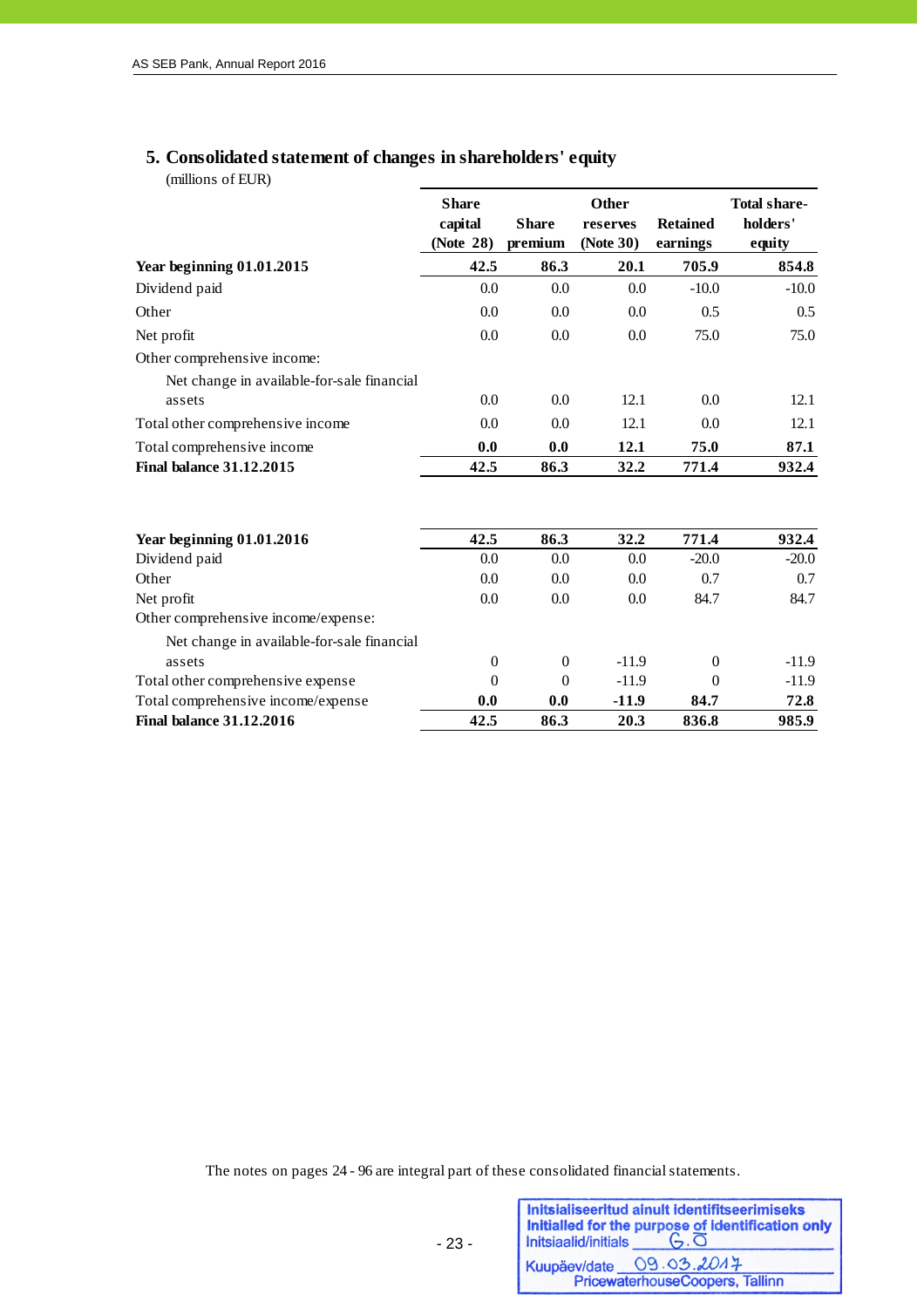## 5. Consolidated statement of changes in shareholders' equity

(millions of EUR)

| | Share capital (Note 28) | Share premium | Other reserves (Note 30) | Retained earnings | Total share-holders' equity |
|---|---|---|---|---|---|
| **Year beginning 01.01.2015** | **42.5** | **86.3** | **20.1** | **705.9** | **854.8** |
| Dividend paid | 0.0 | 0.0 | 0.0 | -10.0 | -10.0 |
| Other | 0.0 | 0.0 | 0.0 | 0.5 | 0.5 |
| Net profit | 0.0 | 0.0 | 0.0 | 75.0 | 75.0 |
| Other comprehensive income: | | | | | |
| Net change in available-for-sale financial assets | 0.0 | 0.0 | 12.1 | 0.0 | 12.1 |
| Total other comprehensive income | 0.0 | 0.0 | 12.1 | 0.0 | 12.1 |
| Total comprehensive income | **0.0** | **0.0** | **12.1** | **75.0** | **87.1** |
| **Final balance 31.12.2015** | **42.5** | **86.3** | **32.2** | **771.4** | **932.4** |
| | | | | | |
| **Year beginning 01.01.2016** | **42.5** | **86.3** | **32.2** | **771.4** | **932.4** |
| Dividend paid | 0.0 | 0.0 | 0.0 | -20.0 | -20.0 |
| Other | 0.0 | 0.0 | 0.0 | 0.7 | 0.7 |
| Net profit | 0.0 | 0.0 | 0.0 | 84.7 | 84.7 |
| Other comprehensive income/expense: | | | | | |
| Net change in available-for-sale financial assets | 0 | 0 | -11.9 | 0 | -11.9 |
| Total other comprehensive expense | 0 | 0 | -11.9 | 0 | -11.9 |
| Total comprehensive income/expense | **0.0** | **0.0** | **-11.9** | **84.7** | **72.8** |
| **Final balance 31.12.2016** | **42.5** | **86.3** | **20.3** | **836.8** | **985.9** |

The notes on pages 24 - 96 are integral part of these consolidated financial statements.

Initsialiseeritud ainult identifitseerimiseks
Initialled for the purpose of identification only
Initsiaalid/initials G.O
Kuupäev/date 09.03.2017
PricewaterhouseCoopers, Tallinn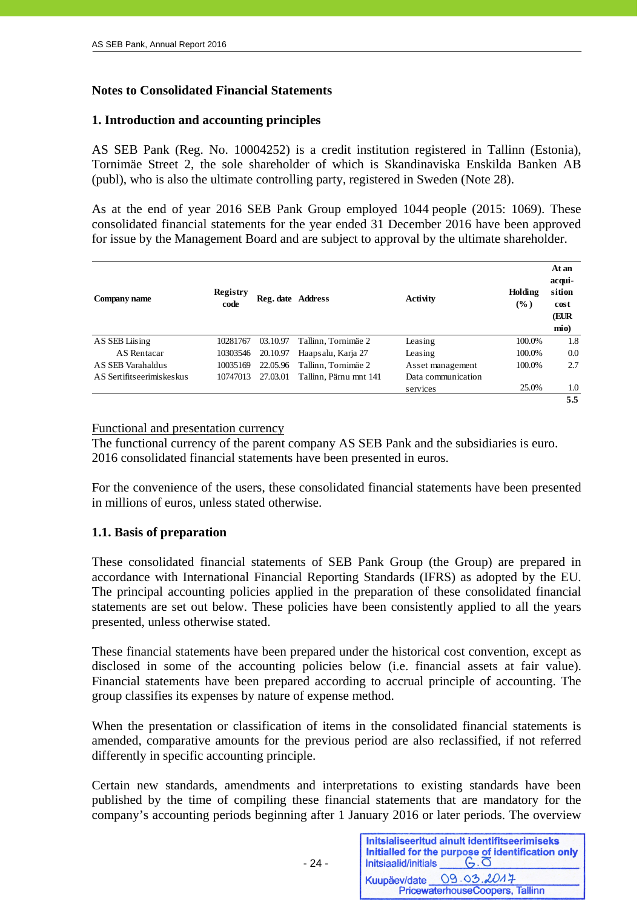## Notes to Consolidated Financial Statements

### 1. Introduction and accounting principles

AS SEB Pank (Reg. No. 10004252) is a credit institution registered in Tallinn (Estonia), Tornimäe Street 2, the sole shareholder of which is Skandinaviska Enskilda Banken AB (publ), who is also the ultimate controlling party, registered in Sweden (Note 28).

As at the end of year 2016 SEB Pank Group employed 1044 people (2015: 1069). These consolidated financial statements for the year ended 31 December 2016 have been approved for issue by the Management Board and are subject to approval by the ultimate shareholder.

| Company name | Registry code | Reg. date | Address | Activity | Holding (%) | At an acqui-sition cost (EUR mio) |
|---|---|---|---|---|---|---|
| AS SEB Liising | 10281767 | 03.10.97 | Tallinn, Tornimäe 2 | Leasing | 100.0% | 1.8 |
| AS Rentacar | 10303546 | 20.10.97 | Haapsalu, Karja 27 | Leasing | 100.0% | 0.0 |
| AS SEB Varahaldus | 10035169 | 22.05.96 | Tallinn, Tornimäe 2 | Asset management | 100.0% | 2.7 |
| AS Sertifitseerimiskeskus | 10747013 | 27.03.01 | Tallinn, Pärnu mnt 141 | Data communication services | 25.0% | 1.0 |
| | | | | | | **5.5** |

Functional and presentation currency
The functional currency of the parent company AS SEB Pank and the subsidiaries is euro. 2016 consolidated financial statements have been presented in euros.

For the convenience of the users, these consolidated financial statements have been presented in millions of euros, unless stated otherwise.

### 1.1. Basis of preparation

These consolidated financial statements of SEB Pank Group (the Group) are prepared in accordance with International Financial Reporting Standards (IFRS) as adopted by the EU. The principal accounting policies applied in the preparation of these consolidated financial statements are set out below. These policies have been consistently applied to all the years presented, unless otherwise stated.

These financial statements have been prepared under the historical cost convention, except as disclosed in some of the accounting policies below (i.e. financial assets at fair value). Financial statements have been prepared according to accrual principle of accounting. The group classifies its expenses by nature of expense method.

When the presentation or classification of items in the consolidated financial statements is amended, comparative amounts for the previous period are also reclassified, if not referred differently in specific accounting principle.

Certain new standards, amendments and interpretations to existing standards have been published by the time of compiling these financial statements that are mandatory for the company's accounting periods beginning after 1 January 2016 or later periods. The overview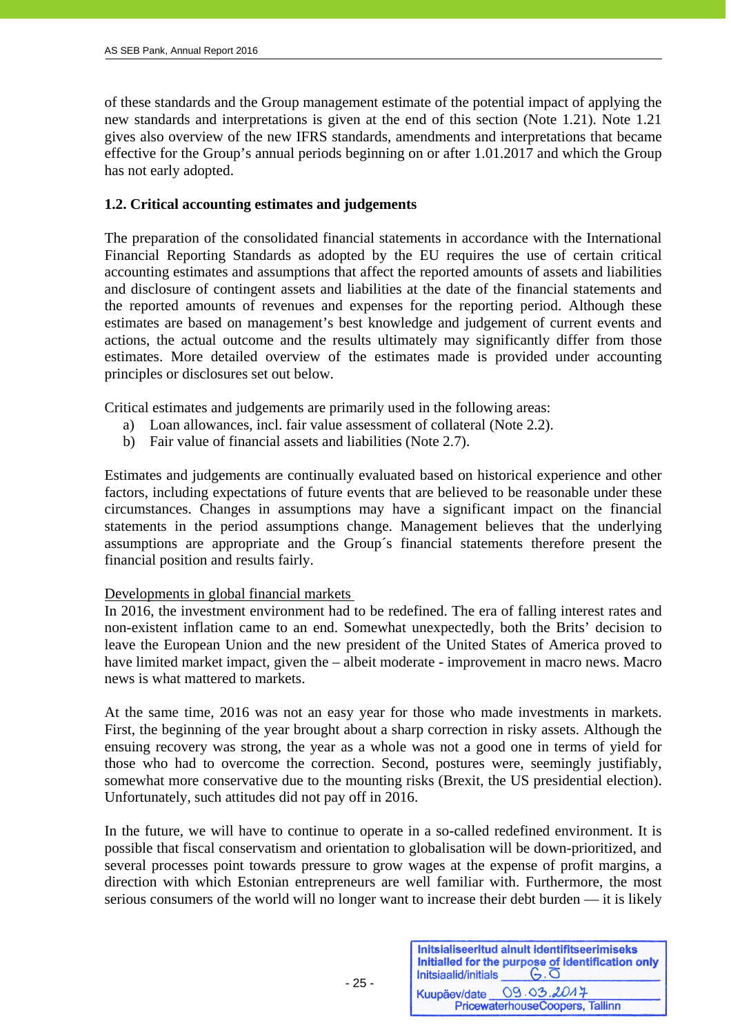of these standards and the Group management estimate of the potential impact of applying the new standards and interpretations is given at the end of this section (Note 1.21). Note 1.21 gives also overview of the new IFRS standards, amendments and interpretations that became effective for the Group's annual periods beginning on or after 1.01.2017 and which the Group has not early adopted.

## 1.2. Critical accounting estimates and judgements

The preparation of the consolidated financial statements in accordance with the International Financial Reporting Standards as adopted by the EU requires the use of certain critical accounting estimates and assumptions that affect the reported amounts of assets and liabilities and disclosure of contingent assets and liabilities at the date of the financial statements and the reported amounts of revenues and expenses for the reporting period. Although these estimates are based on management's best knowledge and judgement of current events and actions, the actual outcome and the results ultimately may significantly differ from those estimates. More detailed overview of the estimates made is provided under accounting principles or disclosures set out below.

Critical estimates and judgements are primarily used in the following areas:

a) Loan allowances, incl. fair value assessment of collateral (Note 2.2).
b) Fair value of financial assets and liabilities (Note 2.7).

Estimates and judgements are continually evaluated based on historical experience and other factors, including expectations of future events that are believed to be reasonable under these circumstances. Changes in assumptions may have a significant impact on the financial statements in the period assumptions change. Management believes that the underlying assumptions are appropriate and the Group´s financial statements therefore present the financial position and results fairly.

Developments in global financial markets

In 2016, the investment environment had to be redefined. The era of falling interest rates and non-existent inflation came to an end. Somewhat unexpectedly, both the Brits' decision to leave the European Union and the new president of the United States of America proved to have limited market impact, given the – albeit moderate - improvement in macro news. Macro news is what mattered to markets.

At the same time, 2016 was not an easy year for those who made investments in markets. First, the beginning of the year brought about a sharp correction in risky assets. Although the ensuing recovery was strong, the year as a whole was not a good one in terms of yield for those who had to overcome the correction. Second, postures were, seemingly justifiably, somewhat more conservative due to the mounting risks (Brexit, the US presidential election). Unfortunately, such attitudes did not pay off in 2016.

In the future, we will have to continue to operate in a so-called redefined environment. It is possible that fiscal conservatism and orientation to globalisation will be down-prioritized, and several processes point towards pressure to grow wages at the expense of profit margins, a direction with which Estonian entrepreneurs are well familiar with. Furthermore, the most serious consumers of the world will no longer want to increase their debt burden — it is likely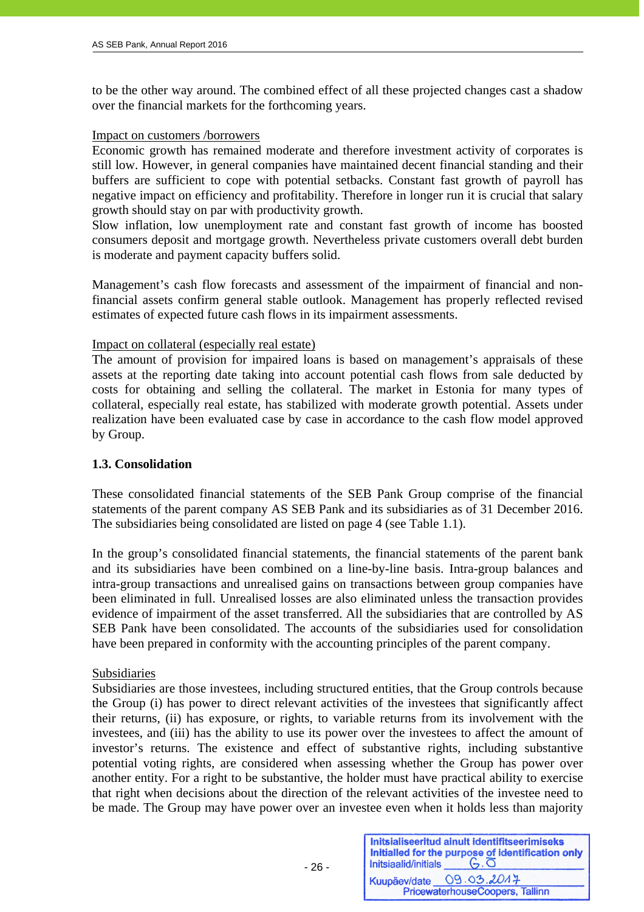to be the other way around. The combined effect of all these projected changes cast a shadow over the financial markets for the forthcoming years.

Impact on customers /borrowers

Economic growth has remained moderate and therefore investment activity of corporates is still low. However, in general companies have maintained decent financial standing and their buffers are sufficient to cope with potential setbacks. Constant fast growth of payroll has negative impact on efficiency and profitability. Therefore in longer run it is crucial that salary growth should stay on par with productivity growth.
Slow inflation, low unemployment rate and constant fast growth of income has boosted consumers deposit and mortgage growth. Nevertheless private customers overall debt burden is moderate and payment capacity buffers solid.

Management's cash flow forecasts and assessment of the impairment of financial and non-financial assets confirm general stable outlook. Management has properly reflected revised estimates of expected future cash flows in its impairment assessments.

Impact on collateral (especially real estate)

The amount of provision for impaired loans is based on management's appraisals of these assets at the reporting date taking into account potential cash flows from sale deducted by costs for obtaining and selling the collateral. The market in Estonia for many types of collateral, especially real estate, has stabilized with moderate growth potential. Assets under realization have been evaluated case by case in accordance to the cash flow model approved by Group.

### 1.3. Consolidation

These consolidated financial statements of the SEB Pank Group comprise of the financial statements of the parent company AS SEB Pank and its subsidiaries as of 31 December 2016. The subsidiaries being consolidated are listed on page 4 (see Table 1.1).

In the group's consolidated financial statements, the financial statements of the parent bank and its subsidiaries have been combined on a line-by-line basis. Intra-group balances and intra-group transactions and unrealised gains on transactions between group companies have been eliminated in full. Unrealised losses are also eliminated unless the transaction provides evidence of impairment of the asset transferred. All the subsidiaries that are controlled by AS SEB Pank have been consolidated. The accounts of the subsidiaries used for consolidation have been prepared in conformity with the accounting principles of the parent company.

Subsidiaries

Subsidiaries are those investees, including structured entities, that the Group controls because the Group (i) has power to direct relevant activities of the investees that significantly affect their returns, (ii) has exposure, or rights, to variable returns from its involvement with the investees, and (iii) has the ability to use its power over the investees to affect the amount of investor's returns. The existence and effect of substantive rights, including substantive potential voting rights, are considered when assessing whether the Group has power over another entity. For a right to be substantive, the holder must have practical ability to exercise that right when decisions about the direction of the relevant activities of the investee need to be made. The Group may have power over an investee even when it holds less than majority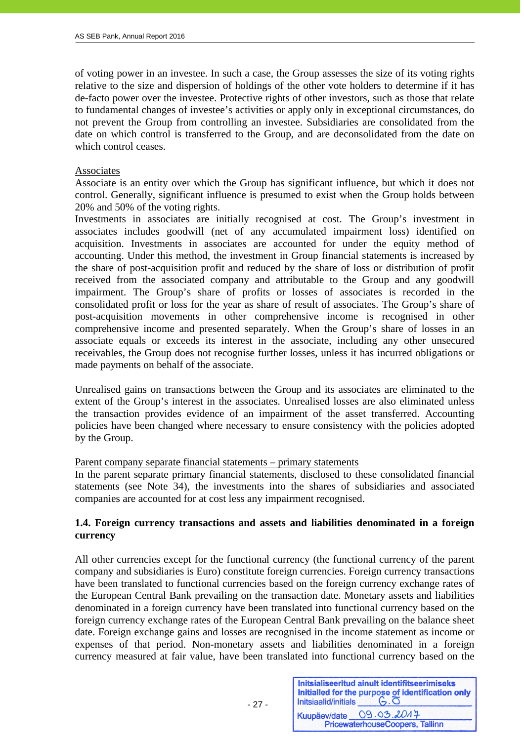of voting power in an investee. In such a case, the Group assesses the size of its voting rights relative to the size and dispersion of holdings of the other vote holders to determine if it has de-facto power over the investee. Protective rights of other investors, such as those that relate to fundamental changes of investee's activities or apply only in exceptional circumstances, do not prevent the Group from controlling an investee. Subsidiaries are consolidated from the date on which control is transferred to the Group, and are deconsolidated from the date on which control ceases.

Associates

Associate is an entity over which the Group has significant influence, but which it does not control. Generally, significant influence is presumed to exist when the Group holds between 20% and 50% of the voting rights.

Investments in associates are initially recognised at cost. The Group's investment in associates includes goodwill (net of any accumulated impairment loss) identified on acquisition. Investments in associates are accounted for under the equity method of accounting. Under this method, the investment in Group financial statements is increased by the share of post-acquisition profit and reduced by the share of loss or distribution of profit received from the associated company and attributable to the Group and any goodwill impairment. The Group's share of profits or losses of associates is recorded in the consolidated profit or loss for the year as share of result of associates. The Group's share of post-acquisition movements in other comprehensive income is recognised in other comprehensive income and presented separately. When the Group's share of losses in an associate equals or exceeds its interest in the associate, including any other unsecured receivables, the Group does not recognise further losses, unless it has incurred obligations or made payments on behalf of the associate.

Unrealised gains on transactions between the Group and its associates are eliminated to the extent of the Group's interest in the associates. Unrealised losses are also eliminated unless the transaction provides evidence of an impairment of the asset transferred. Accounting policies have been changed where necessary to ensure consistency with the policies adopted by the Group.

Parent company separate financial statements – primary statements

In the parent separate primary financial statements, disclosed to these consolidated financial statements (see Note 34), the investments into the shares of subsidiaries and associated companies are accounted for at cost less any impairment recognised.

### 1.4. Foreign currency transactions and assets and liabilities denominated in a foreign currency

All other currencies except for the functional currency (the functional currency of the parent company and subsidiaries is Euro) constitute foreign currencies. Foreign currency transactions have been translated to functional currencies based on the foreign currency exchange rates of the European Central Bank prevailing on the transaction date. Monetary assets and liabilities denominated in a foreign currency have been translated into functional currency based on the foreign currency exchange rates of the European Central Bank prevailing on the balance sheet date. Foreign exchange gains and losses are recognised in the income statement as income or expenses of that period. Non-monetary assets and liabilities denominated in a foreign currency measured at fair value, have been translated into functional currency based on the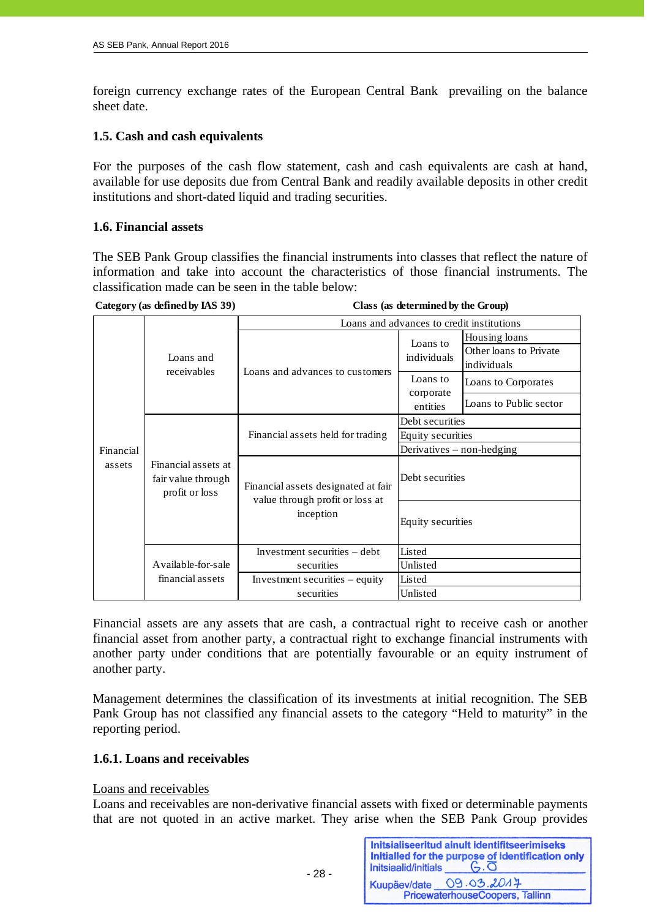foreign currency exchange rates of the European Central Bank prevailing on the balance sheet date.

### 1.5. Cash and cash equivalents

For the purposes of the cash flow statement, cash and cash equivalents are cash at hand, available for use deposits due from Central Bank and readily available deposits in other credit institutions and short-dated liquid and trading securities.

### 1.6. Financial assets

The SEB Pank Group classifies the financial instruments into classes that reflect the nature of information and take into account the characteristics of those financial instruments. The classification made can be seen in the table below:

| Category (as defined by IAS 39) | | Class (as determined by the Group) | | |
|---|---|---|---|---|
| Financial assets | Loans and receivables | Loans and advances to credit institutions | | |
| | | Loans and advances to customers | Loans to individuals | Housing loans |
| | | | | Other loans to Private individuals |
| | | | Loans to corporate entities | Loans to Corporates |
| | | | | Loans to Public sector |
| | Financial assets at fair value through profit or loss | Financial assets held for trading | Debt securities | |
| | | | Equity securities | |
| | | | Derivatives – non-hedging | |
| | | Financial assets designated at fair value through profit or loss at inception | Debt securities | |
| | | | Equity securities | |
| | Available-for-sale financial assets | Investment securities – debt securities | Listed | |
| | | | Unlisted | |
| | | Investment securities – equity securities | Listed | |
| | | | Unlisted | |

Financial assets are any assets that are cash, a contractual right to receive cash or another financial asset from another party, a contractual right to exchange financial instruments with another party under conditions that are potentially favourable or an equity instrument of another party.

Management determines the classification of its investments at initial recognition. The SEB Pank Group has not classified any financial assets to the category “Held to maturity” in the reporting period.

#### 1.6.1. Loans and receivables

Loans and receivables

Loans and receivables are non-derivative financial assets with fixed or determinable payments that are not quoted in an active market. They arise when the SEB Pank Group provides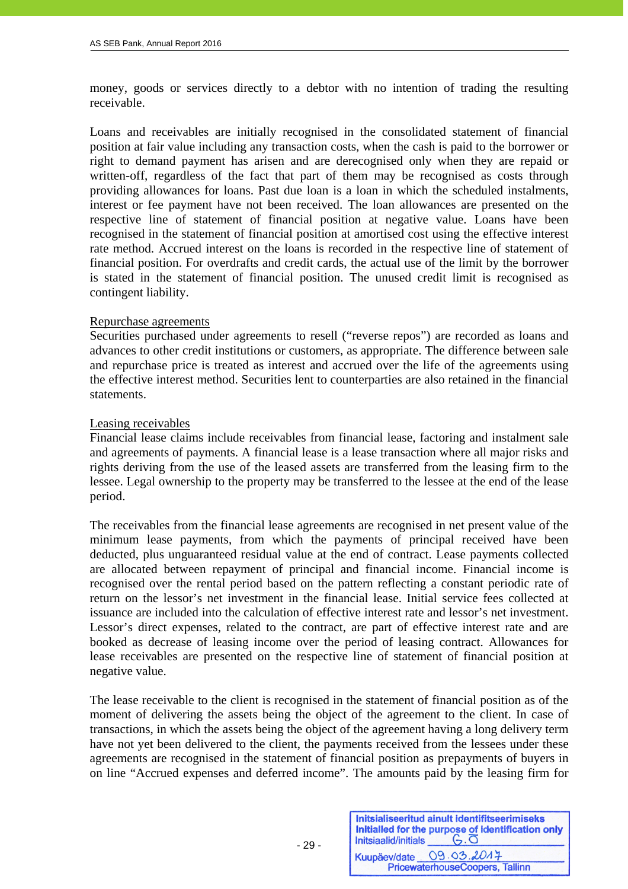money, goods or services directly to a debtor with no intention of trading the resulting receivable.

Loans and receivables are initially recognised in the consolidated statement of financial position at fair value including any transaction costs, when the cash is paid to the borrower or right to demand payment has arisen and are derecognised only when they are repaid or written-off, regardless of the fact that part of them may be recognised as costs through providing allowances for loans. Past due loan is a loan in which the scheduled instalments, interest or fee payment have not been received. The loan allowances are presented on the respective line of statement of financial position at negative value. Loans have been recognised in the statement of financial position at amortised cost using the effective interest rate method. Accrued interest on the loans is recorded in the respective line of statement of financial position. For overdrafts and credit cards, the actual use of the limit by the borrower is stated in the statement of financial position. The unused credit limit is recognised as contingent liability.

<u>Repurchase agreements</u>
Securities purchased under agreements to resell (“reverse repos”) are recorded as loans and advances to other credit institutions or customers, as appropriate. The difference between sale and repurchase price is treated as interest and accrued over the life of the agreements using the effective interest method. Securities lent to counterparties are also retained in the financial statements.

<u>Leasing receivables</u>
Financial lease claims include receivables from financial lease, factoring and instalment sale and agreements of payments. A financial lease is a lease transaction where all major risks and rights deriving from the use of the leased assets are transferred from the leasing firm to the lessee. Legal ownership to the property may be transferred to the lessee at the end of the lease period.

The receivables from the financial lease agreements are recognised in net present value of the minimum lease payments, from which the payments of principal received have been deducted, plus unguaranteed residual value at the end of contract. Lease payments collected are allocated between repayment of principal and financial income. Financial income is recognised over the rental period based on the pattern reflecting a constant periodic rate of return on the lessor’s net investment in the financial lease. Initial service fees collected at issuance are included into the calculation of effective interest rate and lessor’s net investment. Lessor’s direct expenses, related to the contract, are part of effective interest rate and are booked as decrease of leasing income over the period of leasing contract. Allowances for lease receivables are presented on the respective line of statement of financial position at negative value.

The lease receivable to the client is recognised in the statement of financial position as of the moment of delivering the assets being the object of the agreement to the client. In case of transactions, in which the assets being the object of the agreement having a long delivery term have not yet been delivered to the client, the payments received from the lessees under these agreements are recognised in the statement of financial position as prepayments of buyers in on line “Accrued expenses and deferred income”. The amounts paid by the leasing firm for

Initsialiseeritud ainult identifitseerimiseks
Initialled for the purpose of identification only
Initsiaalid/initials G.O
Kuupäev/date 09.03.2017
PricewaterhouseCoopers, Tallinn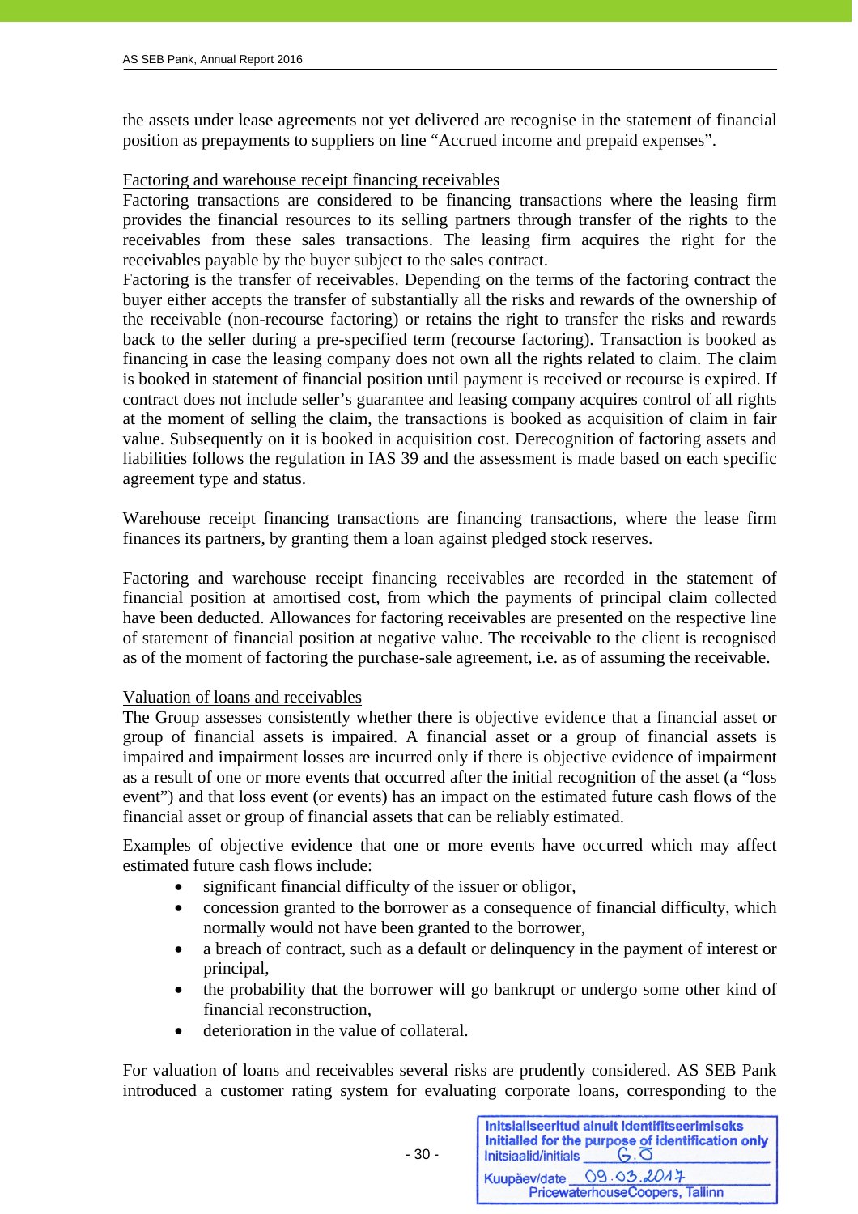the assets under lease agreements not yet delivered are recognise in the statement of financial position as prepayments to suppliers on line "Accrued income and prepaid expenses".

Factoring and warehouse receipt financing receivables

Factoring transactions are considered to be financing transactions where the leasing firm provides the financial resources to its selling partners through transfer of the rights to the receivables from these sales transactions. The leasing firm acquires the right for the receivables payable by the buyer subject to the sales contract.

Factoring is the transfer of receivables. Depending on the terms of the factoring contract the buyer either accepts the transfer of substantially all the risks and rewards of the ownership of the receivable (non-recourse factoring) or retains the right to transfer the risks and rewards back to the seller during a pre-specified term (recourse factoring). Transaction is booked as financing in case the leasing company does not own all the rights related to claim. The claim is booked in statement of financial position until payment is received or recourse is expired. If contract does not include seller's guarantee and leasing company acquires control of all rights at the moment of selling the claim, the transactions is booked as acquisition of claim in fair value. Subsequently on it is booked in acquisition cost. Derecognition of factoring assets and liabilities follows the regulation in IAS 39 and the assessment is made based on each specific agreement type and status.

Warehouse receipt financing transactions are financing transactions, where the lease firm finances its partners, by granting them a loan against pledged stock reserves.

Factoring and warehouse receipt financing receivables are recorded in the statement of financial position at amortised cost, from which the payments of principal claim collected have been deducted. Allowances for factoring receivables are presented on the respective line of statement of financial position at negative value. The receivable to the client is recognised as of the moment of factoring the purchase-sale agreement, i.e. as of assuming the receivable.

Valuation of loans and receivables

The Group assesses consistently whether there is objective evidence that a financial asset or group of financial assets is impaired. A financial asset or a group of financial assets is impaired and impairment losses are incurred only if there is objective evidence of impairment as a result of one or more events that occurred after the initial recognition of the asset (a "loss event") and that loss event (or events) has an impact on the estimated future cash flows of the financial asset or group of financial assets that can be reliably estimated.

Examples of objective evidence that one or more events have occurred which may affect estimated future cash flows include:

- significant financial difficulty of the issuer or obligor,
- concession granted to the borrower as a consequence of financial difficulty, which normally would not have been granted to the borrower,
- a breach of contract, such as a default or delinquency in the payment of interest or principal,
- the probability that the borrower will go bankrupt or undergo some other kind of financial reconstruction,
- deterioration in the value of collateral.

For valuation of loans and receivables several risks are prudently considered. AS SEB Pank introduced a customer rating system for evaluating corporate loans, corresponding to the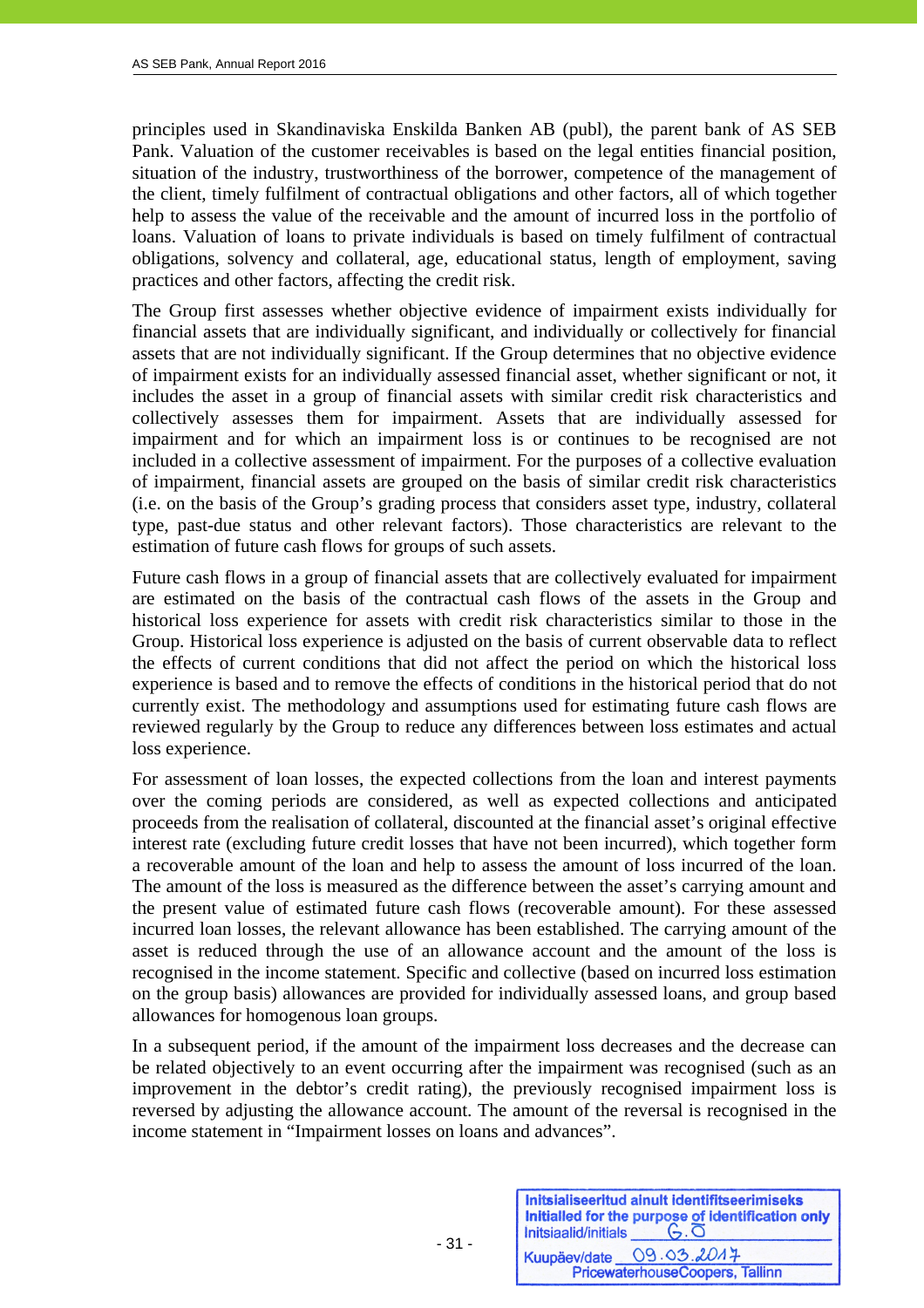principles used in Skandinaviska Enskilda Banken AB (publ), the parent bank of AS SEB Pank. Valuation of the customer receivables is based on the legal entities financial position, situation of the industry, trustworthiness of the borrower, competence of the management of the client, timely fulfilment of contractual obligations and other factors, all of which together help to assess the value of the receivable and the amount of incurred loss in the portfolio of loans. Valuation of loans to private individuals is based on timely fulfilment of contractual obligations, solvency and collateral, age, educational status, length of employment, saving practices and other factors, affecting the credit risk.

The Group first assesses whether objective evidence of impairment exists individually for financial assets that are individually significant, and individually or collectively for financial assets that are not individually significant. If the Group determines that no objective evidence of impairment exists for an individually assessed financial asset, whether significant or not, it includes the asset in a group of financial assets with similar credit risk characteristics and collectively assesses them for impairment. Assets that are individually assessed for impairment and for which an impairment loss is or continues to be recognised are not included in a collective assessment of impairment. For the purposes of a collective evaluation of impairment, financial assets are grouped on the basis of similar credit risk characteristics (i.e. on the basis of the Group's grading process that considers asset type, industry, collateral type, past-due status and other relevant factors). Those characteristics are relevant to the estimation of future cash flows for groups of such assets.

Future cash flows in a group of financial assets that are collectively evaluated for impairment are estimated on the basis of the contractual cash flows of the assets in the Group and historical loss experience for assets with credit risk characteristics similar to those in the Group. Historical loss experience is adjusted on the basis of current observable data to reflect the effects of current conditions that did not affect the period on which the historical loss experience is based and to remove the effects of conditions in the historical period that do not currently exist. The methodology and assumptions used for estimating future cash flows are reviewed regularly by the Group to reduce any differences between loss estimates and actual loss experience.

For assessment of loan losses, the expected collections from the loan and interest payments over the coming periods are considered, as well as expected collections and anticipated proceeds from the realisation of collateral, discounted at the financial asset's original effective interest rate (excluding future credit losses that have not been incurred), which together form a recoverable amount of the loan and help to assess the amount of loss incurred of the loan. The amount of the loss is measured as the difference between the asset's carrying amount and the present value of estimated future cash flows (recoverable amount). For these assessed incurred loan losses, the relevant allowance has been established. The carrying amount of the asset is reduced through the use of an allowance account and the amount of the loss is recognised in the income statement. Specific and collective (based on incurred loss estimation on the group basis) allowances are provided for individually assessed loans, and group based allowances for homogenous loan groups.

In a subsequent period, if the amount of the impairment loss decreases and the decrease can be related objectively to an event occurring after the impairment was recognised (such as an improvement in the debtor's credit rating), the previously recognised impairment loss is reversed by adjusting the allowance account. The amount of the reversal is recognised in the income statement in "Impairment losses on loans and advances".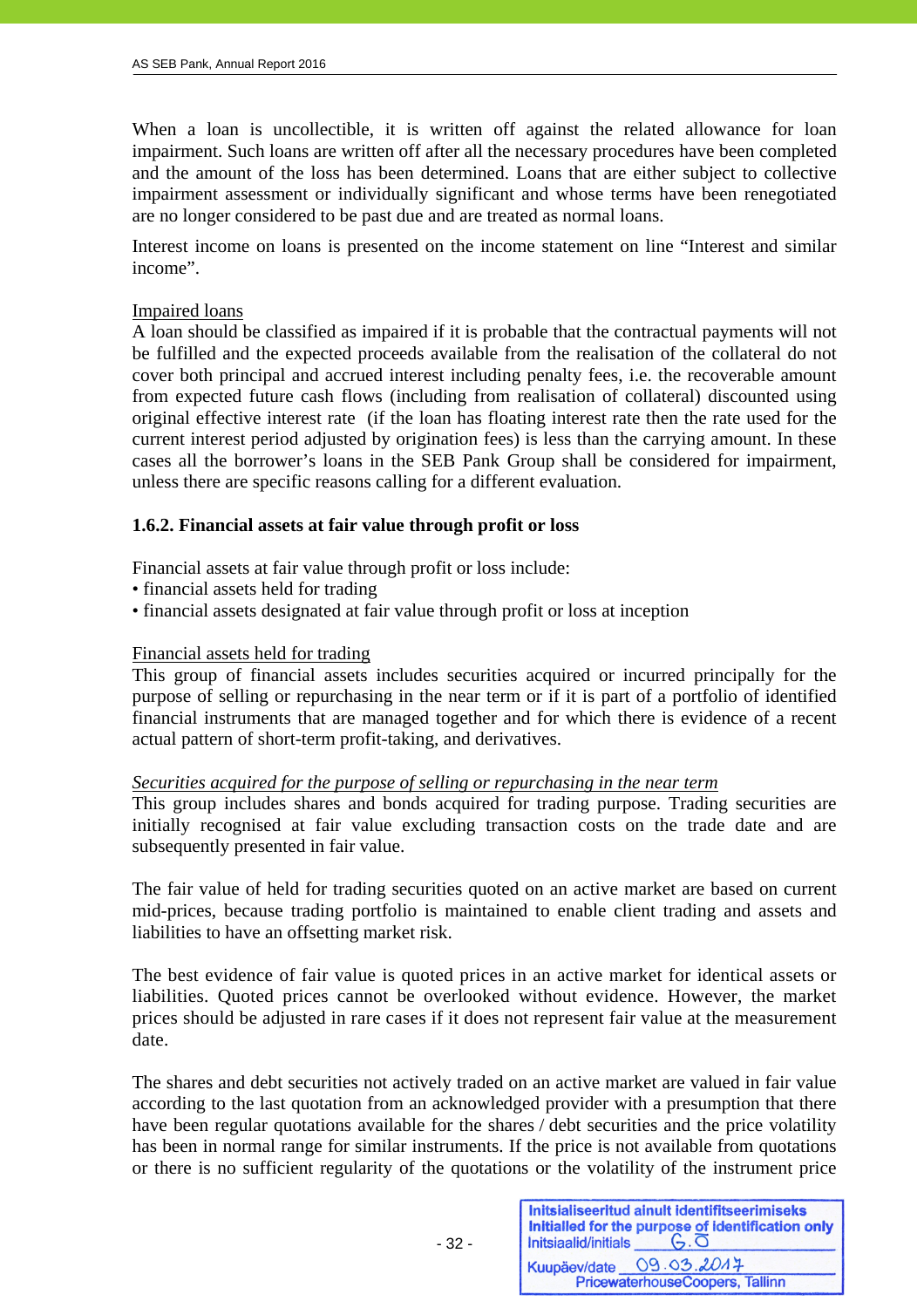When a loan is uncollectible, it is written off against the related allowance for loan impairment. Such loans are written off after all the necessary procedures have been completed and the amount of the loss has been determined. Loans that are either subject to collective impairment assessment or individually significant and whose terms have been renegotiated are no longer considered to be past due and are treated as normal loans.

Interest income on loans is presented on the income statement on line "Interest and similar income".

Impaired loans
A loan should be classified as impaired if it is probable that the contractual payments will not be fulfilled and the expected proceeds available from the realisation of the collateral do not cover both principal and accrued interest including penalty fees, i.e. the recoverable amount from expected future cash flows (including from realisation of collateral) discounted using original effective interest rate (if the loan has floating interest rate then the rate used for the current interest period adjusted by origination fees) is less than the carrying amount. In these cases all the borrower's loans in the SEB Pank Group shall be considered for impairment, unless there are specific reasons calling for a different evaluation.

**1.6.2. Financial assets at fair value through profit or loss**

Financial assets at fair value through profit or loss include:
• financial assets held for trading
• financial assets designated at fair value through profit or loss at inception

Financial assets held for trading
This group of financial assets includes securities acquired or incurred principally for the purpose of selling or repurchasing in the near term or if it is part of a portfolio of identified financial instruments that are managed together and for which there is evidence of a recent actual pattern of short-term profit-taking, and derivatives.

*Securities acquired for the purpose of selling or repurchasing in the near term*
This group includes shares and bonds acquired for trading purpose. Trading securities are initially recognised at fair value excluding transaction costs on the trade date and are subsequently presented in fair value.

The fair value of held for trading securities quoted on an active market are based on current mid-prices, because trading portfolio is maintained to enable client trading and assets and liabilities to have an offsetting market risk.

The best evidence of fair value is quoted prices in an active market for identical assets or liabilities. Quoted prices cannot be overlooked without evidence. However, the market prices should be adjusted in rare cases if it does not represent fair value at the measurement date.

The shares and debt securities not actively traded on an active market are valued in fair value according to the last quotation from an acknowledged provider with a presumption that there have been regular quotations available for the shares / debt securities and the price volatility has been in normal range for similar instruments. If the price is not available from quotations or there is no sufficient regularity of the quotations or the volatility of the instrument price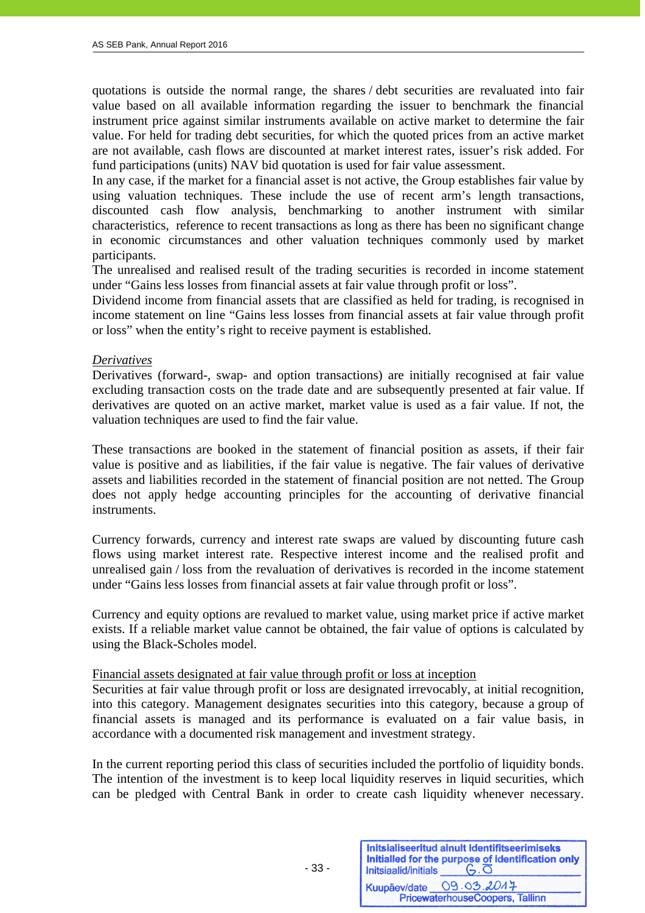quotations is outside the normal range, the shares / debt securities are revaluated into fair value based on all available information regarding the issuer to benchmark the financial instrument price against similar instruments available on active market to determine the fair value. For held for trading debt securities, for which the quoted prices from an active market are not available, cash flows are discounted at market interest rates, issuer's risk added. For fund participations (units) NAV bid quotation is used for fair value assessment.

In any case, if the market for a financial asset is not active, the Group establishes fair value by using valuation techniques. These include the use of recent arm's length transactions, discounted cash flow analysis, benchmarking to another instrument with similar characteristics, reference to recent transactions as long as there has been no significant change in economic circumstances and other valuation techniques commonly used by market participants.

The unrealised and realised result of the trading securities is recorded in income statement under "Gains less losses from financial assets at fair value through profit or loss".

Dividend income from financial assets that are classified as held for trading, is recognised in income statement on line "Gains less losses from financial assets at fair value through profit or loss" when the entity's right to receive payment is established.

*Derivatives*

Derivatives (forward-, swap- and option transactions) are initially recognised at fair value excluding transaction costs on the trade date and are subsequently presented at fair value. If derivatives are quoted on an active market, market value is used as a fair value. If not, the valuation techniques are used to find the fair value.

These transactions are booked in the statement of financial position as assets, if their fair value is positive and as liabilities, if the fair value is negative. The fair values of derivative assets and liabilities recorded in the statement of financial position are not netted. The Group does not apply hedge accounting principles for the accounting of derivative financial instruments.

Currency forwards, currency and interest rate swaps are valued by discounting future cash flows using market interest rate. Respective interest income and the realised profit and unrealised gain / loss from the revaluation of derivatives is recorded in the income statement under "Gains less losses from financial assets at fair value through profit or loss".

Currency and equity options are revalued to market value, using market price if active market exists. If a reliable market value cannot be obtained, the fair value of options is calculated by using the Black-Scholes model.

Financial assets designated at fair value through profit or loss at inception

Securities at fair value through profit or loss are designated irrevocably, at initial recognition, into this category. Management designates securities into this category, because a group of financial assets is managed and its performance is evaluated on a fair value basis, in accordance with a documented risk management and investment strategy.

In the current reporting period this class of securities included the portfolio of liquidity bonds. The intention of the investment is to keep local liquidity reserves in liquid securities, which can be pledged with Central Bank in order to create cash liquidity whenever necessary.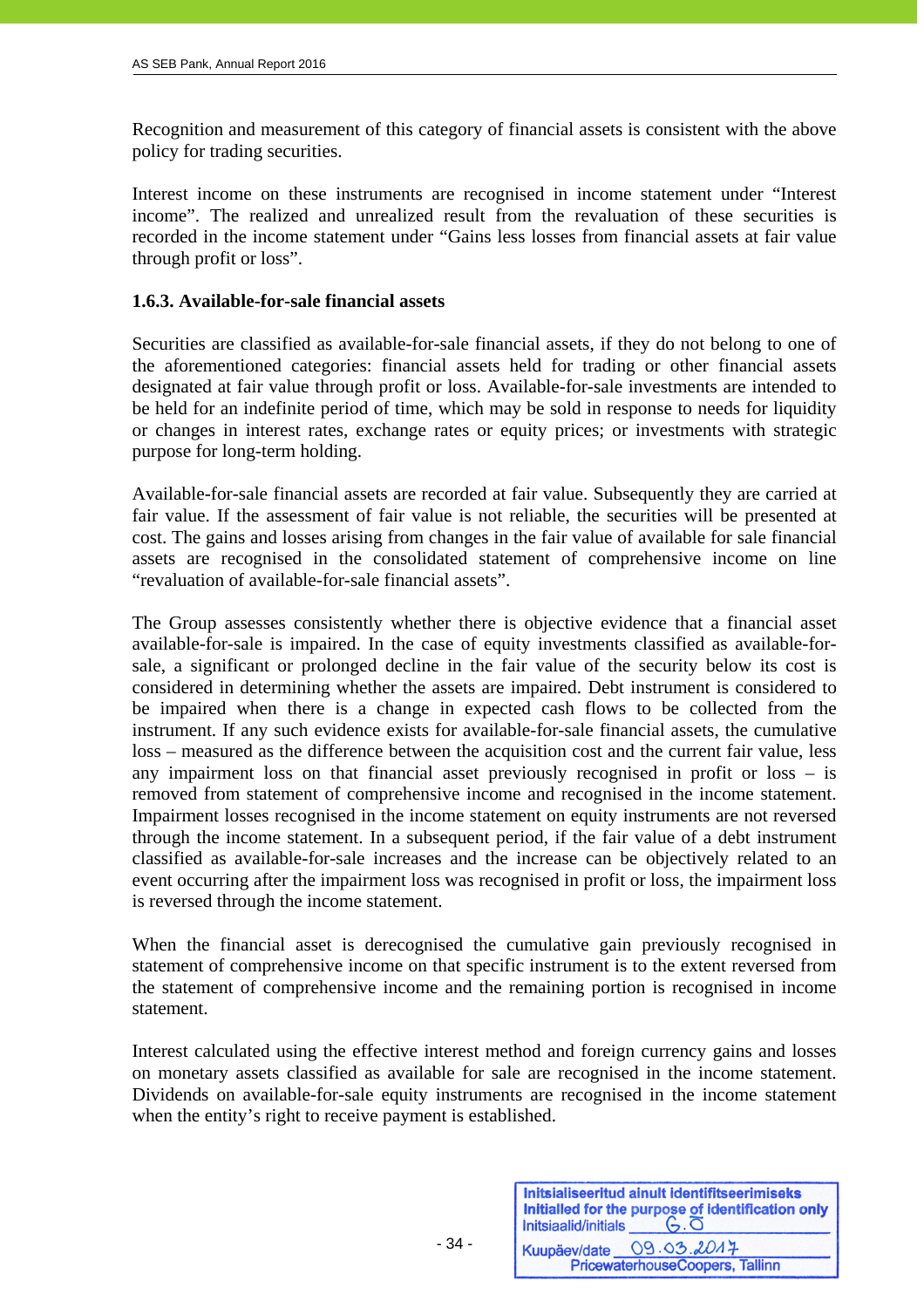Recognition and measurement of this category of financial assets is consistent with the above policy for trading securities.

Interest income on these instruments are recognised in income statement under "Interest income". The realized and unrealized result from the revaluation of these securities is recorded in the income statement under "Gains less losses from financial assets at fair value through profit or loss".

### 1.6.3. Available-for-sale financial assets

Securities are classified as available-for-sale financial assets, if they do not belong to one of the aforementioned categories: financial assets held for trading or other financial assets designated at fair value through profit or loss. Available-for-sale investments are intended to be held for an indefinite period of time, which may be sold in response to needs for liquidity or changes in interest rates, exchange rates or equity prices; or investments with strategic purpose for long-term holding.

Available-for-sale financial assets are recorded at fair value. Subsequently they are carried at fair value. If the assessment of fair value is not reliable, the securities will be presented at cost. The gains and losses arising from changes in the fair value of available for sale financial assets are recognised in the consolidated statement of comprehensive income on line "revaluation of available-for-sale financial assets".

The Group assesses consistently whether there is objective evidence that a financial asset available-for-sale is impaired. In the case of equity investments classified as available-for-sale, a significant or prolonged decline in the fair value of the security below its cost is considered in determining whether the assets are impaired. Debt instrument is considered to be impaired when there is a change in expected cash flows to be collected from the instrument. If any such evidence exists for available-for-sale financial assets, the cumulative loss – measured as the difference between the acquisition cost and the current fair value, less any impairment loss on that financial asset previously recognised in profit or loss – is removed from statement of comprehensive income and recognised in the income statement. Impairment losses recognised in the income statement on equity instruments are not reversed through the income statement. In a subsequent period, if the fair value of a debt instrument classified as available-for-sale increases and the increase can be objectively related to an event occurring after the impairment loss was recognised in profit or loss, the impairment loss is reversed through the income statement.

When the financial asset is derecognised the cumulative gain previously recognised in statement of comprehensive income on that specific instrument is to the extent reversed from the statement of comprehensive income and the remaining portion is recognised in income statement.

Interest calculated using the effective interest method and foreign currency gains and losses on monetary assets classified as available for sale are recognised in the income statement. Dividends on available-for-sale equity instruments are recognised in the income statement when the entity's right to receive payment is established.

Initsialiseeritud ainult identifitseerimiseks
Initialled for the purpose of identification only
Initsiaalid/initials G.O
Kuupäev/date 09.03.2017
PricewaterhouseCoopers, Tallinn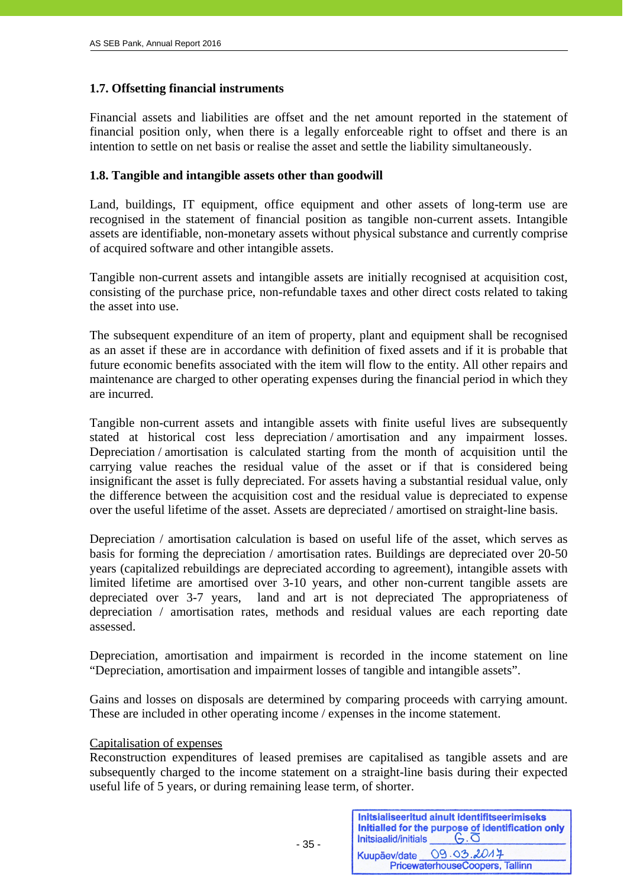### 1.7. Offsetting financial instruments

Financial assets and liabilities are offset and the net amount reported in the statement of financial position only, when there is a legally enforceable right to offset and there is an intention to settle on net basis or realise the asset and settle the liability simultaneously.

### 1.8. Tangible and intangible assets other than goodwill

Land, buildings, IT equipment, office equipment and other assets of long-term use are recognised in the statement of financial position as tangible non-current assets. Intangible assets are identifiable, non-monetary assets without physical substance and currently comprise of acquired software and other intangible assets.

Tangible non-current assets and intangible assets are initially recognised at acquisition cost, consisting of the purchase price, non-refundable taxes and other direct costs related to taking the asset into use.

The subsequent expenditure of an item of property, plant and equipment shall be recognised as an asset if these are in accordance with definition of fixed assets and if it is probable that future economic benefits associated with the item will flow to the entity. All other repairs and maintenance are charged to other operating expenses during the financial period in which they are incurred.

Tangible non-current assets and intangible assets with finite useful lives are subsequently stated at historical cost less depreciation / amortisation and any impairment losses. Depreciation / amortisation is calculated starting from the month of acquisition until the carrying value reaches the residual value of the asset or if that is considered being insignificant the asset is fully depreciated. For assets having a substantial residual value, only the difference between the acquisition cost and the residual value is depreciated to expense over the useful lifetime of the asset. Assets are depreciated / amortised on straight-line basis.

Depreciation / amortisation calculation is based on useful life of the asset, which serves as basis for forming the depreciation / amortisation rates. Buildings are depreciated over 20-50 years (capitalized rebuildings are depreciated according to agreement), intangible assets with limited lifetime are amortised over 3-10 years, and other non-current tangible assets are depreciated over 3-7 years, land and art is not depreciated The appropriateness of depreciation / amortisation rates, methods and residual values are each reporting date assessed.

Depreciation, amortisation and impairment is recorded in the income statement on line "Depreciation, amortisation and impairment losses of tangible and intangible assets".

Gains and losses on disposals are determined by comparing proceeds with carrying amount. These are included in other operating income / expenses in the income statement.

Capitalisation of expenses

Reconstruction expenditures of leased premises are capitalised as tangible assets and are subsequently charged to the income statement on a straight-line basis during their expected useful life of 5 years, or during remaining lease term, of shorter.

Initsialiseeritud ainult identifitseerimiseks
Initialled for the purpose of identification only
Initsiaalid/initials G.O
Kuupäev/date 09.03.2017
PricewaterhouseCoopers, Tallinn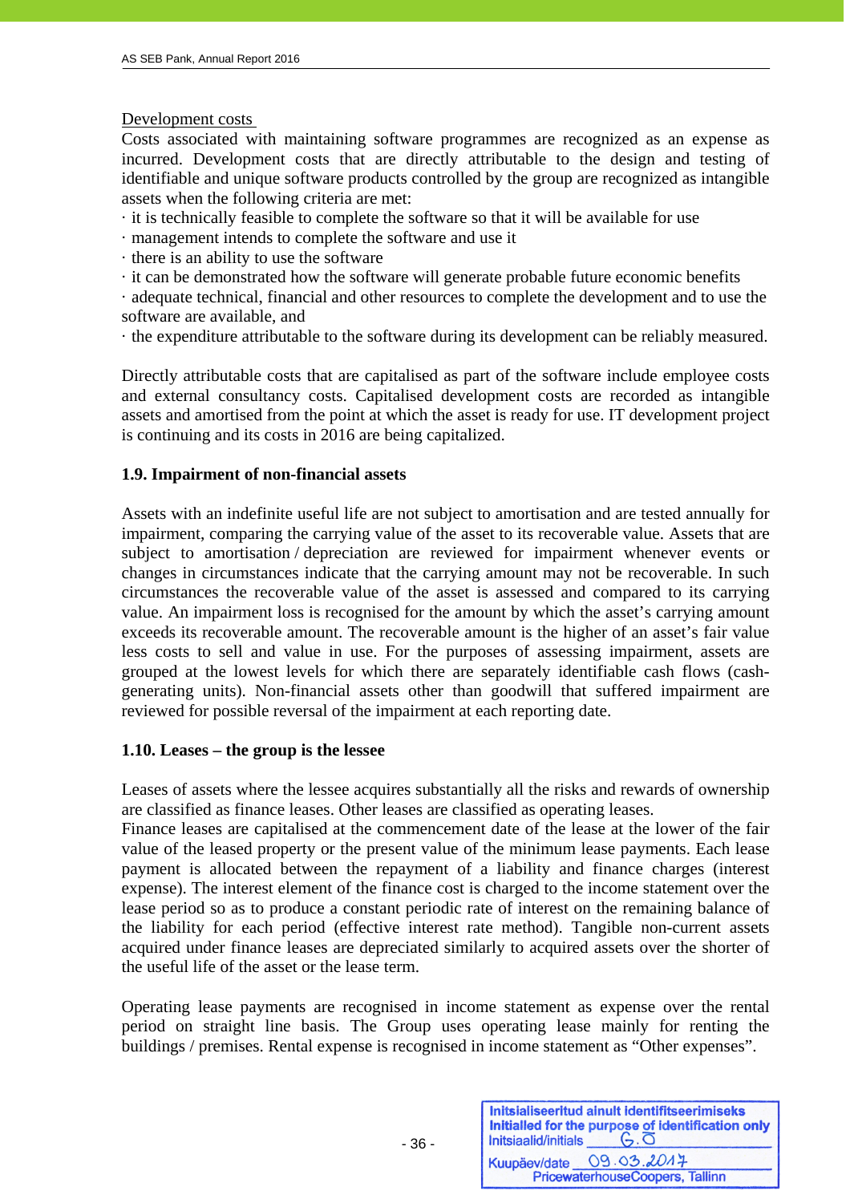Development costs

Costs associated with maintaining software programmes are recognized as an expense as incurred. Development costs that are directly attributable to the design and testing of identifiable and unique software products controlled by the group are recognized as intangible assets when the following criteria are met:

· it is technically feasible to complete the software so that it will be available for use
· management intends to complete the software and use it
· there is an ability to use the software
· it can be demonstrated how the software will generate probable future economic benefits
· adequate technical, financial and other resources to complete the development and to use the software are available, and
· the expenditure attributable to the software during its development can be reliably measured.

Directly attributable costs that are capitalised as part of the software include employee costs and external consultancy costs. Capitalised development costs are recorded as intangible assets and amortised from the point at which the asset is ready for use. IT development project is continuing and its costs in 2016 are being capitalized.

**1.9. Impairment of non-financial assets**

Assets with an indefinite useful life are not subject to amortisation and are tested annually for impairment, comparing the carrying value of the asset to its recoverable value. Assets that are subject to amortisation / depreciation are reviewed for impairment whenever events or changes in circumstances indicate that the carrying amount may not be recoverable. In such circumstances the recoverable value of the asset is assessed and compared to its carrying value. An impairment loss is recognised for the amount by which the asset's carrying amount exceeds its recoverable amount. The recoverable amount is the higher of an asset's fair value less costs to sell and value in use. For the purposes of assessing impairment, assets are grouped at the lowest levels for which there are separately identifiable cash flows (cash-generating units). Non-financial assets other than goodwill that suffered impairment are reviewed for possible reversal of the impairment at each reporting date.

**1.10. Leases – the group is the lessee**

Leases of assets where the lessee acquires substantially all the risks and rewards of ownership are classified as finance leases. Other leases are classified as operating leases.
Finance leases are capitalised at the commencement date of the lease at the lower of the fair value of the leased property or the present value of the minimum lease payments. Each lease payment is allocated between the repayment of a liability and finance charges (interest expense). The interest element of the finance cost is charged to the income statement over the lease period so as to produce a constant periodic rate of interest on the remaining balance of the liability for each period (effective interest rate method). Tangible non-current assets acquired under finance leases are depreciated similarly to acquired assets over the shorter of the useful life of the asset or the lease term.

Operating lease payments are recognised in income statement as expense over the rental period on straight line basis. The Group uses operating lease mainly for renting the buildings / premises. Rental expense is recognised in income statement as "Other expenses".

Initsialiseeritud ainult identifitseerimiseks
Initialled for the purpose of identification only
Initsiaalid/initials G.O
Kuupäev/date 09.03.2017
PricewaterhouseCoopers, Tallinn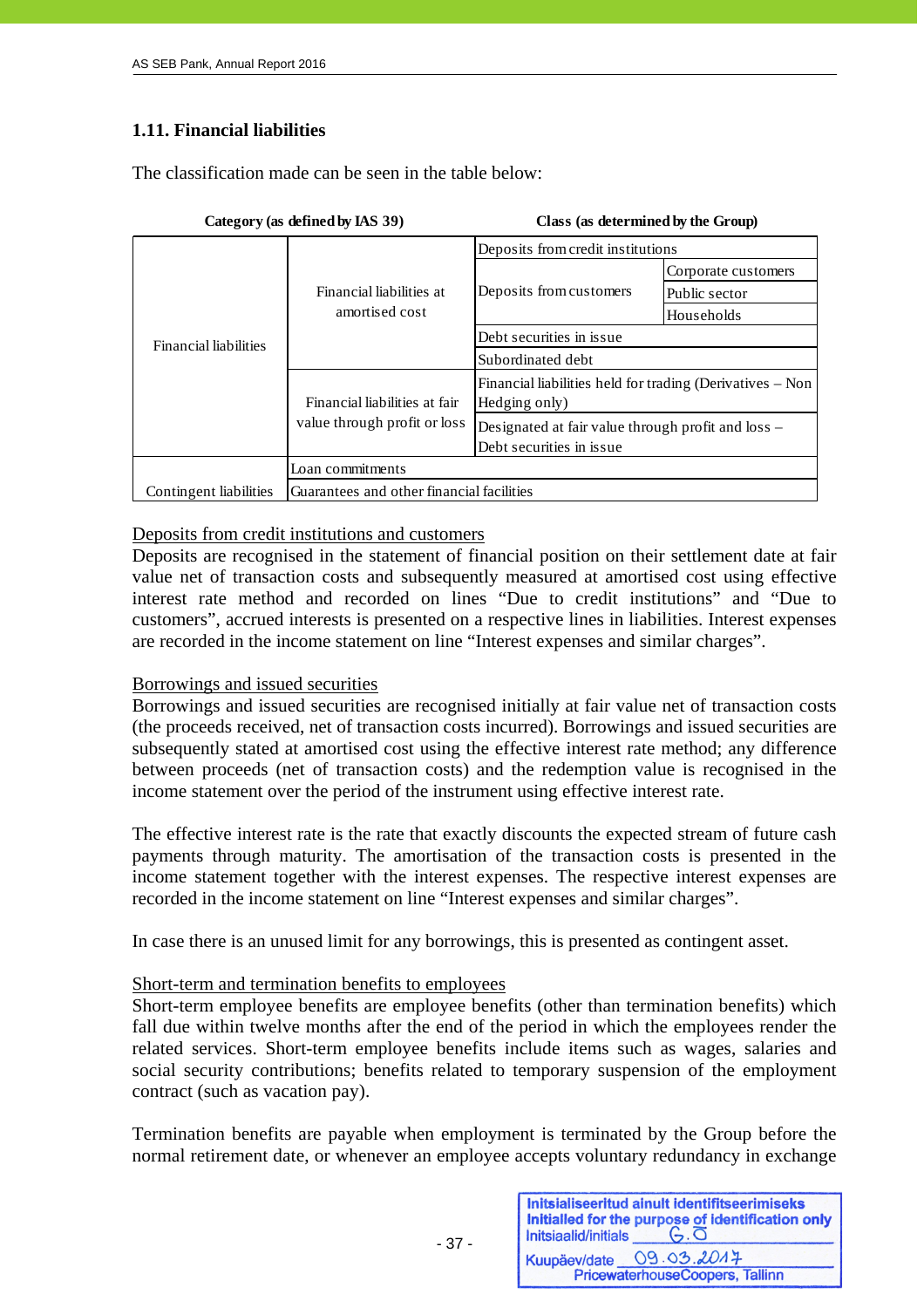## 1.11. Financial liabilities

The classification made can be seen in the table below:

| Category (as defined by IAS 39) | | Class (as determined by the Group) | |
|---|---|---|---|
| Financial liabilities | Financial liabilities at amortised cost | Deposits from credit institutions | |
| | | Deposits from customers | Corporate customers |
| | | | Public sector |
| | | | Households |
| | | Debt securities in issue | |
| | | Subordinated debt | |
| | Financial liabilities at fair value through profit or loss | Financial liabilities held for trading (Derivatives – Non Hedging only) | |
| | | Designated at fair value through profit and loss – Debt securities in issue | |
| Contingent liabilities | Loan commitments | | |
| | Guarantees and other financial facilities | | |

Deposits from credit institutions and customers

Deposits are recognised in the statement of financial position on their settlement date at fair value net of transaction costs and subsequently measured at amortised cost using effective interest rate method and recorded on lines "Due to credit institutions" and "Due to customers", accrued interests is presented on a respective lines in liabilities. Interest expenses are recorded in the income statement on line "Interest expenses and similar charges".

Borrowings and issued securities

Borrowings and issued securities are recognised initially at fair value net of transaction costs (the proceeds received, net of transaction costs incurred). Borrowings and issued securities are subsequently stated at amortised cost using the effective interest rate method; any difference between proceeds (net of transaction costs) and the redemption value is recognised in the income statement over the period of the instrument using effective interest rate.

The effective interest rate is the rate that exactly discounts the expected stream of future cash payments through maturity. The amortisation of the transaction costs is presented in the income statement together with the interest expenses. The respective interest expenses are recorded in the income statement on line "Interest expenses and similar charges".

In case there is an unused limit for any borrowings, this is presented as contingent asset.

Short-term and termination benefits to employees

Short-term employee benefits are employee benefits (other than termination benefits) which fall due within twelve months after the end of the period in which the employees render the related services. Short-term employee benefits include items such as wages, salaries and social security contributions; benefits related to temporary suspension of the employment contract (such as vacation pay).

Termination benefits are payable when employment is terminated by the Group before the normal retirement date, or whenever an employee accepts voluntary redundancy in exchange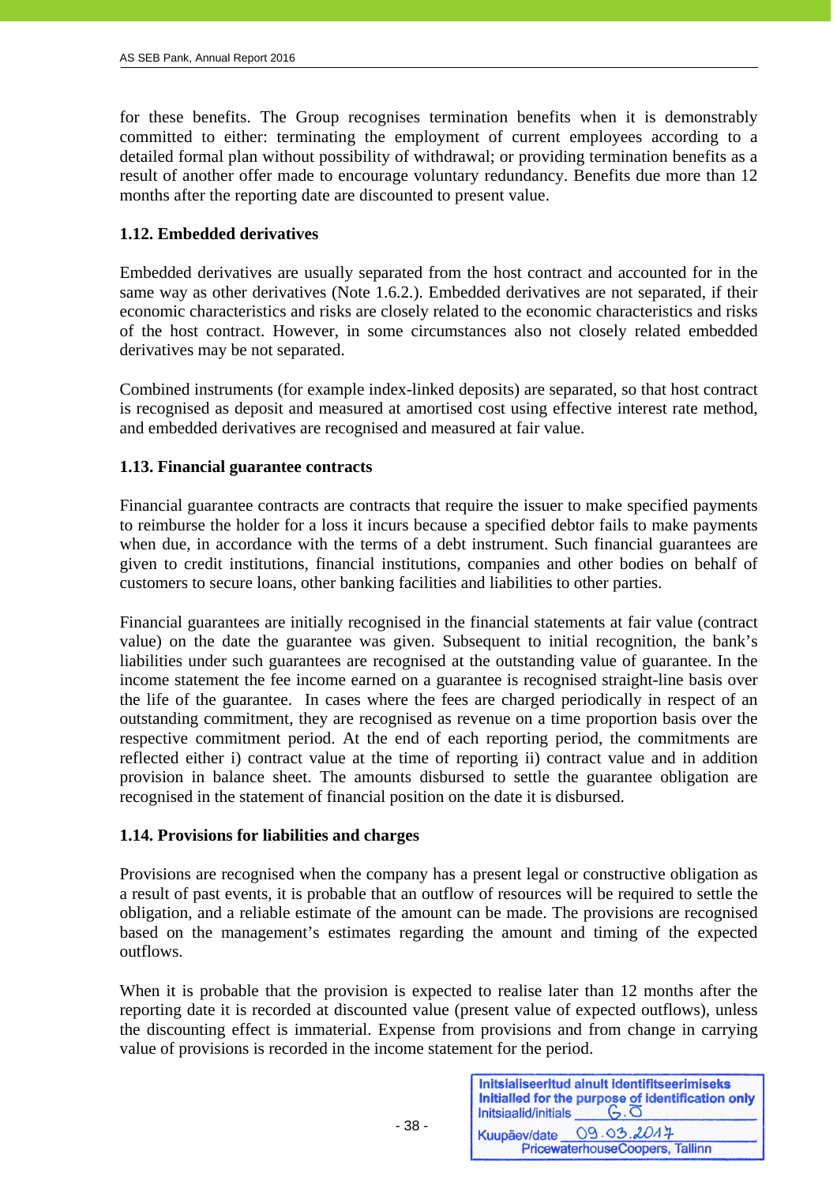for these benefits. The Group recognises termination benefits when it is demonstrably committed to either: terminating the employment of current employees according to a detailed formal plan without possibility of withdrawal; or providing termination benefits as a result of another offer made to encourage voluntary redundancy. Benefits due more than 12 months after the reporting date are discounted to present value.

### 1.12. Embedded derivatives

Embedded derivatives are usually separated from the host contract and accounted for in the same way as other derivatives (Note 1.6.2.). Embedded derivatives are not separated, if their economic characteristics and risks are closely related to the economic characteristics and risks of the host contract. However, in some circumstances also not closely related embedded derivatives may be not separated.

Combined instruments (for example index-linked deposits) are separated, so that host contract is recognised as deposit and measured at amortised cost using effective interest rate method, and embedded derivatives are recognised and measured at fair value.

### 1.13. Financial guarantee contracts

Financial guarantee contracts are contracts that require the issuer to make specified payments to reimburse the holder for a loss it incurs because a specified debtor fails to make payments when due, in accordance with the terms of a debt instrument. Such financial guarantees are given to credit institutions, financial institutions, companies and other bodies on behalf of customers to secure loans, other banking facilities and liabilities to other parties.

Financial guarantees are initially recognised in the financial statements at fair value (contract value) on the date the guarantee was given. Subsequent to initial recognition, the bank's liabilities under such guarantees are recognised at the outstanding value of guarantee. In the income statement the fee income earned on a guarantee is recognised straight-line basis over the life of the guarantee. In cases where the fees are charged periodically in respect of an outstanding commitment, they are recognised as revenue on a time proportion basis over the respective commitment period. At the end of each reporting period, the commitments are reflected either i) contract value at the time of reporting ii) contract value and in addition provision in balance sheet. The amounts disbursed to settle the guarantee obligation are recognised in the statement of financial position on the date it is disbursed.

### 1.14. Provisions for liabilities and charges

Provisions are recognised when the company has a present legal or constructive obligation as a result of past events, it is probable that an outflow of resources will be required to settle the obligation, and a reliable estimate of the amount can be made. The provisions are recognised based on the management's estimates regarding the amount and timing of the expected outflows.

When it is probable that the provision is expected to realise later than 12 months after the reporting date it is recorded at discounted value (present value of expected outflows), unless the discounting effect is immaterial. Expense from provisions and from change in carrying value of provisions is recorded in the income statement for the period.

Initsialiseeritud ainult identifitseerimiseks
Initialled for the purpose of identification only
Initsiaalid/initials G.O
Kuupäev/date 09.03.2017
PricewaterhouseCoopers, Tallinn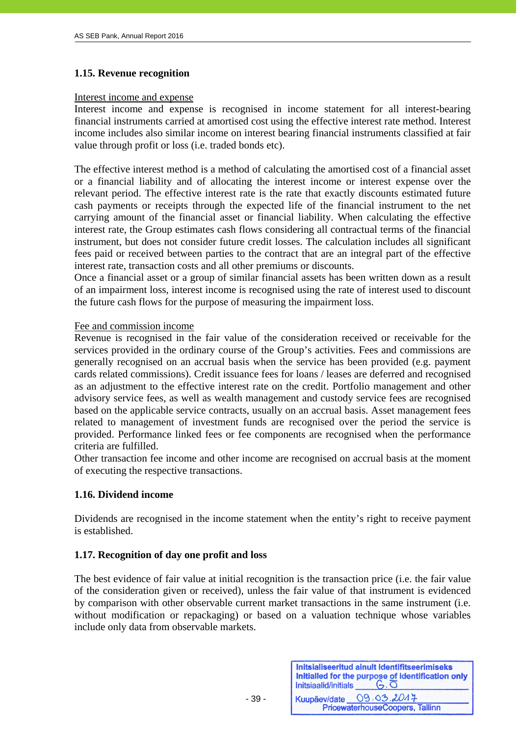### 1.15. Revenue recognition

Interest income and expense

Interest income and expense is recognised in income statement for all interest-bearing financial instruments carried at amortised cost using the effective interest rate method. Interest income includes also similar income on interest bearing financial instruments classified at fair value through profit or loss (i.e. traded bonds etc).

The effective interest method is a method of calculating the amortised cost of a financial asset or a financial liability and of allocating the interest income or interest expense over the relevant period. The effective interest rate is the rate that exactly discounts estimated future cash payments or receipts through the expected life of the financial instrument to the net carrying amount of the financial asset or financial liability. When calculating the effective interest rate, the Group estimates cash flows considering all contractual terms of the financial instrument, but does not consider future credit losses. The calculation includes all significant fees paid or received between parties to the contract that are an integral part of the effective interest rate, transaction costs and all other premiums or discounts.
Once a financial asset or a group of similar financial assets has been written down as a result of an impairment loss, interest income is recognised using the rate of interest used to discount the future cash flows for the purpose of measuring the impairment loss.

Fee and commission income

Revenue is recognised in the fair value of the consideration received or receivable for the services provided in the ordinary course of the Group's activities. Fees and commissions are generally recognised on an accrual basis when the service has been provided (e.g. payment cards related commissions). Credit issuance fees for loans / leases are deferred and recognised as an adjustment to the effective interest rate on the credit. Portfolio management and other advisory service fees, as well as wealth management and custody service fees are recognised based on the applicable service contracts, usually on an accrual basis. Asset management fees related to management of investment funds are recognised over the period the service is provided. Performance linked fees or fee components are recognised when the performance criteria are fulfilled.
Other transaction fee income and other income are recognised on accrual basis at the moment of executing the respective transactions.

### 1.16. Dividend income

Dividends are recognised in the income statement when the entity's right to receive payment is established.

### 1.17. Recognition of day one profit and loss

The best evidence of fair value at initial recognition is the transaction price (i.e. the fair value of the consideration given or received), unless the fair value of that instrument is evidenced by comparison with other observable current market transactions in the same instrument (i.e. without modification or repackaging) or based on a valuation technique whose variables include only data from observable markets.

Initsialiseeritud ainult identifitseerimiseks
Initialled for the purpose of identification only
Initsiaalid/initials G.O
Kuupäev/date 09.03.2017
PricewaterhouseCoopers, Tallinn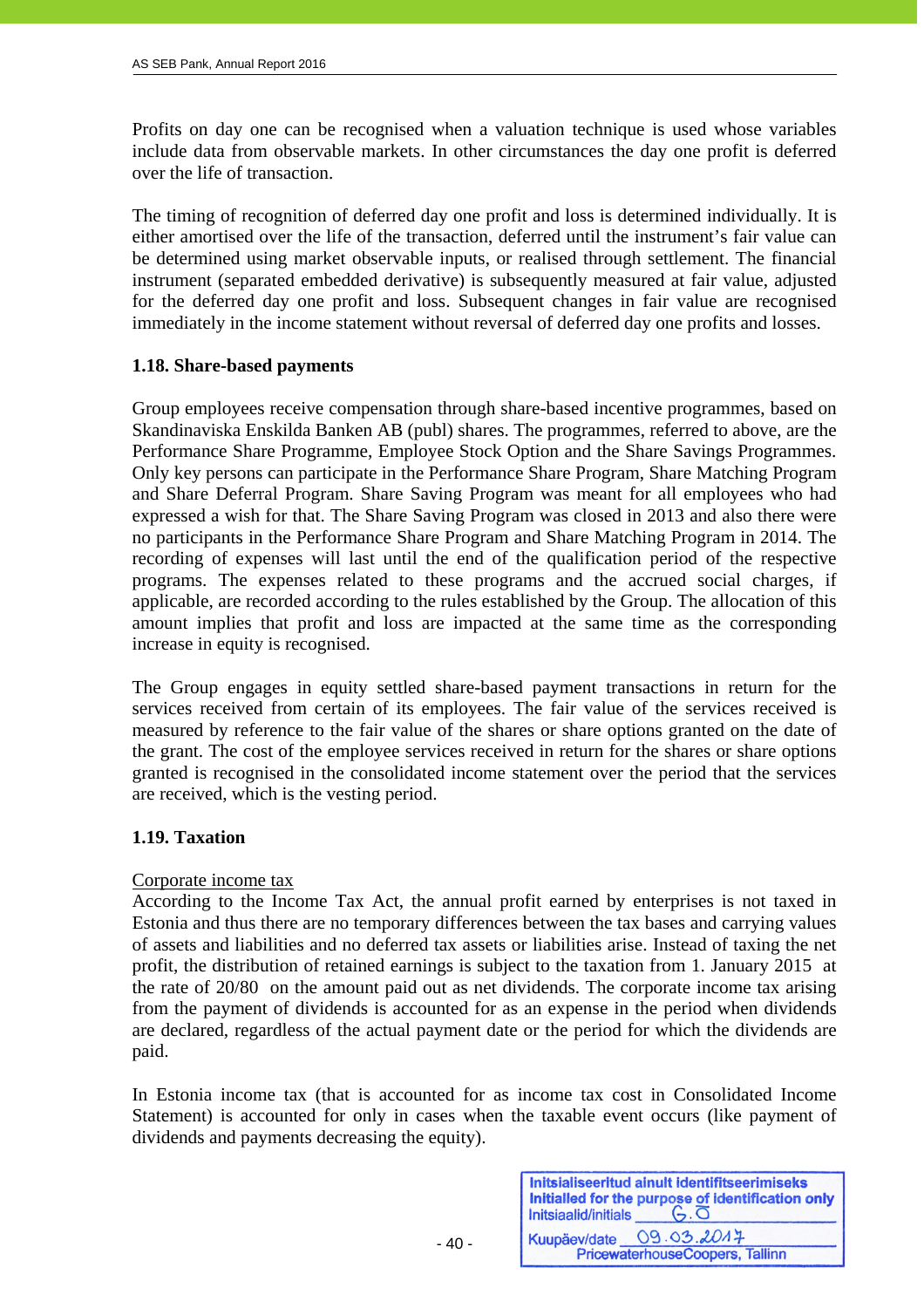Profits on day one can be recognised when a valuation technique is used whose variables include data from observable markets. In other circumstances the day one profit is deferred over the life of transaction.

The timing of recognition of deferred day one profit and loss is determined individually. It is either amortised over the life of the transaction, deferred until the instrument's fair value can be determined using market observable inputs, or realised through settlement. The financial instrument (separated embedded derivative) is subsequently measured at fair value, adjusted for the deferred day one profit and loss. Subsequent changes in fair value are recognised immediately in the income statement without reversal of deferred day one profits and losses.

### 1.18. Share-based payments

Group employees receive compensation through share-based incentive programmes, based on Skandinaviska Enskilda Banken AB (publ) shares. The programmes, referred to above, are the Performance Share Programme, Employee Stock Option and the Share Savings Programmes. Only key persons can participate in the Performance Share Program, Share Matching Program and Share Deferral Program. Share Saving Program was meant for all employees who had expressed a wish for that. The Share Saving Program was closed in 2013 and also there were no participants in the Performance Share Program and Share Matching Program in 2014. The recording of expenses will last until the end of the qualification period of the respective programs. The expenses related to these programs and the accrued social charges, if applicable, are recorded according to the rules established by the Group. The allocation of this amount implies that profit and loss are impacted at the same time as the corresponding increase in equity is recognised.

The Group engages in equity settled share-based payment transactions in return for the services received from certain of its employees. The fair value of the services received is measured by reference to the fair value of the shares or share options granted on the date of the grant. The cost of the employee services received in return for the shares or share options granted is recognised in the consolidated income statement over the period that the services are received, which is the vesting period.

### 1.19. Taxation

Corporate income tax

According to the Income Tax Act, the annual profit earned by enterprises is not taxed in Estonia and thus there are no temporary differences between the tax bases and carrying values of assets and liabilities and no deferred tax assets or liabilities arise. Instead of taxing the net profit, the distribution of retained earnings is subject to the taxation from 1. January 2015 at the rate of 20/80 on the amount paid out as net dividends. The corporate income tax arising from the payment of dividends is accounted for as an expense in the period when dividends are declared, regardless of the actual payment date or the period for which the dividends are paid.

In Estonia income tax (that is accounted for as income tax cost in Consolidated Income Statement) is accounted for only in cases when the taxable event occurs (like payment of dividends and payments decreasing the equity).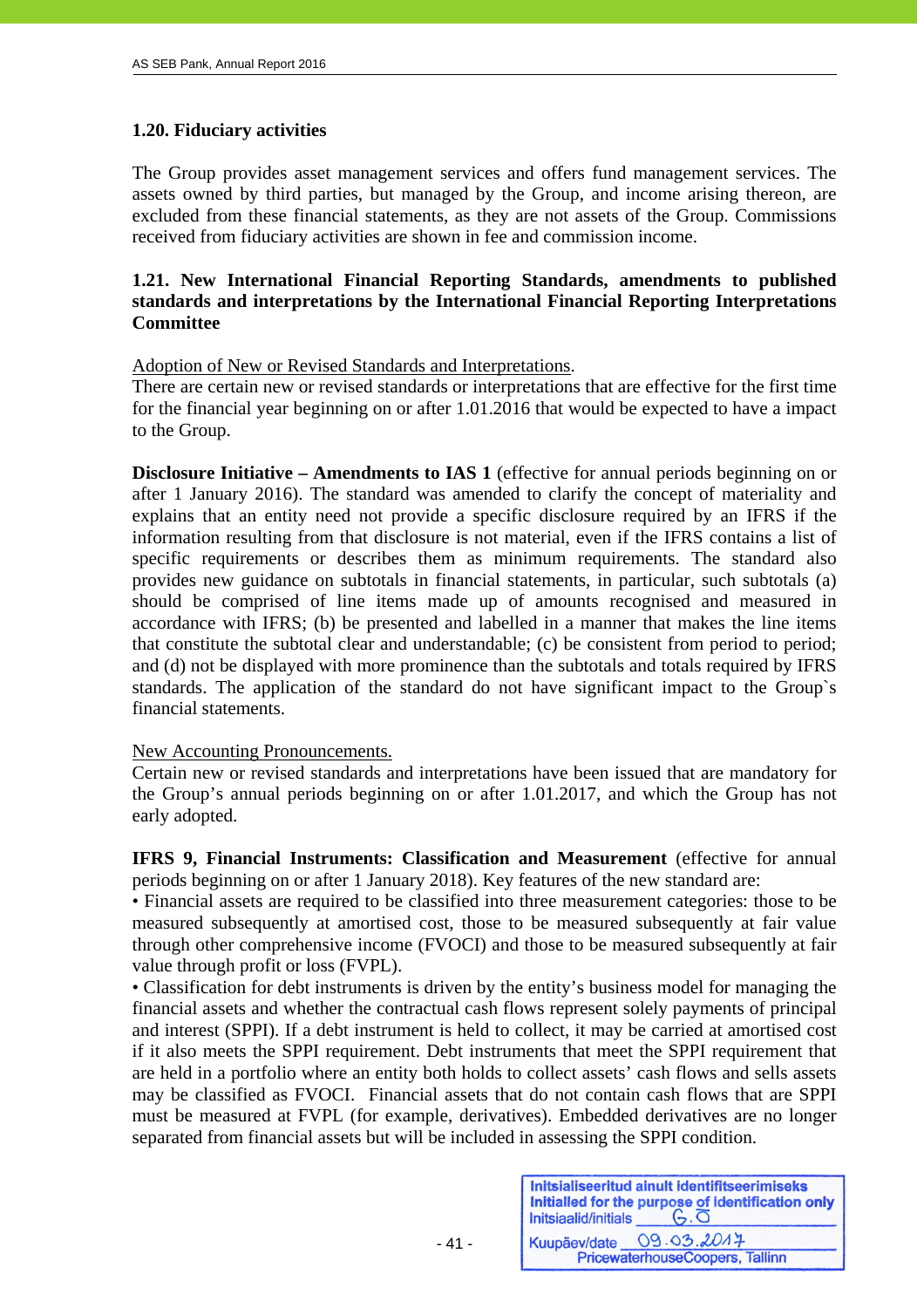### 1.20. Fiduciary activities

The Group provides asset management services and offers fund management services. The assets owned by third parties, but managed by the Group, and income arising thereon, are excluded from these financial statements, as they are not assets of the Group. Commissions received from fiduciary activities are shown in fee and commission income.

### 1.21. New International Financial Reporting Standards, amendments to published standards and interpretations by the International Financial Reporting Interpretations Committee

Adoption of New or Revised Standards and Interpretations.
There are certain new or revised standards or interpretations that are effective for the first time for the financial year beginning on or after 1.01.2016 that would be expected to have a impact to the Group.

**Disclosure Initiative – Amendments to IAS 1** (effective for annual periods beginning on or after 1 January 2016). The standard was amended to clarify the concept of materiality and explains that an entity need not provide a specific disclosure required by an IFRS if the information resulting from that disclosure is not material, even if the IFRS contains a list of specific requirements or describes them as minimum requirements. The standard also provides new guidance on subtotals in financial statements, in particular, such subtotals (a) should be comprised of line items made up of amounts recognised and measured in accordance with IFRS; (b) be presented and labelled in a manner that makes the line items that constitute the subtotal clear and understandable; (c) be consistent from period to period; and (d) not be displayed with more prominence than the subtotals and totals required by IFRS standards. The application of the standard do not have significant impact to the Group`s financial statements.

New Accounting Pronouncements.
Certain new or revised standards and interpretations have been issued that are mandatory for the Group's annual periods beginning on or after 1.01.2017, and which the Group has not early adopted.

**IFRS 9, Financial Instruments: Classification and Measurement** (effective for annual periods beginning on or after 1 January 2018). Key features of the new standard are:
• Financial assets are required to be classified into three measurement categories: those to be measured subsequently at amortised cost, those to be measured subsequently at fair value through other comprehensive income (FVOCI) and those to be measured subsequently at fair value through profit or loss (FVPL).
• Classification for debt instruments is driven by the entity's business model for managing the financial assets and whether the contractual cash flows represent solely payments of principal and interest (SPPI). If a debt instrument is held to collect, it may be carried at amortised cost if it also meets the SPPI requirement. Debt instruments that meet the SPPI requirement that are held in a portfolio where an entity both holds to collect assets' cash flows and sells assets may be classified as FVOCI. Financial assets that do not contain cash flows that are SPPI must be measured at FVPL (for example, derivatives). Embedded derivatives are no longer separated from financial assets but will be included in assessing the SPPI condition.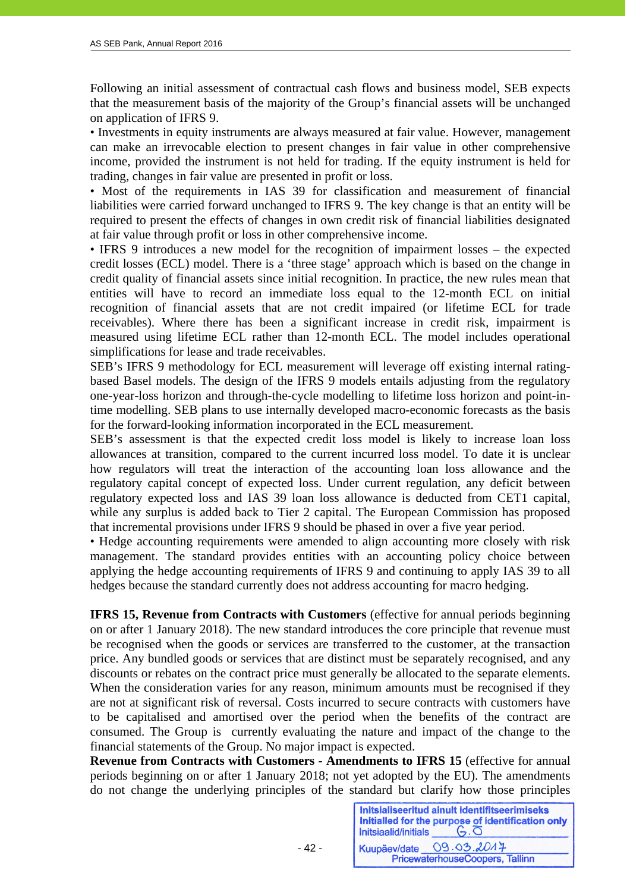Following an initial assessment of contractual cash flows and business model, SEB expects that the measurement basis of the majority of the Group's financial assets will be unchanged on application of IFRS 9.

• Investments in equity instruments are always measured at fair value. However, management can make an irrevocable election to present changes in fair value in other comprehensive income, provided the instrument is not held for trading. If the equity instrument is held for trading, changes in fair value are presented in profit or loss.

• Most of the requirements in IAS 39 for classification and measurement of financial liabilities were carried forward unchanged to IFRS 9. The key change is that an entity will be required to present the effects of changes in own credit risk of financial liabilities designated at fair value through profit or loss in other comprehensive income.

• IFRS 9 introduces a new model for the recognition of impairment losses – the expected credit losses (ECL) model. There is a 'three stage' approach which is based on the change in credit quality of financial assets since initial recognition. In practice, the new rules mean that entities will have to record an immediate loss equal to the 12-month ECL on initial recognition of financial assets that are not credit impaired (or lifetime ECL for trade receivables). Where there has been a significant increase in credit risk, impairment is measured using lifetime ECL rather than 12-month ECL. The model includes operational simplifications for lease and trade receivables.

SEB's IFRS 9 methodology for ECL measurement will leverage off existing internal rating-based Basel models. The design of the IFRS 9 models entails adjusting from the regulatory one-year-loss horizon and through-the-cycle modelling to lifetime loss horizon and point-in-time modelling. SEB plans to use internally developed macro-economic forecasts as the basis for the forward-looking information incorporated in the ECL measurement.

SEB's assessment is that the expected credit loss model is likely to increase loan loss allowances at transition, compared to the current incurred loss model. To date it is unclear how regulators will treat the interaction of the accounting loan loss allowance and the regulatory capital concept of expected loss. Under current regulation, any deficit between regulatory expected loss and IAS 39 loan loss allowance is deducted from CET1 capital, while any surplus is added back to Tier 2 capital. The European Commission has proposed that incremental provisions under IFRS 9 should be phased in over a five year period.

• Hedge accounting requirements were amended to align accounting more closely with risk management. The standard provides entities with an accounting policy choice between applying the hedge accounting requirements of IFRS 9 and continuing to apply IAS 39 to all hedges because the standard currently does not address accounting for macro hedging.

**IFRS 15, Revenue from Contracts with Customers** (effective for annual periods beginning on or after 1 January 2018). The new standard introduces the core principle that revenue must be recognised when the goods or services are transferred to the customer, at the transaction price. Any bundled goods or services that are distinct must be separately recognised, and any discounts or rebates on the contract price must generally be allocated to the separate elements. When the consideration varies for any reason, minimum amounts must be recognised if they are not at significant risk of reversal. Costs incurred to secure contracts with customers have to be capitalised and amortised over the period when the benefits of the contract are consumed. The Group is currently evaluating the nature and impact of the change to the financial statements of the Group. No major impact is expected.

**Revenue from Contracts with Customers - Amendments to IFRS 15** (effective for annual periods beginning on or after 1 January 2018; not yet adopted by the EU). The amendments do not change the underlying principles of the standard but clarify how those principles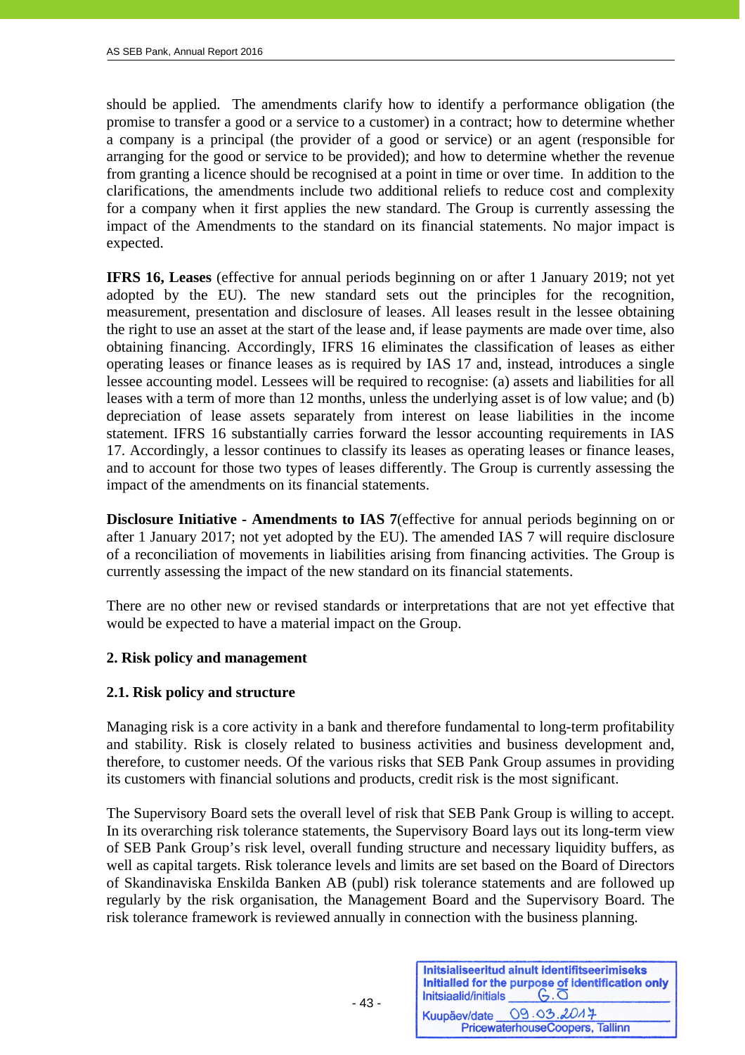should be applied. The amendments clarify how to identify a performance obligation (the promise to transfer a good or a service to a customer) in a contract; how to determine whether a company is a principal (the provider of a good or service) or an agent (responsible for arranging for the good or service to be provided); and how to determine whether the revenue from granting a licence should be recognised at a point in time or over time. In addition to the clarifications, the amendments include two additional reliefs to reduce cost and complexity for a company when it first applies the new standard. The Group is currently assessing the impact of the Amendments to the standard on its financial statements. No major impact is expected.

**IFRS 16, Leases** (effective for annual periods beginning on or after 1 January 2019; not yet adopted by the EU). The new standard sets out the principles for the recognition, measurement, presentation and disclosure of leases. All leases result in the lessee obtaining the right to use an asset at the start of the lease and, if lease payments are made over time, also obtaining financing. Accordingly, IFRS 16 eliminates the classification of leases as either operating leases or finance leases as is required by IAS 17 and, instead, introduces a single lessee accounting model. Lessees will be required to recognise: (a) assets and liabilities for all leases with a term of more than 12 months, unless the underlying asset is of low value; and (b) depreciation of lease assets separately from interest on lease liabilities in the income statement. IFRS 16 substantially carries forward the lessor accounting requirements in IAS 17. Accordingly, a lessor continues to classify its leases as operating leases or finance leases, and to account for those two types of leases differently. The Group is currently assessing the impact of the amendments on its financial statements.

**Disclosure Initiative - Amendments to IAS 7**(effective for annual periods beginning on or after 1 January 2017; not yet adopted by the EU). The amended IAS 7 will require disclosure of a reconciliation of movements in liabilities arising from financing activities. The Group is currently assessing the impact of the new standard on its financial statements.

There are no other new or revised standards or interpretations that are not yet effective that would be expected to have a material impact on the Group.

## 2. Risk policy and management

### 2.1. Risk policy and structure

Managing risk is a core activity in a bank and therefore fundamental to long-term profitability and stability. Risk is closely related to business activities and business development and, therefore, to customer needs. Of the various risks that SEB Pank Group assumes in providing its customers with financial solutions and products, credit risk is the most significant.

The Supervisory Board sets the overall level of risk that SEB Pank Group is willing to accept. In its overarching risk tolerance statements, the Supervisory Board lays out its long-term view of SEB Pank Group's risk level, overall funding structure and necessary liquidity buffers, as well as capital targets. Risk tolerance levels and limits are set based on the Board of Directors of Skandinaviska Enskilda Banken AB (publ) risk tolerance statements and are followed up regularly by the risk organisation, the Management Board and the Supervisory Board. The risk tolerance framework is reviewed annually in connection with the business planning.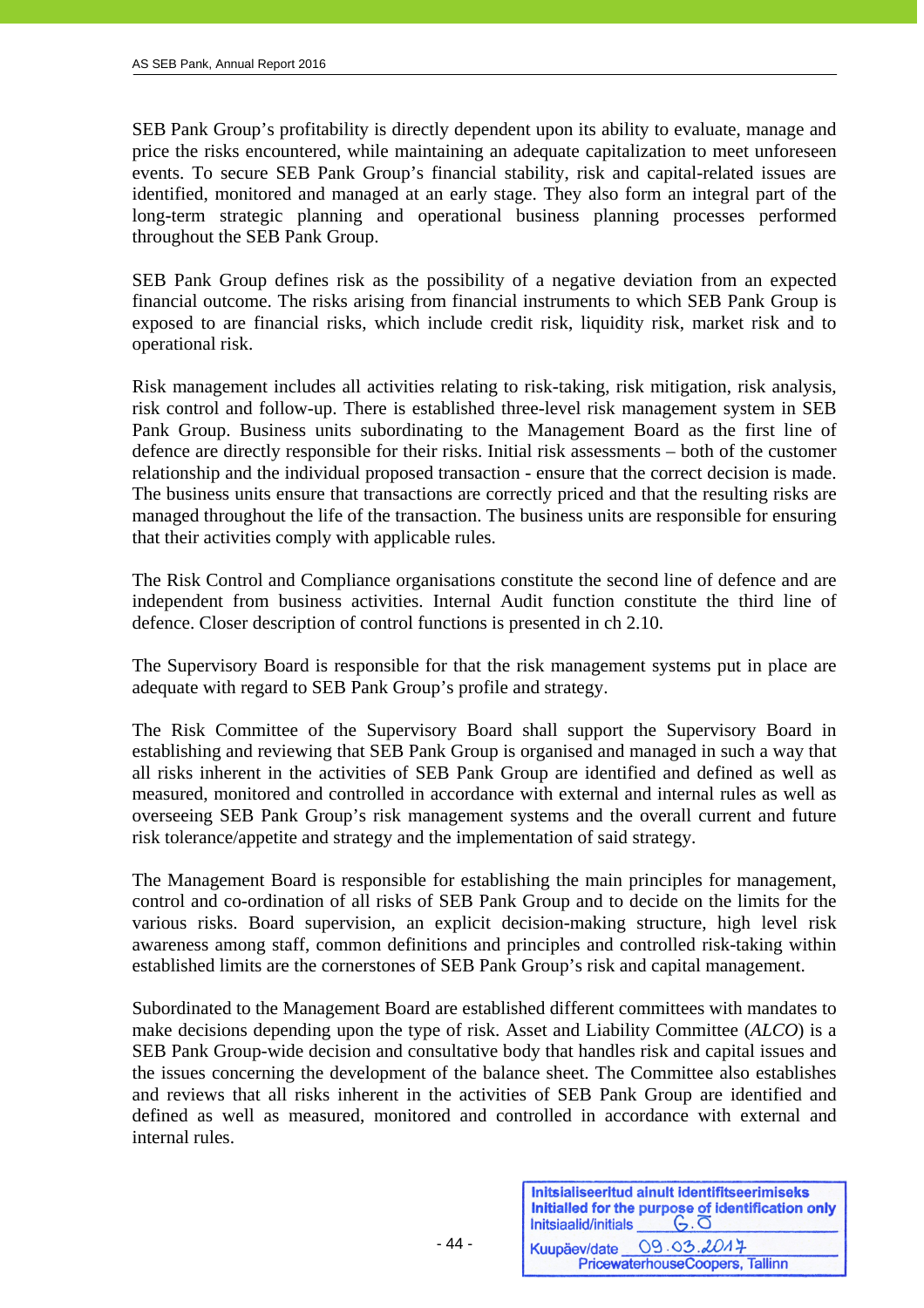SEB Pank Group’s profitability is directly dependent upon its ability to evaluate, manage and price the risks encountered, while maintaining an adequate capitalization to meet unforeseen events. To secure SEB Pank Group’s financial stability, risk and capital-related issues are identified, monitored and managed at an early stage. They also form an integral part of the long-term strategic planning and operational business planning processes performed throughout the SEB Pank Group.

SEB Pank Group defines risk as the possibility of a negative deviation from an expected financial outcome. The risks arising from financial instruments to which SEB Pank Group is exposed to are financial risks, which include credit risk, liquidity risk, market risk and to operational risk.

Risk management includes all activities relating to risk-taking, risk mitigation, risk analysis, risk control and follow-up. There is established three-level risk management system in SEB Pank Group. Business units subordinating to the Management Board as the first line of defence are directly responsible for their risks. Initial risk assessments – both of the customer relationship and the individual proposed transaction - ensure that the correct decision is made. The business units ensure that transactions are correctly priced and that the resulting risks are managed throughout the life of the transaction. The business units are responsible for ensuring that their activities comply with applicable rules.

The Risk Control and Compliance organisations constitute the second line of defence and are independent from business activities. Internal Audit function constitute the third line of defence. Closer description of control functions is presented in ch 2.10.

The Supervisory Board is responsible for that the risk management systems put in place are adequate with regard to SEB Pank Group’s profile and strategy.

The Risk Committee of the Supervisory Board shall support the Supervisory Board in establishing and reviewing that SEB Pank Group is organised and managed in such a way that all risks inherent in the activities of SEB Pank Group are identified and defined as well as measured, monitored and controlled in accordance with external and internal rules as well as overseeing SEB Pank Group’s risk management systems and the overall current and future risk tolerance/appetite and strategy and the implementation of said strategy.

The Management Board is responsible for establishing the main principles for management, control and co-ordination of all risks of SEB Pank Group and to decide on the limits for the various risks. Board supervision, an explicit decision-making structure, high level risk awareness among staff, common definitions and principles and controlled risk-taking within established limits are the cornerstones of SEB Pank Group’s risk and capital management.

Subordinated to the Management Board are established different committees with mandates to make decisions depending upon the type of risk. Asset and Liability Committee (*ALCO*) is a SEB Pank Group-wide decision and consultative body that handles risk and capital issues and the issues concerning the development of the balance sheet. The Committee also establishes and reviews that all risks inherent in the activities of SEB Pank Group are identified and defined as well as measured, monitored and controlled in accordance with external and internal rules.

Initsialiseeritud ainult identifitseerimiseks
Initialled for the purpose of identification only
Initsiaalid/initials G.O
Kuupäev/date 09.03.2017
PricewaterhouseCoopers, Tallinn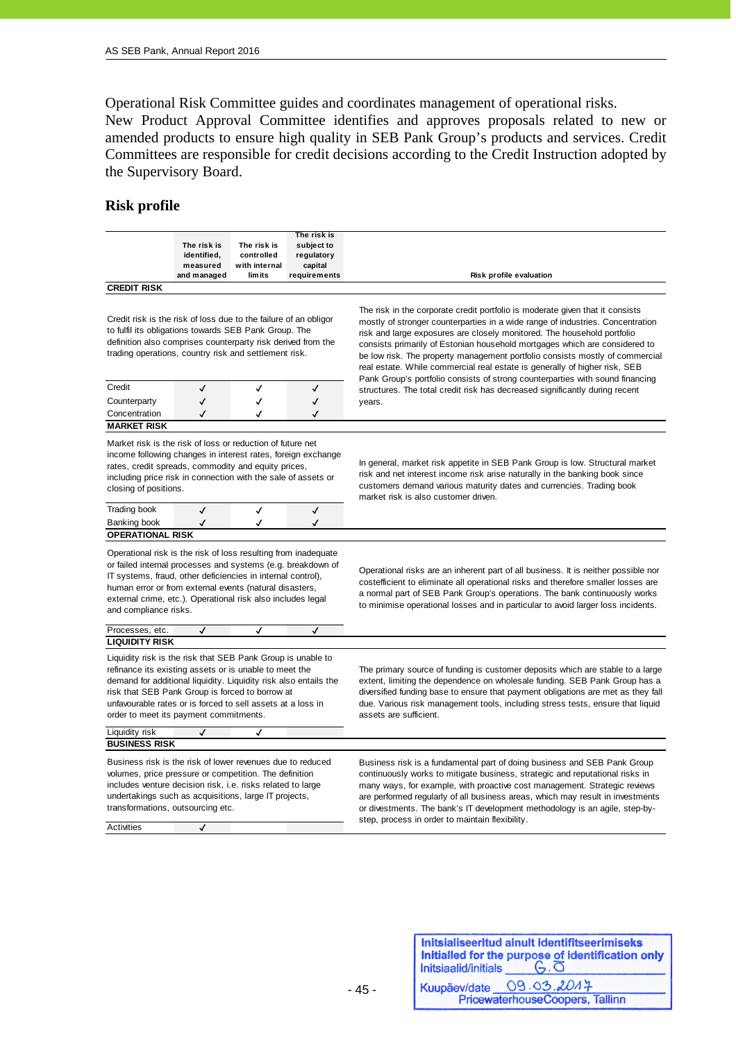Operational Risk Committee guides and coordinates management of operational risks.
New Product Approval Committee identifies and approves proposals related to new or amended products to ensure high quality in SEB Pank Group's products and services. Credit Committees are responsible for credit decisions according to the Credit Instruction adopted by the Supervisory Board.

## Risk profile

| | The risk is identified, measured and managed | The risk is controlled with internal limits | The risk is subject to regulatory capital requirements | Risk profile evaluation |
|---|---|---|---|---|
| **CREDIT RISK** | | | | |
| Credit risk is the risk of loss due to the failure of an obligor to fulfil its obligations towards SEB Pank Group. The definition also comprises counterparty risk derived from the trading operations, country risk and settlement risk. | | | | The risk in the corporate credit portfolio is moderate given that it consists mostly of stronger counterparties in a wide range of industries. Concentration risk and large exposures are closely monitored. The household portfolio consists primarily of Estonian household mortgages which are considered to be low risk. The property management portfolio consists mostly of commercial real estate. While commercial real estate is generally of higher risk, SEB Pank Group's portfolio consists of strong counterparties with sound financing structures. The total credit risk has decreased significantly during recent years. |
| Credit | ✓ | ✓ | ✓ | |
| Counterparty | ✓ | ✓ | ✓ | |
| Concentration | ✓ | ✓ | ✓ | |
| **MARKET RISK** | | | | |
| Market risk is the risk of loss or reduction of future net income following changes in interest rates, foreign exchange rates, credit spreads, commodity and equity prices, including price risk in connection with the sale of assets or closing of positions. | | | | In general, market risk appetite in SEB Pank Group is low. Structural market risk and net interest income risk arise naturally in the banking book since customers demand various maturity dates and currencies. Trading book market risk is also customer driven. |
| Trading book | ✓ | ✓ | ✓ | |
| Banking book | ✓ | ✓ | ✓ | |
| **OPERATIONAL RISK** | | | | |
| Operational risk is the risk of loss resulting from inadequate or failed internal processes and systems (e.g. breakdown of IT systems, fraud, other deficiencies in internal control), human error or from external events (natural disasters, external crime, etc.). Operational risk also includes legal and compliance risks. | | | | Operational risks are an inherent part of all business. It is neither possible nor costefficient to eliminate all operational risks and therefore smaller losses are a normal part of SEB Pank Group's operations. The bank continuously works to minimise operational losses and in particular to avoid larger loss incidents. |
| Processes, etc. | ✓ | ✓ | ✓ | |
| **LIQUIDITY RISK** | | | | |
| Liquidity risk is the risk that SEB Pank Group is unable to refinance its existing assets or is unable to meet the demand for additional liquidity. Liquidity risk also entails the risk that SEB Pank Group is forced to borrow at unfavourable rates or is forced to sell assets at a loss in order to meet its payment commitments. | | | | The primary source of funding is customer deposits which are stable to a large extent, limiting the dependence on wholesale funding. SEB Pank Group has a diversified funding base to ensure that payment obligations are met as they fall due. Various risk management tools, including stress tests, ensure that liquid assets are sufficient. |
| Liquidity risk | ✓ | ✓ | | |
| **BUSINESS RISK** | | | | |
| Business risk is the risk of lower revenues due to reduced volumes, price pressure or competition. The definition includes venture decision risk, i.e. risks related to large undertakings such as acquisitions, large IT projects, transformations, outsourcing etc. | | | | Business risk is a fundamental part of doing business and SEB Pank Group continuously works to mitigate business, strategic and reputational risks in many ways, for example, with proactive cost management. Strategic reviews are performed regularly of all business areas, which may result in investments or divestments. The bank's IT development methodology is an agile, step-by-step, process in order to maintain flexibility. |
| Activities | ✓ | | | |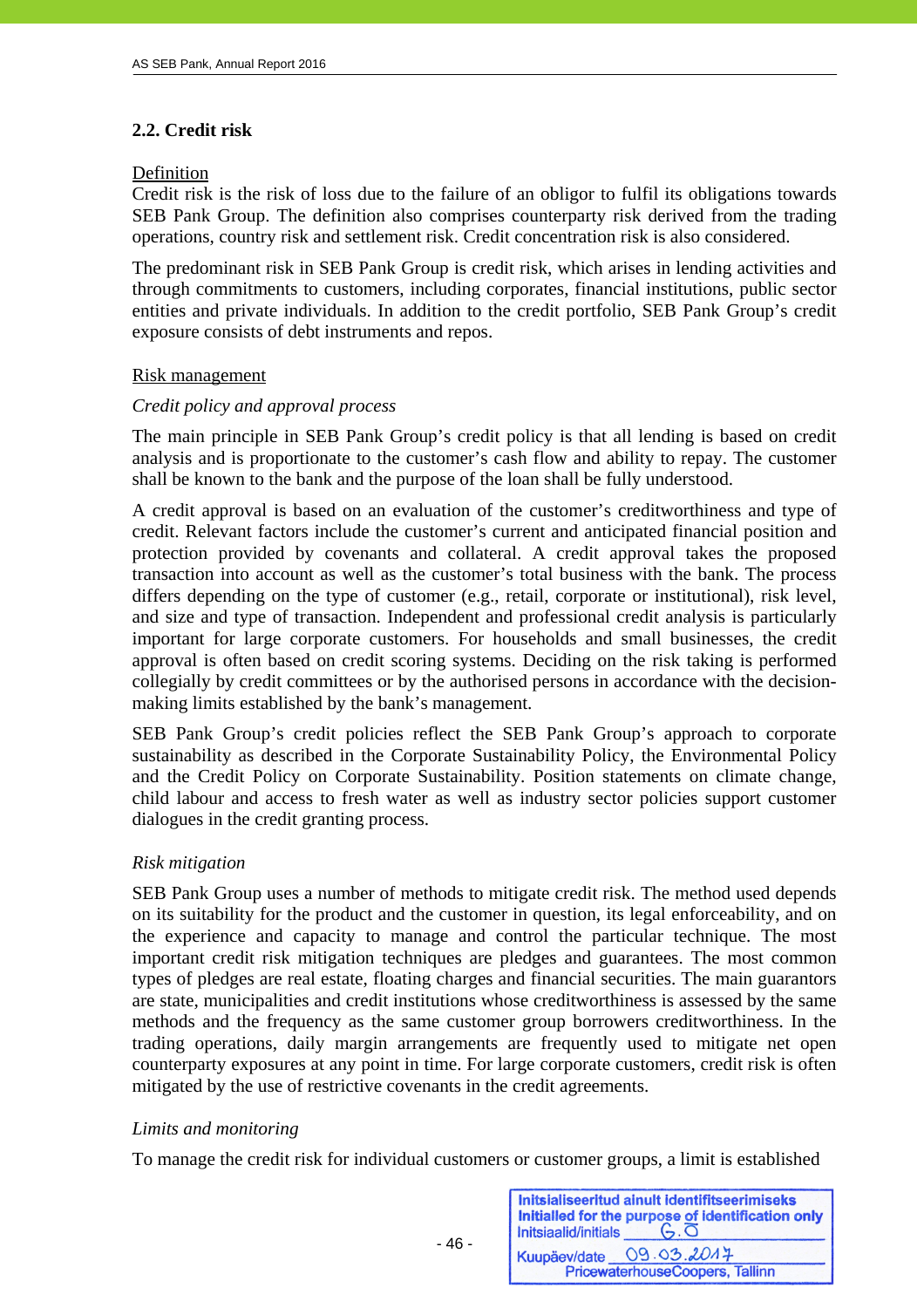## 2.2. Credit risk

<u>Definition</u>

Credit risk is the risk of loss due to the failure of an obligor to fulfil its obligations towards SEB Pank Group. The definition also comprises counterparty risk derived from the trading operations, country risk and settlement risk. Credit concentration risk is also considered.

The predominant risk in SEB Pank Group is credit risk, which arises in lending activities and through commitments to customers, including corporates, financial institutions, public sector entities and private individuals. In addition to the credit portfolio, SEB Pank Group's credit exposure consists of debt instruments and repos.

<u>Risk management</u>

*Credit policy and approval process*

The main principle in SEB Pank Group's credit policy is that all lending is based on credit analysis and is proportionate to the customer's cash flow and ability to repay. The customer shall be known to the bank and the purpose of the loan shall be fully understood.

A credit approval is based on an evaluation of the customer's creditworthiness and type of credit. Relevant factors include the customer's current and anticipated financial position and protection provided by covenants and collateral. A credit approval takes the proposed transaction into account as well as the customer's total business with the bank. The process differs depending on the type of customer (e.g., retail, corporate or institutional), risk level, and size and type of transaction. Independent and professional credit analysis is particularly important for large corporate customers. For households and small businesses, the credit approval is often based on credit scoring systems. Deciding on the risk taking is performed collegially by credit committees or by the authorised persons in accordance with the decision-making limits established by the bank's management.

SEB Pank Group's credit policies reflect the SEB Pank Group's approach to corporate sustainability as described in the Corporate Sustainability Policy, the Environmental Policy and the Credit Policy on Corporate Sustainability. Position statements on climate change, child labour and access to fresh water as well as industry sector policies support customer dialogues in the credit granting process.

*Risk mitigation*

SEB Pank Group uses a number of methods to mitigate credit risk. The method used depends on its suitability for the product and the customer in question, its legal enforceability, and on the experience and capacity to manage and control the particular technique. The most important credit risk mitigation techniques are pledges and guarantees. The most common types of pledges are real estate, floating charges and financial securities. The main guarantors are state, municipalities and credit institutions whose creditworthiness is assessed by the same methods and the frequency as the same customer group borrowers creditworthiness. In the trading operations, daily margin arrangements are frequently used to mitigate net open counterparty exposures at any point in time. For large corporate customers, credit risk is often mitigated by the use of restrictive covenants in the credit agreements.

*Limits and monitoring*

To manage the credit risk for individual customers or customer groups, a limit is established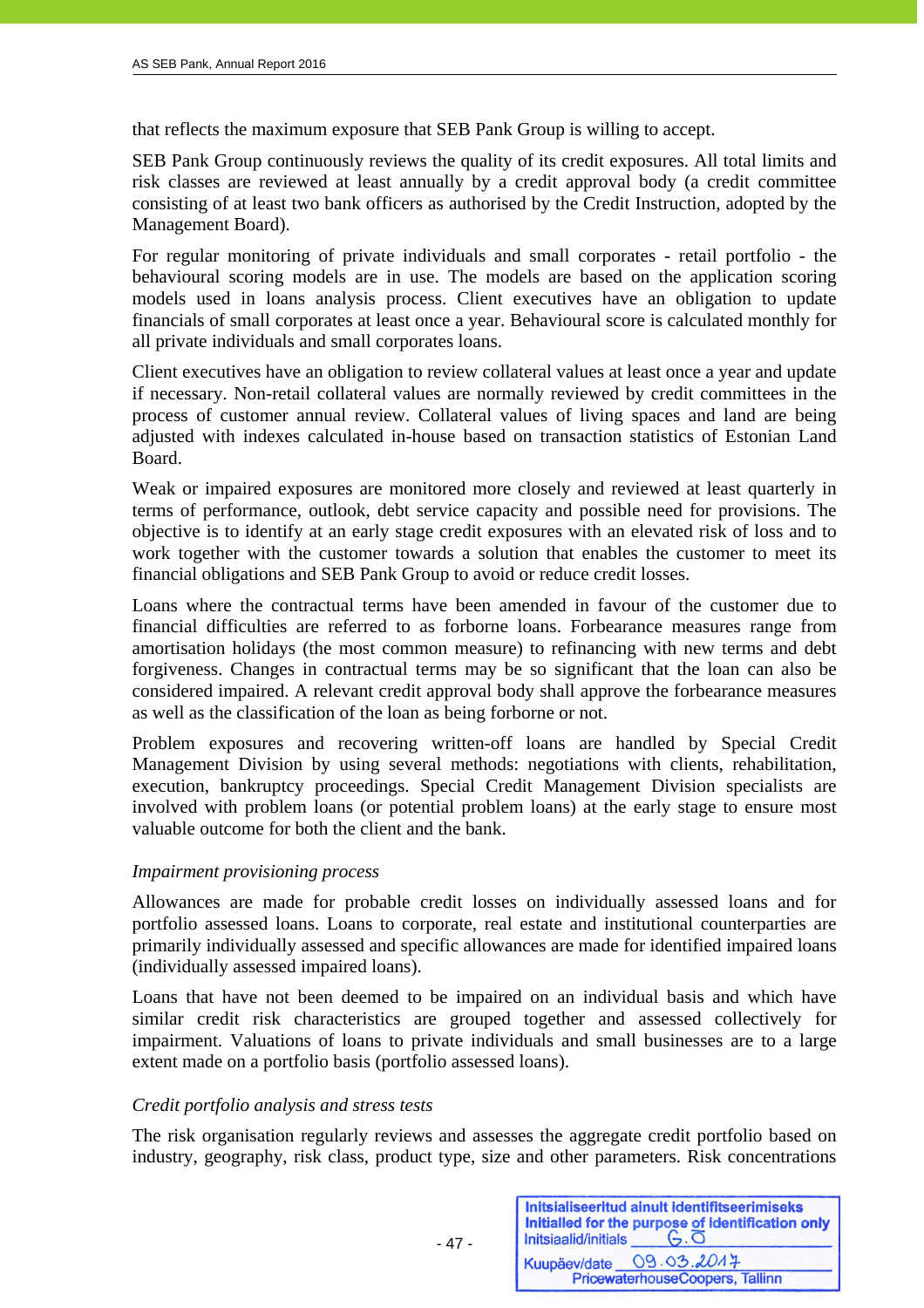that reflects the maximum exposure that SEB Pank Group is willing to accept.

SEB Pank Group continuously reviews the quality of its credit exposures. All total limits and risk classes are reviewed at least annually by a credit approval body (a credit committee consisting of at least two bank officers as authorised by the Credit Instruction, adopted by the Management Board).

For regular monitoring of private individuals and small corporates - retail portfolio - the behavioural scoring models are in use. The models are based on the application scoring models used in loans analysis process. Client executives have an obligation to update financials of small corporates at least once a year. Behavioural score is calculated monthly for all private individuals and small corporates loans.

Client executives have an obligation to review collateral values at least once a year and update if necessary. Non-retail collateral values are normally reviewed by credit committees in the process of customer annual review. Collateral values of living spaces and land are being adjusted with indexes calculated in-house based on transaction statistics of Estonian Land Board.

Weak or impaired exposures are monitored more closely and reviewed at least quarterly in terms of performance, outlook, debt service capacity and possible need for provisions. The objective is to identify at an early stage credit exposures with an elevated risk of loss and to work together with the customer towards a solution that enables the customer to meet its financial obligations and SEB Pank Group to avoid or reduce credit losses.

Loans where the contractual terms have been amended in favour of the customer due to financial difficulties are referred to as forborne loans. Forbearance measures range from amortisation holidays (the most common measure) to refinancing with new terms and debt forgiveness. Changes in contractual terms may be so significant that the loan can also be considered impaired. A relevant credit approval body shall approve the forbearance measures as well as the classification of the loan as being forborne or not.

Problem exposures and recovering written-off loans are handled by Special Credit Management Division by using several methods: negotiations with clients, rehabilitation, execution, bankruptcy proceedings. Special Credit Management Division specialists are involved with problem loans (or potential problem loans) at the early stage to ensure most valuable outcome for both the client and the bank.

*Impairment provisioning process*

Allowances are made for probable credit losses on individually assessed loans and for portfolio assessed loans. Loans to corporate, real estate and institutional counterparties are primarily individually assessed and specific allowances are made for identified impaired loans (individually assessed impaired loans).

Loans that have not been deemed to be impaired on an individual basis and which have similar credit risk characteristics are grouped together and assessed collectively for impairment. Valuations of loans to private individuals and small businesses are to a large extent made on a portfolio basis (portfolio assessed loans).

*Credit portfolio analysis and stress tests*

The risk organisation regularly reviews and assesses the aggregate credit portfolio based on industry, geography, risk class, product type, size and other parameters. Risk concentrations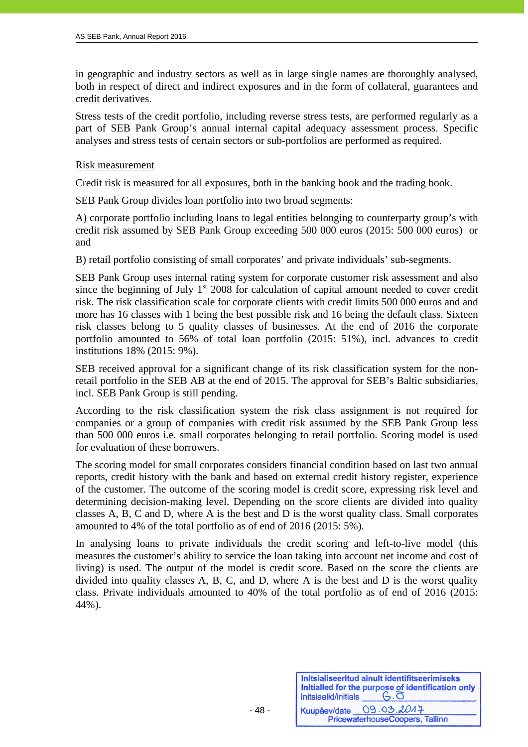in geographic and industry sectors as well as in large single names are thoroughly analysed, both in respect of direct and indirect exposures and in the form of collateral, guarantees and credit derivatives.

Stress tests of the credit portfolio, including reverse stress tests, are performed regularly as a part of SEB Pank Group's annual internal capital adequacy assessment process. Specific analyses and stress tests of certain sectors or sub-portfolios are performed as required.

<u>Risk measurement</u>

Credit risk is measured for all exposures, both in the banking book and the trading book.

SEB Pank Group divides loan portfolio into two broad segments:

A) corporate portfolio including loans to legal entities belonging to counterparty group's with credit risk assumed by SEB Pank Group exceeding 500 000 euros (2015: 500 000 euros) or and

B) retail portfolio consisting of small corporates' and private individuals' sub-segments.

SEB Pank Group uses internal rating system for corporate customer risk assessment and also since the beginning of July 1st 2008 for calculation of capital amount needed to cover credit risk. The risk classification scale for corporate clients with credit limits 500 000 euros and and more has 16 classes with 1 being the best possible risk and 16 being the default class. Sixteen risk classes belong to 5 quality classes of businesses. At the end of 2016 the corporate portfolio amounted to 56% of total loan portfolio (2015: 51%), incl. advances to credit institutions 18% (2015: 9%).

SEB received approval for a significant change of its risk classification system for the non-retail portfolio in the SEB AB at the end of 2015. The approval for SEB's Baltic subsidiaries, incl. SEB Pank Group is still pending.

According to the risk classification system the risk class assignment is not required for companies or a group of companies with credit risk assumed by the SEB Pank Group less than 500 000 euros i.e. small corporates belonging to retail portfolio. Scoring model is used for evaluation of these borrowers.

The scoring model for small corporates considers financial condition based on last two annual reports, credit history with the bank and based on external credit history register, experience of the customer. The outcome of the scoring model is credit score, expressing risk level and determining decision-making level. Depending on the score clients are divided into quality classes A, B, C and D, where A is the best and D is the worst quality class. Small corporates amounted to 4% of the total portfolio as of end of 2016 (2015: 5%).

In analysing loans to private individuals the credit scoring and left-to-live model (this measures the customer's ability to service the loan taking into account net income and cost of living) is used. The output of the model is credit score. Based on the score the clients are divided into quality classes A, B, C, and D, where A is the best and D is the worst quality class. Private individuals amounted to 40% of the total portfolio as of end of 2016 (2015: 44%).

Initsialiseeritud ainult identifitseerimiseks
Initialled for the purpose of identification only
Initsiaalid/initials G.O
Kuupäev/date 09.03.2017
PricewaterhouseCoopers, Tallinn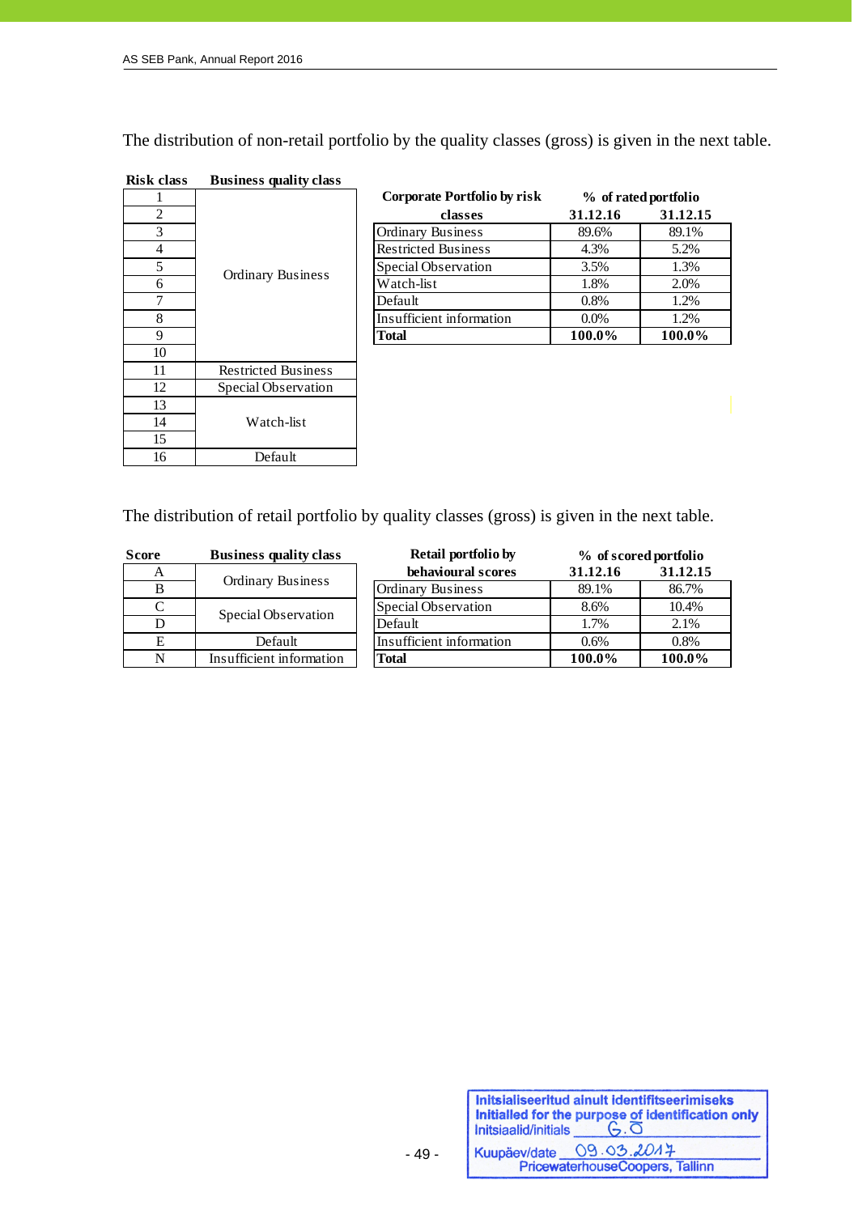The distribution of non-retail portfolio by the quality classes (gross) is given in the next table.

| Risk class | Business quality class |
|---|---|
| 1 | Ordinary Business |
| 2 | Ordinary Business |
| 3 | Ordinary Business |
| 4 | Ordinary Business |
| 5 | Ordinary Business |
| 6 | Ordinary Business |
| 7 | Ordinary Business |
| 8 | Ordinary Business |
| 9 | Ordinary Business |
| 10 | Ordinary Business |
| 11 | Restricted Business |
| 12 | Special Observation |
| 13 | Watch-list |
| 14 | Watch-list |
| 15 | Watch-list |
| 16 | Default |

| Corporate Portfolio by risk classes | % of rated portfolio | |
|---|---|---|
| | **31.12.16** | **31.12.15** |
| Ordinary Business | 89.6% | 89.1% |
| Restricted Business | 4.3% | 5.2% |
| Special Observation | 3.5% | 1.3% |
| Watch-list | 1.8% | 2.0% |
| Default | 0.8% | 1.2% |
| Insufficient information | 0.0% | 1.2% |
| **Total** | **100.0%** | **100.0%** |

The distribution of retail portfolio by quality classes (gross) is given in the next table.

| Score | Business quality class |
|---|---|
| A | Ordinary Business |
| B | Ordinary Business |
| C | Special Observation |
| D | Special Observation |
| E | Default |
| N | Insufficient information |

| Retail portfolio by behavioural scores | % of scored portfolio | |
|---|---|---|
| | **31.12.16** | **31.12.15** |
| Ordinary Business | 89.1% | 86.7% |
| Special Observation | 8.6% | 10.4% |
| Default | 1.7% | 2.1% |
| Insufficient information | 0.6% | 0.8% |
| **Total** | **100.0%** | **100.0%** |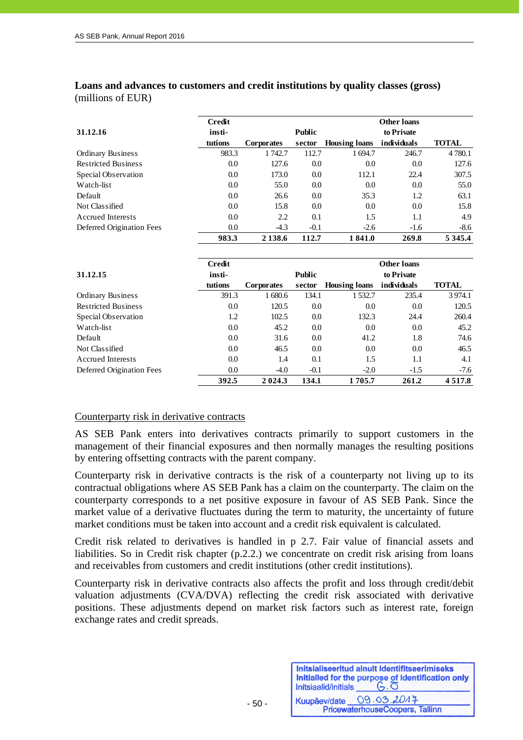**Loans and advances to customers and credit institutions by quality classes (gross)**
(millions of EUR)

| 31.12.16 | Credit insti-tutions | Corporates | Public sector | Housing loans | Other loans to Private individuals | TOTAL |
|---|---|---|---|---|---|---|
| Ordinary Business | 983.3 | 1 742.7 | 112.7 | 1 694.7 | 246.7 | 4 780.1 |
| Restricted Business | 0.0 | 127.6 | 0.0 | 0.0 | 0.0 | 127.6 |
| Special Observation | 0.0 | 173.0 | 0.0 | 112.1 | 22.4 | 307.5 |
| Watch-list | 0.0 | 55.0 | 0.0 | 0.0 | 0.0 | 55.0 |
| Default | 0.0 | 26.6 | 0.0 | 35.3 | 1.2 | 63.1 |
| Not Classified | 0.0 | 15.8 | 0.0 | 0.0 | 0.0 | 15.8 |
| Accrued Interests | 0.0 | 2.2 | 0.1 | 1.5 | 1.1 | 4.9 |
| Deferred Origination Fees | 0.0 | -4.3 | -0.1 | -2.6 | -1.6 | -8.6 |
| | **983.3** | **2 138.6** | **112.7** | **1 841.0** | **269.8** | **5 345.4** |

| 31.12.15 | Credit insti-tutions | Corporates | Public sector | Housing loans | Other loans to Private individuals | TOTAL |
|---|---|---|---|---|---|---|
| Ordinary Business | 391.3 | 1 680.6 | 134.1 | 1 532.7 | 235.4 | 3 974.1 |
| Restricted Business | 0.0 | 120.5 | 0.0 | 0.0 | 0.0 | 120.5 |
| Special Observation | 1.2 | 102.5 | 0.0 | 132.3 | 24.4 | 260.4 |
| Watch-list | 0.0 | 45.2 | 0.0 | 0.0 | 0.0 | 45.2 |
| Default | 0.0 | 31.6 | 0.0 | 41.2 | 1.8 | 74.6 |
| Not Classified | 0.0 | 46.5 | 0.0 | 0.0 | 0.0 | 46.5 |
| Accrued Interests | 0.0 | 1.4 | 0.1 | 1.5 | 1.1 | 4.1 |
| Deferred Origination Fees | 0.0 | -4.0 | -0.1 | -2.0 | -1.5 | -7.6 |
| | **392.5** | **2 024.3** | **134.1** | **1 705.7** | **261.2** | **4 517.8** |

Counterparty risk in derivative contracts

AS SEB Pank enters into derivatives contracts primarily to support customers in the management of their financial exposures and then normally manages the resulting positions by entering offsetting contracts with the parent company.

Counterparty risk in derivative contracts is the risk of a counterparty not living up to its contractual obligations where AS SEB Pank has a claim on the counterparty. The claim on the counterparty corresponds to a net positive exposure in favour of AS SEB Pank. Since the market value of a derivative fluctuates during the term to maturity, the uncertainty of future market conditions must be taken into account and a credit risk equivalent is calculated.

Credit risk related to derivatives is handled in p 2.7. Fair value of financial assets and liabilities. So in Credit risk chapter (p.2.2.) we concentrate on credit risk arising from loans and receivables from customers and credit institutions (other credit institutions).

Counterparty risk in derivative contracts also affects the profit and loss through credit/debit valuation adjustments (CVA/DVA) reflecting the credit risk associated with derivative positions. These adjustments depend on market risk factors such as interest rate, foreign exchange rates and credit spreads.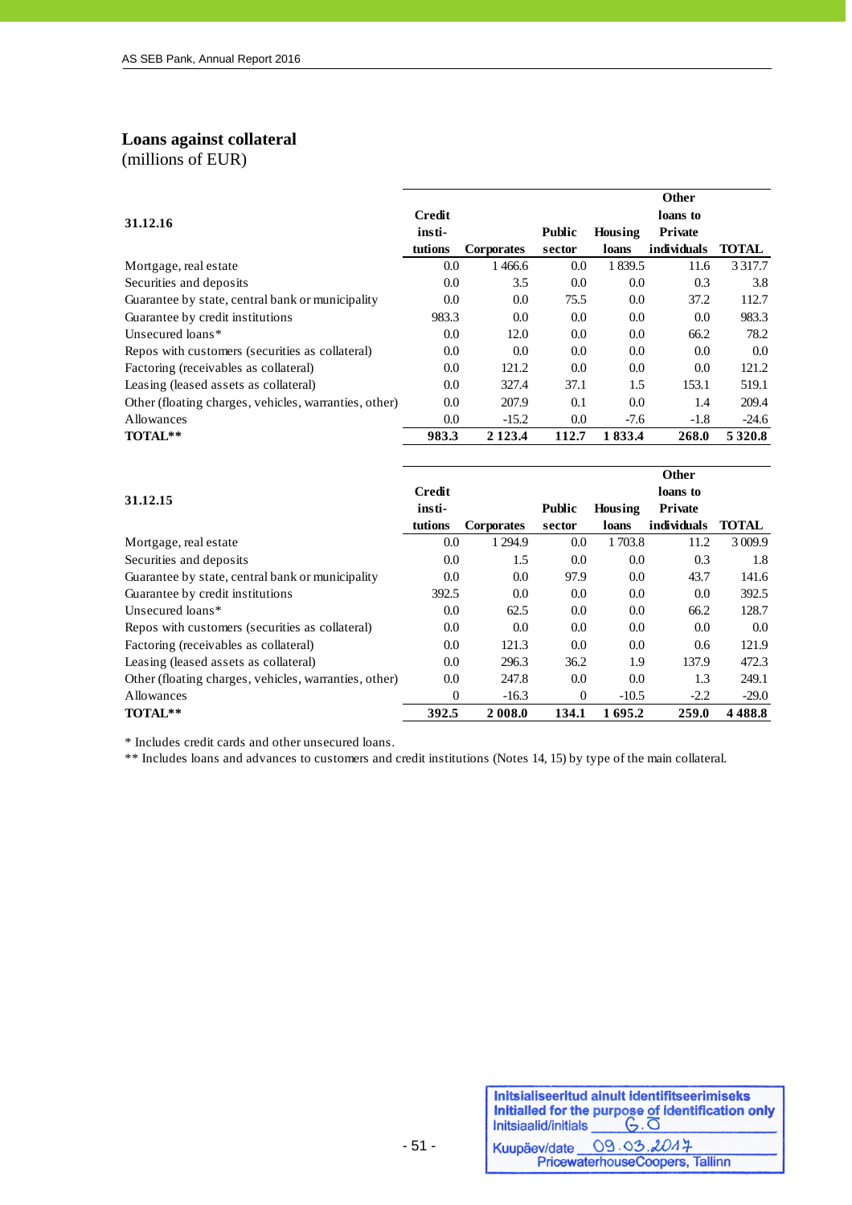## Loans against collateral

(millions of EUR)

| 31.12.16 | Credit institutions | Corporates | Public sector | Housing loans | Other loans to Private individuals | TOTAL |
|---|---|---|---|---|---|---|
| Mortgage, real estate | 0.0 | 1 466.6 | 0.0 | 1 839.5 | 11.6 | 3 317.7 |
| Securities and deposits | 0.0 | 3.5 | 0.0 | 0.0 | 0.3 | 3.8 |
| Guarantee by state, central bank or municipality | 0.0 | 0.0 | 75.5 | 0.0 | 37.2 | 112.7 |
| Guarantee by credit institutions | 983.3 | 0.0 | 0.0 | 0.0 | 0.0 | 983.3 |
| Unsecured loans* | 0.0 | 12.0 | 0.0 | 0.0 | 66.2 | 78.2 |
| Repos with customers (securities as collateral) | 0.0 | 0.0 | 0.0 | 0.0 | 0.0 | 0.0 |
| Factoring (receivables as collateral) | 0.0 | 121.2 | 0.0 | 0.0 | 0.0 | 121.2 |
| Leasing (leased assets as collateral) | 0.0 | 327.4 | 37.1 | 1.5 | 153.1 | 519.1 |
| Other (floating charges, vehicles, warranties, other) | 0.0 | 207.9 | 0.1 | 0.0 | 1.4 | 209.4 |
| Allowances | 0.0 | -15.2 | 0.0 | -7.6 | -1.8 | -24.6 |
| **TOTAL**** | **983.3** | **2 123.4** | **112.7** | **1 833.4** | **268.0** | **5 320.8** |

| 31.12.15 | Credit institutions | Corporates | Public sector | Housing loans | Other loans to Private individuals | TOTAL |
|---|---|---|---|---|---|---|
| Mortgage, real estate | 0.0 | 1 294.9 | 0.0 | 1 703.8 | 11.2 | 3 009.9 |
| Securities and deposits | 0.0 | 1.5 | 0.0 | 0.0 | 0.3 | 1.8 |
| Guarantee by state, central bank or municipality | 0.0 | 0.0 | 97.9 | 0.0 | 43.7 | 141.6 |
| Guarantee by credit institutions | 392.5 | 0.0 | 0.0 | 0.0 | 0.0 | 392.5 |
| Unsecured loans* | 0.0 | 62.5 | 0.0 | 0.0 | 66.2 | 128.7 |
| Repos with customers (securities as collateral) | 0.0 | 0.0 | 0.0 | 0.0 | 0.0 | 0.0 |
| Factoring (receivables as collateral) | 0.0 | 121.3 | 0.0 | 0.0 | 0.6 | 121.9 |
| Leasing (leased assets as collateral) | 0.0 | 296.3 | 36.2 | 1.9 | 137.9 | 472.3 |
| Other (floating charges, vehicles, warranties, other) | 0.0 | 247.8 | 0.0 | 0.0 | 1.3 | 249.1 |
| Allowances | 0 | -16.3 | 0 | -10.5 | -2.2 | -29.0 |
| **TOTAL**** | **392.5** | **2 008.0** | **134.1** | **1 695.2** | **259.0** | **4 488.8** |

* Includes credit cards and other unsecured loans.

** Includes loans and advances to customers and credit institutions (Notes 14, 15) by type of the main collateral.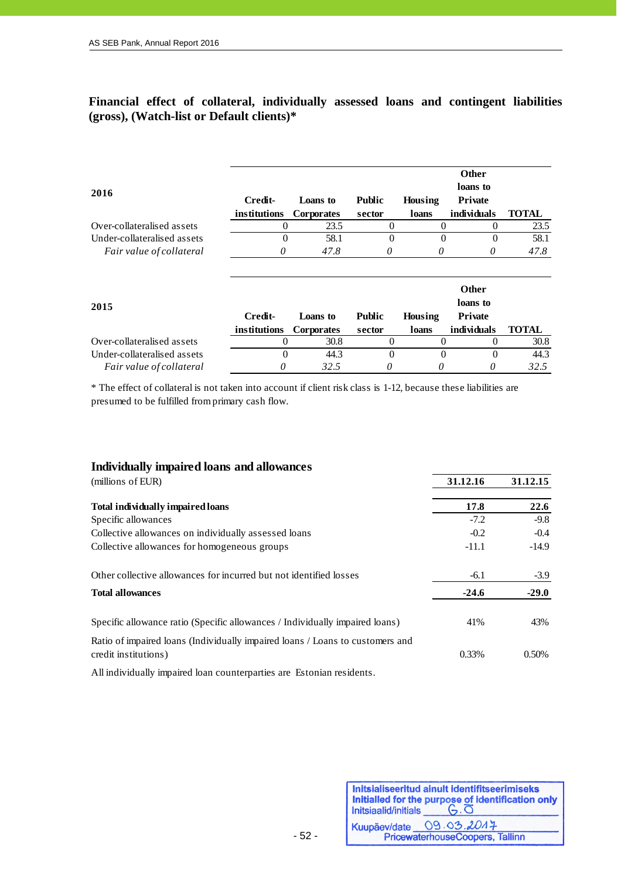## Financial effect of collateral, individually assessed loans and contingent liabilities (gross), (Watch-list or Default clients)*

| 2016 | Credit-institutions | Loans to Corporates | Public sector | Housing loans | Other loans to Private individuals | TOTAL |
|---|---|---|---|---|---|---|
| Over-collateralised assets | 0 | 23.5 | 0 | 0 | 0 | 23.5 |
| Under-collateralised assets | 0 | 58.1 | 0 | 0 | 0 | 58.1 |
| *Fair value of collateral* | *0* | *47.8* | *0* | *0* | *0* | *47.8* |

| 2015 | Credit-institutions | Loans to Corporates | Public sector | Housing loans | Other loans to Private individuals | TOTAL |
|---|---|---|---|---|---|---|
| Over-collateralised assets | 0 | 30.8 | 0 | 0 | 0 | 30.8 |
| Under-collateralised assets | 0 | 44.3 | 0 | 0 | 0 | 44.3 |
| *Fair value of collateral* | *0* | *32.5* | *0* | *0* | *0* | *32.5* |

* The effect of collateral is not taken into account if client risk class is 1-12, because these liabilities are presumed to be fulfilled from primary cash flow.

## Individually impaired loans and allowances

| (millions of EUR) | 31.12.16 | 31.12.15 |
|---|---|---|
| **Total individually impaired loans** | **17.8** | **22.6** |
| Specific allowances | -7.2 | -9.8 |
| Collective allowances on individually assessed loans | -0.2 | -0.4 |
| Collective allowances for homogeneous groups | -11.1 | -14.9 |
| Other collective allowances for incurred but not identified losses | -6.1 | -3.9 |
| **Total allowances** | **-24.6** | **-29.0** |
| Specific allowance ratio (Specific allowances / Individually impaired loans) | 41% | 43% |
| Ratio of impaired loans (Individually impaired loans / Loans to customers and credit institutions) | 0.33% | 0.50% |

All individually impaired loan counterparties are Estonian residents.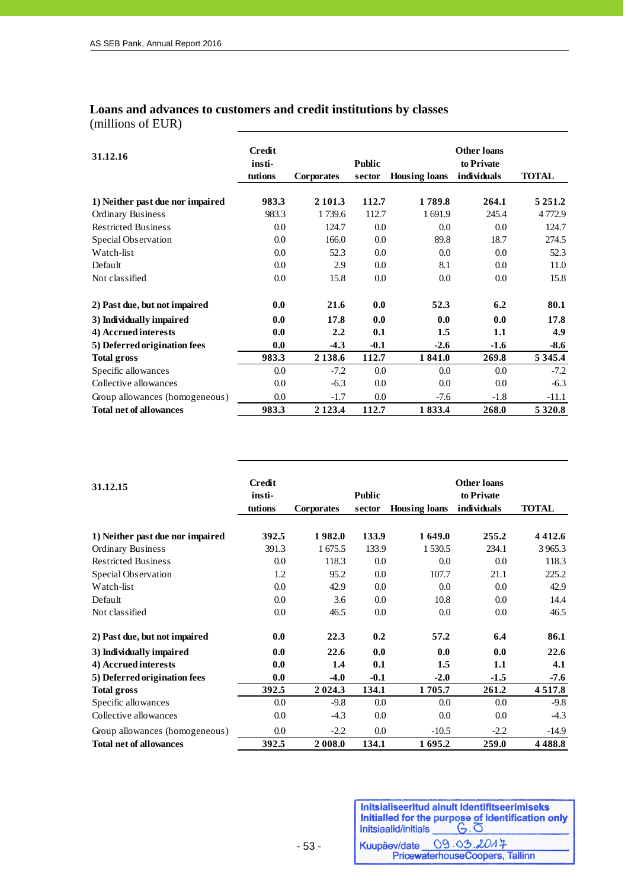## Loans and advances to customers and credit institutions by classes

(millions of EUR)

| 31.12.16 | Credit insti-tutions | Corporates | Public sector | Housing loans | Other loans to Private individuals | TOTAL |
|---|---|---|---|---|---|---|
| **1) Neither past due nor impaired** | **983.3** | **2 101.3** | **112.7** | **1 789.8** | **264.1** | **5 251.2** |
| Ordinary Business | 983.3 | 1 739.6 | 112.7 | 1 691.9 | 245.4 | 4 772.9 |
| Restricted Business | 0.0 | 124.7 | 0.0 | 0.0 | 0.0 | 124.7 |
| Special Observation | 0.0 | 166.0 | 0.0 | 89.8 | 18.7 | 274.5 |
| Watch-list | 0.0 | 52.3 | 0.0 | 0.0 | 0.0 | 52.3 |
| Default | 0.0 | 2.9 | 0.0 | 8.1 | 0.0 | 11.0 |
| Not classified | 0.0 | 15.8 | 0.0 | 0.0 | 0.0 | 15.8 |
| **2) Past due, but not impaired** | **0.0** | **21.6** | **0.0** | **52.3** | **6.2** | **80.1** |
| **3) Individually impaired** | **0.0** | **17.8** | **0.0** | **0.0** | **0.0** | **17.8** |
| **4) Accrued interests** | **0.0** | **2.2** | **0.1** | **1.5** | **1.1** | **4.9** |
| **5) Deferred origination fees** | **0.0** | **-4.3** | **-0.1** | **-2.6** | **-1.6** | **-8.6** |
| **Total gross** | **983.3** | **2 138.6** | **112.7** | **1 841.0** | **269.8** | **5 345.4** |
| Specific allowances | 0.0 | -7.2 | 0.0 | 0.0 | 0.0 | -7.2 |
| Collective allowances | 0.0 | -6.3 | 0.0 | 0.0 | 0.0 | -6.3 |
| Group allowances (homogeneous) | 0.0 | -1.7 | 0.0 | -7.6 | -1.8 | -11.1 |
| **Total net of allowances** | **983.3** | **2 123.4** | **112.7** | **1 833.4** | **268.0** | **5 320.8** |

| 31.12.15 | Credit insti-tutions | Corporates | Public sector | Housing loans | Other loans to Private individuals | TOTAL |
|---|---|---|---|---|---|---|
| **1) Neither past due nor impaired** | **392.5** | **1 982.0** | **133.9** | **1 649.0** | **255.2** | **4 412.6** |
| Ordinary Business | 391.3 | 1 675.5 | 133.9 | 1 530.5 | 234.1 | 3 965.3 |
| Restricted Business | 0.0 | 118.3 | 0.0 | 0.0 | 0.0 | 118.3 |
| Special Observation | 1.2 | 95.2 | 0.0 | 107.7 | 21.1 | 225.2 |
| Watch-list | 0.0 | 42.9 | 0.0 | 0.0 | 0.0 | 42.9 |
| Default | 0.0 | 3.6 | 0.0 | 10.8 | 0.0 | 14.4 |
| Not classified | 0.0 | 46.5 | 0.0 | 0.0 | 0.0 | 46.5 |
| **2) Past due, but not impaired** | **0.0** | **22.3** | **0.2** | **57.2** | **6.4** | **86.1** |
| **3) Individually impaired** | **0.0** | **22.6** | **0.0** | **0.0** | **0.0** | **22.6** |
| **4) Accrued interests** | **0.0** | **1.4** | **0.1** | **1.5** | **1.1** | **4.1** |
| **5) Deferred origination fees** | **0.0** | **-4.0** | **-0.1** | **-2.0** | **-1.5** | **-7.6** |
| **Total gross** | **392.5** | **2 024.3** | **134.1** | **1 705.7** | **261.2** | **4 517.8** |
| Specific allowances | 0.0 | -9.8 | 0.0 | 0.0 | 0.0 | -9.8 |
| Collective allowances | 0.0 | -4.3 | 0.0 | 0.0 | 0.0 | -4.3 |
| Group allowances (homogeneous) | 0.0 | -2.2 | 0.0 | -10.5 | -2.2 | -14.9 |
| **Total net of allowances** | **392.5** | **2 008.0** | **134.1** | **1 695.2** | **259.0** | **4 488.8** |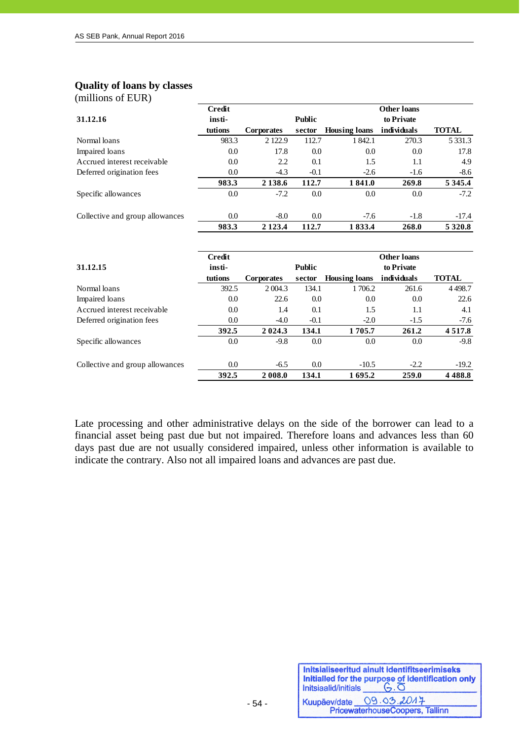## Quality of loans by classes

(millions of EUR)

| 31.12.16 | Credit institutions | Corporates | Public sector | Housing loans | Other loans to Private individuals | TOTAL |
|---|---|---|---|---|---|---|
| Normal loans | 983.3 | 2 122.9 | 112.7 | 1 842.1 | 270.3 | 5 331.3 |
| Impaired loans | 0.0 | 17.8 | 0.0 | 0.0 | 0.0 | 17.8 |
| Accrued interest receivable | 0.0 | 2.2 | 0.1 | 1.5 | 1.1 | 4.9 |
| Deferred origination fees | 0.0 | -4.3 | -0.1 | -2.6 | -1.6 | -8.6 |
| | **983.3** | **2 138.6** | **112.7** | **1 841.0** | **269.8** | **5 345.4** |
| Specific allowances | 0.0 | -7.2 | 0.0 | 0.0 | 0.0 | -7.2 |
| Collective and group allowances | 0.0 | -8.0 | 0.0 | -7.6 | -1.8 | -17.4 |
| | **983.3** | **2 123.4** | **112.7** | **1 833.4** | **268.0** | **5 320.8** |

| 31.12.15 | Credit institutions | Corporates | Public sector | Housing loans | Other loans to Private individuals | TOTAL |
|---|---|---|---|---|---|---|
| Normal loans | 392.5 | 2 004.3 | 134.1 | 1 706.2 | 261.6 | 4 498.7 |
| Impaired loans | 0.0 | 22.6 | 0.0 | 0.0 | 0.0 | 22.6 |
| Accrued interest receivable | 0.0 | 1.4 | 0.1 | 1.5 | 1.1 | 4.1 |
| Deferred origination fees | 0.0 | -4.0 | -0.1 | -2.0 | -1.5 | -7.6 |
| | **392.5** | **2 024.3** | **134.1** | **1 705.7** | **261.2** | **4 517.8** |
| Specific allowances | 0.0 | -9.8 | 0.0 | 0.0 | 0.0 | -9.8 |
| Collective and group allowances | 0.0 | -6.5 | 0.0 | -10.5 | -2.2 | -19.2 |
| | **392.5** | **2 008.0** | **134.1** | **1 695.2** | **259.0** | **4 488.8** |

Late processing and other administrative delays on the side of the borrower can lead to a financial asset being past due but not impaired. Therefore loans and advances less than 60 days past due are not usually considered impaired, unless other information is available to indicate the contrary. Also not all impaired loans and advances are past due.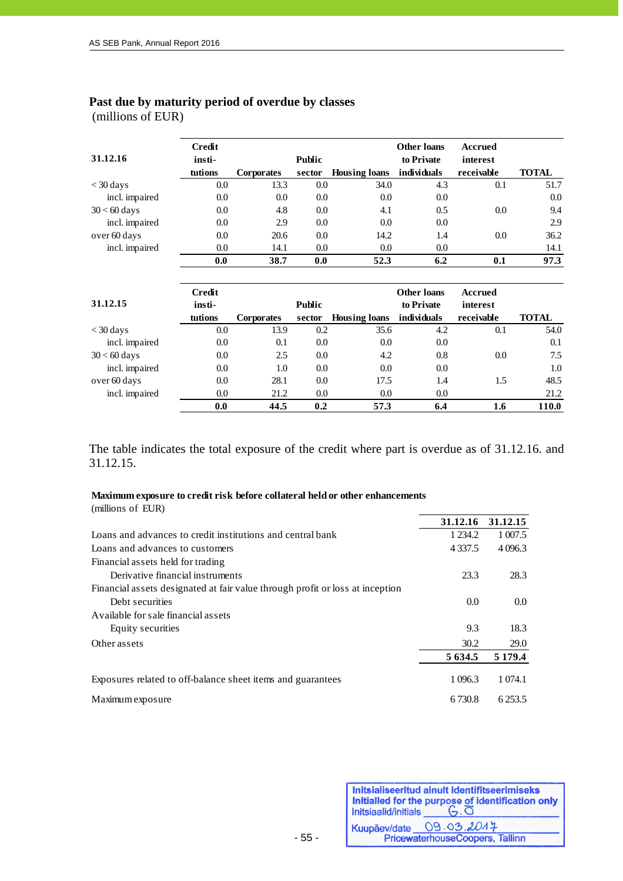## Past due by maturity period of overdue by classes

(millions of EUR)

| 31.12.16 | Credit insti-tutions | Corporates | Public sector | Housing loans | Other loans to Private individuals | Accrued interest receivable | TOTAL |
|---|---|---|---|---|---|---|---|
| < 30 days | 0.0 | 13.3 | 0.0 | 34.0 | 4.3 | 0.1 | 51.7 |
| incl. impaired | 0.0 | 0.0 | 0.0 | 0.0 | 0.0 | | 0.0 |
| 30 < 60 days | 0.0 | 4.8 | 0.0 | 4.1 | 0.5 | 0.0 | 9.4 |
| incl. impaired | 0.0 | 2.9 | 0.0 | 0.0 | 0.0 | | 2.9 |
| over 60 days | 0.0 | 20.6 | 0.0 | 14.2 | 1.4 | 0.0 | 36.2 |
| incl. impaired | 0.0 | 14.1 | 0.0 | 0.0 | 0.0 | | 14.1 |
| | **0.0** | **38.7** | **0.0** | **52.3** | **6.2** | **0.1** | **97.3** |

| 31.12.15 | Credit insti-tutions | Corporates | Public sector | Housing loans | Other loans to Private individuals | Accrued interest receivable | TOTAL |
|---|---|---|---|---|---|---|---|
| < 30 days | 0.0 | 13.9 | 0.2 | 35.6 | 4.2 | 0.1 | 54.0 |
| incl. impaired | 0.0 | 0.1 | 0.0 | 0.0 | 0.0 | | 0.1 |
| 30 < 60 days | 0.0 | 2.5 | 0.0 | 4.2 | 0.8 | 0.0 | 7.5 |
| incl. impaired | 0.0 | 1.0 | 0.0 | 0.0 | 0.0 | | 1.0 |
| over 60 days | 0.0 | 28.1 | 0.0 | 17.5 | 1.4 | 1.5 | 48.5 |
| incl. impaired | 0.0 | 21.2 | 0.0 | 0.0 | 0.0 | | 21.2 |
| | **0.0** | **44.5** | **0.2** | **57.3** | **6.4** | **1.6** | **110.0** |

The table indicates the total exposure of the credit where part is overdue as of 31.12.16. and 31.12.15.

**Maximum exposure to credit risk before collateral held or other enhancements**

(millions of EUR)

| | 31.12.16 | 31.12.15 |
|---|---|---|
| Loans and advances to credit institutions and central bank | 1 234.2 | 1 007.5 |
| Loans and advances to customers | 4 337.5 | 4 096.3 |
| Financial assets held for trading | | |
| Derivative financial instruments | 23.3 | 28.3 |
| Financial assets designated at fair value through profit or loss at inception | | |
| Debt securities | 0.0 | 0.0 |
| Available for sale financial assets | | |
| Equity securities | 9.3 | 18.3 |
| Other assets | 30.2 | 29.0 |
| | **5 634.5** | **5 179.4** |
| Exposures related to off-balance sheet items and guarantees | 1 096.3 | 1 074.1 |
| Maximum exposure | 6 730.8 | 6 253.5 |

Initsialiseeritud ainult identifitseerimiseks
Initialled for the purpose of identification only
Initsiaalid/initials G.O
Kuupäev/date 09.03.2017
PricewaterhouseCoopers, Tallinn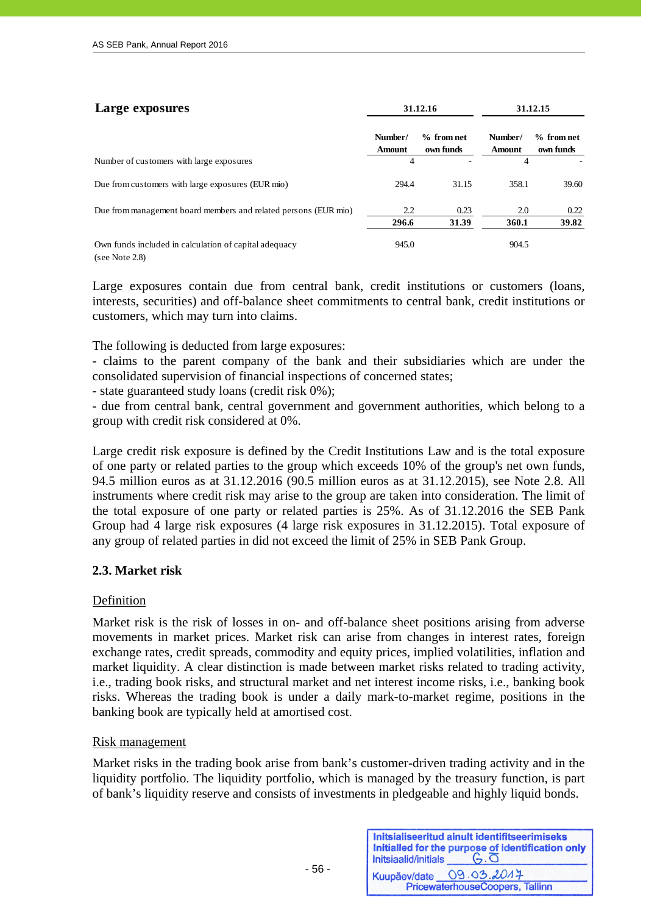## Large exposures

| | 31.12.16 | | 31.12.15 | |
|---|---|---|---|---|
| | Number/ Amount | % from net own funds | Number/ Amount | % from net own funds |
| Number of customers with large exposures | 4 | - | 4 | - |
| Due from customers with large exposures (EUR mio) | 294.4 | 31.15 | 358.1 | 39.60 |
| Due from management board members and related persons (EUR mio) | 2.2 | 0.23 | 2.0 | 0.22 |
| | **296.6** | **31.39** | **360.1** | **39.82** |
| Own funds included in calculation of capital adequacy (see Note 2.8) | 945.0 | | 904.5 | |

Large exposures contain due from central bank, credit institutions or customers (loans, interests, securities) and off-balance sheet commitments to central bank, credit institutions or customers, which may turn into claims.

The following is deducted from large exposures:
- claims to the parent company of the bank and their subsidiaries which are under the consolidated supervision of financial inspections of concerned states;
- state guaranteed study loans (credit risk 0%);
- due from central bank, central government and government authorities, which belong to a group with credit risk considered at 0%.

Large credit risk exposure is defined by the Credit Institutions Law and is the total exposure of one party or related parties to the group which exceeds 10% of the group's net own funds, 94.5 million euros as at 31.12.2016 (90.5 million euros as at 31.12.2015), see Note 2.8. All instruments where credit risk may arise to the group are taken into consideration. The limit of the total exposure of one party or related parties is 25%. As of 31.12.2016 the SEB Pank Group had 4 large risk exposures (4 large risk exposures in 31.12.2015). Total exposure of any group of related parties in did not exceed the limit of 25% in SEB Pank Group.

### 2.3. Market risk

Definition

Market risk is the risk of losses in on- and off-balance sheet positions arising from adverse movements in market prices. Market risk can arise from changes in interest rates, foreign exchange rates, credit spreads, commodity and equity prices, implied volatilities, inflation and market liquidity. A clear distinction is made between market risks related to trading activity, i.e., trading book risks, and structural market and net interest income risks, i.e., banking book risks. Whereas the trading book is under a daily mark-to-market regime, positions in the banking book are typically held at amortised cost.

Risk management

Market risks in the trading book arise from bank's customer-driven trading activity and in the liquidity portfolio. The liquidity portfolio, which is managed by the treasury function, is part of bank's liquidity reserve and consists of investments in pledgeable and highly liquid bonds.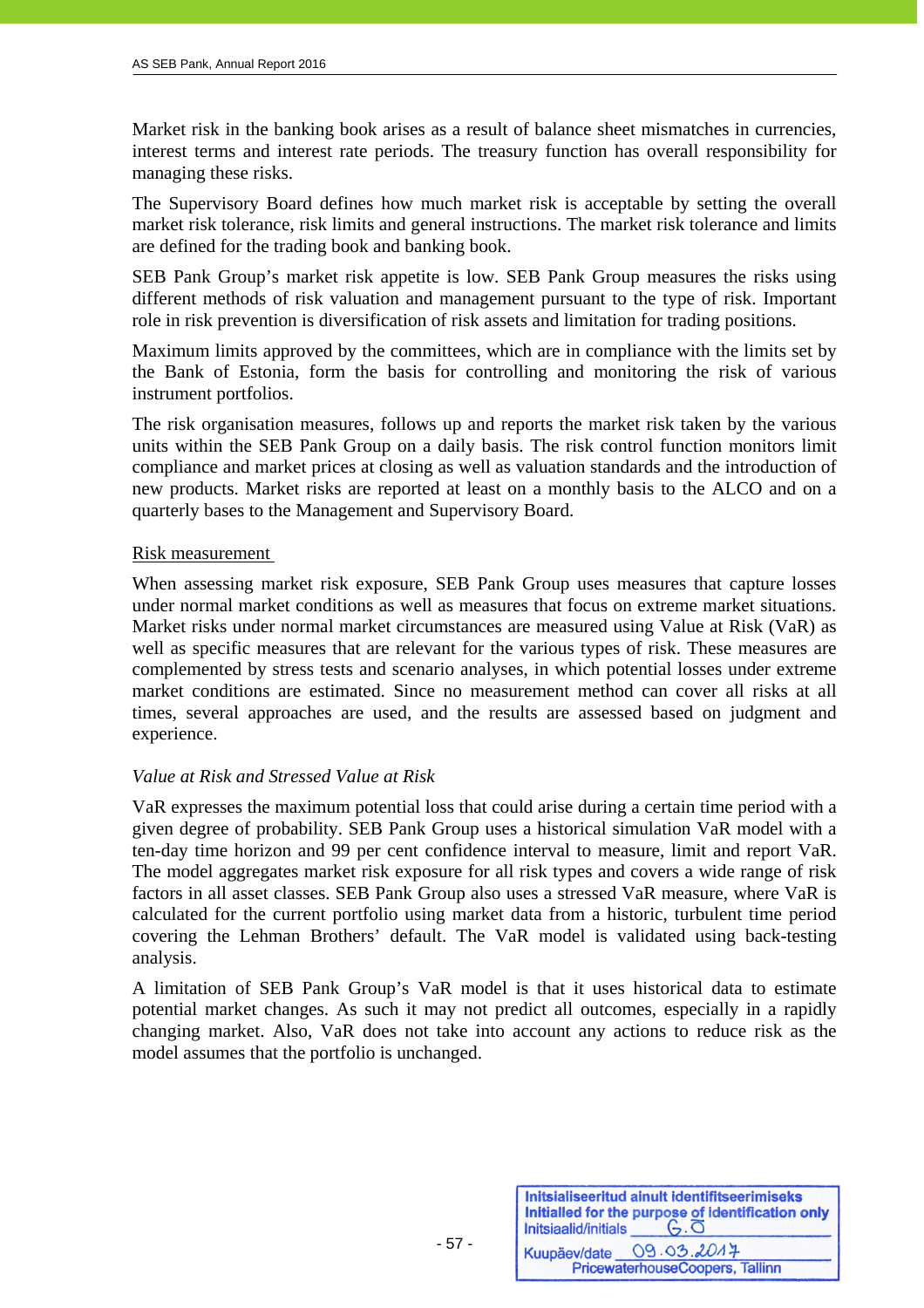Market risk in the banking book arises as a result of balance sheet mismatches in currencies, interest terms and interest rate periods. The treasury function has overall responsibility for managing these risks.

The Supervisory Board defines how much market risk is acceptable by setting the overall market risk tolerance, risk limits and general instructions. The market risk tolerance and limits are defined for the trading book and banking book.

SEB Pank Group's market risk appetite is low. SEB Pank Group measures the risks using different methods of risk valuation and management pursuant to the type of risk. Important role in risk prevention is diversification of risk assets and limitation for trading positions.

Maximum limits approved by the committees, which are in compliance with the limits set by the Bank of Estonia, form the basis for controlling and monitoring the risk of various instrument portfolios.

The risk organisation measures, follows up and reports the market risk taken by the various units within the SEB Pank Group on a daily basis. The risk control function monitors limit compliance and market prices at closing as well as valuation standards and the introduction of new products. Market risks are reported at least on a monthly basis to the ALCO and on a quarterly bases to the Management and Supervisory Board.

Risk measurement

When assessing market risk exposure, SEB Pank Group uses measures that capture losses under normal market conditions as well as measures that focus on extreme market situations. Market risks under normal market circumstances are measured using Value at Risk (VaR) as well as specific measures that are relevant for the various types of risk. These measures are complemented by stress tests and scenario analyses, in which potential losses under extreme market conditions are estimated. Since no measurement method can cover all risks at all times, several approaches are used, and the results are assessed based on judgment and experience.

*Value at Risk and Stressed Value at Risk*

VaR expresses the maximum potential loss that could arise during a certain time period with a given degree of probability. SEB Pank Group uses a historical simulation VaR model with a ten-day time horizon and 99 per cent confidence interval to measure, limit and report VaR. The model aggregates market risk exposure for all risk types and covers a wide range of risk factors in all asset classes. SEB Pank Group also uses a stressed VaR measure, where VaR is calculated for the current portfolio using market data from a historic, turbulent time period covering the Lehman Brothers' default. The VaR model is validated using back-testing analysis.

A limitation of SEB Pank Group's VaR model is that it uses historical data to estimate potential market changes. As such it may not predict all outcomes, especially in a rapidly changing market. Also, VaR does not take into account any actions to reduce risk as the model assumes that the portfolio is unchanged.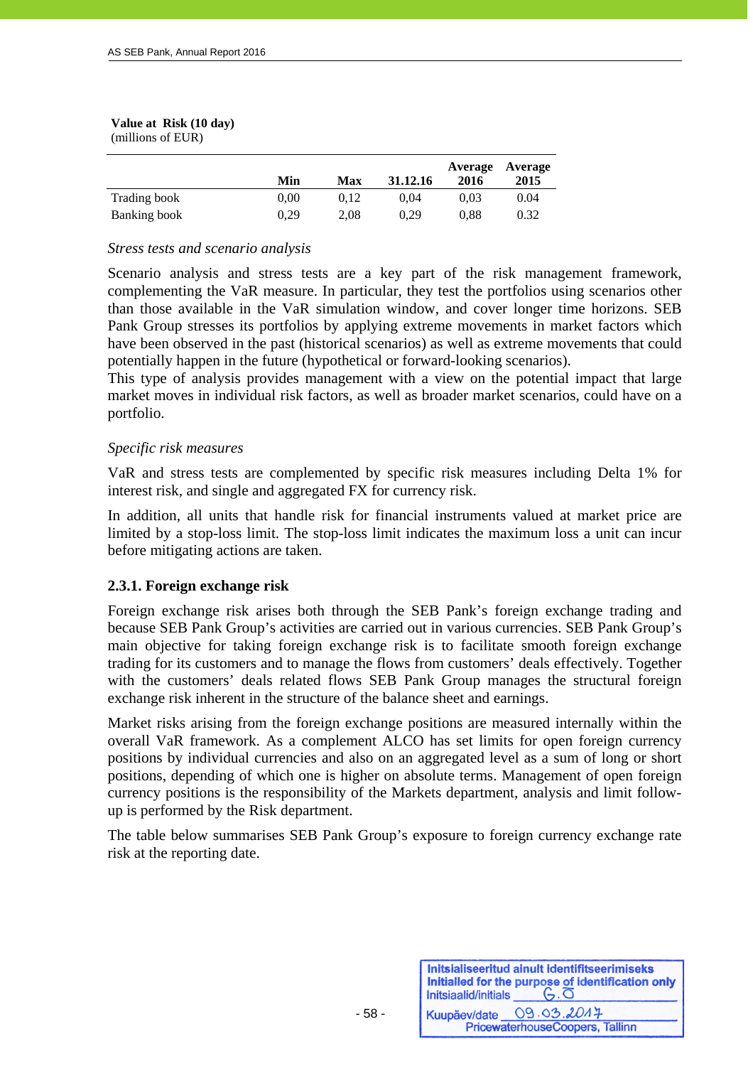**Value at Risk (10 day)**
(millions of EUR)

| | Min | Max | 31.12.16 | Average 2016 | Average 2015 |
|---|---|---|---|---|---|
| Trading book | 0,00 | 0,12 | 0,04 | 0,03 | 0.04 |
| Banking book | 0,29 | 2,08 | 0,29 | 0,88 | 0.32 |

*Stress tests and scenario analysis*

Scenario analysis and stress tests are a key part of the risk management framework, complementing the VaR measure. In particular, they test the portfolios using scenarios other than those available in the VaR simulation window, and cover longer time horizons. SEB Pank Group stresses its portfolios by applying extreme movements in market factors which have been observed in the past (historical scenarios) as well as extreme movements that could potentially happen in the future (hypothetical or forward-looking scenarios).
This type of analysis provides management with a view on the potential impact that large market moves in individual risk factors, as well as broader market scenarios, could have on a portfolio.

*Specific risk measures*

VaR and stress tests are complemented by specific risk measures including Delta 1% for interest risk, and single and aggregated FX for currency risk.

In addition, all units that handle risk for financial instruments valued at market price are limited by a stop-loss limit. The stop-loss limit indicates the maximum loss a unit can incur before mitigating actions are taken.

### 2.3.1. Foreign exchange risk

Foreign exchange risk arises both through the SEB Pank's foreign exchange trading and because SEB Pank Group's activities are carried out in various currencies. SEB Pank Group's main objective for taking foreign exchange risk is to facilitate smooth foreign exchange trading for its customers and to manage the flows from customers' deals effectively. Together with the customers' deals related flows SEB Pank Group manages the structural foreign exchange risk inherent in the structure of the balance sheet and earnings.

Market risks arising from the foreign exchange positions are measured internally within the overall VaR framework. As a complement ALCO has set limits for open foreign currency positions by individual currencies and also on an aggregated level as a sum of long or short positions, depending of which one is higher on absolute terms. Management of open foreign currency positions is the responsibility of the Markets department, analysis and limit follow-up is performed by the Risk department.

The table below summarises SEB Pank Group's exposure to foreign currency exchange rate risk at the reporting date.

Initsialiseeritud ainult identifitseerimiseks
Initialled for the purpose of identification only
Initsiaalid/initials G.O
Kuupäev/date 09.03.2017
PricewaterhouseCoopers, Tallinn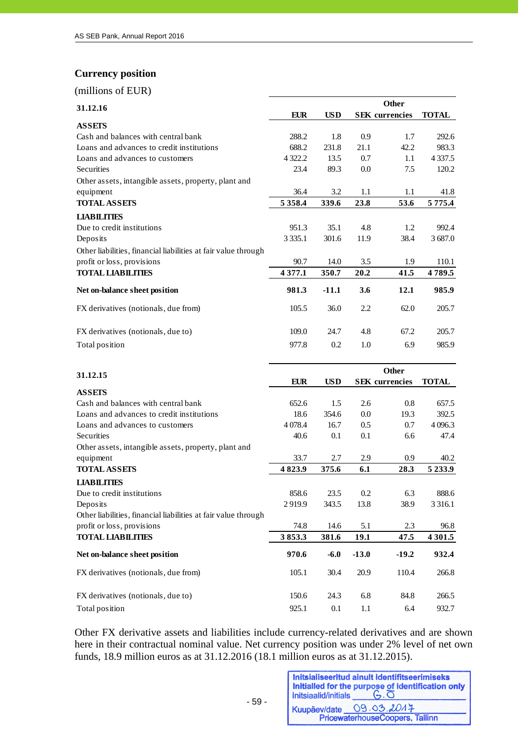## Currency position

(millions of EUR)

| 31.12.16 | EUR | USD | SEK | Other currencies | TOTAL |
|---|---|---|---|---|---|
| **ASSETS** | | | | | |
| Cash and balances with central bank | 288.2 | 1.8 | 0.9 | 1.7 | 292.6 |
| Loans and advances to credit institutions | 688.2 | 231.8 | 21.1 | 42.2 | 983.3 |
| Loans and advances to customers | 4 322.2 | 13.5 | 0.7 | 1.1 | 4 337.5 |
| Securities | 23.4 | 89.3 | 0.0 | 7.5 | 120.2 |
| Other assets, intangible assets, property, plant and equipment | 36.4 | 3.2 | 1.1 | 1.1 | 41.8 |
| **TOTAL ASSETS** | **5 358.4** | **339.6** | **23.8** | **53.6** | **5 775.4** |
| **LIABILITIES** | | | | | |
| Due to credit institutions | 951.3 | 35.1 | 4.8 | 1.2 | 992.4 |
| Deposits | 3 335.1 | 301.6 | 11.9 | 38.4 | 3 687.0 |
| Other liabilities, financial liabilities at fair value through profit or loss, provisions | 90.7 | 14.0 | 3.5 | 1.9 | 110.1 |
| **TOTAL LIABILITIES** | **4 377.1** | **350.7** | **20.2** | **41.5** | **4 789.5** |
| **Net on-balance sheet position** | **981.3** | **-11.1** | **3.6** | **12.1** | **985.9** |
| FX derivatives (notionals, due from) | 105.5 | 36.0 | 2.2 | 62.0 | 205.7 |
| FX derivatives (notionals, due to) | 109.0 | 24.7 | 4.8 | 67.2 | 205.7 |
| Total position | 977.8 | 0.2 | 1.0 | 6.9 | 985.9 |

| 31.12.15 | EUR | USD | SEK | Other currencies | TOTAL |
|---|---|---|---|---|---|
| **ASSETS** | | | | | |
| Cash and balances with central bank | 652.6 | 1.5 | 2.6 | 0.8 | 657.5 |
| Loans and advances to credit institutions | 18.6 | 354.6 | 0.0 | 19.3 | 392.5 |
| Loans and advances to customers | 4 078.4 | 16.7 | 0.5 | 0.7 | 4 096.3 |
| Securities | 40.6 | 0.1 | 0.1 | 6.6 | 47.4 |
| Other assets, intangible assets, property, plant and equipment | 33.7 | 2.7 | 2.9 | 0.9 | 40.2 |
| **TOTAL ASSETS** | **4 823.9** | **375.6** | **6.1** | **28.3** | **5 233.9** |
| **LIABILITIES** | | | | | |
| Due to credit institutions | 858.6 | 23.5 | 0.2 | 6.3 | 888.6 |
| Deposits | 2 919.9 | 343.5 | 13.8 | 38.9 | 3 316.1 |
| Other liabilities, financial liabilities at fair value through profit or loss, provisions | 74.8 | 14.6 | 5.1 | 2.3 | 96.8 |
| **TOTAL LIABILITIES** | **3 853.3** | **381.6** | **19.1** | **47.5** | **4 301.5** |
| **Net on-balance sheet position** | **970.6** | **-6.0** | **-13.0** | **-19.2** | **932.4** |
| FX derivatives (notionals, due from) | 105.1 | 30.4 | 20.9 | 110.4 | 266.8 |
| FX derivatives (notionals, due to) | 150.6 | 24.3 | 6.8 | 84.8 | 266.5 |
| Total position | 925.1 | 0.1 | 1.1 | 6.4 | 932.7 |

Other FX derivative assets and liabilities include currency-related derivatives and are shown here in their contractual nominal value. Net currency position was under 2% level of net own funds, 18.9 million euros as at 31.12.2016 (18.1 million euros as at 31.12.2015).

Initsialiseeritud ainult identifitseerimiseks
Initialled for the purpose of identification only
Initsiaalid/initials G.O
Kuupäev/date 09.03.2017
PricewaterhouseCoopers, Tallinn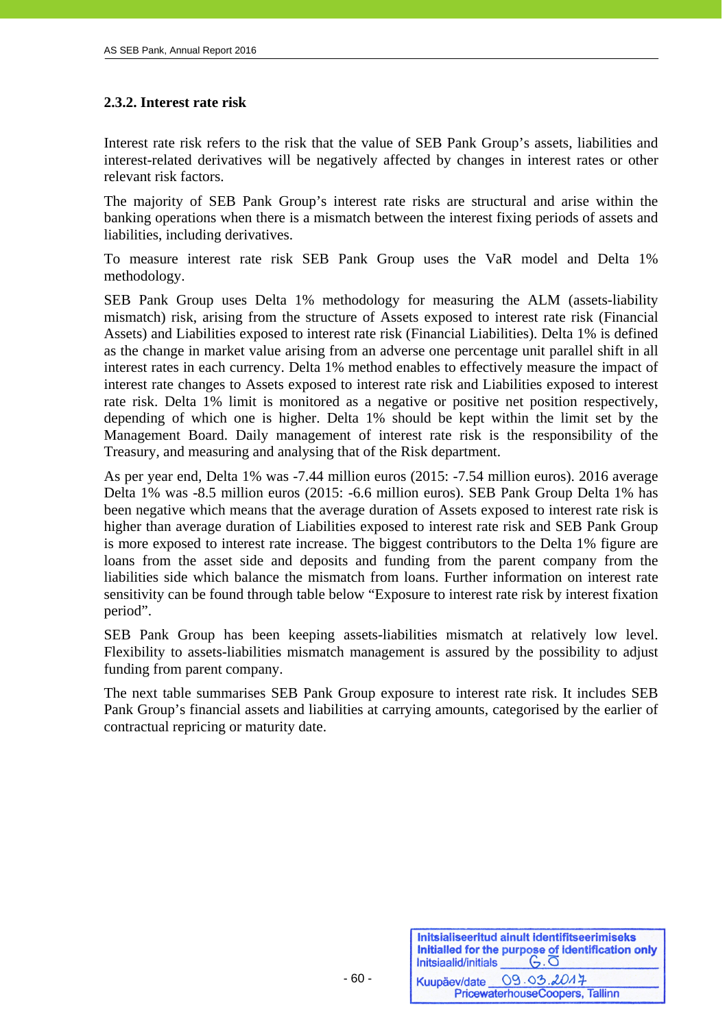### 2.3.2. Interest rate risk

Interest rate risk refers to the risk that the value of SEB Pank Group's assets, liabilities and interest-related derivatives will be negatively affected by changes in interest rates or other relevant risk factors.

The majority of SEB Pank Group's interest rate risks are structural and arise within the banking operations when there is a mismatch between the interest fixing periods of assets and liabilities, including derivatives.

To measure interest rate risk SEB Pank Group uses the VaR model and Delta 1% methodology.

SEB Pank Group uses Delta 1% methodology for measuring the ALM (assets-liability mismatch) risk, arising from the structure of Assets exposed to interest rate risk (Financial Assets) and Liabilities exposed to interest rate risk (Financial Liabilities). Delta 1% is defined as the change in market value arising from an adverse one percentage unit parallel shift in all interest rates in each currency. Delta 1% method enables to effectively measure the impact of interest rate changes to Assets exposed to interest rate risk and Liabilities exposed to interest rate risk. Delta 1% limit is monitored as a negative or positive net position respectively, depending of which one is higher. Delta 1% should be kept within the limit set by the Management Board. Daily management of interest rate risk is the responsibility of the Treasury, and measuring and analysing that of the Risk department.

As per year end, Delta 1% was -7.44 million euros (2015: -7.54 million euros). 2016 average Delta 1% was -8.5 million euros (2015: -6.6 million euros). SEB Pank Group Delta 1% has been negative which means that the average duration of Assets exposed to interest rate risk is higher than average duration of Liabilities exposed to interest rate risk and SEB Pank Group is more exposed to interest rate increase. The biggest contributors to the Delta 1% figure are loans from the asset side and deposits and funding from the parent company from the liabilities side which balance the mismatch from loans. Further information on interest rate sensitivity can be found through table below "Exposure to interest rate risk by interest fixation period".

SEB Pank Group has been keeping assets-liabilities mismatch at relatively low level. Flexibility to assets-liabilities mismatch management is assured by the possibility to adjust funding from parent company.

The next table summarises SEB Pank Group exposure to interest rate risk. It includes SEB Pank Group's financial assets and liabilities at carrying amounts, categorised by the earlier of contractual repricing or maturity date.

Initsialiseeritud ainult identifitseerimiseks
Initialled for the purpose of identification only
Initsiaalid/initials G.O
Kuupäev/date 09.03.2017
PricewaterhouseCoopers, Tallinn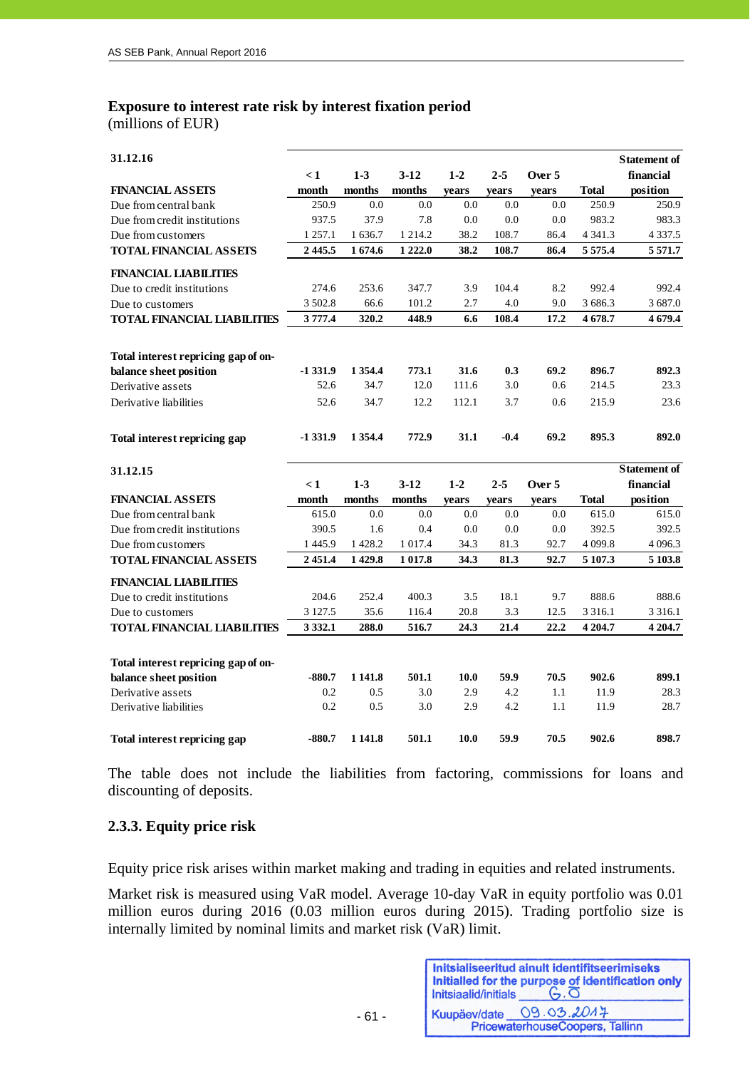## Exposure to interest rate risk by interest fixation period

(millions of EUR)

| 31.12.16 | < 1 month | 1-3 months | 3-12 months | 1-2 years | 2-5 years | Over 5 years | Total | Statement of financial position |
|---|---|---|---|---|---|---|---|---|
| **FINANCIAL ASSETS** | | | | | | | | |
| Due from central bank | 250.9 | 0.0 | 0.0 | 0.0 | 0.0 | 0.0 | 250.9 | 250.9 |
| Due from credit institutions | 937.5 | 37.9 | 7.8 | 0.0 | 0.0 | 0.0 | 983.2 | 983.3 |
| Due from customers | 1 257.1 | 1 636.7 | 1 214.2 | 38.2 | 108.7 | 86.4 | 4 341.3 | 4 337.5 |
| **TOTAL FINANCIAL ASSETS** | **2 445.5** | **1 674.6** | **1 222.0** | **38.2** | **108.7** | **86.4** | **5 575.4** | **5 571.7** |
| **FINANCIAL LIABILITIES** | | | | | | | | |
| Due to credit institutions | 274.6 | 253.6 | 347.7 | 3.9 | 104.4 | 8.2 | 992.4 | 992.4 |
| Due to customers | 3 502.8 | 66.6 | 101.2 | 2.7 | 4.0 | 9.0 | 3 686.3 | 3 687.0 |
| **TOTAL FINANCIAL LIABILITIES** | **3 777.4** | **320.2** | **448.9** | **6.6** | **108.4** | **17.2** | **4 678.7** | **4 679.4** |
| **Total interest repricing gap of on-balance sheet position** | **-1 331.9** | **1 354.4** | **773.1** | **31.6** | **0.3** | **69.2** | **896.7** | **892.3** |
| Derivative assets | 52.6 | 34.7 | 12.0 | 111.6 | 3.0 | 0.6 | 214.5 | 23.3 |
| Derivative liabilities | 52.6 | 34.7 | 12.2 | 112.1 | 3.7 | 0.6 | 215.9 | 23.6 |
| **Total interest repricing gap** | **-1 331.9** | **1 354.4** | **772.9** | **31.1** | **-0.4** | **69.2** | **895.3** | **892.0** |

| 31.12.15 | < 1 month | 1-3 months | 3-12 months | 1-2 years | 2-5 years | Over 5 years | Total | Statement of financial position |
|---|---|---|---|---|---|---|---|---|
| **FINANCIAL ASSETS** | | | | | | | | |
| Due from central bank | 615.0 | 0.0 | 0.0 | 0.0 | 0.0 | 0.0 | 615.0 | 615.0 |
| Due from credit institutions | 390.5 | 1.6 | 0.4 | 0.0 | 0.0 | 0.0 | 392.5 | 392.5 |
| Due from customers | 1 445.9 | 1 428.2 | 1 017.4 | 34.3 | 81.3 | 92.7 | 4 099.8 | 4 096.3 |
| **TOTAL FINANCIAL ASSETS** | **2 451.4** | **1 429.8** | **1 017.8** | **34.3** | **81.3** | **92.7** | **5 107.3** | **5 103.8** |
| **FINANCIAL LIABILITIES** | | | | | | | | |
| Due to credit institutions | 204.6 | 252.4 | 400.3 | 3.5 | 18.1 | 9.7 | 888.6 | 888.6 |
| Due to customers | 3 127.5 | 35.6 | 116.4 | 20.8 | 3.3 | 12.5 | 3 316.1 | 3 316.1 |
| **TOTAL FINANCIAL LIABILITIES** | **3 332.1** | **288.0** | **516.7** | **24.3** | **21.4** | **22.2** | **4 204.7** | **4 204.7** |
| **Total interest repricing gap of on-balance sheet position** | **-880.7** | **1 141.8** | **501.1** | **10.0** | **59.9** | **70.5** | **902.6** | **899.1** |
| Derivative assets | 0.2 | 0.5 | 3.0 | 2.9 | 4.2 | 1.1 | 11.9 | 28.3 |
| Derivative liabilities | 0.2 | 0.5 | 3.0 | 2.9 | 4.2 | 1.1 | 11.9 | 28.7 |
| **Total interest repricing gap** | **-880.7** | **1 141.8** | **501.1** | **10.0** | **59.9** | **70.5** | **902.6** | **898.7** |

The table does not include the liabilities from factoring, commissions for loans and discounting of deposits.

### 2.3.3. Equity price risk

Equity price risk arises within market making and trading in equities and related instruments.

Market risk is measured using VaR model. Average 10-day VaR in equity portfolio was 0.01 million euros during 2016 (0.03 million euros during 2015). Trading portfolio size is internally limited by nominal limits and market risk (VaR) limit.

Initsialiseeritud ainult identifitseerimiseks
Initialled for the purpose of identification only
Initsiaalid/initials G.O
Kuupäev/date 09.03.2017
PricewaterhouseCoopers, Tallinn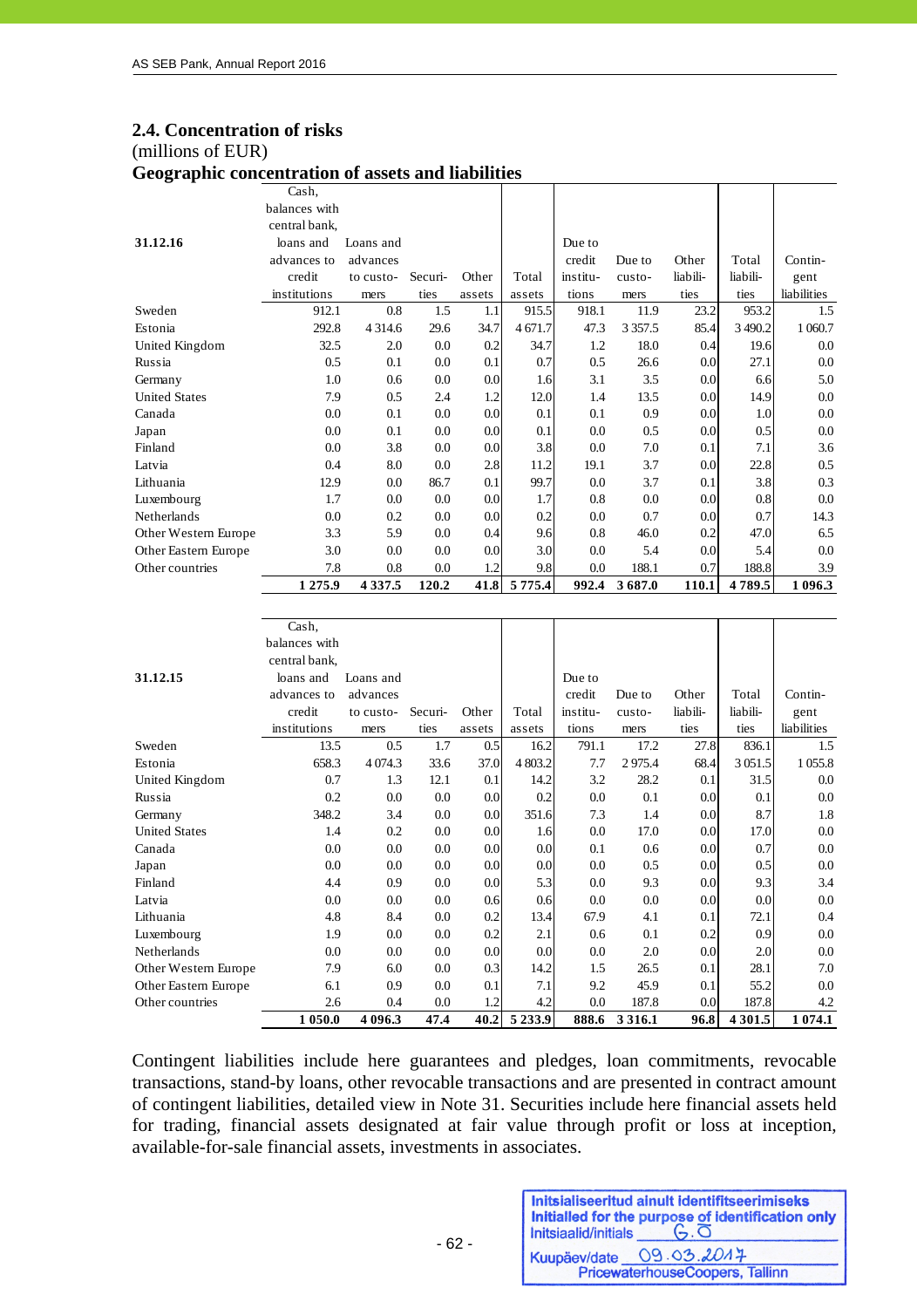## 2.4. Concentration of risks

(millions of EUR)

### Geographic concentration of assets and liabilities

| 31.12.16 | Cash, balances with central bank, loans and advances to credit institutions | Loans and advances to customers | Securities | Other assets | Total assets | Due to credit institutions | Due to customers | Other liabilities | Total liabilities | Contingent liabilities |
|---|---|---|---|---|---|---|---|---|---|---|
| Sweden | 912.1 | 0.8 | 1.5 | 1.1 | 915.5 | 918.1 | 11.9 | 23.2 | 953.2 | 1.5 |
| Estonia | 292.8 | 4 314.6 | 29.6 | 34.7 | 4 671.7 | 47.3 | 3 357.5 | 85.4 | 3 490.2 | 1 060.7 |
| United Kingdom | 32.5 | 2.0 | 0.0 | 0.2 | 34.7 | 1.2 | 18.0 | 0.4 | 19.6 | 0.0 |
| Russia | 0.5 | 0.1 | 0.0 | 0.1 | 0.7 | 0.5 | 26.6 | 0.0 | 27.1 | 0.0 |
| Germany | 1.0 | 0.6 | 0.0 | 0.0 | 1.6 | 3.1 | 3.5 | 0.0 | 6.6 | 5.0 |
| United States | 7.9 | 0.5 | 2.4 | 1.2 | 12.0 | 1.4 | 13.5 | 0.0 | 14.9 | 0.0 |
| Canada | 0.0 | 0.1 | 0.0 | 0.0 | 0.1 | 0.1 | 0.9 | 0.0 | 1.0 | 0.0 |
| Japan | 0.0 | 0.1 | 0.0 | 0.0 | 0.1 | 0.0 | 0.5 | 0.0 | 0.5 | 0.0 |
| Finland | 0.0 | 3.8 | 0.0 | 0.0 | 3.8 | 0.0 | 7.0 | 0.1 | 7.1 | 3.6 |
| Latvia | 0.4 | 8.0 | 0.0 | 2.8 | 11.2 | 19.1 | 3.7 | 0.0 | 22.8 | 0.5 |
| Lithuania | 12.9 | 0.0 | 86.7 | 0.1 | 99.7 | 0.0 | 3.7 | 0.1 | 3.8 | 0.3 |
| Luxembourg | 1.7 | 0.0 | 0.0 | 0.0 | 1.7 | 0.8 | 0.0 | 0.0 | 0.8 | 0.0 |
| Netherlands | 0.0 | 0.2 | 0.0 | 0.0 | 0.2 | 0.0 | 0.7 | 0.0 | 0.7 | 14.3 |
| Other Western Europe | 3.3 | 5.9 | 0.0 | 0.4 | 9.6 | 0.8 | 46.0 | 0.2 | 47.0 | 6.5 |
| Other Eastern Europe | 3.0 | 0.0 | 0.0 | 0.0 | 3.0 | 0.0 | 5.4 | 0.0 | 5.4 | 0.0 |
| Other countries | 7.8 | 0.8 | 0.0 | 1.2 | 9.8 | 0.0 | 188.1 | 0.7 | 188.8 | 3.9 |
| | **1 275.9** | **4 337.5** | **120.2** | **41.8** | **5 775.4** | **992.4** | **3 687.0** | **110.1** | **4 789.5** | **1 096.3** |

| 31.12.15 | Cash, balances with central bank, loans and advances to credit institutions | Loans and advances to customers | Securities | Other assets | Total assets | Due to credit institutions | Due to customers | Other liabilities | Total liabilities | Contingent liabilities |
|---|---|---|---|---|---|---|---|---|---|---|
| Sweden | 13.5 | 0.5 | 1.7 | 0.5 | 16.2 | 791.1 | 17.2 | 27.8 | 836.1 | 1.5 |
| Estonia | 658.3 | 4 074.3 | 33.6 | 37.0 | 4 803.2 | 7.7 | 2 975.4 | 68.4 | 3 051.5 | 1 055.8 |
| United Kingdom | 0.7 | 1.3 | 12.1 | 0.1 | 14.2 | 3.2 | 28.2 | 0.1 | 31.5 | 0.0 |
| Russia | 0.2 | 0.0 | 0.0 | 0.0 | 0.2 | 0.0 | 0.1 | 0.0 | 0.1 | 0.0 |
| Germany | 348.2 | 3.4 | 0.0 | 0.0 | 351.6 | 7.3 | 1.4 | 0.0 | 8.7 | 1.8 |
| United States | 1.4 | 0.2 | 0.0 | 0.0 | 1.6 | 0.0 | 17.0 | 0.0 | 17.0 | 0.0 |
| Canada | 0.0 | 0.0 | 0.0 | 0.0 | 0.0 | 0.1 | 0.6 | 0.0 | 0.7 | 0.0 |
| Japan | 0.0 | 0.0 | 0.0 | 0.0 | 0.0 | 0.0 | 0.5 | 0.0 | 0.5 | 0.0 |
| Finland | 4.4 | 0.9 | 0.0 | 0.0 | 5.3 | 0.0 | 9.3 | 0.0 | 9.3 | 3.4 |
| Latvia | 0.0 | 0.0 | 0.0 | 0.6 | 0.6 | 0.0 | 0.0 | 0.0 | 0.0 | 0.0 |
| Lithuania | 4.8 | 8.4 | 0.0 | 0.2 | 13.4 | 67.9 | 4.1 | 0.1 | 72.1 | 0.4 |
| Luxembourg | 1.9 | 0.0 | 0.0 | 0.2 | 2.1 | 0.6 | 0.1 | 0.2 | 0.9 | 0.0 |
| Netherlands | 0.0 | 0.0 | 0.0 | 0.0 | 0.0 | 0.0 | 2.0 | 0.0 | 2.0 | 0.0 |
| Other Western Europe | 7.9 | 6.0 | 0.0 | 0.3 | 14.2 | 1.5 | 26.5 | 0.1 | 28.1 | 7.0 |
| Other Eastern Europe | 6.1 | 0.9 | 0.0 | 0.1 | 7.1 | 9.2 | 45.9 | 0.1 | 55.2 | 0.0 |
| Other countries | 2.6 | 0.4 | 0.0 | 1.2 | 4.2 | 0.0 | 187.8 | 0.0 | 187.8 | 4.2 |
| | **1 050.0** | **4 096.3** | **47.4** | **40.2** | **5 233.9** | **888.6** | **3 316.1** | **96.8** | **4 301.5** | **1 074.1** |

Contingent liabilities include here guarantees and pledges, loan commitments, revocable transactions, stand-by loans, other revocable transactions and are presented in contract amount of contingent liabilities, detailed view in Note 31. Securities include here financial assets held for trading, financial assets designated at fair value through profit or loss at inception, available-for-sale financial assets, investments in associates.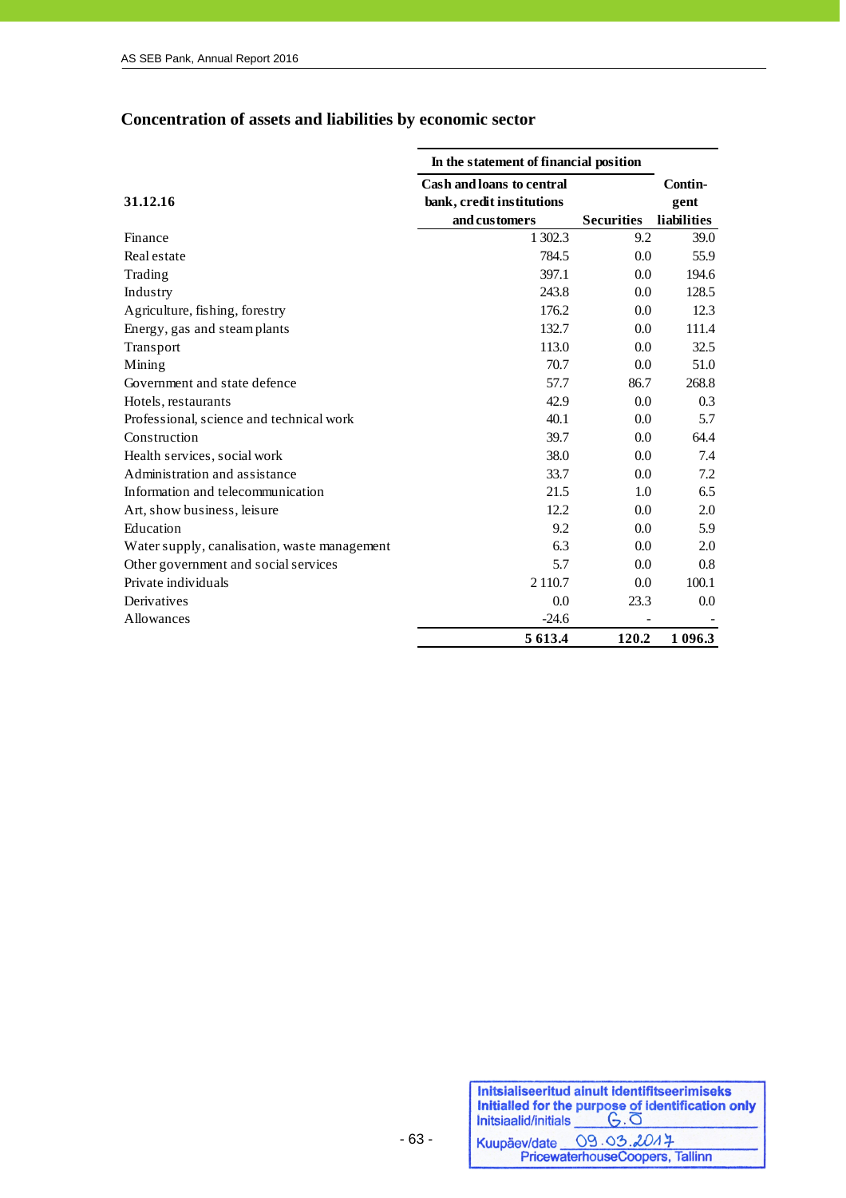## Concentration of assets and liabilities by economic sector

| 31.12.16 | In the statement of financial position | | |
|---|---|---|---|
| | Cash and loans to central bank, credit institutions and customers | Securities | Contin-gent liabilities |
| Finance | 1 302.3 | 9.2 | 39.0 |
| Real estate | 784.5 | 0.0 | 55.9 |
| Trading | 397.1 | 0.0 | 194.6 |
| Industry | 243.8 | 0.0 | 128.5 |
| Agriculture, fishing, forestry | 176.2 | 0.0 | 12.3 |
| Energy, gas and steam plants | 132.7 | 0.0 | 111.4 |
| Transport | 113.0 | 0.0 | 32.5 |
| Mining | 70.7 | 0.0 | 51.0 |
| Government and state defence | 57.7 | 86.7 | 268.8 |
| Hotels, restaurants | 42.9 | 0.0 | 0.3 |
| Professional, science and technical work | 40.1 | 0.0 | 5.7 |
| Construction | 39.7 | 0.0 | 64.4 |
| Health services, social work | 38.0 | 0.0 | 7.4 |
| Administration and assistance | 33.7 | 0.0 | 7.2 |
| Information and telecommunication | 21.5 | 1.0 | 6.5 |
| Art, show business, leisure | 12.2 | 0.0 | 2.0 |
| Education | 9.2 | 0.0 | 5.9 |
| Water supply, canalisation, waste management | 6.3 | 0.0 | 2.0 |
| Other government and social services | 5.7 | 0.0 | 0.8 |
| Private individuals | 2 110.7 | 0.0 | 100.1 |
| Derivatives | 0.0 | 23.3 | 0.0 |
| Allowances | -24.6 | - | - |
| | **5 613.4** | **120.2** | **1 096.3** |

Initsialiseeritud ainult identifitseerimiseks
Initialled for the purpose of identification only
Initsiaalid/initials G.O
Kuupäev/date 09.03.2017
PricewaterhouseCoopers, Tallinn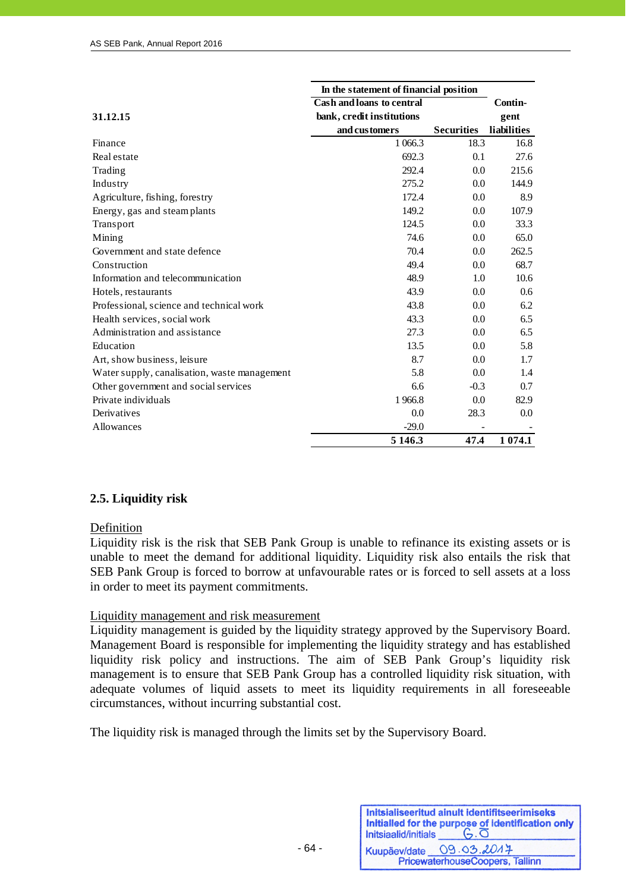| 31.12.15 | In the statement of financial position | | Contin-gent liabilities |
|---|---|---|---|
| | Cash and loans to central bank, credit institutions and customers | Securities | |
| Finance | 1 066.3 | 18.3 | 16.8 |
| Real estate | 692.3 | 0.1 | 27.6 |
| Trading | 292.4 | 0.0 | 215.6 |
| Industry | 275.2 | 0.0 | 144.9 |
| Agriculture, fishing, forestry | 172.4 | 0.0 | 8.9 |
| Energy, gas and steam plants | 149.2 | 0.0 | 107.9 |
| Transport | 124.5 | 0.0 | 33.3 |
| Mining | 74.6 | 0.0 | 65.0 |
| Government and state defence | 70.4 | 0.0 | 262.5 |
| Construction | 49.4 | 0.0 | 68.7 |
| Information and telecommunication | 48.9 | 1.0 | 10.6 |
| Hotels, restaurants | 43.9 | 0.0 | 0.6 |
| Professional, science and technical work | 43.8 | 0.0 | 6.2 |
| Health services, social work | 43.3 | 0.0 | 6.5 |
| Administration and assistance | 27.3 | 0.0 | 6.5 |
| Education | 13.5 | 0.0 | 5.8 |
| Art, show business, leisure | 8.7 | 0.0 | 1.7 |
| Water supply, canalisation, waste management | 5.8 | 0.0 | 1.4 |
| Other government and social services | 6.6 | -0.3 | 0.7 |
| Private individuals | 1 966.8 | 0.0 | 82.9 |
| Derivatives | 0.0 | 28.3 | 0.0 |
| Allowances | -29.0 | - | - |
| | **5 146.3** | **47.4** | **1 074.1** |

## 2.5. Liquidity risk

Definition

Liquidity risk is the risk that SEB Pank Group is unable to refinance its existing assets or is unable to meet the demand for additional liquidity. Liquidity risk also entails the risk that SEB Pank Group is forced to borrow at unfavourable rates or is forced to sell assets at a loss in order to meet its payment commitments.

Liquidity management and risk measurement

Liquidity management is guided by the liquidity strategy approved by the Supervisory Board. Management Board is responsible for implementing the liquidity strategy and has established liquidity risk policy and instructions. The aim of SEB Pank Group's liquidity risk management is to ensure that SEB Pank Group has a controlled liquidity risk situation, with adequate volumes of liquid assets to meet its liquidity requirements in all foreseeable circumstances, without incurring substantial cost.

The liquidity risk is managed through the limits set by the Supervisory Board.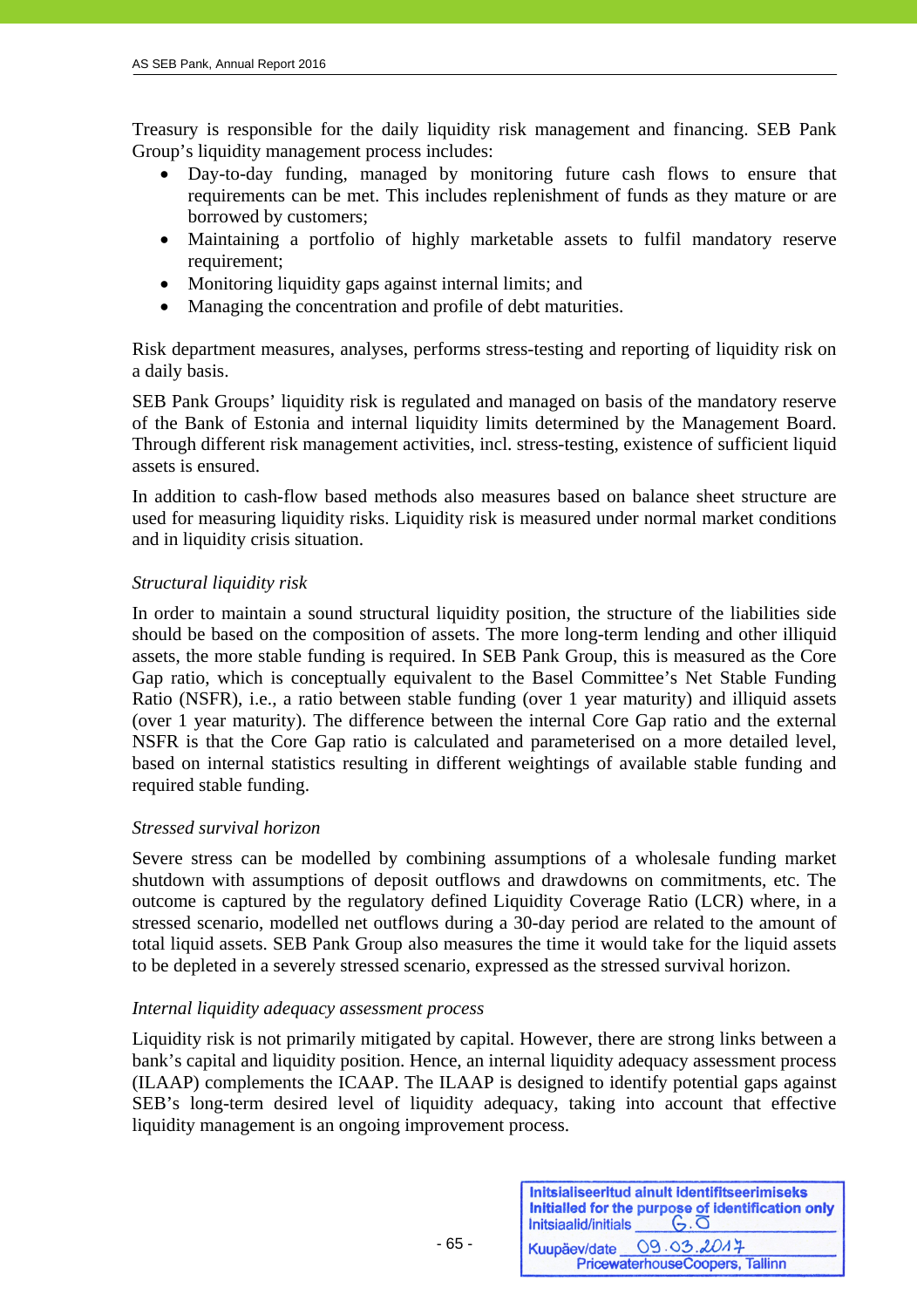Treasury is responsible for the daily liquidity risk management and financing. SEB Pank Group's liquidity management process includes:

- Day-to-day funding, managed by monitoring future cash flows to ensure that requirements can be met. This includes replenishment of funds as they mature or are borrowed by customers;
- Maintaining a portfolio of highly marketable assets to fulfil mandatory reserve requirement;
- Monitoring liquidity gaps against internal limits; and
- Managing the concentration and profile of debt maturities.

Risk department measures, analyses, performs stress-testing and reporting of liquidity risk on a daily basis.

SEB Pank Groups' liquidity risk is regulated and managed on basis of the mandatory reserve of the Bank of Estonia and internal liquidity limits determined by the Management Board. Through different risk management activities, incl. stress-testing, existence of sufficient liquid assets is ensured.

In addition to cash-flow based methods also measures based on balance sheet structure are used for measuring liquidity risks. Liquidity risk is measured under normal market conditions and in liquidity crisis situation.

*Structural liquidity risk*

In order to maintain a sound structural liquidity position, the structure of the liabilities side should be based on the composition of assets. The more long-term lending and other illiquid assets, the more stable funding is required. In SEB Pank Group, this is measured as the Core Gap ratio, which is conceptually equivalent to the Basel Committee's Net Stable Funding Ratio (NSFR), i.e., a ratio between stable funding (over 1 year maturity) and illiquid assets (over 1 year maturity). The difference between the internal Core Gap ratio and the external NSFR is that the Core Gap ratio is calculated and parameterised on a more detailed level, based on internal statistics resulting in different weightings of available stable funding and required stable funding.

*Stressed survival horizon*

Severe stress can be modelled by combining assumptions of a wholesale funding market shutdown with assumptions of deposit outflows and drawdowns on commitments, etc. The outcome is captured by the regulatory defined Liquidity Coverage Ratio (LCR) where, in a stressed scenario, modelled net outflows during a 30-day period are related to the amount of total liquid assets. SEB Pank Group also measures the time it would take for the liquid assets to be depleted in a severely stressed scenario, expressed as the stressed survival horizon.

*Internal liquidity adequacy assessment process*

Liquidity risk is not primarily mitigated by capital. However, there are strong links between a bank's capital and liquidity position. Hence, an internal liquidity adequacy assessment process (ILAAP) complements the ICAAP. The ILAAP is designed to identify potential gaps against SEB's long-term desired level of liquidity adequacy, taking into account that effective liquidity management is an ongoing improvement process.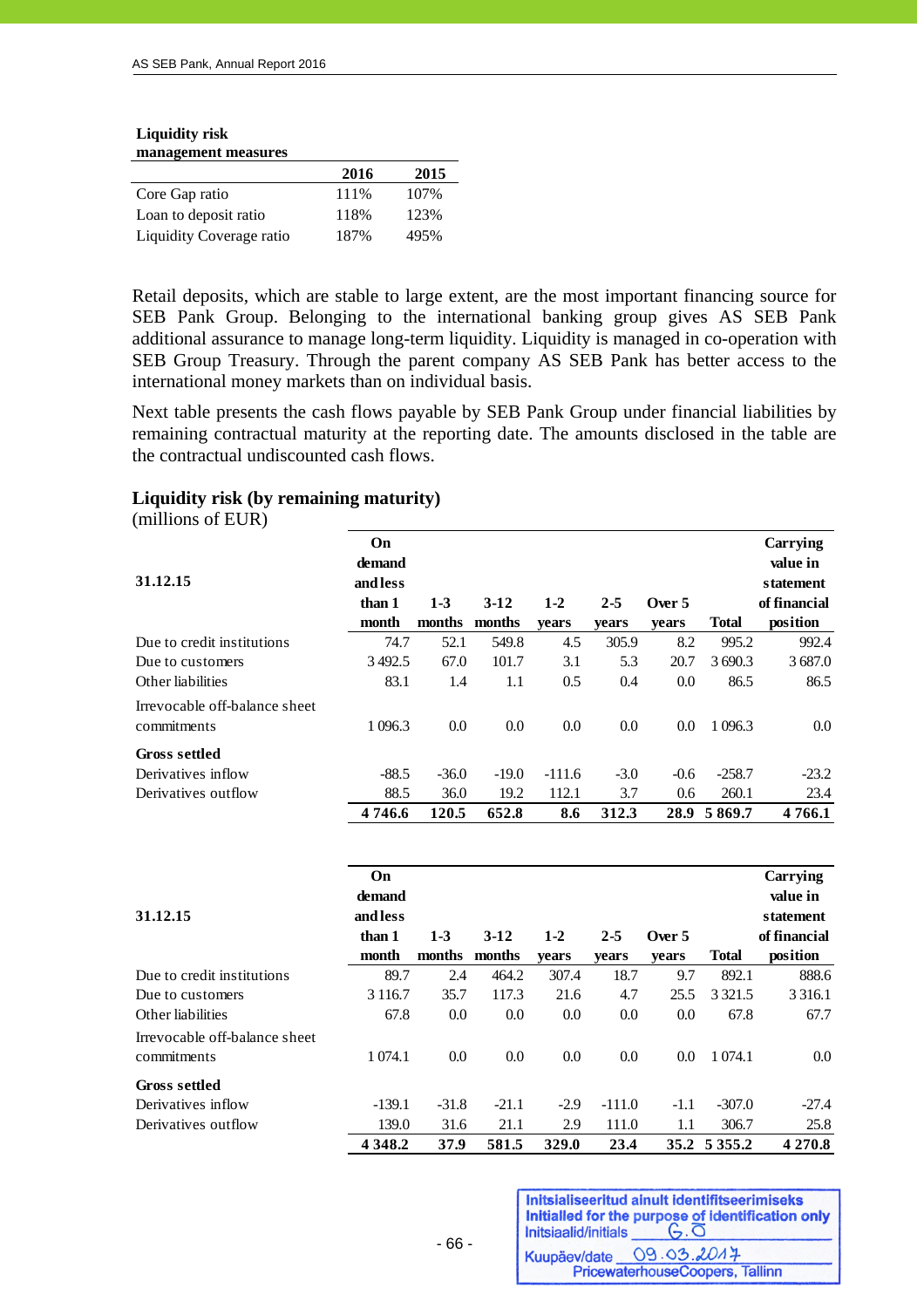**Liquidity risk management measures**

| | 2016 | 2015 |
|---|---|---|
| Core Gap ratio | 111% | 107% |
| Loan to deposit ratio | 118% | 123% |
| Liquidity Coverage ratio | 187% | 495% |

Retail deposits, which are stable to large extent, are the most important financing source for SEB Pank Group. Belonging to the international banking group gives AS SEB Pank additional assurance to manage long-term liquidity. Liquidity is managed in co-operation with SEB Group Treasury. Through the parent company AS SEB Pank has better access to the international money markets than on individual basis.

Next table presents the cash flows payable by SEB Pank Group under financial liabilities by remaining contractual maturity at the reporting date. The amounts disclosed in the table are the contractual undiscounted cash flows.

## Liquidity risk (by remaining maturity)

(millions of EUR)

| 31.12.15 | On demand and less than 1 month | 1-3 months | 3-12 months | 1-2 years | 2-5 years | Over 5 years | Total | Carrying value in statement of financial position |
|---|---|---|---|---|---|---|---|---|
| Due to credit institutions | 74.7 | 52.1 | 549.8 | 4.5 | 305.9 | 8.2 | 995.2 | 992.4 |
| Due to customers | 3 492.5 | 67.0 | 101.7 | 3.1 | 5.3 | 20.7 | 3 690.3 | 3 687.0 |
| Other liabilities | 83.1 | 1.4 | 1.1 | 0.5 | 0.4 | 0.0 | 86.5 | 86.5 |
| Irrevocable off-balance sheet commitments | 1 096.3 | 0.0 | 0.0 | 0.0 | 0.0 | 0.0 | 1 096.3 | 0.0 |
| **Gross settled** | | | | | | | | |
| Derivatives inflow | -88.5 | -36.0 | -19.0 | -111.6 | -3.0 | -0.6 | -258.7 | -23.2 |
| Derivatives outflow | 88.5 | 36.0 | 19.2 | 112.1 | 3.7 | 0.6 | 260.1 | 23.4 |
| | **4 746.6** | **120.5** | **652.8** | **8.6** | **312.3** | **28.9** | **5 869.7** | **4 766.1** |

| 31.12.15 | On demand and less than 1 month | 1-3 months | 3-12 months | 1-2 years | 2-5 years | Over 5 years | Total | Carrying value in statement of financial position |
|---|---|---|---|---|---|---|---|---|
| Due to credit institutions | 89.7 | 2.4 | 464.2 | 307.4 | 18.7 | 9.7 | 892.1 | 888.6 |
| Due to customers | 3 116.7 | 35.7 | 117.3 | 21.6 | 4.7 | 25.5 | 3 321.5 | 3 316.1 |
| Other liabilities | 67.8 | 0.0 | 0.0 | 0.0 | 0.0 | 0.0 | 67.8 | 67.7 |
| Irrevocable off-balance sheet commitments | 1 074.1 | 0.0 | 0.0 | 0.0 | 0.0 | 0.0 | 1 074.1 | 0.0 |
| **Gross settled** | | | | | | | | |
| Derivatives inflow | -139.1 | -31.8 | -21.1 | -2.9 | -111.0 | -1.1 | -307.0 | -27.4 |
| Derivatives outflow | 139.0 | 31.6 | 21.1 | 2.9 | 111.0 | 1.1 | 306.7 | 25.8 |
| | **4 348.2** | **37.9** | **581.5** | **329.0** | **23.4** | **35.2** | **5 355.2** | **4 270.8** |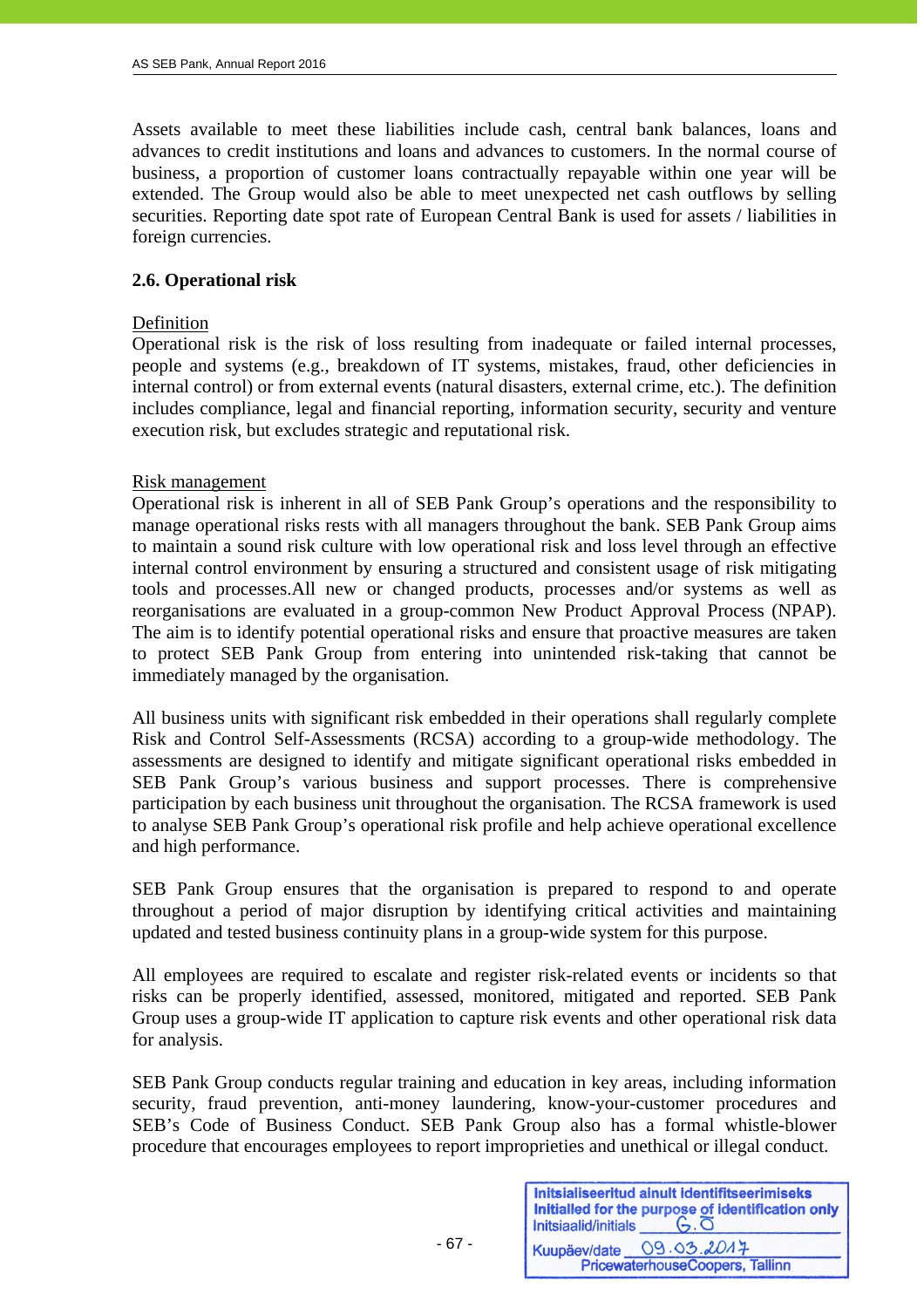Assets available to meet these liabilities include cash, central bank balances, loans and advances to credit institutions and loans and advances to customers. In the normal course of business, a proportion of customer loans contractually repayable within one year will be extended. The Group would also be able to meet unexpected net cash outflows by selling securities. Reporting date spot rate of European Central Bank is used for assets / liabilities in foreign currencies.

### 2.6. Operational risk

Definition

Operational risk is the risk of loss resulting from inadequate or failed internal processes, people and systems (e.g., breakdown of IT systems, mistakes, fraud, other deficiencies in internal control) or from external events (natural disasters, external crime, etc.). The definition includes compliance, legal and financial reporting, information security, security and venture execution risk, but excludes strategic and reputational risk.

Risk management

Operational risk is inherent in all of SEB Pank Group's operations and the responsibility to manage operational risks rests with all managers throughout the bank. SEB Pank Group aims to maintain a sound risk culture with low operational risk and loss level through an effective internal control environment by ensuring a structured and consistent usage of risk mitigating tools and processes.All new or changed products, processes and/or systems as well as reorganisations are evaluated in a group-common New Product Approval Process (NPAP). The aim is to identify potential operational risks and ensure that proactive measures are taken to protect SEB Pank Group from entering into unintended risk-taking that cannot be immediately managed by the organisation.

All business units with significant risk embedded in their operations shall regularly complete Risk and Control Self-Assessments (RCSA) according to a group-wide methodology. The assessments are designed to identify and mitigate significant operational risks embedded in SEB Pank Group's various business and support processes. There is comprehensive participation by each business unit throughout the organisation. The RCSA framework is used to analyse SEB Pank Group's operational risk profile and help achieve operational excellence and high performance.

SEB Pank Group ensures that the organisation is prepared to respond to and operate throughout a period of major disruption by identifying critical activities and maintaining updated and tested business continuity plans in a group-wide system for this purpose.

All employees are required to escalate and register risk-related events or incidents so that risks can be properly identified, assessed, monitored, mitigated and reported. SEB Pank Group uses a group-wide IT application to capture risk events and other operational risk data for analysis.

SEB Pank Group conducts regular training and education in key areas, including information security, fraud prevention, anti-money laundering, know-your-customer procedures and SEB's Code of Business Conduct. SEB Pank Group also has a formal whistle-blower procedure that encourages employees to report improprieties and unethical or illegal conduct.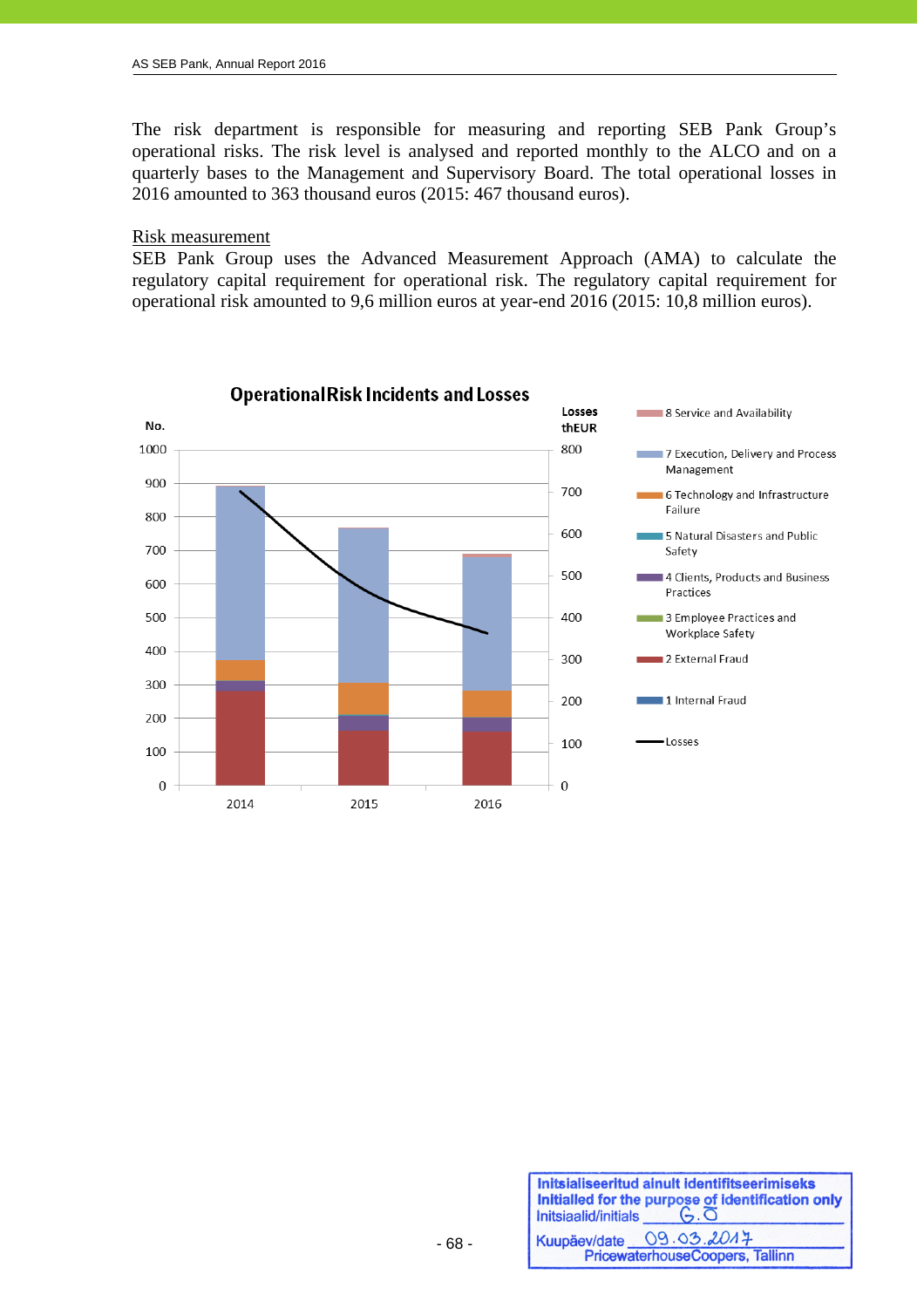The risk department is responsible for measuring and reporting SEB Pank Group's operational risks. The risk level is analysed and reported monthly to the ALCO and on a quarterly bases to the Management and Supervisory Board. The total operational losses in 2016 amounted to 363 thousand euros (2015: 467 thousand euros).

Risk measurement

SEB Pank Group uses the Advanced Measurement Approach (AMA) to calculate the regulatory capital requirement for operational risk. The regulatory capital requirement for operational risk amounted to 9,6 million euros at year-end 2016 (2015: 10,8 million euros).

**Operational Risk Incidents and Losses**

No. | Losses thEUR

- 8 Service and Availability
- 7 Execution, Delivery and Process Management
- 6 Technology and Infrastructure Failure
- 5 Natural Disasters and Public Safety
- 4 Clients, Products and Business Practices
- 3 Employee Practices and Workplace Safety
- 2 External Fraud
- 1 Internal Fraud
- Losses

2014 | 2015 | 2016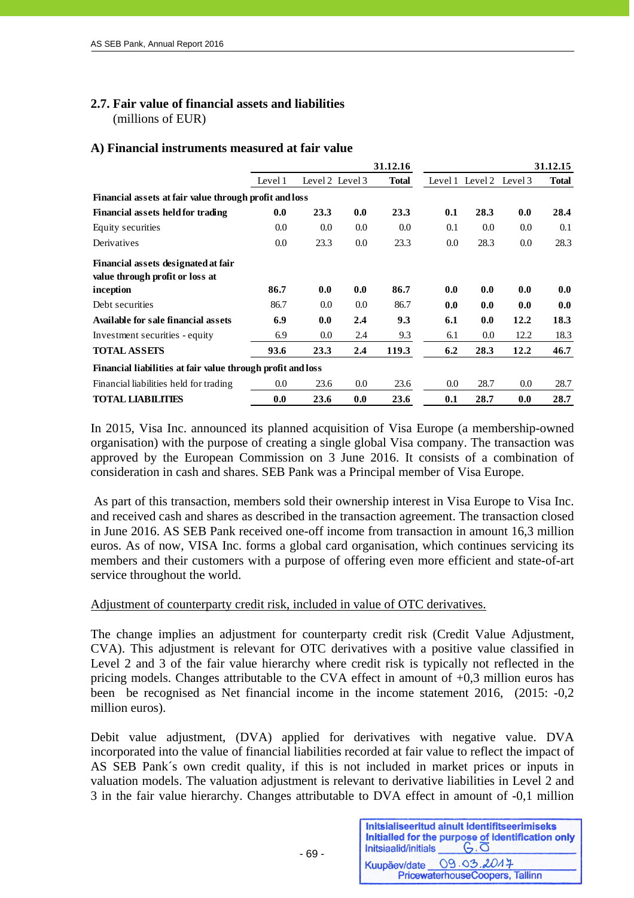## 2.7. Fair value of financial assets and liabilities

(millions of EUR)

### A) Financial instruments measured at fair value

| | 31.12.16 | | | | 31.12.15 | | | |
|---|---|---|---|---|---|---|---|---|
| | Level 1 | Level 2 | Level 3 | Total | Level 1 | Level 2 | Level 3 | Total |
| **Financial assets at fair value through profit and loss** | | | | | | | | |
| **Financial assets held for trading** | **0.0** | **23.3** | **0.0** | **23.3** | **0.1** | **28.3** | **0.0** | **28.4** |
| Equity securities | 0.0 | 0.0 | 0.0 | 0.0 | 0.1 | 0.0 | 0.0 | 0.1 |
| Derivatives | 0.0 | 23.3 | 0.0 | 23.3 | 0.0 | 28.3 | 0.0 | 28.3 |
| **Financial assets designated at fair value through profit or loss at inception** | **86.7** | **0.0** | **0.0** | **86.7** | **0.0** | **0.0** | **0.0** | **0.0** |
| Debt securities | 86.7 | 0.0 | 0.0 | 86.7 | **0.0** | **0.0** | **0.0** | **0.0** |
| **Available for sale financial assets** | **6.9** | **0.0** | **2.4** | **9.3** | **6.1** | **0.0** | **12.2** | **18.3** |
| Investment securities - equity | 6.9 | 0.0 | 2.4 | 9.3 | 6.1 | 0.0 | 12.2 | 18.3 |
| **TOTAL ASSETS** | **93.6** | **23.3** | **2.4** | **119.3** | **6.2** | **28.3** | **12.2** | **46.7** |
| **Financial liabilities at fair value through profit and loss** | | | | | | | | |
| Financial liabilities held for trading | 0.0 | 23.6 | 0.0 | 23.6 | 0.0 | 28.7 | 0.0 | 28.7 |
| **TOTAL LIABILITIES** | **0.0** | **23.6** | **0.0** | **23.6** | **0.1** | **28.7** | **0.0** | **28.7** |

In 2015, Visa Inc. announced its planned acquisition of Visa Europe (a membership-owned organisation) with the purpose of creating a single global Visa company. The transaction was approved by the European Commission on 3 June 2016. It consists of a combination of consideration in cash and shares. SEB Pank was a Principal member of Visa Europe.

As part of this transaction, members sold their ownership interest in Visa Europe to Visa Inc. and received cash and shares as described in the transaction agreement. The transaction closed in June 2016. AS SEB Pank received one-off income from transaction in amount 16,3 million euros. As of now, VISA Inc. forms a global card organisation, which continues servicing its members and their customers with a purpose of offering even more efficient and state-of-art service throughout the world.

Adjustment of counterparty credit risk, included in value of OTC derivatives.

The change implies an adjustment for counterparty credit risk (Credit Value Adjustment, CVA). This adjustment is relevant for OTC derivatives with a positive value classified in Level 2 and 3 of the fair value hierarchy where credit risk is typically not reflected in the pricing models. Changes attributable to the CVA effect in amount of +0,3 million euros has been be recognised as Net financial income in the income statement 2016, (2015: -0,2 million euros).

Debit value adjustment, (DVA) applied for derivatives with negative value. DVA incorporated into the value of financial liabilities recorded at fair value to reflect the impact of AS SEB Pank´s own credit quality, if this is not included in market prices or inputs in valuation models. The valuation adjustment is relevant to derivative liabilities in Level 2 and 3 in the fair value hierarchy. Changes attributable to DVA effect in amount of -0,1 million

Initsialiseeritud ainult identifitseerimiseks
Initialled for the purpose of identification only
Initsiaalid/initials G.O
Kuupäev/date 09.03.2017
PricewaterhouseCoopers, Tallinn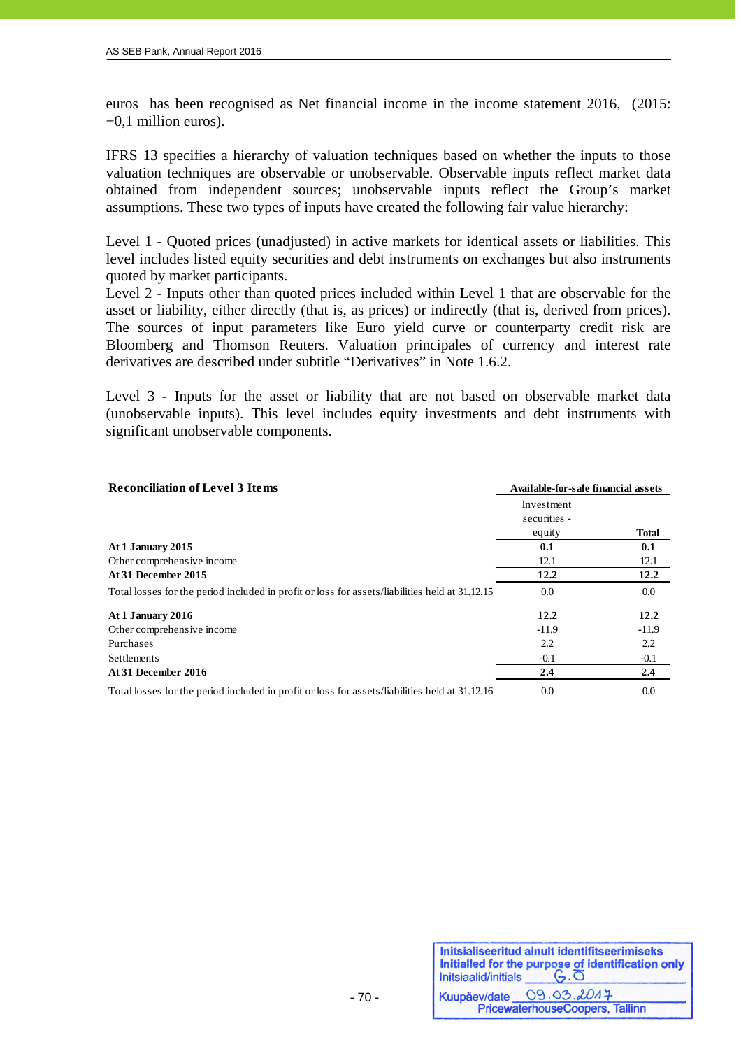euros has been recognised as Net financial income in the income statement 2016, (2015: +0,1 million euros).

IFRS 13 specifies a hierarchy of valuation techniques based on whether the inputs to those valuation techniques are observable or unobservable. Observable inputs reflect market data obtained from independent sources; unobservable inputs reflect the Group's market assumptions. These two types of inputs have created the following fair value hierarchy:

Level 1 - Quoted prices (unadjusted) in active markets for identical assets or liabilities. This level includes listed equity securities and debt instruments on exchanges but also instruments quoted by market participants.
Level 2 - Inputs other than quoted prices included within Level 1 that are observable for the asset or liability, either directly (that is, as prices) or indirectly (that is, derived from prices). The sources of input parameters like Euro yield curve or counterparty credit risk are Bloomberg and Thomson Reuters. Valuation principales of currency and interest rate derivatives are described under subtitle "Derivatives" in Note 1.6.2.

Level 3 - Inputs for the asset or liability that are not based on observable market data (unobservable inputs). This level includes equity investments and debt instruments with significant unobservable components.

| **Reconciliation of Level 3 Items** | **Available-for-sale financial assets** | |
|---|---|---|
| | Investment securities - equity | **Total** |
| **At 1 January 2015** | **0.1** | **0.1** |
| Other comprehensive income | 12.1 | 12.1 |
| **At 31 December 2015** | **12.2** | **12.2** |
| Total losses for the period included in profit or loss for assets/liabilities held at 31.12.15 | 0.0 | 0.0 |
| **At 1 January 2016** | **12.2** | **12.2** |
| Other comprehensive income | -11.9 | -11.9 |
| Purchases | 2.2 | 2.2 |
| Settlements | -0.1 | -0.1 |
| **At 31 December 2016** | **2.4** | **2.4** |
| Total losses for the period included in profit or loss for assets/liabilities held at 31.12.16 | 0.0 | 0.0 |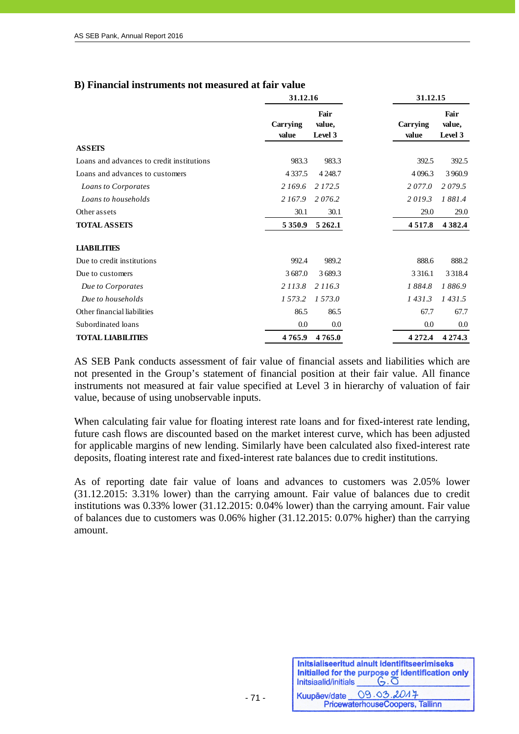### B) Financial instruments not measured at fair value

| | 31.12.16 | | 31.12.15 | |
|---|---|---|---|---|
| | Carrying value | Fair value, Level 3 | Carrying value | Fair value, Level 3 |
| **ASSETS** | | | | |
| Loans and advances to credit institutions | 983.3 | 983.3 | 392.5 | 392.5 |
| Loans and advances to customers | 4 337.5 | 4 248.7 | 4 096.3 | 3 960.9 |
| *Loans to Corporates* | *2 169.6* | *2 172.5* | *2 077.0* | *2 079.5* |
| *Loans to households* | *2 167.9* | *2 076.2* | *2 019.3* | *1 881.4* |
| Other assets | 30.1 | 30.1 | 29.0 | 29.0 |
| **TOTAL ASSETS** | **5 350.9** | **5 262.1** | **4 517.8** | **4 382.4** |
| | | | | |
| **LIABILITIES** | | | | |
| Due to credit institutions | 992.4 | 989.2 | 888.6 | 888.2 |
| Due to customers | 3 687.0 | 3 689.3 | 3 316.1 | 3 318.4 |
| *Due to Corporates* | *2 113.8* | *2 116.3* | *1 884.8* | *1 886.9* |
| *Due to households* | *1 573.2* | *1 573.0* | *1 431.3* | *1 431.5* |
| Other financial liabilities | 86.5 | 86.5 | 67.7 | 67.7 |
| Subordinated loans | 0.0 | 0.0 | 0.0 | 0.0 |
| **TOTAL LIABILITIES** | **4 765.9** | **4 765.0** | **4 272.4** | **4 274.3** |

AS SEB Pank conducts assessment of fair value of financial assets and liabilities which are not presented in the Group's statement of financial position at their fair value. All finance instruments not measured at fair value specified at Level 3 in hierarchy of valuation of fair value, because of using unobservable inputs.

When calculating fair value for floating interest rate loans and for fixed-interest rate lending, future cash flows are discounted based on the market interest curve, which has been adjusted for applicable margins of new lending. Similarly have been calculated also fixed-interest rate deposits, floating interest rate and fixed-interest rate balances due to credit institutions.

As of reporting date fair value of loans and advances to customers was 2.05% lower (31.12.2015: 3.31% lower) than the carrying amount. Fair value of balances due to credit institutions was 0.33% lower (31.12.2015: 0.04% lower) than the carrying amount. Fair value of balances due to customers was 0.06% higher (31.12.2015: 0.07% higher) than the carrying amount.

Initsialiseeritud ainult identifitseerimiseks
Initialled for the purpose of identification only
Initsiaalid/initials G.O
Kuupäev/date 09.03.2017
PricewaterhouseCoopers, Tallinn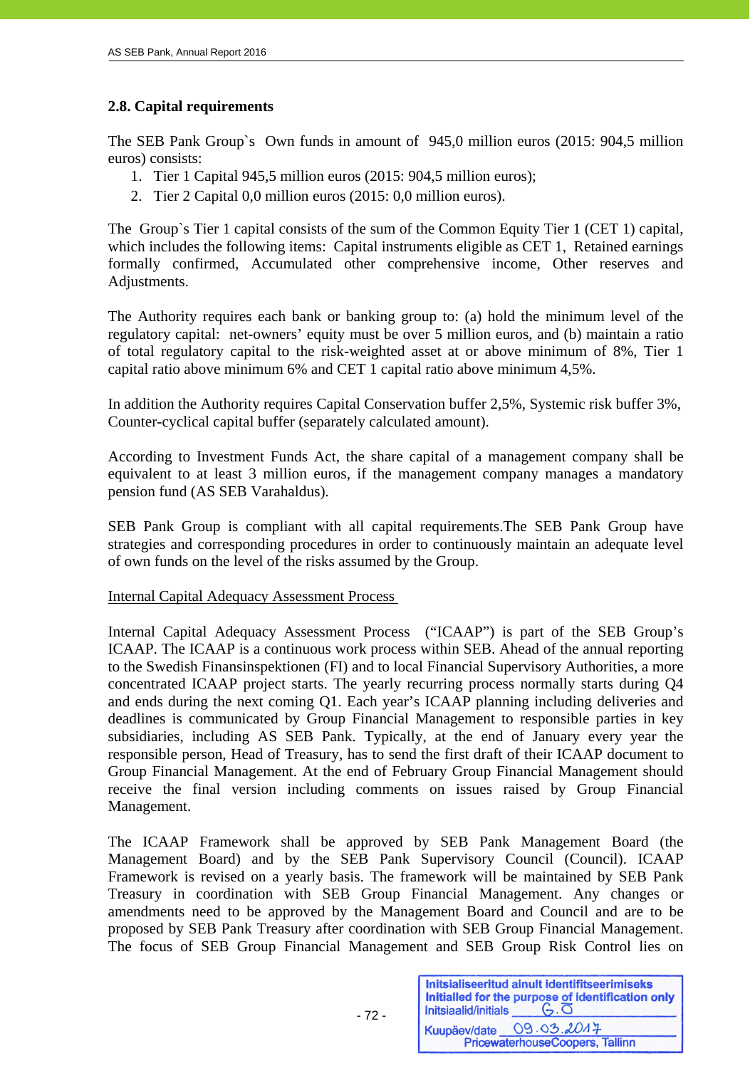## 2.8. Capital requirements

The SEB Pank Group`s Own funds in amount of 945,0 million euros (2015: 904,5 million euros) consists:

1. Tier 1 Capital 945,5 million euros (2015: 904,5 million euros);
2. Tier 2 Capital 0,0 million euros (2015: 0,0 million euros).

The Group`s Tier 1 capital consists of the sum of the Common Equity Tier 1 (CET 1) capital, which includes the following items: Capital instruments eligible as CET 1, Retained earnings formally confirmed, Accumulated other comprehensive income, Other reserves and Adjustments.

The Authority requires each bank or banking group to: (a) hold the minimum level of the regulatory capital: net-owners' equity must be over 5 million euros, and (b) maintain a ratio of total regulatory capital to the risk-weighted asset at or above minimum of 8%, Tier 1 capital ratio above minimum 6% and CET 1 capital ratio above minimum 4,5%.

In addition the Authority requires Capital Conservation buffer 2,5%, Systemic risk buffer 3%, Counter-cyclical capital buffer (separately calculated amount).

According to Investment Funds Act, the share capital of a management company shall be equivalent to at least 3 million euros, if the management company manages a mandatory pension fund (AS SEB Varahaldus).

SEB Pank Group is compliant with all capital requirements.The SEB Pank Group have strategies and corresponding procedures in order to continuously maintain an adequate level of own funds on the level of the risks assumed by the Group.

Internal Capital Adequacy Assessment Process

Internal Capital Adequacy Assessment Process ("ICAAP") is part of the SEB Group's ICAAP. The ICAAP is a continuous work process within SEB. Ahead of the annual reporting to the Swedish Finansinspektionen (FI) and to local Financial Supervisory Authorities, a more concentrated ICAAP project starts. The yearly recurring process normally starts during Q4 and ends during the next coming Q1. Each year's ICAAP planning including deliveries and deadlines is communicated by Group Financial Management to responsible parties in key subsidiaries, including AS SEB Pank. Typically, at the end of January every year the responsible person, Head of Treasury, has to send the first draft of their ICAAP document to Group Financial Management. At the end of February Group Financial Management should receive the final version including comments on issues raised by Group Financial Management.

The ICAAP Framework shall be approved by SEB Pank Management Board (the Management Board) and by the SEB Pank Supervisory Council (Council). ICAAP Framework is revised on a yearly basis. The framework will be maintained by SEB Pank Treasury in coordination with SEB Group Financial Management. Any changes or amendments need to be approved by the Management Board and Council and are to be proposed by SEB Pank Treasury after coordination with SEB Group Financial Management. The focus of SEB Group Financial Management and SEB Group Risk Control lies on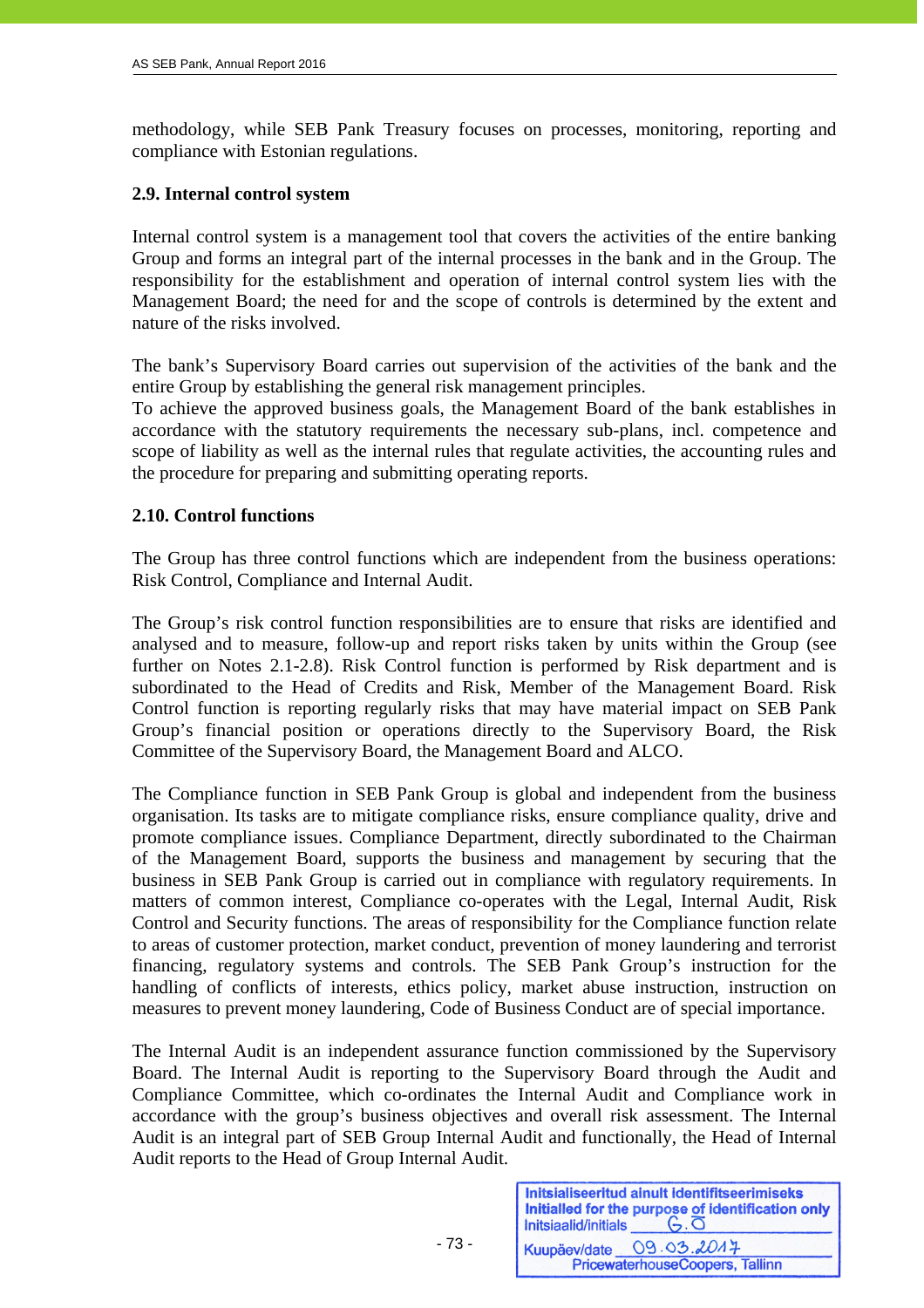methodology, while SEB Pank Treasury focuses on processes, monitoring, reporting and compliance with Estonian regulations.

### 2.9. Internal control system

Internal control system is a management tool that covers the activities of the entire banking Group and forms an integral part of the internal processes in the bank and in the Group. The responsibility for the establishment and operation of internal control system lies with the Management Board; the need for and the scope of controls is determined by the extent and nature of the risks involved.

The bank's Supervisory Board carries out supervision of the activities of the bank and the entire Group by establishing the general risk management principles.
To achieve the approved business goals, the Management Board of the bank establishes in accordance with the statutory requirements the necessary sub-plans, incl. competence and scope of liability as well as the internal rules that regulate activities, the accounting rules and the procedure for preparing and submitting operating reports.

### 2.10. Control functions

The Group has three control functions which are independent from the business operations: Risk Control, Compliance and Internal Audit.

The Group's risk control function responsibilities are to ensure that risks are identified and analysed and to measure, follow-up and report risks taken by units within the Group (see further on Notes 2.1-2.8). Risk Control function is performed by Risk department and is subordinated to the Head of Credits and Risk, Member of the Management Board. Risk Control function is reporting regularly risks that may have material impact on SEB Pank Group's financial position or operations directly to the Supervisory Board, the Risk Committee of the Supervisory Board, the Management Board and ALCO.

The Compliance function in SEB Pank Group is global and independent from the business organisation. Its tasks are to mitigate compliance risks, ensure compliance quality, drive and promote compliance issues. Compliance Department, directly subordinated to the Chairman of the Management Board, supports the business and management by securing that the business in SEB Pank Group is carried out in compliance with regulatory requirements. In matters of common interest, Compliance co-operates with the Legal, Internal Audit, Risk Control and Security functions. The areas of responsibility for the Compliance function relate to areas of customer protection, market conduct, prevention of money laundering and terrorist financing, regulatory systems and controls. The SEB Pank Group's instruction for the handling of conflicts of interests, ethics policy, market abuse instruction, instruction on measures to prevent money laundering, Code of Business Conduct are of special importance.

The Internal Audit is an independent assurance function commissioned by the Supervisory Board. The Internal Audit is reporting to the Supervisory Board through the Audit and Compliance Committee, which co-ordinates the Internal Audit and Compliance work in accordance with the group's business objectives and overall risk assessment. The Internal Audit is an integral part of SEB Group Internal Audit and functionally, the Head of Internal Audit reports to the Head of Group Internal Audit.

Initsialiseeritud ainult identifitseerimiseks
Initialled for the purpose of identification only
Initsiaalid/initials G.O
Kuupäev/date 09.03.2017
PricewaterhouseCoopers, Tallinn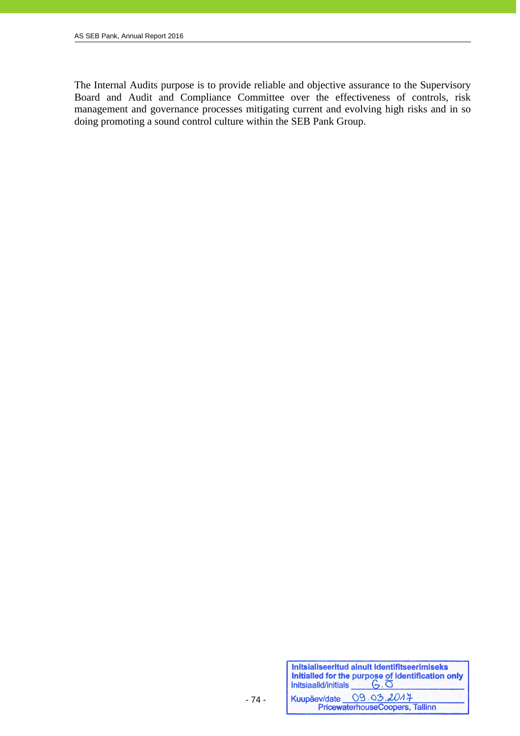The Internal Audits purpose is to provide reliable and objective assurance to the Supervisory Board and Audit and Compliance Committee over the effectiveness of controls, risk management and governance processes mitigating current and evolving high risks and in so doing promoting a sound control culture within the SEB Pank Group.

Initsialiseeritud ainult identifitseerimiseks
Initialled for the purpose of identification only
Initsiaalid/initials G.O
Kuupäev/date 09.03.2017
PricewaterhouseCoopers, Tallinn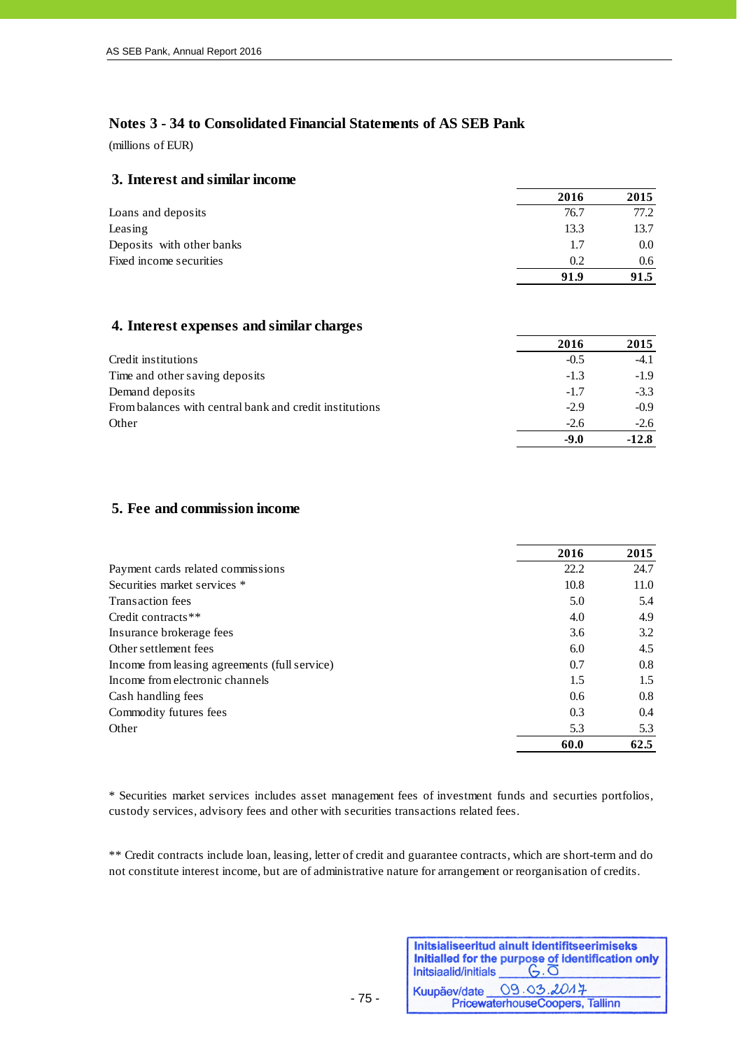## Notes 3 - 34 to Consolidated Financial Statements of AS SEB Pank

(millions of EUR)

### 3. Interest and similar income

| | 2016 | 2015 |
|---|---|---|
| Loans and deposits | 76.7 | 77.2 |
| Leasing | 13.3 | 13.7 |
| Deposits with other banks | 1.7 | 0.0 |
| Fixed income securities | 0.2 | 0.6 |
| | **91.9** | **91.5** |

### 4. Interest expenses and similar charges

| | 2016 | 2015 |
|---|---|---|
| Credit institutions | -0.5 | -4.1 |
| Time and other saving deposits | -1.3 | -1.9 |
| Demand deposits | -1.7 | -3.3 |
| From balances with central bank and credit institutions | -2.9 | -0.9 |
| Other | -2.6 | -2.6 |
| | **-9.0** | **-12.8** |

### 5. Fee and commission income

| | 2016 | 2015 |
|---|---|---|
| Payment cards related commissions | 22.2 | 24.7 |
| Securities market services * | 10.8 | 11.0 |
| Transaction fees | 5.0 | 5.4 |
| Credit contracts** | 4.0 | 4.9 |
| Insurance brokerage fees | 3.6 | 3.2 |
| Other settlement fees | 6.0 | 4.5 |
| Income from leasing agreements (full service) | 0.7 | 0.8 |
| Income from electronic channels | 1.5 | 1.5 |
| Cash handling fees | 0.6 | 0.8 |
| Commodity futures fees | 0.3 | 0.4 |
| Other | 5.3 | 5.3 |
| | **60.0** | **62.5** |

* Securities market services includes asset management fees of investment funds and securties portfolios, custody services, advisory fees and other with securities transactions related fees.

** Credit contracts include loan, leasing, letter of credit and guarantee contracts, which are short-term and do not constitute interest income, but are of administrative nature for arrangement or reorganisation of credits.

Initsialiseeritud ainult identifitseerimiseks
Initialled for the purpose of identification only
Initsiaalid/initials G.O
Kuupäev/date 09.03.2017
PricewaterhouseCoopers, Tallinn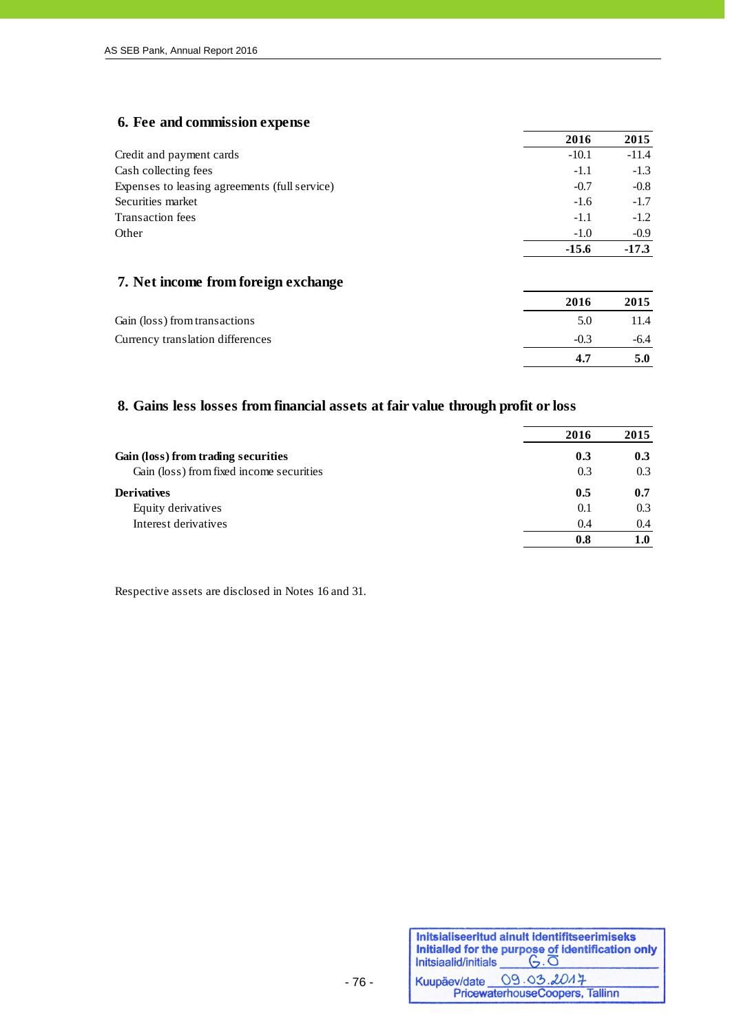## 6. Fee and commission expense

| | 2016 | 2015 |
|---|---|---|
| Credit and payment cards | -10.1 | -11.4 |
| Cash collecting fees | -1.1 | -1.3 |
| Expenses to leasing agreements (full service) | -0.7 | -0.8 |
| Securities market | -1.6 | -1.7 |
| Transaction fees | -1.1 | -1.2 |
| Other | -1.0 | -0.9 |
| | **-15.6** | **-17.3** |

## 7. Net income from foreign exchange

| | 2016 | 2015 |
|---|---|---|
| Gain (loss) from transactions | 5.0 | 11.4 |
| Currency translation differences | -0.3 | -6.4 |
| | **4.7** | **5.0** |

## 8. Gains less losses from financial assets at fair value through profit or loss

| | 2016 | 2015 |
|---|---|---|
| **Gain (loss) from trading securities** | **0.3** | **0.3** |
| Gain (loss) from fixed income securities | 0.3 | 0.3 |
| **Derivatives** | **0.5** | **0.7** |
| Equity derivatives | 0.1 | 0.3 |
| Interest derivatives | 0.4 | 0.4 |
| | **0.8** | **1.0** |

Respective assets are disclosed in Notes 16 and 31.

Initsialiseeritud ainult identifitseerimiseks
Initialled for the purpose of identification only
Initsiaalid/initials G.O
Kuupäev/date 09.03.2017
PricewaterhouseCoopers, Tallinn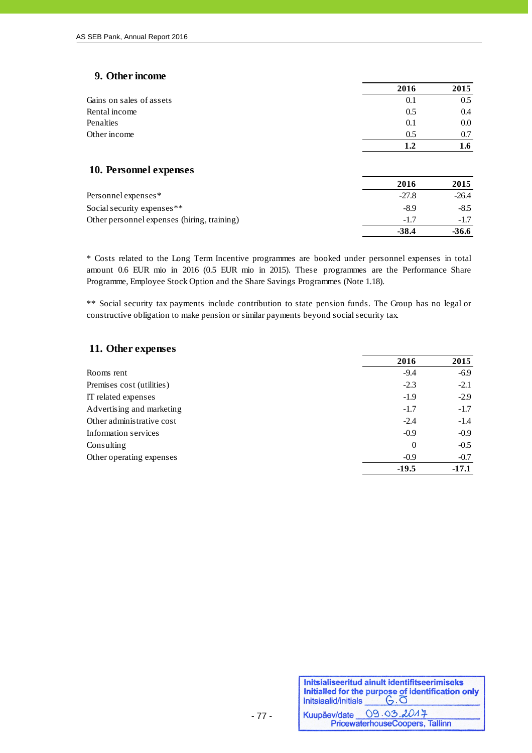## 9. Other income

| | 2016 | 2015 |
|---|---|---|
| Gains on sales of assets | 0.1 | 0.5 |
| Rental income | 0.5 | 0.4 |
| Penalties | 0.1 | 0.0 |
| Other income | 0.5 | 0.7 |
| | **1.2** | **1.6** |

## 10. Personnel expenses

| | 2016 | 2015 |
|---|---|---|
| Personnel expenses* | -27.8 | -26.4 |
| Social security expenses** | -8.9 | -8.5 |
| Other personnel expenses (hiring, training) | -1.7 | -1.7 |
| | **-38.4** | **-36.6** |

* Costs related to the Long Term Incentive programmes are booked under personnel expenses in total amount 0.6 EUR mio in 2016 (0.5 EUR mio in 2015). These programmes are the Performance Share Programme, Employee Stock Option and the Share Savings Programmes (Note 1.18).

** Social security tax payments include contribution to state pension funds. The Group has no legal or constructive obligation to make pension or similar payments beyond social security tax.

## 11. Other expenses

| | 2016 | 2015 |
|---|---|---|
| Rooms rent | -9.4 | -6.9 |
| Premises cost (utilities) | -2.3 | -2.1 |
| IT related expenses | -1.9 | -2.9 |
| Advertising and marketing | -1.7 | -1.7 |
| Other administrative cost | -2.4 | -1.4 |
| Information services | -0.9 | -0.9 |
| Consulting | 0 | -0.5 |
| Other operating expenses | -0.9 | -0.7 |
| | **-19.5** | **-17.1** |

Initsialiseeritud ainult identifitseerimiseks
Initialled for the purpose of identification only
Initsiaalid/initials G.Õ
Kuupäev/date 09.03.2017
PricewaterhouseCoopers, Tallinn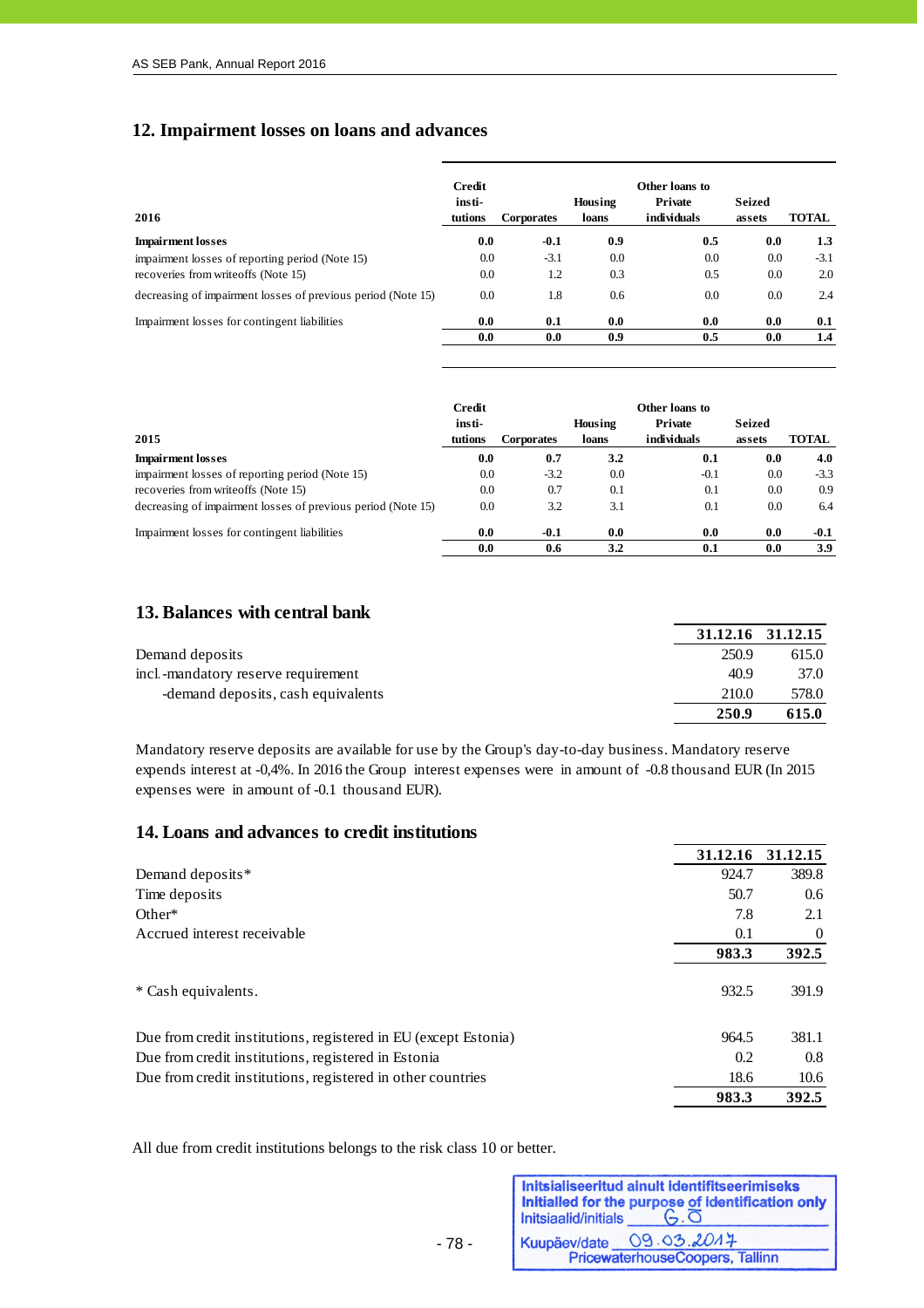## 12. Impairment losses on loans and advances

| 2016 | Credit insti-tutions | Corporates | Housing loans | Other loans to Private individuals | Seized assets | TOTAL |
|---|---|---|---|---|---|---|
| **Impairment losses** | **0.0** | **-0.1** | **0.9** | **0.5** | **0.0** | **1.3** |
| impairment losses of reporting period (Note 15) | 0.0 | -3.1 | 0.0 | 0.0 | 0.0 | -3.1 |
| recoveries from writeoffs (Note 15) | 0.0 | 1.2 | 0.3 | 0.5 | 0.0 | 2.0 |
| decreasing of impairment losses of previous period (Note 15) | 0.0 | 1.8 | 0.6 | 0.0 | 0.0 | 2.4 |
| Impairment losses for contingent liabilities | **0.0** | **0.1** | **0.0** | **0.0** | **0.0** | **0.1** |
| | **0.0** | **0.0** | **0.9** | **0.5** | **0.0** | **1.4** |

| 2015 | Credit insti-tutions | Corporates | Housing loans | Other loans to Private individuals | Seized assets | TOTAL |
|---|---|---|---|---|---|---|
| **Impairment losses** | **0.0** | **0.7** | **3.2** | **0.1** | **0.0** | **4.0** |
| impairment losses of reporting period (Note 15) | 0.0 | -3.2 | 0.0 | -0.1 | 0.0 | -3.3 |
| recoveries from writeoffs (Note 15) | 0.0 | 0.7 | 0.1 | 0.1 | 0.0 | 0.9 |
| decreasing of impairment losses of previous period (Note 15) | 0.0 | 3.2 | 3.1 | 0.1 | 0.0 | 6.4 |
| Impairment losses for contingent liabilities | **0.0** | **-0.1** | **0.0** | **0.0** | **0.0** | **-0.1** |
| | **0.0** | **0.6** | **3.2** | **0.1** | **0.0** | **3.9** |

## 13. Balances with central bank

| | 31.12.16 | 31.12.15 |
|---|---|---|
| Demand deposits | 250.9 | 615.0 |
| incl. -mandatory reserve requirement | 40.9 | 37.0 |
| -demand deposits, cash equivalents | 210.0 | 578.0 |
| | **250.9** | **615.0** |

Mandatory reserve deposits are available for use by the Group's day-to-day business. Mandatory reserve expends interest at -0,4%. In 2016 the Group interest expenses were in amount of -0.8 thousand EUR (In 2015 expenses were in amount of -0.1 thousand EUR).

## 14. Loans and advances to credit institutions

| | 31.12.16 | 31.12.15 |
|---|---|---|
| Demand deposits* | 924.7 | 389.8 |
| Time deposits | 50.7 | 0.6 |
| Other* | 7.8 | 2.1 |
| Accrued interest receivable | 0.1 | 0 |
| | **983.3** | **392.5** |
| * Cash equivalents. | 932.5 | 391.9 |
| Due from credit institutions, registered in EU (except Estonia) | 964.5 | 381.1 |
| Due from credit institutions, registered in Estonia | 0.2 | 0.8 |
| Due from credit institutions, registered in other countries | 18.6 | 10.6 |
| | **983.3** | **392.5** |

All due from credit institutions belongs to the risk class 10 or better.

Initsialiseeritud ainult identifitseerimiseks
Initialled for the purpose of identification only
Initsiaalid/initials G.O
Kuupäev/date 09.03.2017
PricewaterhouseCoopers, Tallinn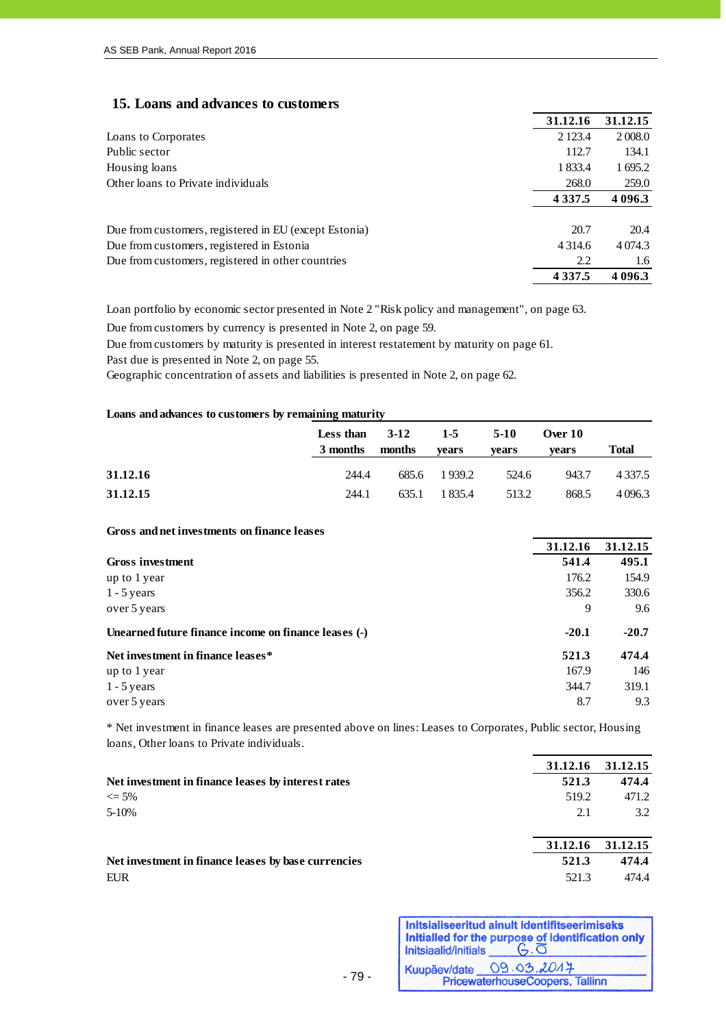## 15. Loans and advances to customers

| | 31.12.16 | 31.12.15 |
|---|---|---|
| Loans to Corporates | 2 123.4 | 2 008.0 |
| Public sector | 112.7 | 134.1 |
| Housing loans | 1 833.4 | 1 695.2 |
| Other loans to Private individuals | 268.0 | 259.0 |
| | **4 337.5** | **4 096.3** |
| | | |
| Due from customers, registered in EU (except Estonia) | 20.7 | 20.4 |
| Due from customers, registered in Estonia | 4 314.6 | 4 074.3 |
| Due from customers, registered in other countries | 2.2 | 1.6 |
| | **4 337.5** | **4 096.3** |

Loan portfolio by economic sector presented in Note 2 "Risk policy and management", on page 63.

Due from customers by currency is presented in Note 2, on page 59.

Due from customers by maturity is presented in interest restatement by maturity on page 61.

Past due is presented in Note 2, on page 55.

Geographic concentration of assets and liabilities is presented in Note 2, on page 62.

**Loans and advances to customers by remaining maturity**

| | Less than 3 months | 3-12 months | 1-5 years | 5-10 years | Over 10 years | Total |
|---|---|---|---|---|---|---|
| **31.12.16** | 244.4 | 685.6 | 1 939.2 | 524.6 | 943.7 | 4 337.5 |
| **31.12.15** | 244.1 | 635.1 | 1 835.4 | 513.2 | 868.5 | 4 096.3 |

**Gross and net investments on finance leases**

| | 31.12.16 | 31.12.15 |
|---|---|---|
| **Gross investment** | **541.4** | **495.1** |
| up to 1 year | 176.2 | 154.9 |
| 1 - 5 years | 356.2 | 330.6 |
| over 5 years | 9 | 9.6 |
| **Unearned future finance income on finance leases (-)** | **-20.1** | **-20.7** |
| **Net investment in finance leases*** | **521.3** | **474.4** |
| up to 1 year | 167.9 | 146 |
| 1 - 5 years | 344.7 | 319.1 |
| over 5 years | 8.7 | 9.3 |

* Net investment in finance leases are presented above on lines: Leases to Corporates, Public sector, Housing loans, Other loans to Private individuals.

| | 31.12.16 | 31.12.15 |
|---|---|---|
| **Net investment in finance leases by interest rates** | **521.3** | **474.4** |
| <= 5% | 519.2 | 471.2 |
| 5-10% | 2.1 | 3.2 |

| | 31.12.16 | 31.12.15 |
|---|---|---|
| **Net investment in finance leases by base currencies** | **521.3** | **474.4** |
| EUR | 521.3 | 474.4 |

Initsialiseeritud ainult identifitseerimiseks
Initialled for the purpose of identification only
Initsiaalid/initials G.O
Kuupäev/date 09.03.2017
PricewaterhouseCoopers, Tallinn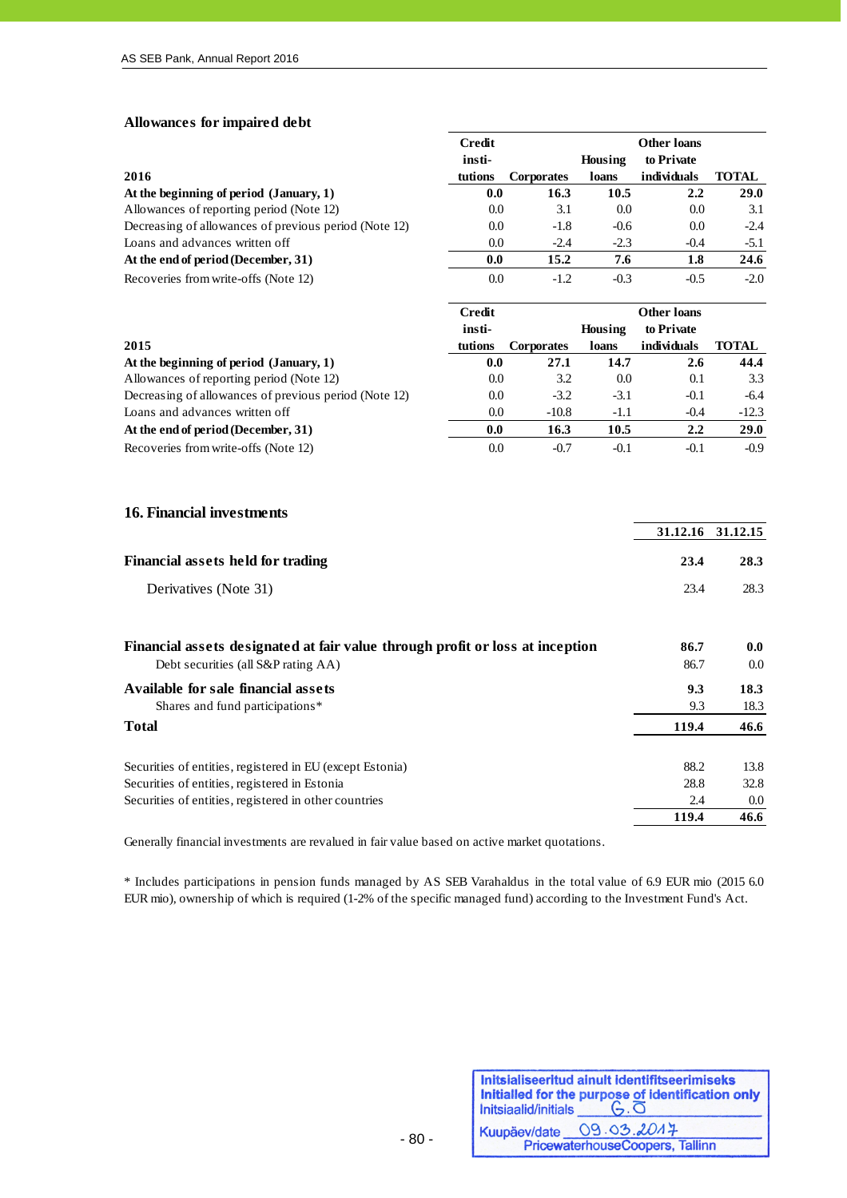### Allowances for impaired debt

| 2016 | Credit insti-tutions | Corporates | Housing loans | Other loans to Private individuals | TOTAL |
|---|---|---|---|---|---|
| **At the beginning of period (January, 1)** | **0.0** | **16.3** | **10.5** | **2.2** | **29.0** |
| Allowances of reporting period (Note 12) | 0.0 | 3.1 | 0.0 | 0.0 | 3.1 |
| Decreasing of allowances of previous period (Note 12) | 0.0 | -1.8 | -0.6 | 0.0 | -2.4 |
| Loans and advances written off | 0.0 | -2.4 | -2.3 | -0.4 | -5.1 |
| **At the end of period (December, 31)** | **0.0** | **15.2** | **7.6** | **1.8** | **24.6** |
| Recoveries from write-offs (Note 12) | 0.0 | -1.2 | -0.3 | -0.5 | -2.0 |

| 2015 | Credit insti-tutions | Corporates | Housing loans | Other loans to Private individuals | TOTAL |
|---|---|---|---|---|---|
| **At the beginning of period (January, 1)** | **0.0** | **27.1** | **14.7** | **2.6** | **44.4** |
| Allowances of reporting period (Note 12) | 0.0 | 3.2 | 0.0 | 0.1 | 3.3 |
| Decreasing of allowances of previous period (Note 12) | 0.0 | -3.2 | -3.1 | -0.1 | -6.4 |
| Loans and advances written off | 0.0 | -10.8 | -1.1 | -0.4 | -12.3 |
| **At the end of period (December, 31)** | **0.0** | **16.3** | **10.5** | **2.2** | **29.0** |
| Recoveries from write-offs (Note 12) | 0.0 | -0.7 | -0.1 | -0.1 | -0.9 |

## 16. Financial investments

| | 31.12.16 | 31.12.15 |
|---|---|---|
| **Financial assets held for trading** | **23.4** | **28.3** |
| Derivatives (Note 31) | 23.4 | 28.3 |
| **Financial assets designated at fair value through profit or loss at inception** | **86.7** | **0.0** |
| Debt securities (all S&P rating AA) | 86.7 | 0.0 |
| **Available for sale financial assets** | **9.3** | **18.3** |
| Shares and fund participations* | 9.3 | 18.3 |
| **Total** | **119.4** | **46.6** |

| | 31.12.16 | 31.12.15 |
|---|---|---|
| Securities of entities, registered in EU (except Estonia) | 88.2 | 13.8 |
| Securities of entities, registered in Estonia | 28.8 | 32.8 |
| Securities of entities, registered in other countries | 2.4 | 0.0 |
| | **119.4** | **46.6** |

Generally financial investments are revalued in fair value based on active market quotations.

* Includes participations in pension funds managed by AS SEB Varahaldus in the total value of 6.9 EUR mio (2015 6.0 EUR mio), ownership of which is required (1-2% of the specific managed fund) according to the Investment Fund's Act.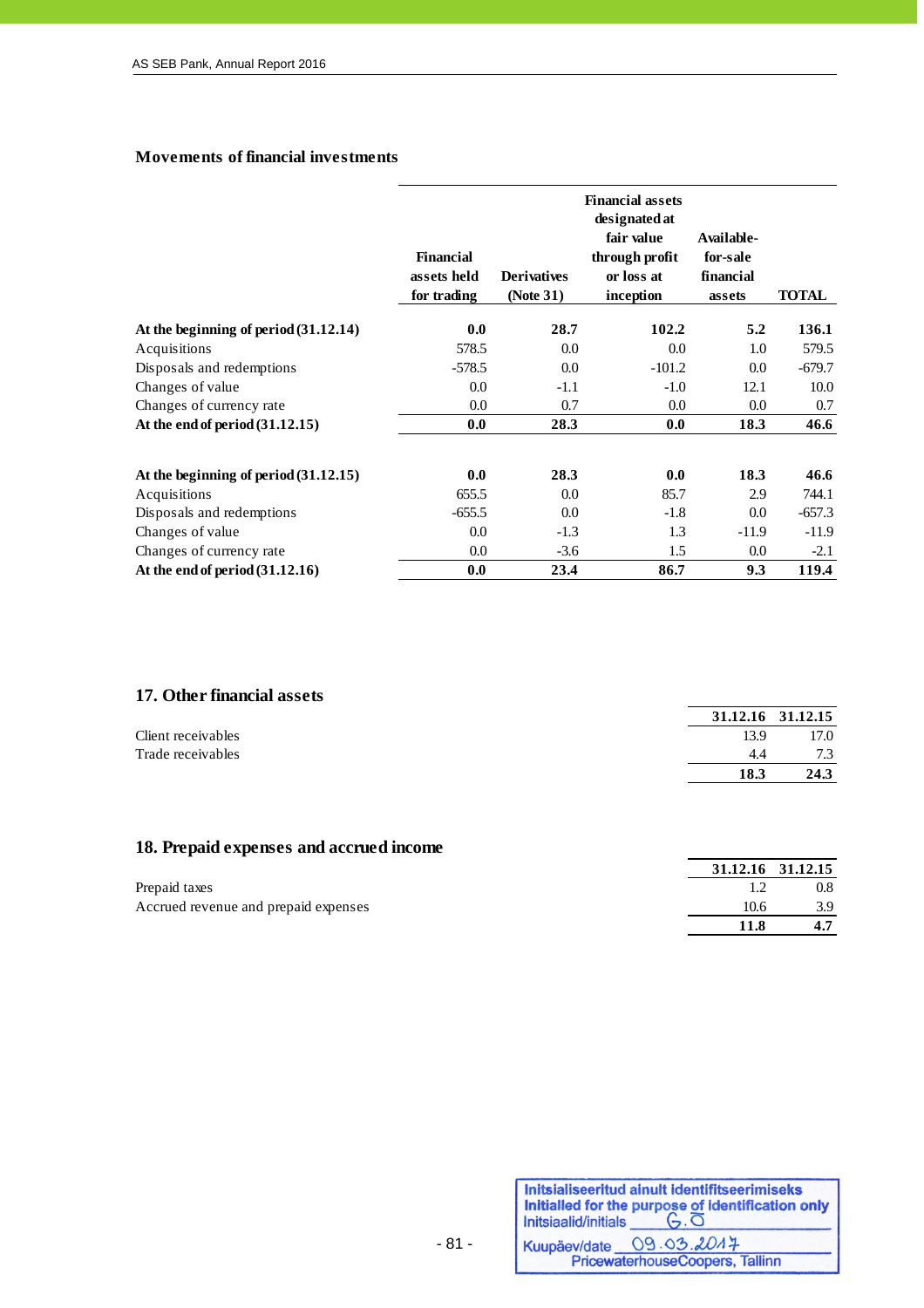### Movements of financial investments

| | Financial assets held for trading | Derivatives (Note 31) | Financial assets designated at fair value through profit or loss at inception | Available-for-sale financial assets | TOTAL |
|---|---|---|---|---|---|
| **At the beginning of period (31.12.14)** | **0.0** | **28.7** | **102.2** | **5.2** | **136.1** |
| Acquisitions | 578.5 | 0.0 | 0.0 | 1.0 | 579.5 |
| Disposals and redemptions | -578.5 | 0.0 | -101.2 | 0.0 | -679.7 |
| Changes of value | 0.0 | -1.1 | -1.0 | 12.1 | 10.0 |
| Changes of currency rate | 0.0 | 0.7 | 0.0 | 0.0 | 0.7 |
| **At the end of period (31.12.15)** | **0.0** | **28.3** | **0.0** | **18.3** | **46.6** |
| | | | | | |
| **At the beginning of period (31.12.15)** | **0.0** | **28.3** | **0.0** | **18.3** | **46.6** |
| Acquisitions | 655.5 | 0.0 | 85.7 | 2.9 | 744.1 |
| Disposals and redemptions | -655.5 | 0.0 | -1.8 | 0.0 | -657.3 |
| Changes of value | 0.0 | -1.3 | 1.3 | -11.9 | -11.9 |
| Changes of currency rate | 0.0 | -3.6 | 1.5 | 0.0 | -2.1 |
| **At the end of period (31.12.16)** | **0.0** | **23.4** | **86.7** | **9.3** | **119.4** |

## 17. Other financial assets

| | 31.12.16 | 31.12.15 |
|---|---|---|
| Client receivables | 13.9 | 17.0 |
| Trade receivables | 4.4 | 7.3 |
| | **18.3** | **24.3** |

## 18. Prepaid expenses and accrued income

| | 31.12.16 | 31.12.15 |
|---|---|---|
| Prepaid taxes | 1.2 | 0.8 |
| Accrued revenue and prepaid expenses | 10.6 | 3.9 |
| | **11.8** | **4.7** |

Initsialiseeritud ainult identifitseerimiseks
Initialled for the purpose of identification only
Initsiaalid/initials G.O
Kuupäev/date 09.03.2017
PricewaterhouseCoopers, Tallinn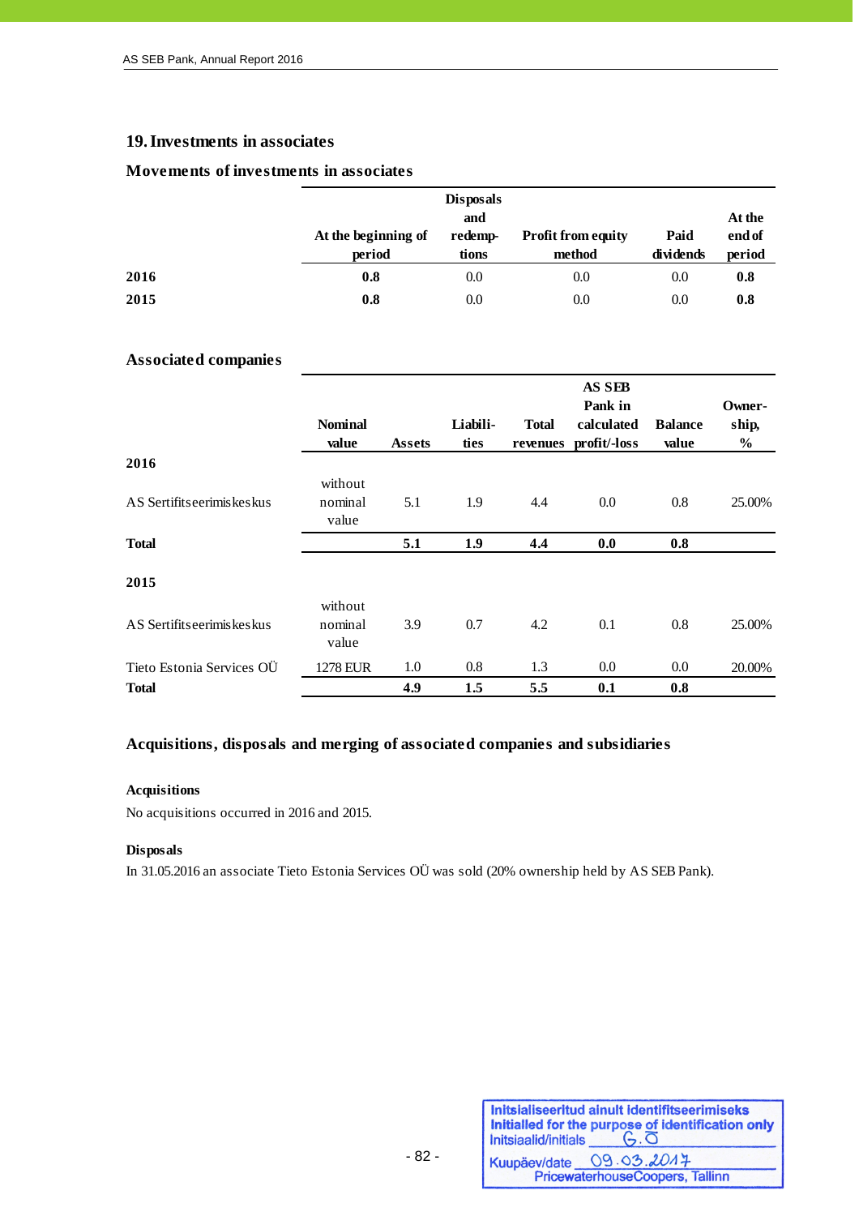## 19. Investments in associates

### Movements of investments in associates

| | At the beginning of period | Disposals and redemp-tions | Profit from equity method | Paid dividends | At the end of period |
|---|---|---|---|---|---|
| **2016** | **0.8** | 0.0 | 0.0 | 0.0 | **0.8** |
| **2015** | **0.8** | 0.0 | 0.0 | 0.0 | **0.8** |

### Associated companies

| | Nominal value | Assets | Liabili-ties | Total revenues | AS SEB Pank in calculated profit/-loss | Balance value | Owner-ship, % |
|---|---|---|---|---|---|---|---|
| **2016** | | | | | | | |
| AS Sertifitseerimiskeskus | without nominal value | 5.1 | 1.9 | 4.4 | 0.0 | 0.8 | 25.00% |
| **Total** | | **5.1** | **1.9** | **4.4** | **0.0** | **0.8** | |
| **2015** | | | | | | | |
| AS Sertifitseerimiskeskus | without nominal value | 3.9 | 0.7 | 4.2 | 0.1 | 0.8 | 25.00% |
| Tieto Estonia Services OÜ | 1278 EUR | 1.0 | 0.8 | 1.3 | 0.0 | 0.0 | 20.00% |
| **Total** | | **4.9** | **1.5** | **5.5** | **0.1** | **0.8** | |

### Acquisitions, disposals and merging of associated companies and subsidiaries

**Acquisitions**

No acquisitions occurred in 2016 and 2015.

**Disposals**

In 31.05.2016 an associate Tieto Estonia Services OÜ was sold (20% ownership held by AS SEB Pank).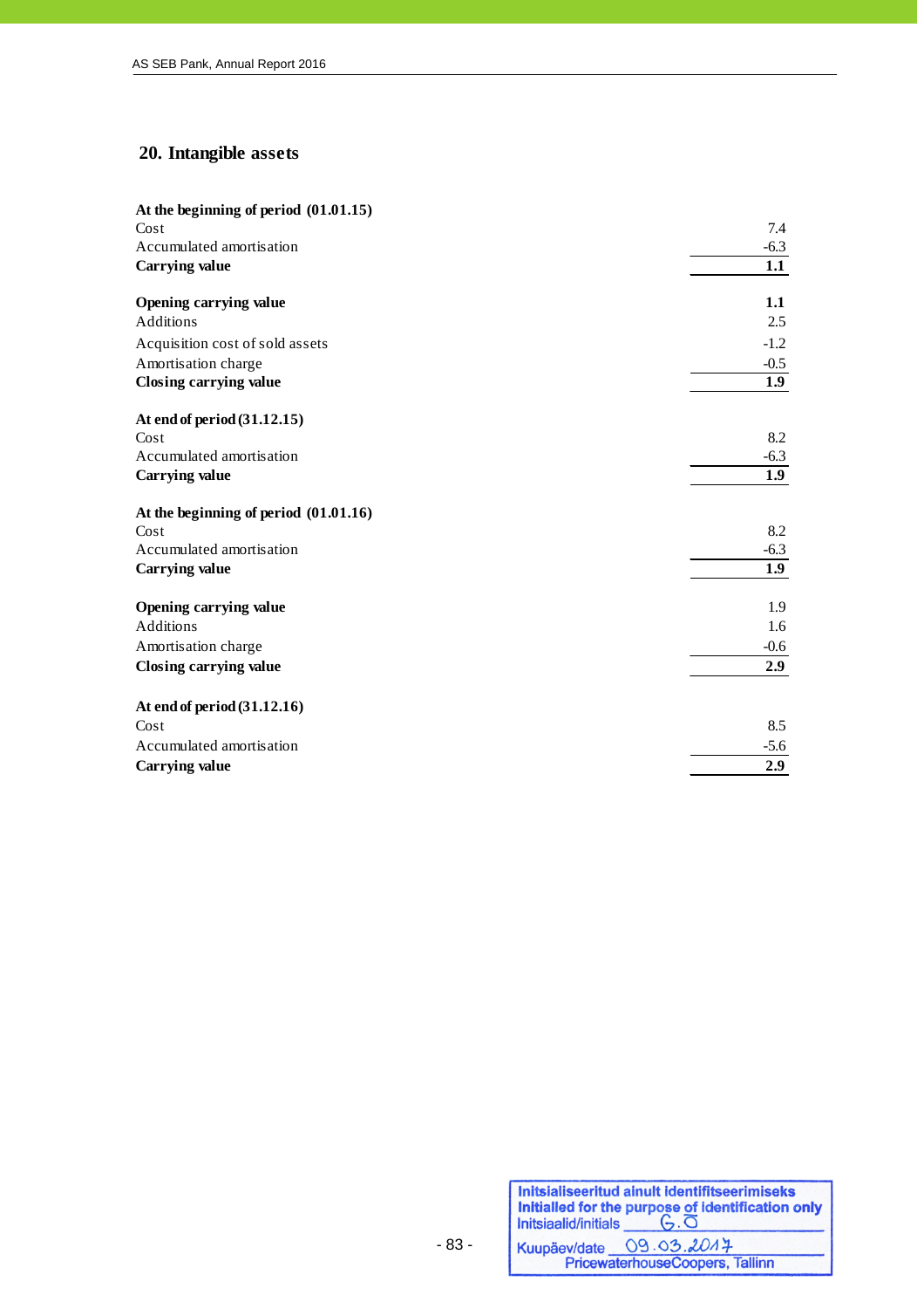## 20. Intangible assets

| | |
|---|---|
| **At the beginning of period (01.01.15)** | |
| Cost | 7.4 |
| Accumulated amortisation | -6.3 |
| **Carrying value** | **1.1** |
| | |
| **Opening carrying value** | **1.1** |
| Additions | 2.5 |
| Acquisition cost of sold assets | -1.2 |
| Amortisation charge | -0.5 |
| **Closing carrying value** | **1.9** |
| | |
| **At end of period (31.12.15)** | |
| Cost | 8.2 |
| Accumulated amortisation | -6.3 |
| **Carrying value** | **1.9** |
| | |
| **At the beginning of period (01.01.16)** | |
| Cost | 8.2 |
| Accumulated amortisation | -6.3 |
| **Carrying value** | **1.9** |
| | |
| **Opening carrying value** | 1.9 |
| Additions | 1.6 |
| Amortisation charge | -0.6 |
| **Closing carrying value** | **2.9** |
| | |
| **At end of period (31.12.16)** | |
| Cost | 8.5 |
| Accumulated amortisation | -5.6 |
| **Carrying value** | **2.9** |

Initsialiseeritud ainult identifitseerimiseks
Initialled for the purpose of identification only
Initsiaalid/initials G.O
Kuupäev/date 09.03.2017
PricewaterhouseCoopers, Tallinn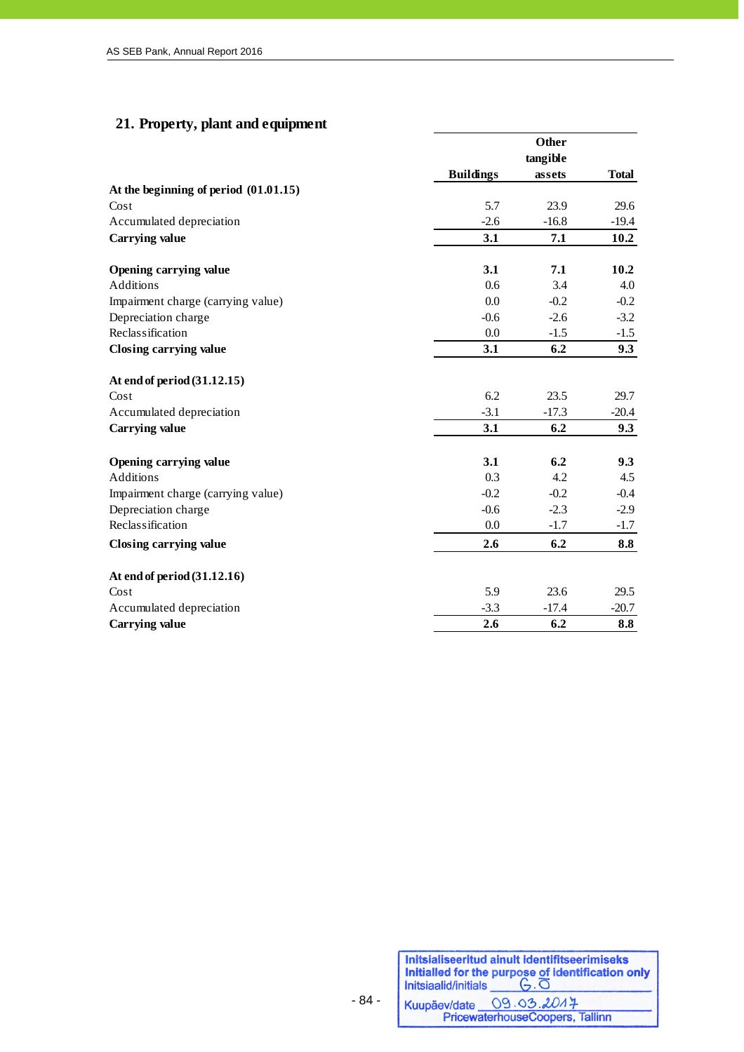## 21. Property, plant and equipment

| | Buildings | Other tangible assets | Total |
|---|---|---|---|
| **At the beginning of period (01.01.15)** | | | |
| Cost | 5.7 | 23.9 | 29.6 |
| Accumulated depreciation | -2.6 | -16.8 | -19.4 |
| **Carrying value** | **3.1** | **7.1** | **10.2** |
| | | | |
| **Opening carrying value** | **3.1** | **7.1** | **10.2** |
| Additions | 0.6 | 3.4 | 4.0 |
| Impairment charge (carrying value) | 0.0 | -0.2 | -0.2 |
| Depreciation charge | -0.6 | -2.6 | -3.2 |
| Reclassification | 0.0 | -1.5 | -1.5 |
| **Closing carrying value** | **3.1** | **6.2** | **9.3** |
| | | | |
| **At end of period (31.12.15)** | | | |
| Cost | 6.2 | 23.5 | 29.7 |
| Accumulated depreciation | -3.1 | -17.3 | -20.4 |
| **Carrying value** | **3.1** | **6.2** | **9.3** |
| | | | |
| **Opening carrying value** | **3.1** | **6.2** | **9.3** |
| Additions | 0.3 | 4.2 | 4.5 |
| Impairment charge (carrying value) | -0.2 | -0.2 | -0.4 |
| Depreciation charge | -0.6 | -2.3 | -2.9 |
| Reclassification | 0.0 | -1.7 | -1.7 |
| **Closing carrying value** | **2.6** | **6.2** | **8.8** |
| | | | |
| **At end of period (31.12.16)** | | | |
| Cost | 5.9 | 23.6 | 29.5 |
| Accumulated depreciation | -3.3 | -17.4 | -20.7 |
| **Carrying value** | **2.6** | **6.2** | **8.8** |

Initsialiseeritud ainult identifitseerimiseks
Initialled for the purpose of identification only
Initsiaalid/initials G.O
Kuupäev/date 09.03.2017
PricewaterhouseCoopers, Tallinn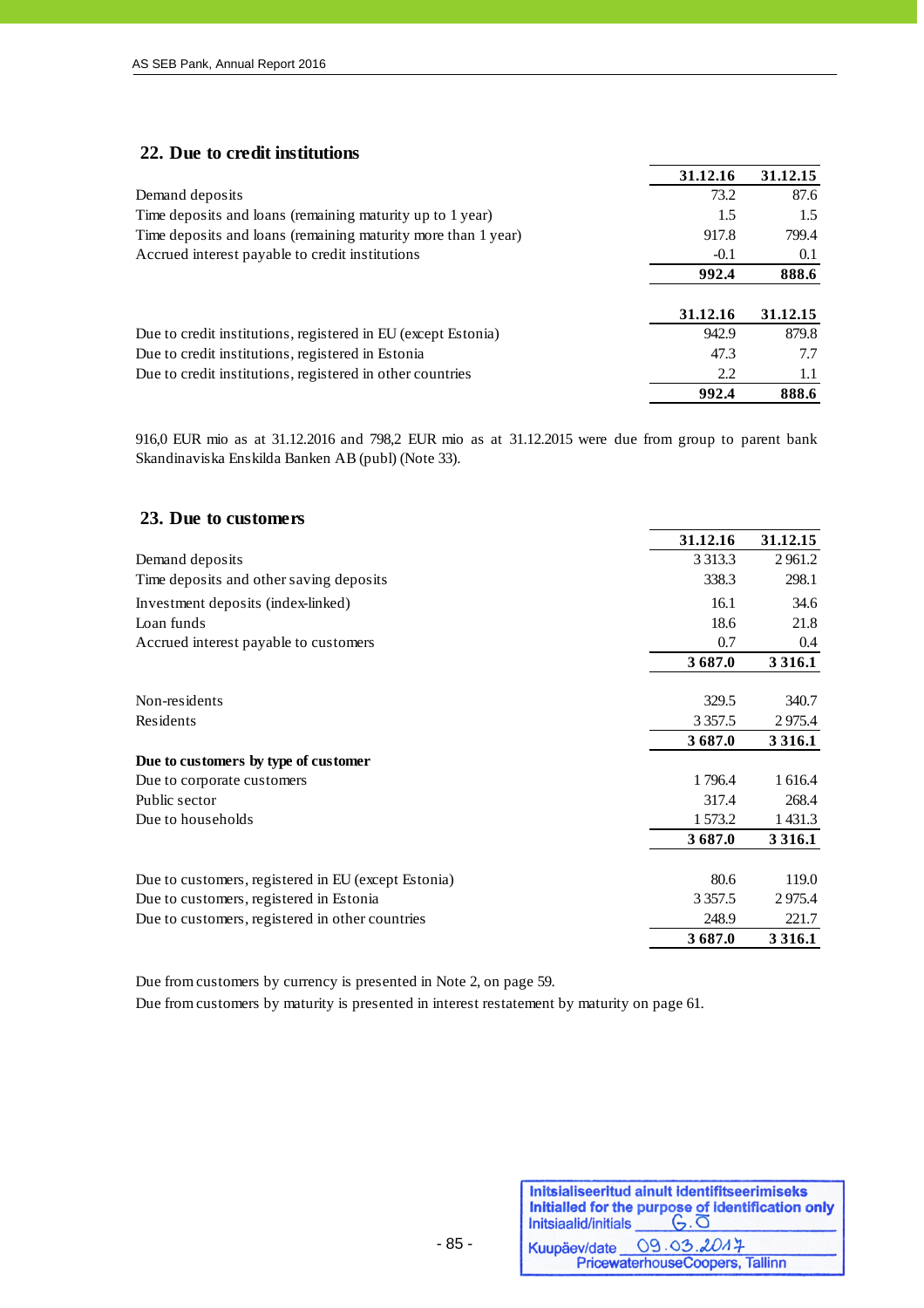## 22. Due to credit institutions

| | 31.12.16 | 31.12.15 |
|---|---|---|
| Demand deposits | 73.2 | 87.6 |
| Time deposits and loans (remaining maturity up to 1 year) | 1.5 | 1.5 |
| Time deposits and loans (remaining maturity more than 1 year) | 917.8 | 799.4 |
| Accrued interest payable to credit institutions | -0.1 | 0.1 |
| | **992.4** | **888.6** |

| | 31.12.16 | 31.12.15 |
|---|---|---|
| Due to credit institutions, registered in EU (except Estonia) | 942.9 | 879.8 |
| Due to credit institutions, registered in Estonia | 47.3 | 7.7 |
| Due to credit institutions, registered in other countries | 2.2 | 1.1 |
| | **992.4** | **888.6** |

916,0 EUR mio as at 31.12.2016 and 798,2 EUR mio as at 31.12.2015 were due from group to parent bank Skandinaviska Enskilda Banken AB (publ) (Note 33).

## 23. Due to customers

| | 31.12.16 | 31.12.15 |
|---|---|---|
| Demand deposits | 3 313.3 | 2 961.2 |
| Time deposits and other saving deposits | 338.3 | 298.1 |
| Investment deposits (index-linked) | 16.1 | 34.6 |
| Loan funds | 18.6 | 21.8 |
| Accrued interest payable to customers | 0.7 | 0.4 |
| | **3 687.0** | **3 316.1** |
| Non-residents | 329.5 | 340.7 |
| Residents | 3 357.5 | 2 975.4 |
| | **3 687.0** | **3 316.1** |
| **Due to customers by type of customer** | | |
| Due to corporate customers | 1 796.4 | 1 616.4 |
| Public sector | 317.4 | 268.4 |
| Due to households | 1 573.2 | 1 431.3 |
| | **3 687.0** | **3 316.1** |
| Due to customers, registered in EU (except Estonia) | 80.6 | 119.0 |
| Due to customers, registered in Estonia | 3 357.5 | 2 975.4 |
| Due to customers, registered in other countries | 248.9 | 221.7 |
| | **3 687.0** | **3 316.1** |

Due from customers by currency is presented in Note 2, on page 59.

Due from customers by maturity is presented in interest restatement by maturity on page 61.

Initsialiseeritud ainult identifitseerimiseks
Initialled for the purpose of identification only
Initsiaalid/initials G.O
Kuupäev/date 09.03.2017
PricewaterhouseCoopers, Tallinn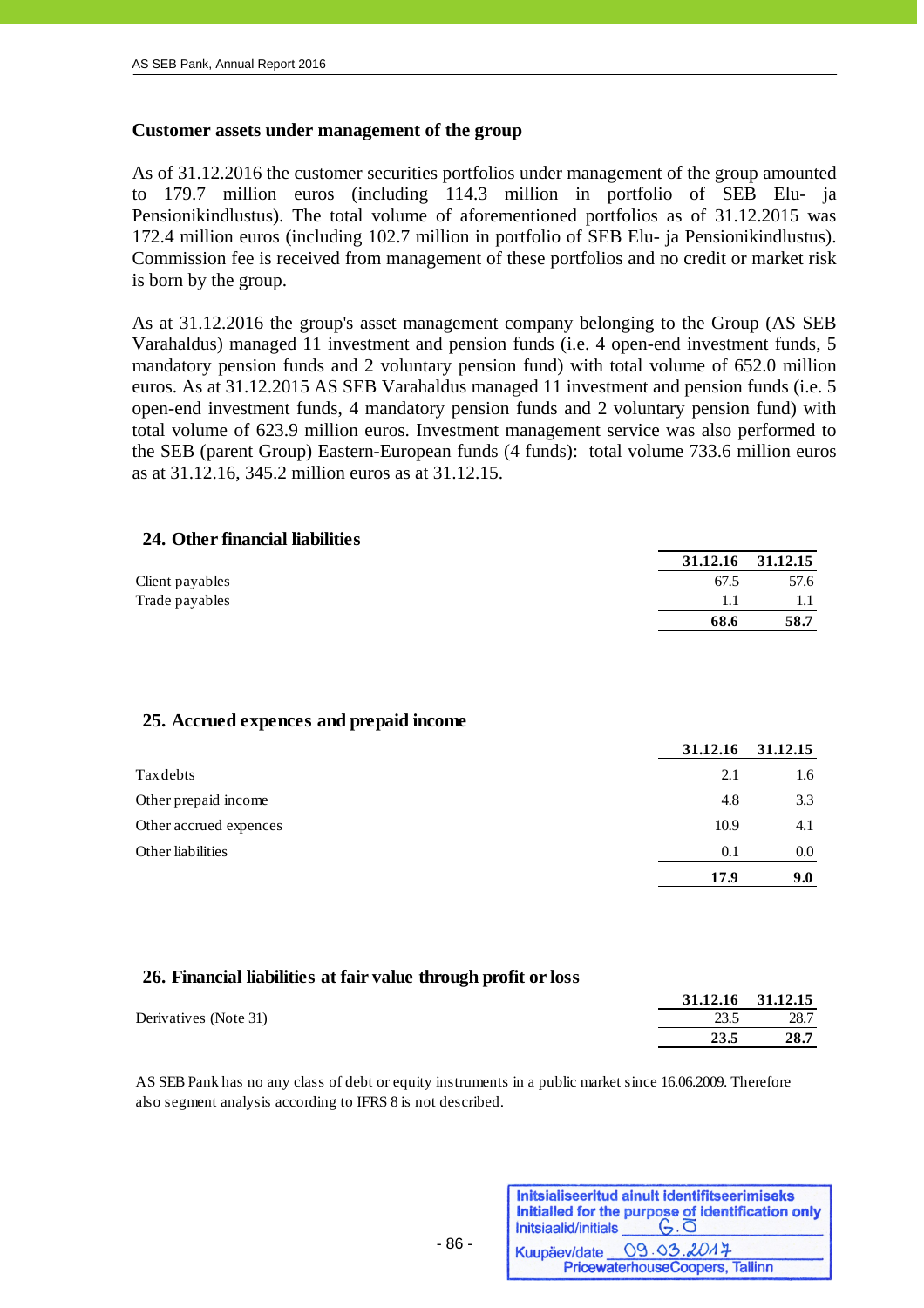### Customer assets under management of the group

As of 31.12.2016 the customer securities portfolios under management of the group amounted to 179.7 million euros (including 114.3 million in portfolio of SEB Elu- ja Pensionikindlustus). The total volume of aforementioned portfolios as of 31.12.2015 was 172.4 million euros (including 102.7 million in portfolio of SEB Elu- ja Pensionikindlustus). Commission fee is received from management of these portfolios and no credit or market risk is born by the group.

As at 31.12.2016 the group's asset management company belonging to the Group (AS SEB Varahaldus) managed 11 investment and pension funds (i.e. 4 open-end investment funds, 5 mandatory pension funds and 2 voluntary pension fund) with total volume of 652.0 million euros. As at 31.12.2015 AS SEB Varahaldus managed 11 investment and pension funds (i.e. 5 open-end investment funds, 4 mandatory pension funds and 2 voluntary pension fund) with total volume of 623.9 million euros. Investment management service was also performed to the SEB (parent Group) Eastern-European funds (4 funds): total volume 733.6 million euros as at 31.12.16, 345.2 million euros as at 31.12.15.

## 24. Other financial liabilities

| | 31.12.16 | 31.12.15 |
|---|---|---|
| Client payables | 67.5 | 57.6 |
| Trade payables | 1.1 | 1.1 |
| | **68.6** | **58.7** |

## 25. Accrued expences and prepaid income

| | 31.12.16 | 31.12.15 |
|---|---|---|
| Tax debts | 2.1 | 1.6 |
| Other prepaid income | 4.8 | 3.3 |
| Other accrued expences | 10.9 | 4.1 |
| Other liabilities | 0.1 | 0.0 |
| | **17.9** | **9.0** |

## 26. Financial liabilities at fair value through profit or loss

| | 31.12.16 | 31.12.15 |
|---|---|---|
| Derivatives (Note 31) | 23.5 | 28.7 |
| | **23.5** | **28.7** |

AS SEB Pank has no any class of debt or equity instruments in a public market since 16.06.2009. Therefore also segment analysis according to IFRS 8 is not described.

Initsialiseeritud ainult identifitseerimiseks
Initialled for the purpose of identification only
Initsiaalid/initials G.O
Kuupäev/date 09.03.2017
PricewaterhouseCoopers, Tallinn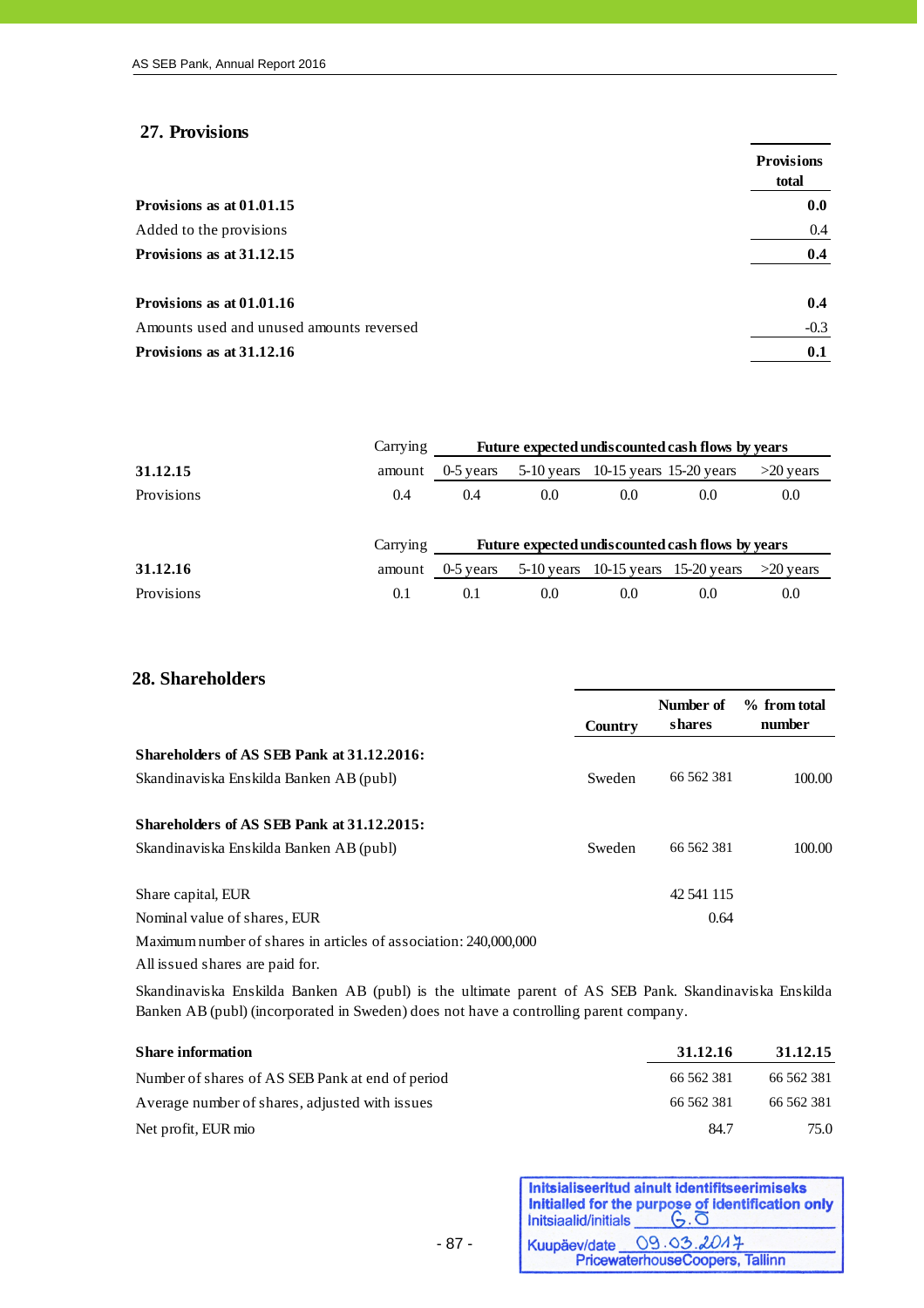## 27. Provisions

| | Provisions total |
|---|---|
| **Provisions as at 01.01.15** | **0.0** |
| Added to the provisions | 0.4 |
| **Provisions as at 31.12.15** | **0.4** |
| | |
| **Provisions as at 01.01.16** | **0.4** |
| Amounts used and unused amounts reversed | -0.3 |
| **Provisions as at 31.12.16** | **0.1** |

| | Carrying | **Future expected undiscounted cash flows by years** | | | | |
|---|---|---|---|---|---|---|
| **31.12.15** | amount | 0-5 years | 5-10 years | 10-15 years | 15-20 years | >20 years |
| Provisions | 0.4 | 0.4 | 0.0 | 0.0 | 0.0 | 0.0 |

| | Carrying | **Future expected undiscounted cash flows by years** | | | | |
|---|---|---|---|---|---|---|
| **31.12.16** | amount | 0-5 years | 5-10 years | 10-15 years | 15-20 years | >20 years |
| Provisions | 0.1 | 0.1 | 0.0 | 0.0 | 0.0 | 0.0 |

## 28. Shareholders

| | Country | Number of shares | % from total number |
|---|---|---|---|
| **Shareholders of AS SEB Pank at 31.12.2016:** | | | |
| Skandinaviska Enskilda Banken AB (publ) | Sweden | 66 562 381 | 100.00 |
| | | | |
| **Shareholders of AS SEB Pank at 31.12.2015:** | | | |
| Skandinaviska Enskilda Banken AB (publ) | Sweden | 66 562 381 | 100.00 |
| | | | |
| Share capital, EUR | | 42 541 115 | |
| Nominal value of shares, EUR | | 0.64 | |

Maximum number of shares in articles of association: 240,000,000

All issued shares are paid for.

Skandinaviska Enskilda Banken AB (publ) is the ultimate parent of AS SEB Pank. Skandinaviska Enskilda Banken AB (publ) (incorporated in Sweden) does not have a controlling parent company.

| **Share information** | **31.12.16** | **31.12.15** |
|---|---|---|
| Number of shares of AS SEB Pank at end of period | 66 562 381 | 66 562 381 |
| Average number of shares, adjusted with issues | 66 562 381 | 66 562 381 |
| Net profit, EUR mio | 84.7 | 75.0 |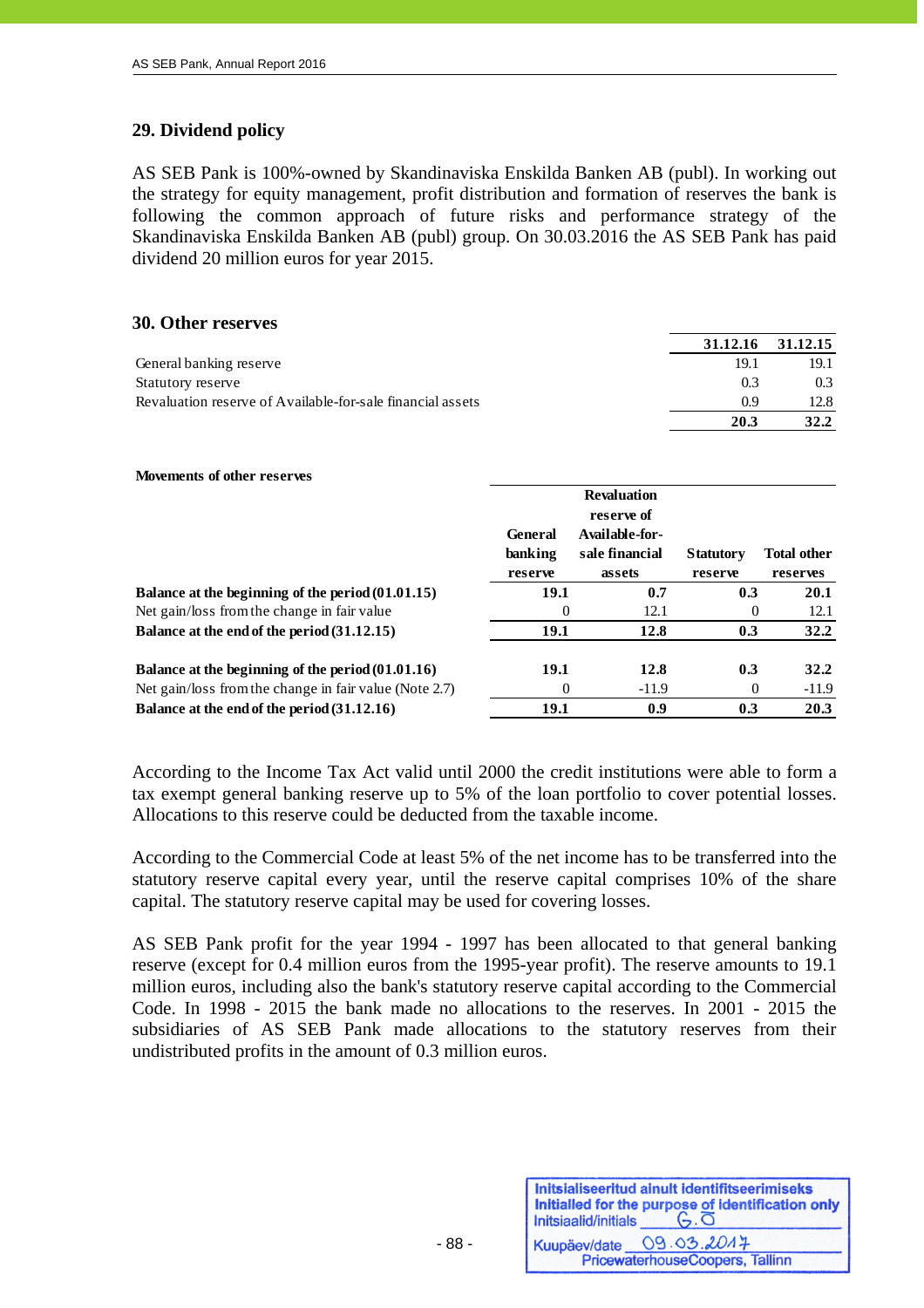## 29. Dividend policy

AS SEB Pank is 100%-owned by Skandinaviska Enskilda Banken AB (publ). In working out the strategy for equity management, profit distribution and formation of reserves the bank is following the common approach of future risks and performance strategy of the Skandinaviska Enskilda Banken AB (publ) group. On 30.03.2016 the AS SEB Pank has paid dividend 20 million euros for year 2015.

## 30. Other reserves

| | 31.12.16 | 31.12.15 |
|---|---|---|
| General banking reserve | 19.1 | 19.1 |
| Statutory reserve | 0.3 | 0.3 |
| Revaluation reserve of Available-for-sale financial assets | 0.9 | 12.8 |
| | **20.3** | **32.2** |

**Movements of other reserves**

| | General banking reserve | Revaluation reserve of Available-for-sale financial assets | Statutory reserve | Total other reserves |
|---|---|---|---|---|
| **Balance at the beginning of the period (01.01.15)** | **19.1** | **0.7** | **0.3** | **20.1** |
| Net gain/loss from the change in fair value | 0 | 12.1 | 0 | 12.1 |
| **Balance at the end of the period (31.12.15)** | **19.1** | **12.8** | **0.3** | **32.2** |
| | | | | |
| **Balance at the beginning of the period (01.01.16)** | **19.1** | **12.8** | **0.3** | **32.2** |
| Net gain/loss from the change in fair value (Note 2.7) | 0 | -11.9 | 0 | -11.9 |
| **Balance at the end of the period (31.12.16)** | **19.1** | **0.9** | **0.3** | **20.3** |

According to the Income Tax Act valid until 2000 the credit institutions were able to form a tax exempt general banking reserve up to 5% of the loan portfolio to cover potential losses. Allocations to this reserve could be deducted from the taxable income.

According to the Commercial Code at least 5% of the net income has to be transferred into the statutory reserve capital every year, until the reserve capital comprises 10% of the share capital. The statutory reserve capital may be used for covering losses.

AS SEB Pank profit for the year 1994 - 1997 has been allocated to that general banking reserve (except for 0.4 million euros from the 1995-year profit). The reserve amounts to 19.1 million euros, including also the bank's statutory reserve capital according to the Commercial Code. In 1998 - 2015 the bank made no allocations to the reserves. In 2001 - 2015 the subsidiaries of AS SEB Pank made allocations to the statutory reserves from their undistributed profits in the amount of 0.3 million euros.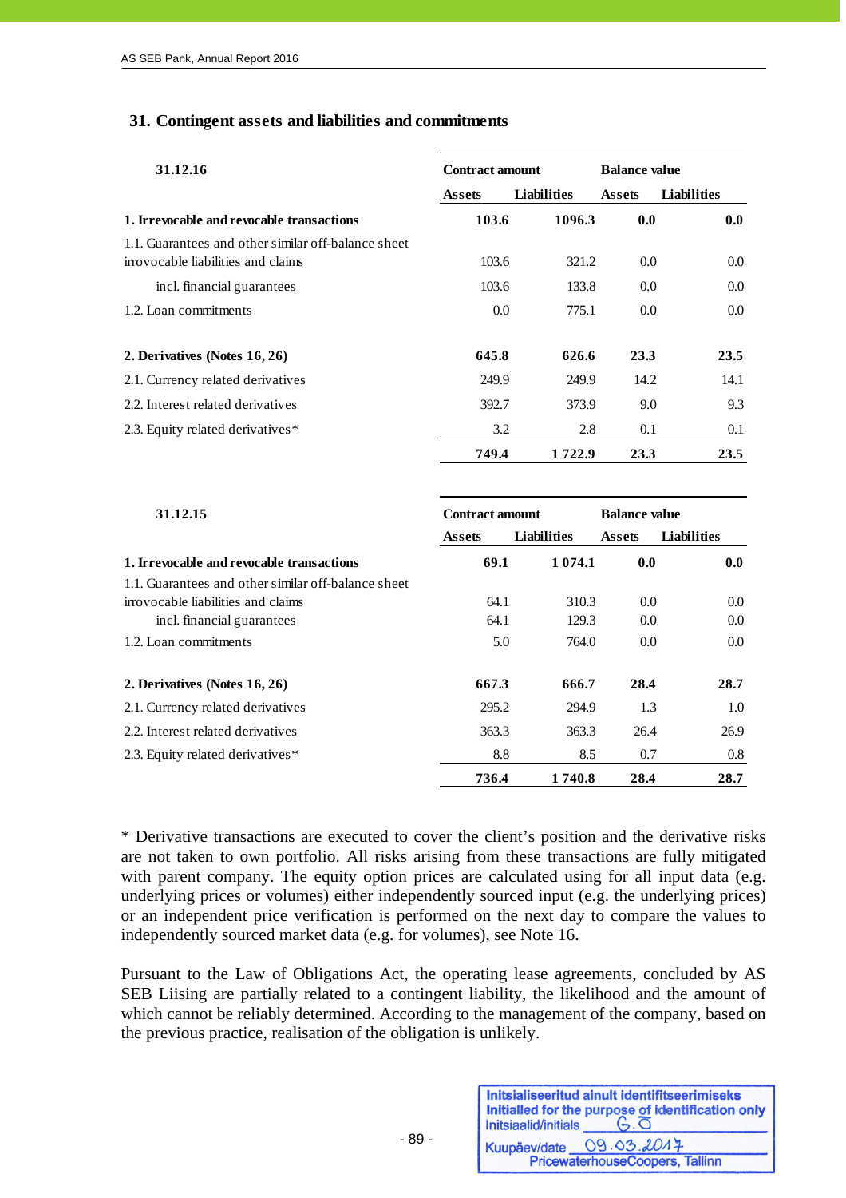## 31. Contingent assets and liabilities and commitments

| 31.12.16 | Contract amount | | Balance value | |
|---|---|---|---|---|
| | Assets | Liabilities | Assets | Liabilities |
| **1. Irrevocable and revocable transactions** | **103.6** | **1096.3** | **0.0** | **0.0** |
| 1.1. Guarantees and other similar off-balance sheet irrovocable liabilities and claims | 103.6 | 321.2 | 0.0 | 0.0 |
| incl. financial guarantees | 103.6 | 133.8 | 0.0 | 0.0 |
| 1.2. Loan commitments | 0.0 | 775.1 | 0.0 | 0.0 |
| | | | | |
| **2. Derivatives (Notes 16, 26)** | **645.8** | **626.6** | **23.3** | **23.5** |
| 2.1. Currency related derivatives | 249.9 | 249.9 | 14.2 | 14.1 |
| 2.2. Interest related derivatives | 392.7 | 373.9 | 9.0 | 9.3 |
| 2.3. Equity related derivatives* | 3.2 | 2.8 | 0.1 | 0.1 |
| | **749.4** | **1 722.9** | **23.3** | **23.5** |

| 31.12.15 | Contract amount | | Balance value | |
|---|---|---|---|---|
| | Assets | Liabilities | Assets | Liabilities |
| **1. Irrevocable and revocable transactions** | **69.1** | **1 074.1** | **0.0** | **0.0** |
| 1.1. Guarantees and other similar off-balance sheet irrovocable liabilities and claims | 64.1 | 310.3 | 0.0 | 0.0 |
| incl. financial guarantees | 64.1 | 129.3 | 0.0 | 0.0 |
| 1.2. Loan commitments | 5.0 | 764.0 | 0.0 | 0.0 |
| | | | | |
| **2. Derivatives (Notes 16, 26)** | **667.3** | **666.7** | **28.4** | **28.7** |
| 2.1. Currency related derivatives | 295.2 | 294.9 | 1.3 | 1.0 |
| 2.2. Interest related derivatives | 363.3 | 363.3 | 26.4 | 26.9 |
| 2.3. Equity related derivatives* | 8.8 | 8.5 | 0.7 | 0.8 |
| | **736.4** | **1 740.8** | **28.4** | **28.7** |

* Derivative transactions are executed to cover the client's position and the derivative risks are not taken to own portfolio. All risks arising from these transactions are fully mitigated with parent company. The equity option prices are calculated using for all input data (e.g. underlying prices or volumes) either independently sourced input (e.g. the underlying prices) or an independent price verification is performed on the next day to compare the values to independently sourced market data (e.g. for volumes), see Note 16.

Pursuant to the Law of Obligations Act, the operating lease agreements, concluded by AS SEB Liising are partially related to a contingent liability, the likelihood and the amount of which cannot be reliably determined. According to the management of the company, based on the previous practice, realisation of the obligation is unlikely.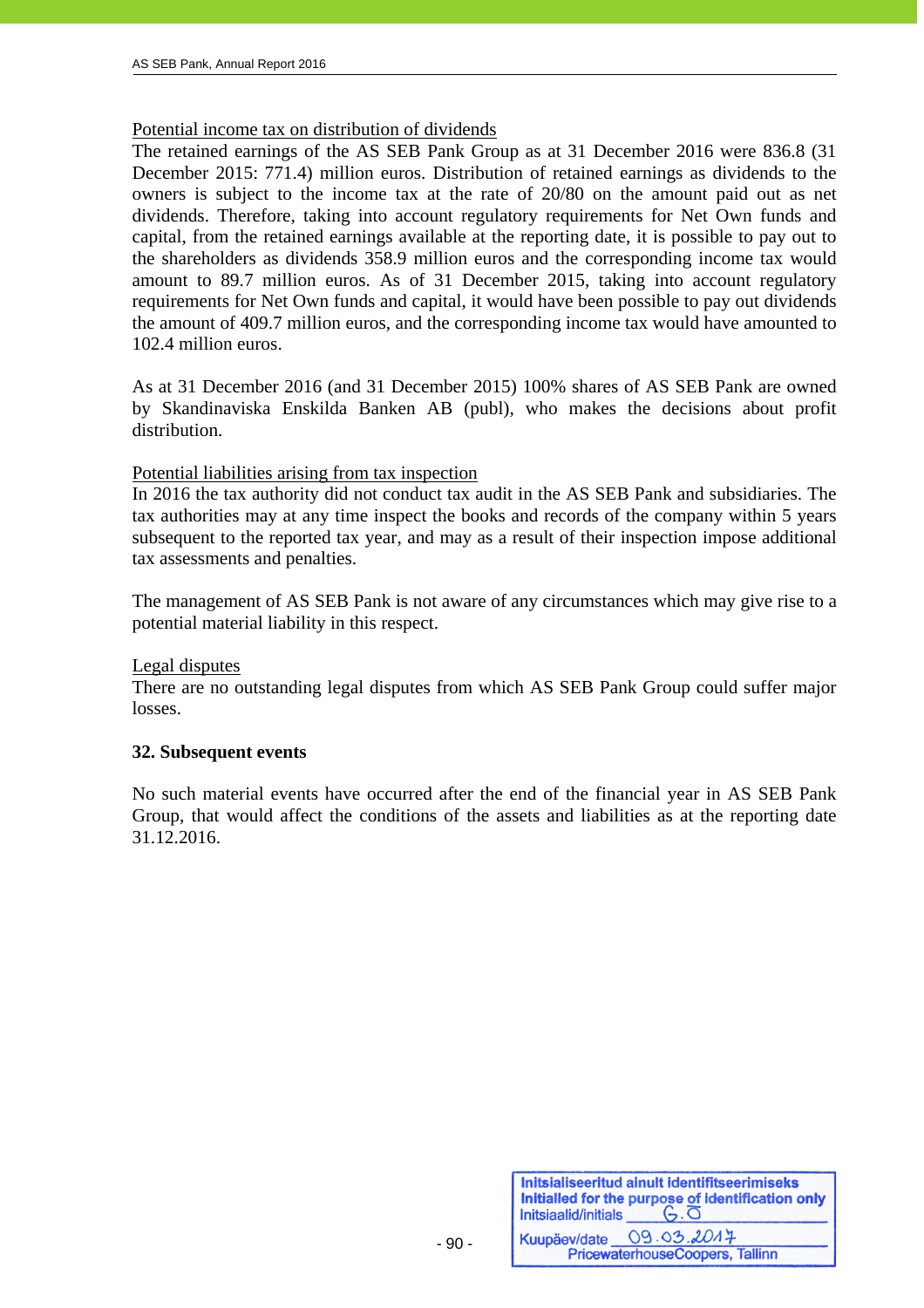Potential income tax on distribution of dividends

The retained earnings of the AS SEB Pank Group as at 31 December 2016 were 836.8 (31 December 2015: 771.4) million euros. Distribution of retained earnings as dividends to the owners is subject to the income tax at the rate of 20/80 on the amount paid out as net dividends. Therefore, taking into account regulatory requirements for Net Own funds and capital, from the retained earnings available at the reporting date, it is possible to pay out to the shareholders as dividends 358.9 million euros and the corresponding income tax would amount to 89.7 million euros. As of 31 December 2015, taking into account regulatory requirements for Net Own funds and capital, it would have been possible to pay out dividends the amount of 409.7 million euros, and the corresponding income tax would have amounted to 102.4 million euros.

As at 31 December 2016 (and 31 December 2015) 100% shares of AS SEB Pank are owned by Skandinaviska Enskilda Banken AB (publ), who makes the decisions about profit distribution.

Potential liabilities arising from tax inspection

In 2016 the tax authority did not conduct tax audit in the AS SEB Pank and subsidiaries. The tax authorities may at any time inspect the books and records of the company within 5 years subsequent to the reported tax year, and may as a result of their inspection impose additional tax assessments and penalties.

The management of AS SEB Pank is not aware of any circumstances which may give rise to a potential material liability in this respect.

Legal disputes

There are no outstanding legal disputes from which AS SEB Pank Group could suffer major losses.

## 32. Subsequent events

No such material events have occurred after the end of the financial year in AS SEB Pank Group, that would affect the conditions of the assets and liabilities as at the reporting date 31.12.2016.

Initsialiseeritud ainult identifitseerimiseks
Initialled for the purpose of identification only
Initsiaalid/initials G.O
Kuupäev/date 09.03.2017
PricewaterhouseCoopers, Tallinn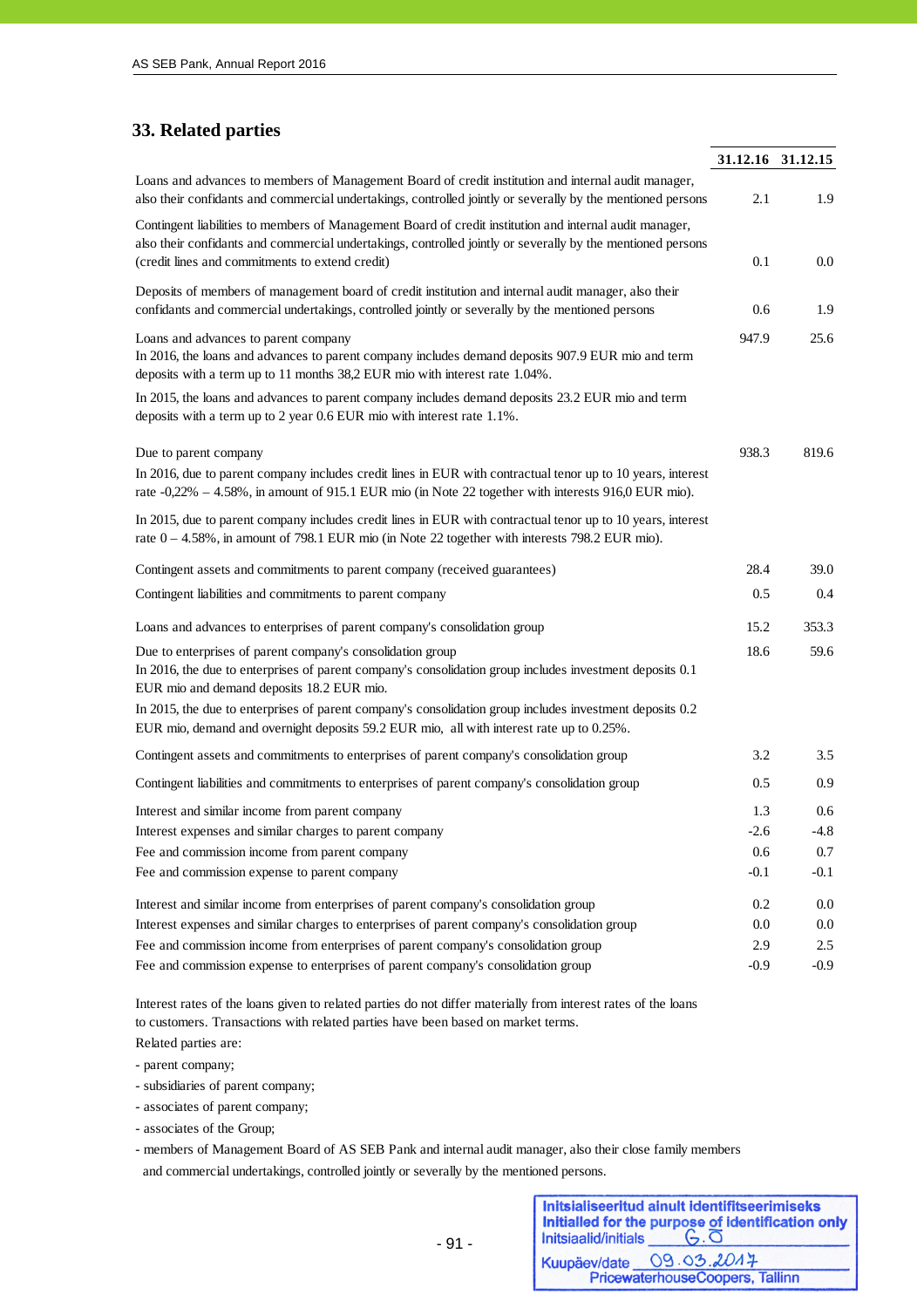## 33. Related parties

| | 31.12.16 | 31.12.15 |
|---|---|---|
| Loans and advances to members of Management Board of credit institution and internal audit manager, also their confidants and commercial undertakings, controlled jointly or severally by the mentioned persons | 2.1 | 1.9 |
| Contingent liabilities to members of Management Board of credit institution and internal audit manager, also their confidants and commercial undertakings, controlled jointly or severally by the mentioned persons (credit lines and commitments to extend credit) | 0.1 | 0.0 |
| Deposits of members of management board of credit institution and internal audit manager, also their confidants and commercial undertakings, controlled jointly or severally by the mentioned persons | 0.6 | 1.9 |
| Loans and advances to parent company<br>In 2016, the loans and advances to parent company includes demand deposits 907.9 EUR mio and term deposits with a term up to 11 months 38,2 EUR mio with interest rate 1.04%.<br>In 2015, the loans and advances to parent company includes demand deposits 23.2 EUR mio and term deposits with a term up to 2 year 0.6 EUR mio with interest rate 1.1%. | 947.9 | 25.6 |
| Due to parent company<br>In 2016, due to parent company includes credit lines in EUR with contractual tenor up to 10 years, interest rate -0,22% – 4.58%, in amount of 915.1 EUR mio (in Note 22 together with interests 916,0 EUR mio).<br>In 2015, due to parent company includes credit lines in EUR with contractual tenor up to 10 years, interest rate 0 – 4.58%, in amount of 798.1 EUR mio (in Note 22 together with interests 798.2 EUR mio). | 938.3 | 819.6 |
| Contingent assets and commitments to parent company (received guarantees) | 28.4 | 39.0 |
| Contingent liabilities and commitments to parent company | 0.5 | 0.4 |
| Loans and advances to enterprises of parent company's consolidation group | 15.2 | 353.3 |
| Due to enterprises of parent company's consolidation group<br>In 2016, the due to enterprises of parent company's consolidation group includes investment deposits 0.1 EUR mio and demand deposits 18.2 EUR mio.<br>In 2015, the due to enterprises of parent company's consolidation group includes investment deposits 0.2 EUR mio, demand and overnight deposits 59.2 EUR mio, all with interest rate up to 0.25%. | 18.6 | 59.6 |
| Contingent assets and commitments to enterprises of parent company's consolidation group | 3.2 | 3.5 |
| Contingent liabilities and commitments to enterprises of parent company's consolidation group | 0.5 | 0.9 |
| Interest and similar income from parent company | 1.3 | 0.6 |
| Interest expenses and similar charges to parent company | -2.6 | -4.8 |
| Fee and commission income from parent company | 0.6 | 0.7 |
| Fee and commission expense to parent company | -0.1 | -0.1 |
| Interest and similar income from enterprises of parent company's consolidation group | 0.2 | 0.0 |
| Interest expenses and similar charges to enterprises of parent company's consolidation group | 0.0 | 0.0 |
| Fee and commission income from enterprises of parent company's consolidation group | 2.9 | 2.5 |
| Fee and commission expense to enterprises of parent company's consolidation group | -0.9 | -0.9 |

Interest rates of the loans given to related parties do not differ materially from interest rates of the loans to customers. Transactions with related parties have been based on market terms.

Related parties are:

- parent company;
- subsidiaries of parent company;
- associates of parent company;
- associates of the Group;
- members of Management Board of AS SEB Pank and internal audit manager, also their close family members and commercial undertakings, controlled jointly or severally by the mentioned persons.

Initsialiseeritud ainult identifitseerimiseks
Initialled for the purpose of identification only
Initsiaalid/initials G.O
Kuupäev/date 09.03.2017
PricewaterhouseCoopers, Tallinn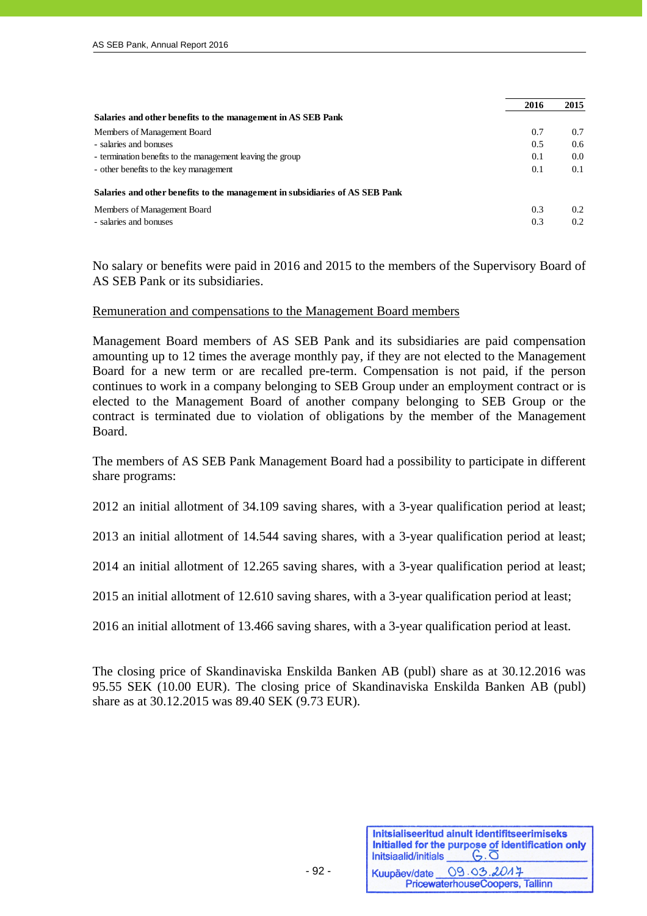| | 2016 | 2015 |
|---|---|---|
| **Salaries and other benefits to the management in AS SEB Pank** | | |
| Members of Management Board | 0.7 | 0.7 |
| - salaries and bonuses | 0.5 | 0.6 |
| - termination benefits to the management leaving the group | 0.1 | 0.0 |
| - other benefits to the key management | 0.1 | 0.1 |
| **Salaries and other benefits to the management in subsidiaries of AS SEB Pank** | | |
| Members of Management Board | 0.3 | 0.2 |
| - salaries and bonuses | 0.3 | 0.2 |

No salary or benefits were paid in 2016 and 2015 to the members of the Supervisory Board of AS SEB Pank or its subsidiaries.

Remuneration and compensations to the Management Board members

Management Board members of AS SEB Pank and its subsidiaries are paid compensation amounting up to 12 times the average monthly pay, if they are not elected to the Management Board for a new term or are recalled pre-term. Compensation is not paid, if the person continues to work in a company belonging to SEB Group under an employment contract or is elected to the Management Board of another company belonging to SEB Group or the contract is terminated due to violation of obligations by the member of the Management Board.

The members of AS SEB Pank Management Board had a possibility to participate in different share programs:

2012 an initial allotment of 34.109 saving shares, with a 3-year qualification period at least;

2013 an initial allotment of 14.544 saving shares, with a 3-year qualification period at least;

2014 an initial allotment of 12.265 saving shares, with a 3-year qualification period at least;

2015 an initial allotment of 12.610 saving shares, with a 3-year qualification period at least;

2016 an initial allotment of 13.466 saving shares, with a 3-year qualification period at least.

The closing price of Skandinaviska Enskilda Banken AB (publ) share as at 30.12.2016 was 95.55 SEK (10.00 EUR). The closing price of Skandinaviska Enskilda Banken AB (publ) share as at 30.12.2015 was 89.40 SEK (9.73 EUR).

Initsialiseeritud ainult identifitseerimiseks
Initialled for the purpose of identification only
Initsiaalid/initials G.O
Kuupäev/date 09.03.2017
PricewaterhouseCoopers, Tallinn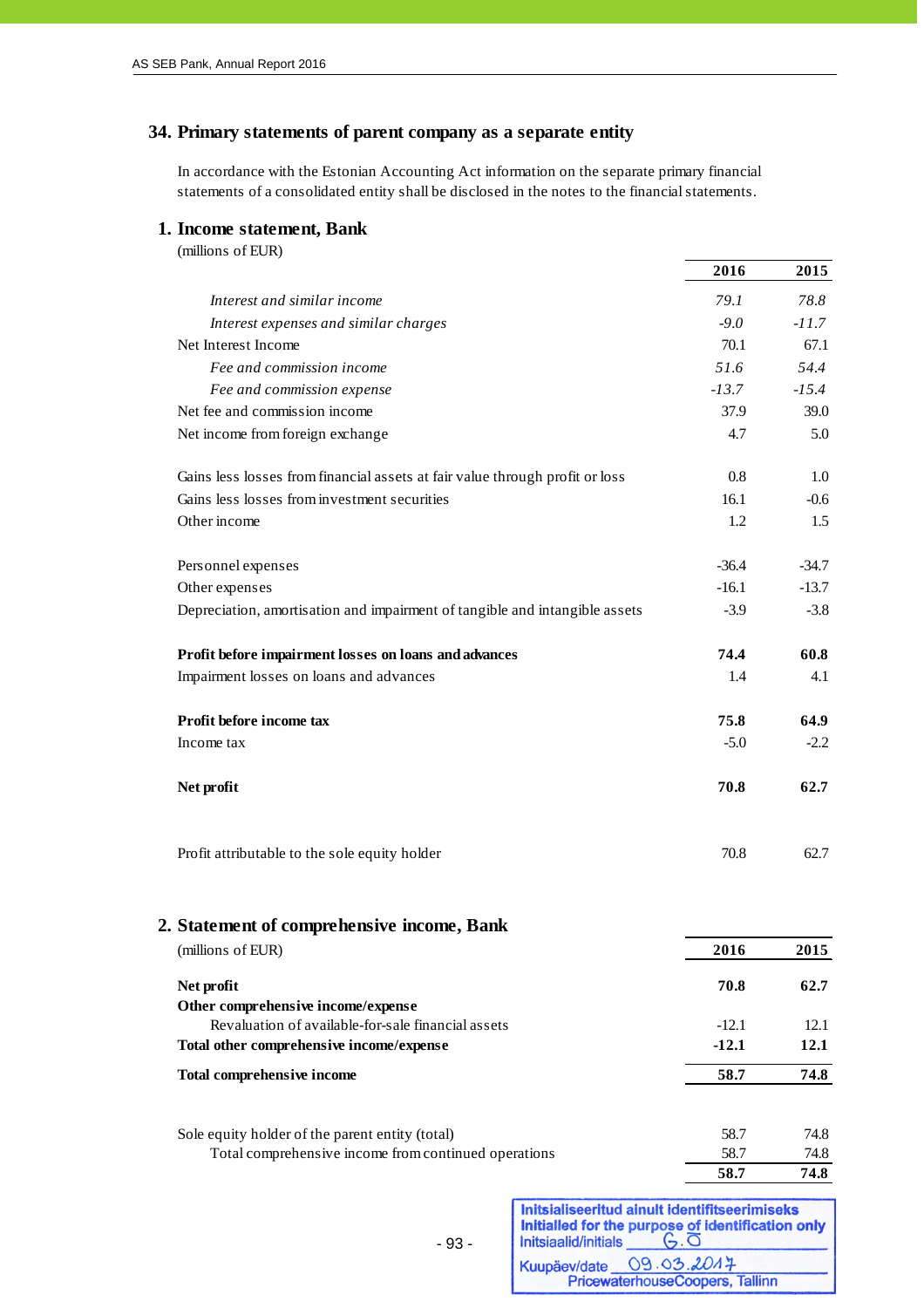## 34. Primary statements of parent company as a separate entity

In accordance with the Estonian Accounting Act information on the separate primary financial statements of a consolidated entity shall be disclosed in the notes to the financial statements.

### 1. Income statement, Bank

(millions of EUR)

| | 2016 | 2015 |
|---|---|---|
| *Interest and similar income* | *79.1* | *78.8* |
| *Interest expenses and similar charges* | *-9.0* | *-11.7* |
| Net Interest Income | 70.1 | 67.1 |
| *Fee and commission income* | *51.6* | *54.4* |
| *Fee and commission expense* | *-13.7* | *-15.4* |
| Net fee and commission income | 37.9 | 39.0 |
| Net income from foreign exchange | 4.7 | 5.0 |
| | | |
| Gains less losses from financial assets at fair value through profit or loss | 0.8 | 1.0 |
| Gains less losses from investment securities | 16.1 | -0.6 |
| Other income | 1.2 | 1.5 |
| | | |
| Personnel expenses | -36.4 | -34.7 |
| Other expenses | -16.1 | -13.7 |
| Depreciation, amortisation and impairment of tangible and intangible assets | -3.9 | -3.8 |
| | | |
| **Profit before impairment losses on loans and advances** | **74.4** | **60.8** |
| Impairment losses on loans and advances | 1.4 | 4.1 |
| | | |
| **Profit before income tax** | **75.8** | **64.9** |
| Income tax | -5.0 | -2.2 |
| | | |
| **Net profit** | **70.8** | **62.7** |
| | | |
| Profit attributable to the sole equity holder | 70.8 | 62.7 |

### 2. Statement of comprehensive income, Bank

| (millions of EUR) | 2016 | 2015 |
|---|---|---|
| **Net profit** | **70.8** | **62.7** |
| **Other comprehensive income/expense** | | |
| Revaluation of available-for-sale financial assets | -12.1 | 12.1 |
| **Total other comprehensive income/expense** | **-12.1** | **12.1** |
| **Total comprehensive income** | **58.7** | **74.8** |
| | | |
| Sole equity holder of the parent entity (total) | 58.7 | 74.8 |
| Total comprehensive income from continued operations | 58.7 | 74.8 |
| | **58.7** | **74.8** |

Initsialiseeritud ainult identifitseerimiseks
Initialled for the purpose of identification only
Initsiaalid/initials G.O
Kuupäev/date 09.03.2017
PricewaterhouseCoopers, Tallinn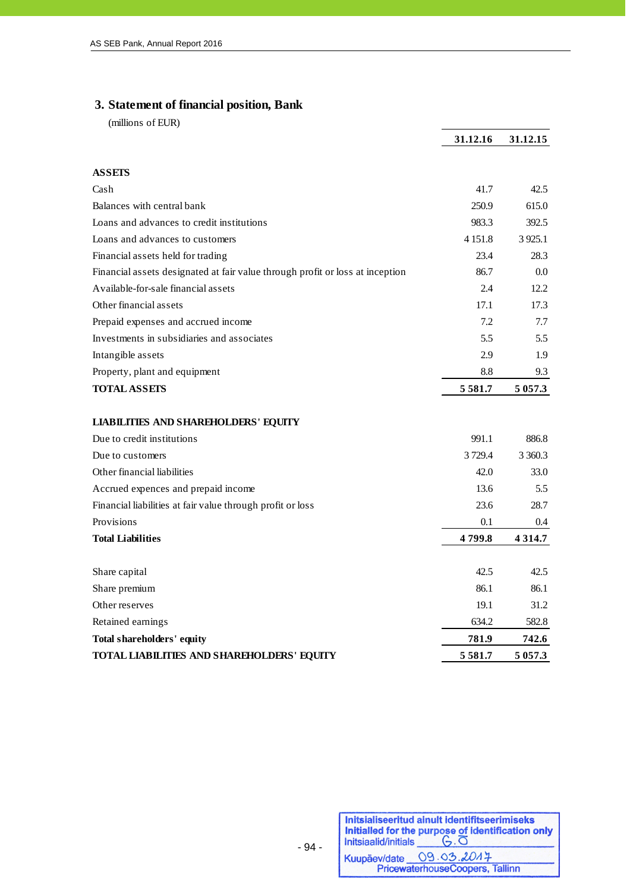## 3. Statement of financial position, Bank

(millions of EUR)

| | 31.12.16 | 31.12.15 |
|---|---|---|
| **ASSETS** | | |
| Cash | 41.7 | 42.5 |
| Balances with central bank | 250.9 | 615.0 |
| Loans and advances to credit institutions | 983.3 | 392.5 |
| Loans and advances to customers | 4 151.8 | 3 925.1 |
| Financial assets held for trading | 23.4 | 28.3 |
| Financial assets designated at fair value through profit or loss at inception | 86.7 | 0.0 |
| Available-for-sale financial assets | 2.4 | 12.2 |
| Other financial assets | 17.1 | 17.3 |
| Prepaid expenses and accrued income | 7.2 | 7.7 |
| Investments in subsidiaries and associates | 5.5 | 5.5 |
| Intangible assets | 2.9 | 1.9 |
| Property, plant and equipment | 8.8 | 9.3 |
| **TOTAL ASSETS** | **5 581.7** | **5 057.3** |
| | | |
| **LIABILITIES AND SHAREHOLDERS' EQUITY** | | |
| Due to credit institutions | 991.1 | 886.8 |
| Due to customers | 3 729.4 | 3 360.3 |
| Other financial liabilities | 42.0 | 33.0 |
| Accrued expences and prepaid income | 13.6 | 5.5 |
| Financial liabilities at fair value through profit or loss | 23.6 | 28.7 |
| Provisions | 0.1 | 0.4 |
| **Total Liabilities** | **4 799.8** | **4 314.7** |
| | | |
| Share capital | 42.5 | 42.5 |
| Share premium | 86.1 | 86.1 |
| Other reserves | 19.1 | 31.2 |
| Retained earnings | 634.2 | 582.8 |
| **Total shareholders' equity** | **781.9** | **742.6** |
| **TOTAL LIABILITIES AND SHAREHOLDERS' EQUITY** | **5 581.7** | **5 057.3** |

Initsialiseeritud ainult identifitseerimiseks
Initialled for the purpose of identification only
Initsiaalid/initials G.O
Kuupäev/date 09.03.2017
PricewaterhouseCoopers, Tallinn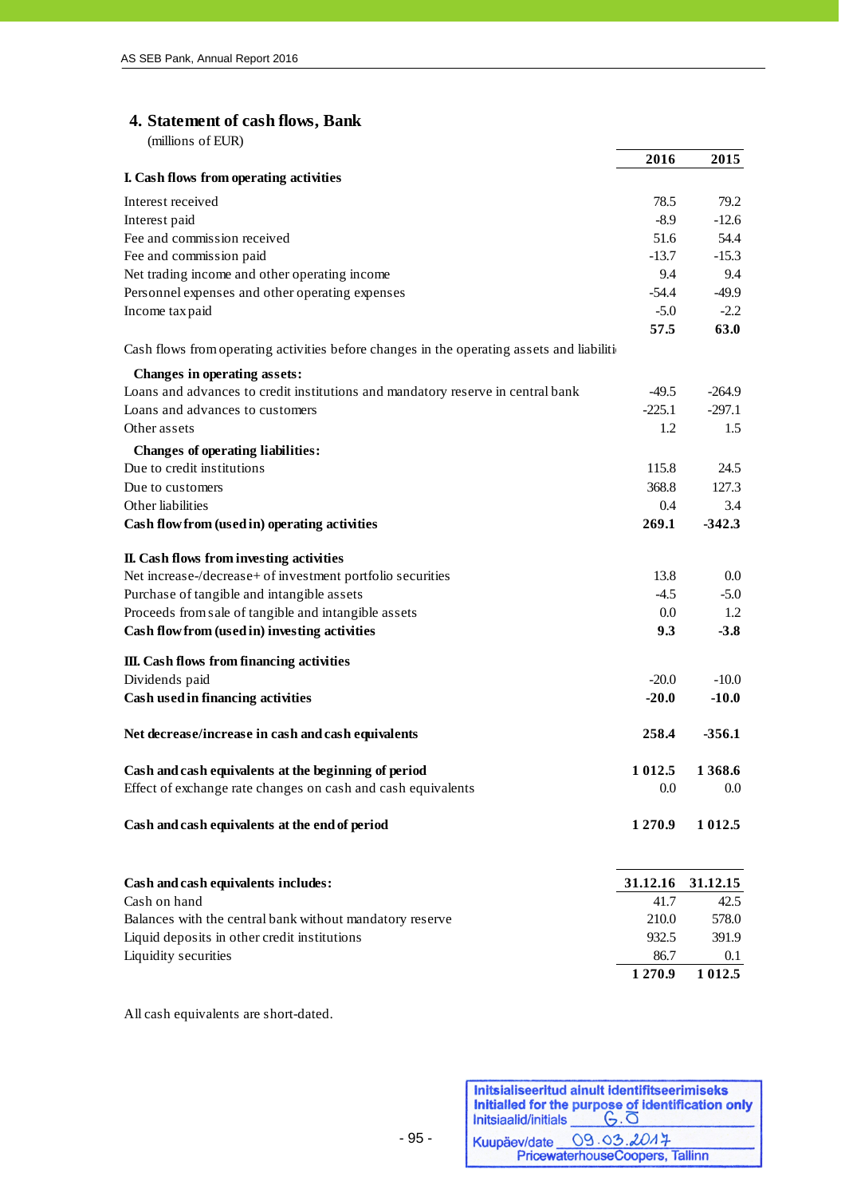## 4. Statement of cash flows, Bank

(millions of EUR)

| | 2016 | 2015 |
|---|---|---|
| **I. Cash flows from operating activities** | | |
| Interest received | 78.5 | 79.2 |
| Interest paid | -8.9 | -12.6 |
| Fee and commission received | 51.6 | 54.4 |
| Fee and commission paid | -13.7 | -15.3 |
| Net trading income and other operating income | 9.4 | 9.4 |
| Personnel expenses and other operating expenses | -54.4 | -49.9 |
| Income tax paid | -5.0 | -2.2 |
| | **57.5** | **63.0** |
| Cash flows from operating activities before changes in the operating assets and liabiliti | | |
| **Changes in operating assets:** | | |
| Loans and advances to credit institutions and mandatory reserve in central bank | -49.5 | -264.9 |
| Loans and advances to customers | -225.1 | -297.1 |
| Other assets | 1.2 | 1.5 |
| **Changes of operating liabilities:** | | |
| Due to credit institutions | 115.8 | 24.5 |
| Due to customers | 368.8 | 127.3 |
| Other liabilities | 0.4 | 3.4 |
| **Cash flow from (used in) operating activities** | **269.1** | **-342.3** |
| **II. Cash flows from investing activities** | | |
| Net increase-/decrease+ of investment portfolio securities | 13.8 | 0.0 |
| Purchase of tangible and intangible assets | -4.5 | -5.0 |
| Proceeds from sale of tangible and intangible assets | 0.0 | 1.2 |
| **Cash flow from (used in) investing activities** | **9.3** | **-3.8** |
| **III. Cash flows from financing activities** | | |
| Dividends paid | -20.0 | -10.0 |
| **Cash used in financing activities** | **-20.0** | **-10.0** |
| **Net decrease/increase in cash and cash equivalents** | **258.4** | **-356.1** |
| **Cash and cash equivalents at the beginning of period** | **1 012.5** | **1 368.6** |
| Effect of exchange rate changes on cash and cash equivalents | 0.0 | 0.0 |
| **Cash and cash equivalents at the end of period** | **1 270.9** | **1 012.5** |

| **Cash and cash equivalents includes:** | **31.12.16** | **31.12.15** |
|---|---|---|
| Cash on hand | 41.7 | 42.5 |
| Balances with the central bank without mandatory reserve | 210.0 | 578.0 |
| Liquid deposits in other credit institutions | 932.5 | 391.9 |
| Liquidity securities | 86.7 | 0.1 |
| | **1 270.9** | **1 012.5** |

All cash equivalents are short-dated.

Initsialiseeritud ainult identifitseerimiseks
Initialled for the purpose of identification only
Initsiaalid/initials G.O
Kuupäev/date 09.03.2017
PricewaterhouseCoopers, Tallinn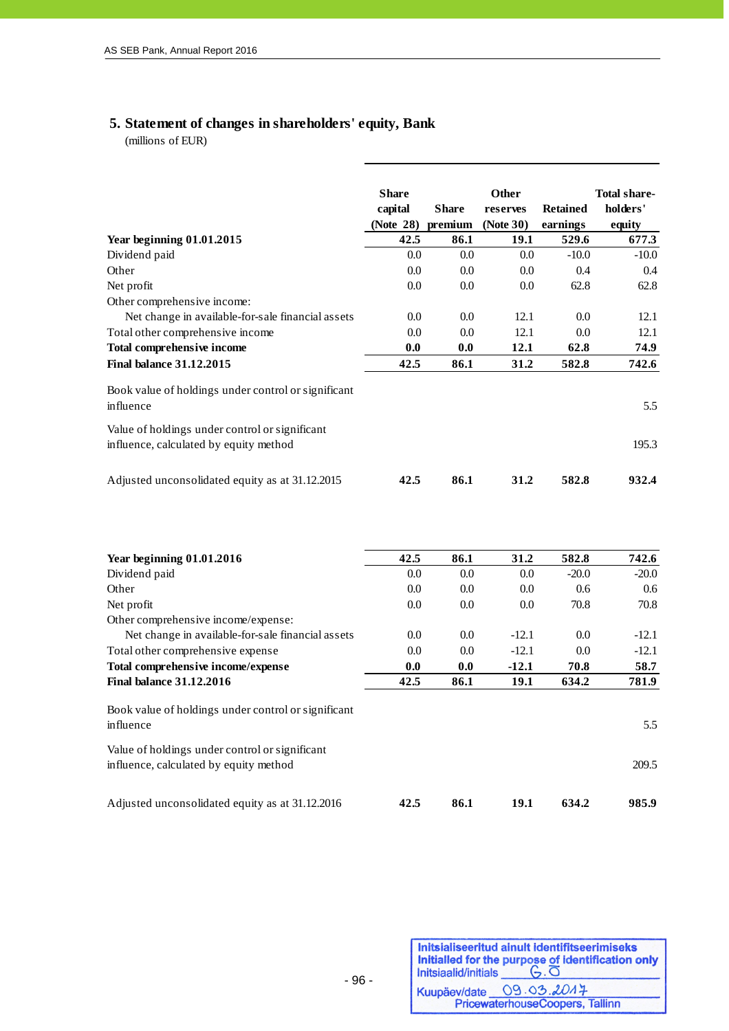## 5. Statement of changes in shareholders' equity, Bank

(millions of EUR)

| | Share capital (Note 28) | Share premium | Other reserves (Note 30) | Retained earnings | Total share-holders' equity |
|---|---|---|---|---|---|
| **Year beginning 01.01.2015** | **42.5** | **86.1** | **19.1** | **529.6** | **677.3** |
| Dividend paid | 0.0 | 0.0 | 0.0 | -10.0 | -10.0 |
| Other | 0.0 | 0.0 | 0.0 | 0.4 | 0.4 |
| Net profit | 0.0 | 0.0 | 0.0 | 62.8 | 62.8 |
| Other comprehensive income: | | | | | |
| Net change in available-for-sale financial assets | 0.0 | 0.0 | 12.1 | 0.0 | 12.1 |
| Total other comprehensive income | 0.0 | 0.0 | 12.1 | 0.0 | 12.1 |
| **Total comprehensive income** | **0.0** | **0.0** | **12.1** | **62.8** | **74.9** |
| **Final balance 31.12.2015** | **42.5** | **86.1** | **31.2** | **582.8** | **742.6** |
| Book value of holdings under control or significant influence | | | | | 5.5 |
| Value of holdings under control or significant influence, calculated by equity method | | | | | 195.3 |
| Adjusted unconsolidated equity as at 31.12.2015 | **42.5** | **86.1** | **31.2** | **582.8** | **932.4** |

| | Share capital (Note 28) | Share premium | Other reserves (Note 30) | Retained earnings | Total share-holders' equity |
|---|---|---|---|---|---|
| **Year beginning 01.01.2016** | **42.5** | **86.1** | **31.2** | **582.8** | **742.6** |
| Dividend paid | 0.0 | 0.0 | 0.0 | -20.0 | -20.0 |
| Other | 0.0 | 0.0 | 0.0 | 0.6 | 0.6 |
| Net profit | 0.0 | 0.0 | 0.0 | 70.8 | 70.8 |
| Other comprehensive income/expense: | | | | | |
| Net change in available-for-sale financial assets | 0.0 | 0.0 | -12.1 | 0.0 | -12.1 |
| Total other comprehensive expense | 0.0 | 0.0 | -12.1 | 0.0 | -12.1 |
| **Total comprehensive income/expense** | **0.0** | **0.0** | **-12.1** | **70.8** | **58.7** |
| **Final balance 31.12.2016** | **42.5** | **86.1** | **19.1** | **634.2** | **781.9** |
| Book value of holdings under control or significant influence | | | | | 5.5 |
| Value of holdings under control or significant influence, calculated by equity method | | | | | 209.5 |
| Adjusted unconsolidated equity as at 31.12.2016 | **42.5** | **86.1** | **19.1** | **634.2** | **985.9** |

Initsialiseeritud ainult identifitseerimiseks
Initialled for the purpose of identification only
Initsiaalid/initials G.O
Kuupäev/date 09.03.2017
PricewaterhouseCoopers, Tallinn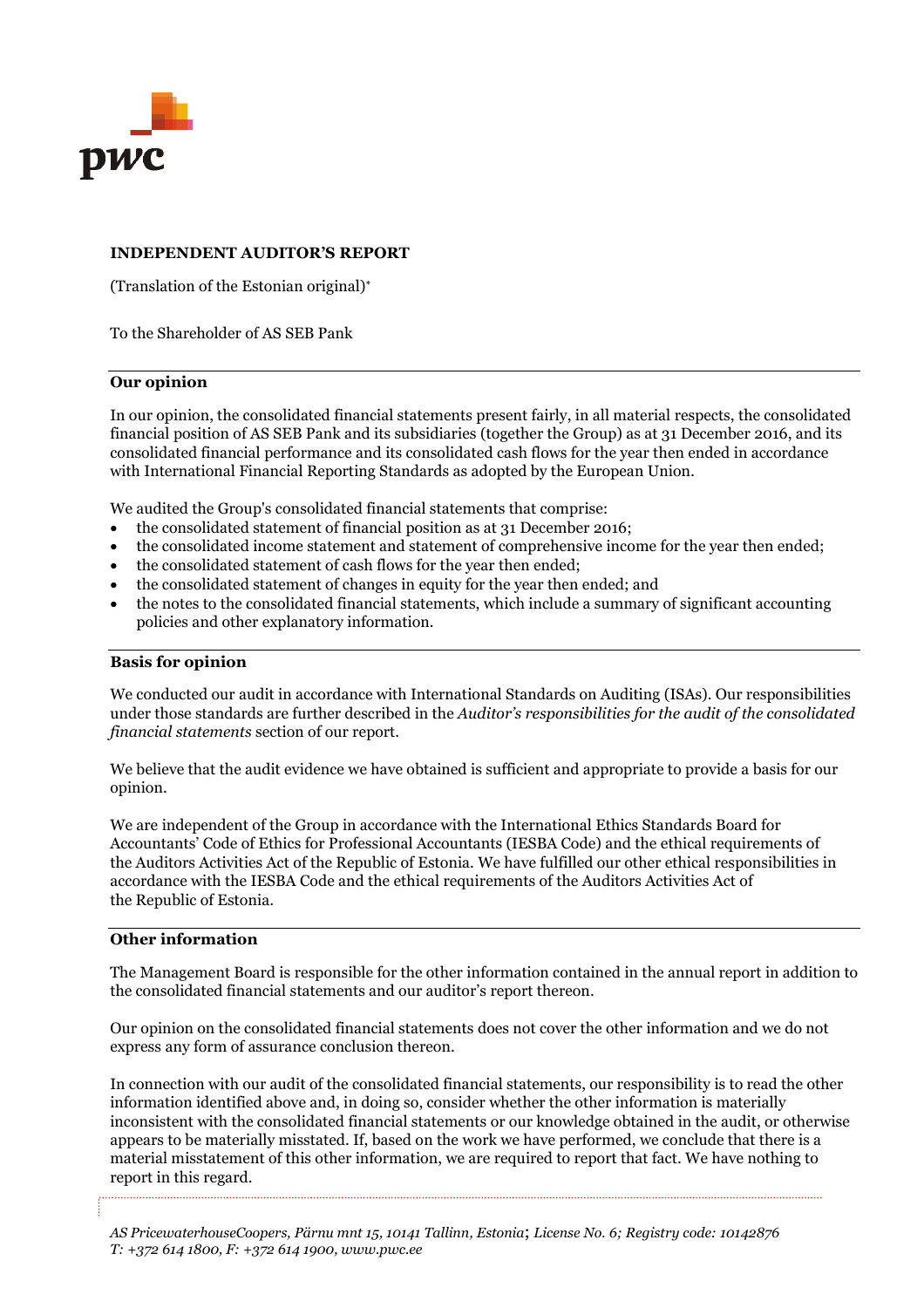**INDEPENDENT AUDITOR'S REPORT**

(Translation of the Estonian original)*

To the Shareholder of AS SEB Pank

## Our opinion

In our opinion, the consolidated financial statements present fairly, in all material respects, the consolidated financial position of AS SEB Pank and its subsidiaries (together the Group) as at 31 December 2016, and its consolidated financial performance and its consolidated cash flows for the year then ended in accordance with International Financial Reporting Standards as adopted by the European Union.

We audited the Group's consolidated financial statements that comprise:

- the consolidated statement of financial position as at 31 December 2016;
- the consolidated income statement and statement of comprehensive income for the year then ended;
- the consolidated statement of cash flows for the year then ended;
- the consolidated statement of changes in equity for the year then ended; and
- the notes to the consolidated financial statements, which include a summary of significant accounting policies and other explanatory information.

## Basis for opinion

We conducted our audit in accordance with International Standards on Auditing (ISAs). Our responsibilities under those standards are further described in the *Auditor's responsibilities for the audit of the consolidated financial statements* section of our report.

We believe that the audit evidence we have obtained is sufficient and appropriate to provide a basis for our opinion.

We are independent of the Group in accordance with the International Ethics Standards Board for Accountants' Code of Ethics for Professional Accountants (IESBA Code) and the ethical requirements of the Auditors Activities Act of the Republic of Estonia. We have fulfilled our other ethical responsibilities in accordance with the IESBA Code and the ethical requirements of the Auditors Activities Act of the Republic of Estonia.

## Other information

The Management Board is responsible for the other information contained in the annual report in addition to the consolidated financial statements and our auditor's report thereon.

Our opinion on the consolidated financial statements does not cover the other information and we do not express any form of assurance conclusion thereon.

In connection with our audit of the consolidated financial statements, our responsibility is to read the other information identified above and, in doing so, consider whether the other information is materially inconsistent with the consolidated financial statements or our knowledge obtained in the audit, or otherwise appears to be materially misstated. If, based on the work we have performed, we conclude that there is a material misstatement of this other information, we are required to report that fact. We have nothing to report in this regard.

*AS PricewaterhouseCoopers, Pärnu mnt 15, 10141 Tallinn, Estonia; License No. 6; Registry code: 10142876*
*T: +372 614 1800, F: +372 614 1900, www.pwc.ee*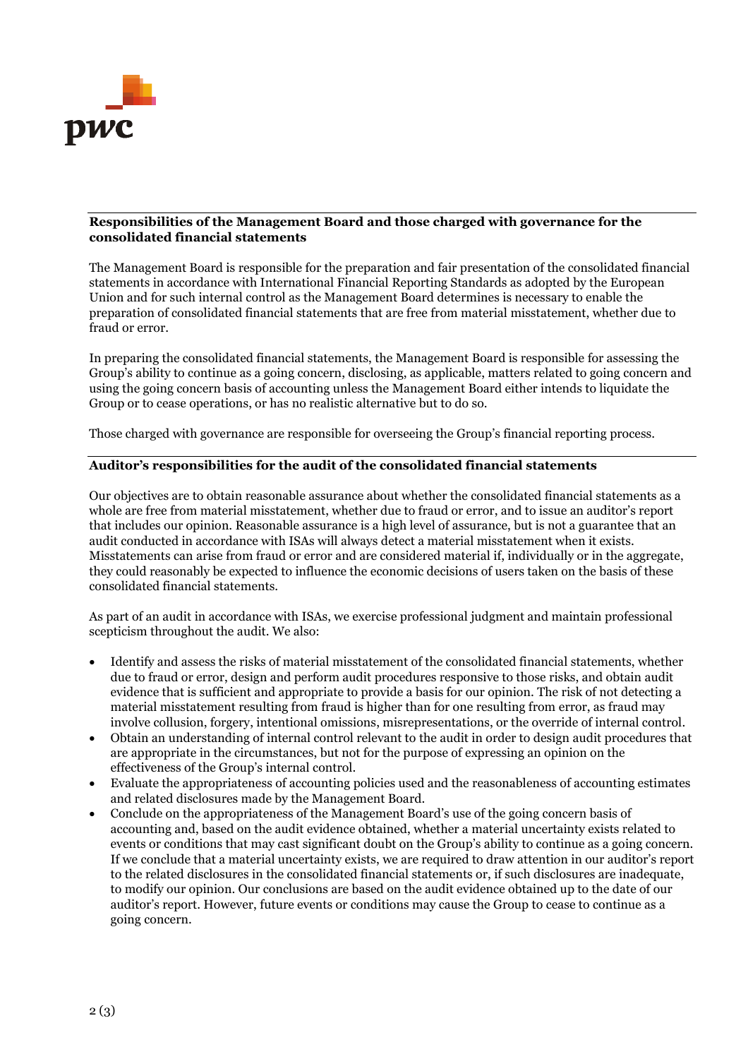**Responsibilities of the Management Board and those charged with governance for the consolidated financial statements**

The Management Board is responsible for the preparation and fair presentation of the consolidated financial statements in accordance with International Financial Reporting Standards as adopted by the European Union and for such internal control as the Management Board determines is necessary to enable the preparation of consolidated financial statements that are free from material misstatement, whether due to fraud or error.

In preparing the consolidated financial statements, the Management Board is responsible for assessing the Group's ability to continue as a going concern, disclosing, as applicable, matters related to going concern and using the going concern basis of accounting unless the Management Board either intends to liquidate the Group or to cease operations, or has no realistic alternative but to do so.

Those charged with governance are responsible for overseeing the Group's financial reporting process.

**Auditor's responsibilities for the audit of the consolidated financial statements**

Our objectives are to obtain reasonable assurance about whether the consolidated financial statements as a whole are free from material misstatement, whether due to fraud or error, and to issue an auditor's report that includes our opinion. Reasonable assurance is a high level of assurance, but is not a guarantee that an audit conducted in accordance with ISAs will always detect a material misstatement when it exists. Misstatements can arise from fraud or error and are considered material if, individually or in the aggregate, they could reasonably be expected to influence the economic decisions of users taken on the basis of these consolidated financial statements.

As part of an audit in accordance with ISAs, we exercise professional judgment and maintain professional scepticism throughout the audit. We also:

- Identify and assess the risks of material misstatement of the consolidated financial statements, whether due to fraud or error, design and perform audit procedures responsive to those risks, and obtain audit evidence that is sufficient and appropriate to provide a basis for our opinion. The risk of not detecting a material misstatement resulting from fraud is higher than for one resulting from error, as fraud may involve collusion, forgery, intentional omissions, misrepresentations, or the override of internal control.
- Obtain an understanding of internal control relevant to the audit in order to design audit procedures that are appropriate in the circumstances, but not for the purpose of expressing an opinion on the effectiveness of the Group's internal control.
- Evaluate the appropriateness of accounting policies used and the reasonableness of accounting estimates and related disclosures made by the Management Board.
- Conclude on the appropriateness of the Management Board's use of the going concern basis of accounting and, based on the audit evidence obtained, whether a material uncertainty exists related to events or conditions that may cast significant doubt on the Group's ability to continue as a going concern. If we conclude that a material uncertainty exists, we are required to draw attention in our auditor's report to the related disclosures in the consolidated financial statements or, if such disclosures are inadequate, to modify our opinion. Our conclusions are based on the audit evidence obtained up to the date of our auditor's report. However, future events or conditions may cause the Group to cease to continue as a going concern.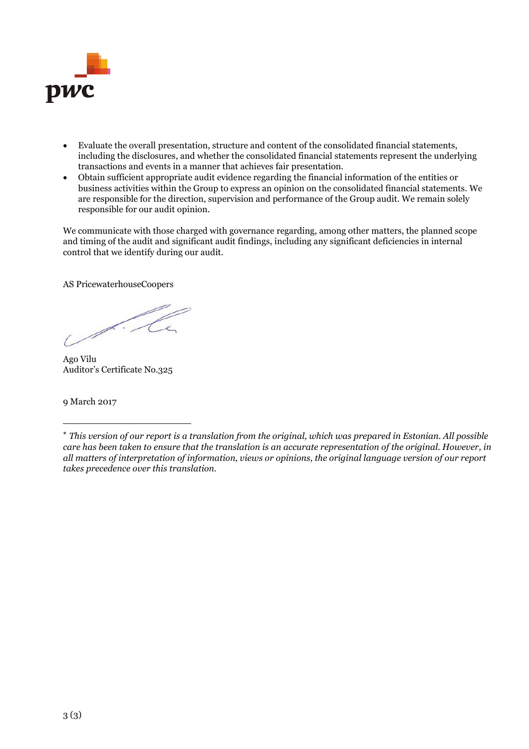- Evaluate the overall presentation, structure and content of the consolidated financial statements, including the disclosures, and whether the consolidated financial statements represent the underlying transactions and events in a manner that achieves fair presentation.
- Obtain sufficient appropriate audit evidence regarding the financial information of the entities or business activities within the Group to express an opinion on the consolidated financial statements. We are responsible for the direction, supervision and performance of the Group audit. We remain solely responsible for our audit opinion.

We communicate with those charged with governance regarding, among other matters, the planned scope and timing of the audit and significant audit findings, including any significant deficiencies in internal control that we identify during our audit.

AS PricewaterhouseCoopers

Ago Vilu
Auditor's Certificate No.325

9 March 2017

---

* *This version of our report is a translation from the original, which was prepared in Estonian. All possible care has been taken to ensure that the translation is an accurate representation of the original. However, in all matters of interpretation of information, views or opinions, the original language version of our report takes precedence over this translation.*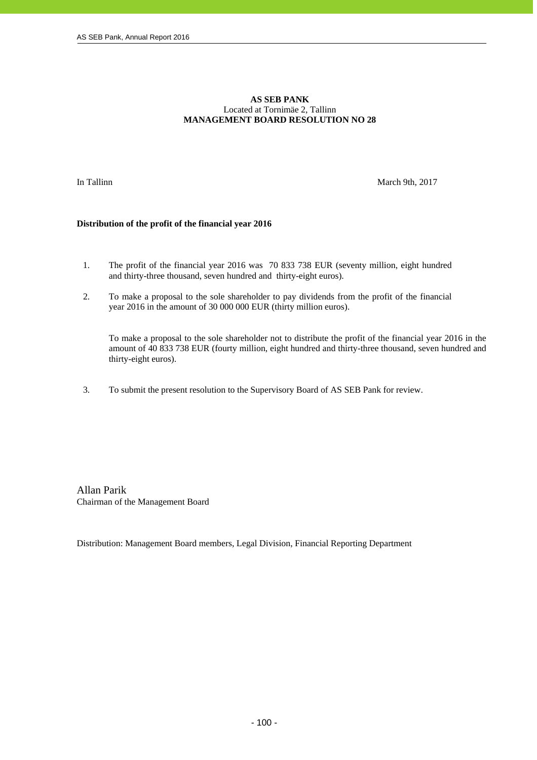**AS SEB PANK**
Located at Tornimäe 2, Tallinn
**MANAGEMENT BOARD RESOLUTION NO 28**

In Tallinn March 9th, 2017

**Distribution of the profit of the financial year 2016**

1. The profit of the financial year 2016 was 70 833 738 EUR (seventy million, eight hundred and thirty-three thousand, seven hundred and thirty-eight euros).

2. To make a proposal to the sole shareholder to pay dividends from the profit of the financial year 2016 in the amount of 30 000 000 EUR (thirty million euros).

   To make a proposal to the sole shareholder not to distribute the profit of the financial year 2016 in the amount of 40 833 738 EUR (fourty million, eight hundred and thirty-three thousand, seven hundred and thirty-eight euros).

3. To submit the present resolution to the Supervisory Board of AS SEB Pank for review.

Allan Parik
Chairman of the Management Board

Distribution: Management Board members, Legal Division, Financial Reporting Department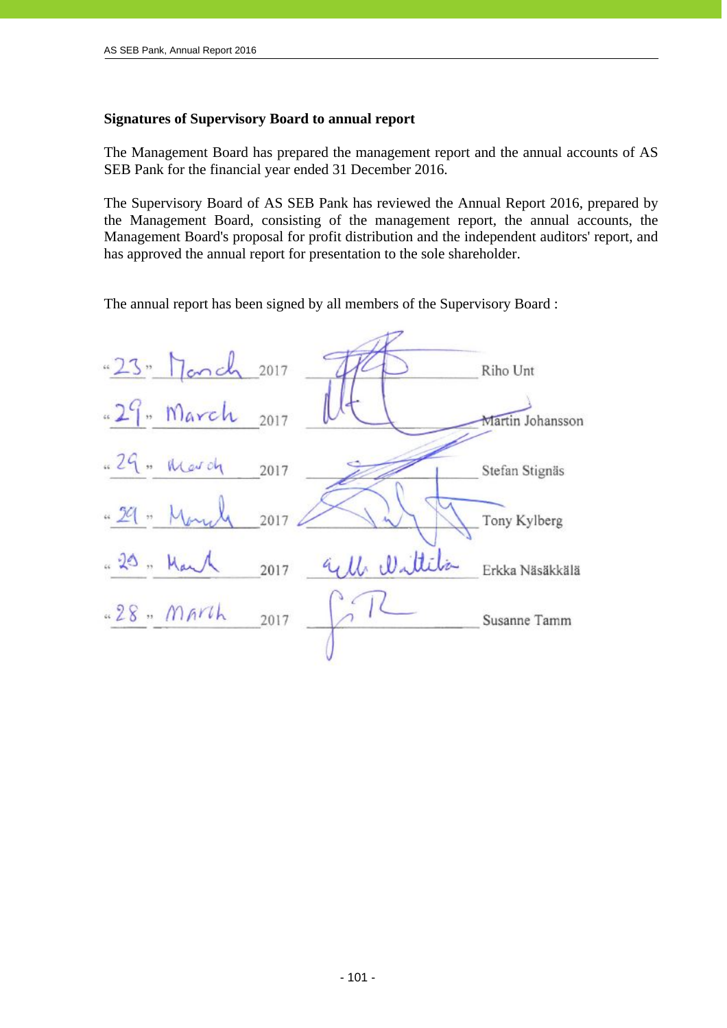**Signatures of Supervisory Board to annual report**

The Management Board has prepared the management report and the annual accounts of AS SEB Pank for the financial year ended 31 December 2016.

The Supervisory Board of AS SEB Pank has reviewed the Annual Report 2016, prepared by the Management Board, consisting of the management report, the annual accounts, the Management Board's proposal for profit distribution and the independent auditors' report, and has approved the annual report for presentation to the sole shareholder.

The annual report has been signed by all members of the Supervisory Board :

| | | |
|---|---|---|
| "23" March 2017 | | Riho Unt |
| "29" March 2017 | | Martin Johansson |
| "29" March 2017 | | Stefan Stignäs |
| "29" March 2017 | | Tony Kylberg |
| "29" March 2017 | | Erkka Näsäkkälä |
| "28" March 2017 | | Susanne Tamm |